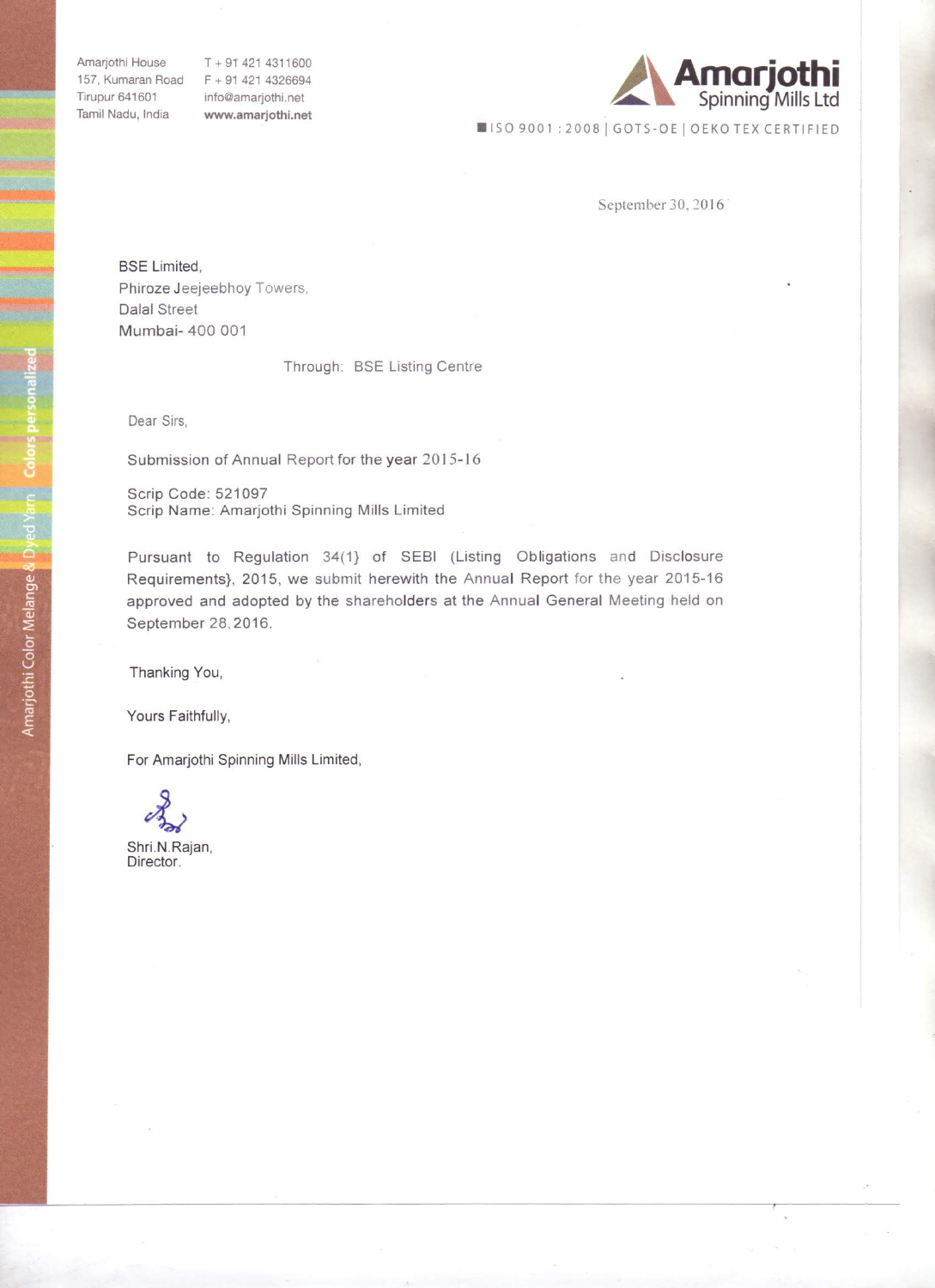Amarjothi House
157, Kumaran Road
Tirupur 641601
Tamil Nadu, India

T + 91 421 4311600
F + 91 421 4326694
info@amarjothi.net
www.amarjothi.net

**Amarjothi Spinning Mills Ltd**

ISO 9001 : 2008 | GOTS-OE | OEKO TEX CERTIFIED

Amarjothi Color Melange & Dyed Yarn | Colors personalized

September 30, 2016

BSE Limited,
Phiroze Jeejeebhoy Towers,
Dalal Street
Mumbai- 400 001

Through: BSE Listing Centre

Dear Sirs,

Submission of Annual Report for the year 2015-16

Scrip Code: 521097
Scrip Name: Amarjothi Spinning Mills Limited

Pursuant to Regulation 34(1} of SEBI (Listing Obligations and Disclosure Requirements}, 2015, we submit herewith the Annual Report for the year 2015-16 approved and adopted by the shareholders at the Annual General Meeting held on September 28, 2016.

Thanking You,

Yours Faithfully,

For Amarjothi Spinning Mills Limited,

Shri.N.Rajan,
Director.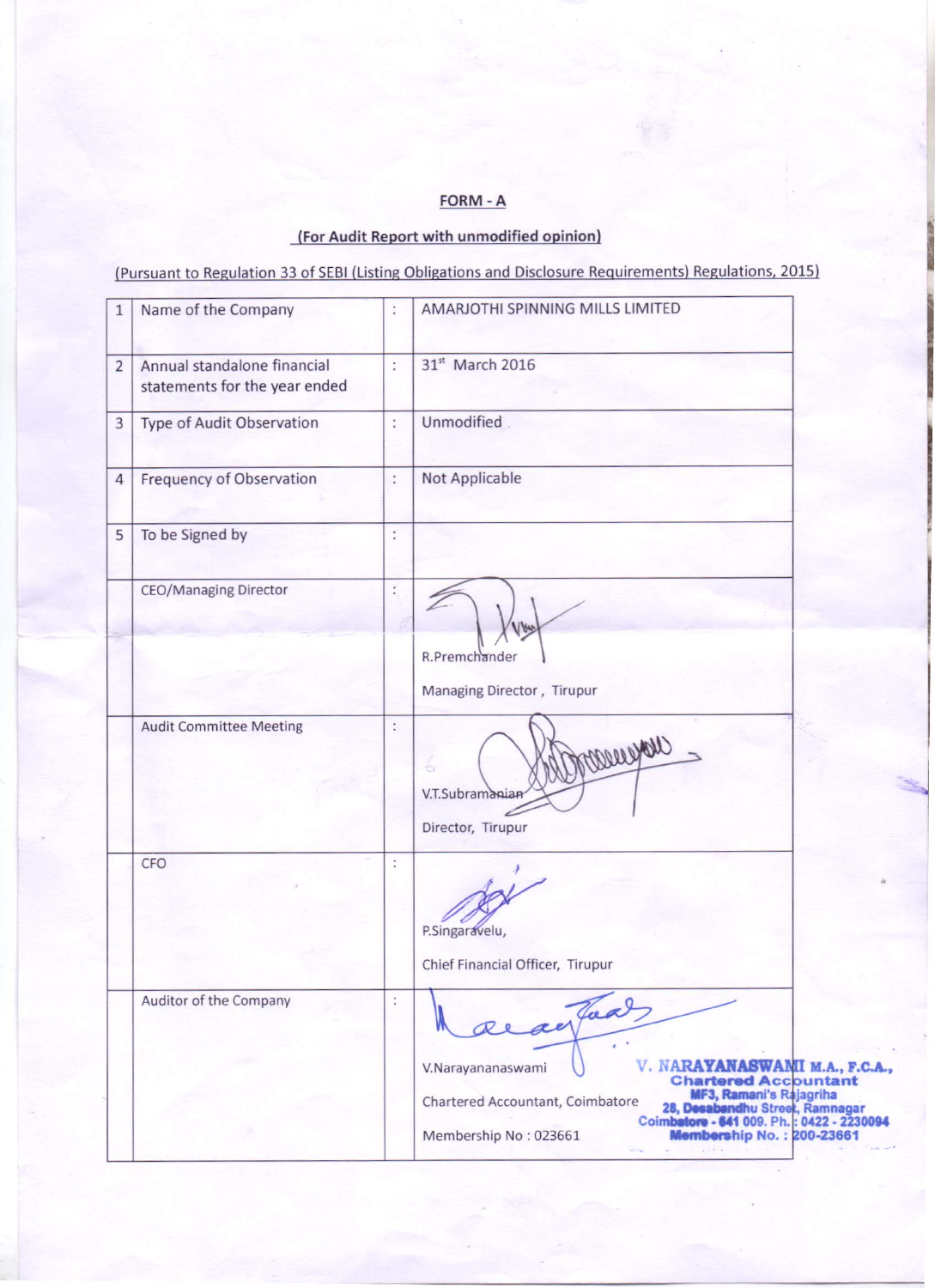**FORM - A**

**(For Audit Report with unmodified opinion)**

(Pursuant to Regulation 33 of SEBI (Listing Obligations and Disclosure Requirements) Regulations, 2015)

| | | | |
|---|---|---|---|
| 1 | Name of the Company | : | AMARJOTHI SPINNING MILLS LIMITED |
| 2 | Annual standalone financial statements for the year ended | : | 31st March 2016 |
| 3 | Type of Audit Observation | : | Unmodified |
| 4 | Frequency of Observation | : | Not Applicable |
| 5 | To be Signed by | : | |
| | CEO/Managing Director | : | R.Premchander<br>Managing Director, Tirupur |
| | Audit Committee Meeting | : | V.T.Subramanian<br>Director, Tirupur |
| | CFO | : | P.Singaravelu,<br>Chief Financial Officer, Tirupur |
| | Auditor of the Company | : | V.Narayananaswami<br>Chartered Accountant, Coimbatore<br>Membership No : 023661 |

V. NARAYANASWAMI M.A., F.C.A.,
Chartered Accountant
MF3, Ramani's Rajagriha
28, Desabandhu Street, Ramnagar
Coimbatore - 641 009. Ph. : 0422 - 2230094
Membership No. : 200-23661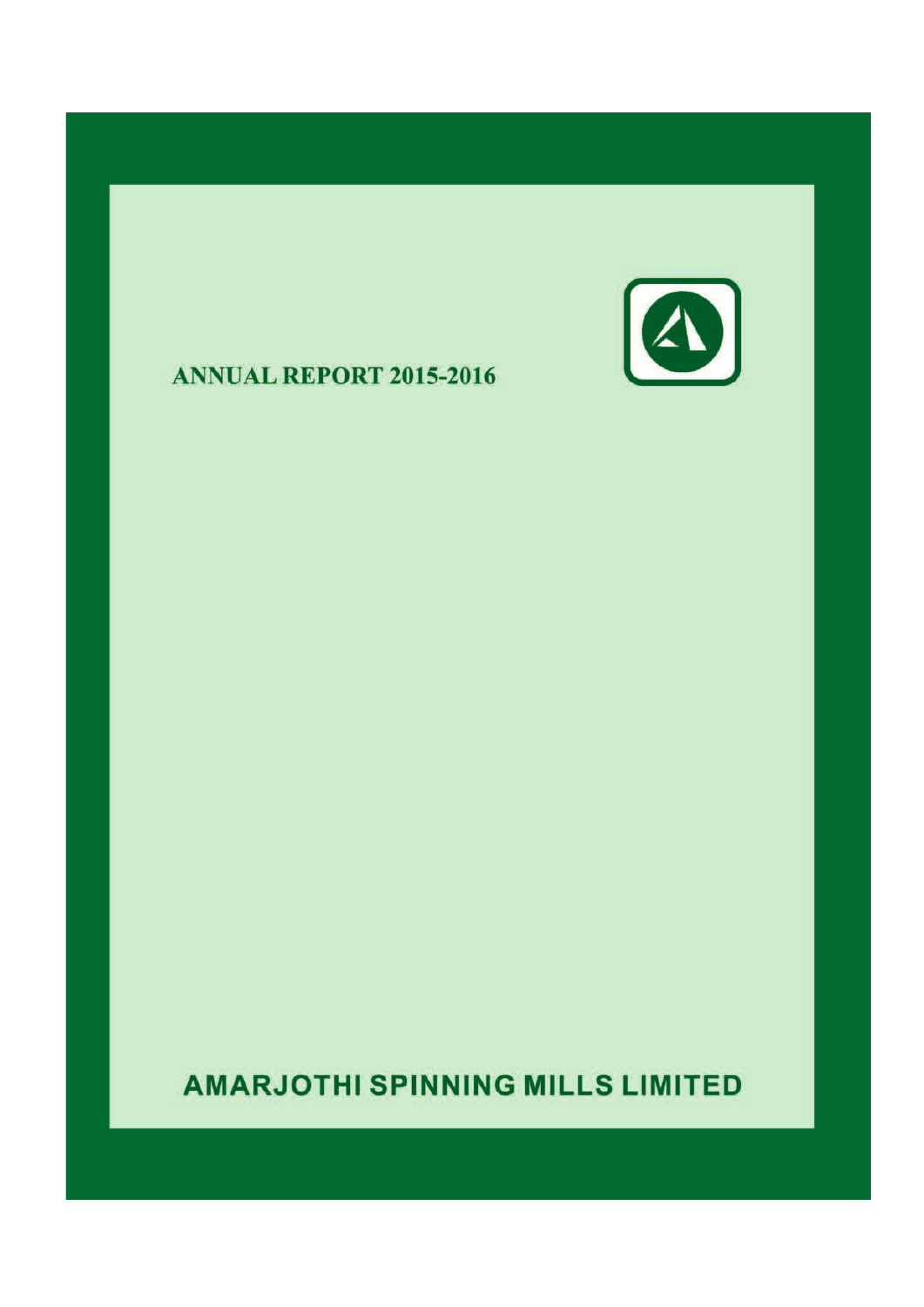# ANNUAL REPORT 2015-2016

# AMARJOTHI SPINNING MILLS LIMITED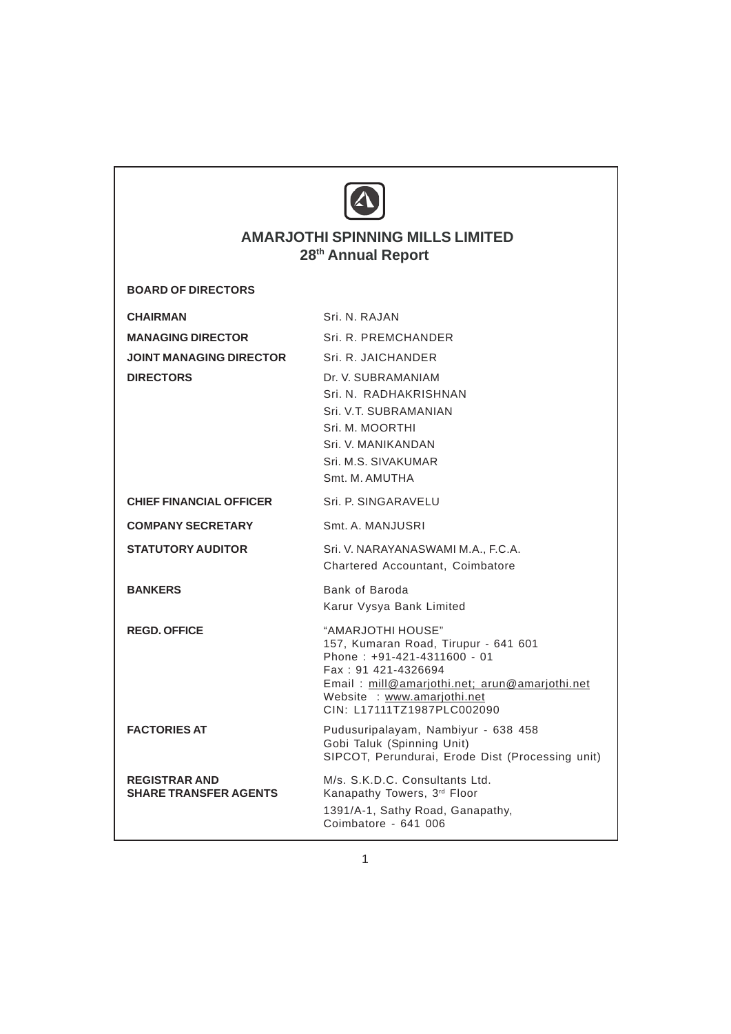# AMARJOTHI SPINNING MILLS LIMITED

## 28th Annual Report

**BOARD OF DIRECTORS**

| | |
|---|---|
| **CHAIRMAN** | Sri. N. RAJAN |
| **MANAGING DIRECTOR** | Sri. R. PREMCHANDER |
| **JOINT MANAGING DIRECTOR** | Sri. R. JAICHANDER |
| **DIRECTORS** | Dr. V. SUBRAMANIAM<br>Sri. N. RADHAKRISHNAN<br>Sri. V.T. SUBRAMANIAN<br>Sri. M. MOORTHI<br>Sri. V. MANIKANDAN<br>Sri. M.S. SIVAKUMAR<br>Smt. M. AMUTHA |
| **CHIEF FINANCIAL OFFICER** | Sri. P. SINGARAVELU |
| **COMPANY SECRETARY** | Smt. A. MANJUSRI |
| **STATUTORY AUDITOR** | Sri. V. NARAYANASWAMI M.A., F.C.A.<br>Chartered Accountant, Coimbatore |
| **BANKERS** | Bank of Baroda<br>Karur Vysya Bank Limited |
| **REGD. OFFICE** | "AMARJOTHI HOUSE"<br>157, Kumaran Road, Tirupur - 641 601<br>Phone : +91-421-4311600 - 01<br>Fax : 91 421-4326694<br>Email : mill@amarjothi.net; arun@amarjothi.net<br>Website : www.amarjothi.net<br>CIN: L17111TZ1987PLC002090 |
| **FACTORIES AT** | Pudusuripalayam, Nambiyur - 638 458<br>Gobi Taluk (Spinning Unit)<br>SIPCOT, Perundurai, Erode Dist (Processing unit) |
| **REGISTRAR AND SHARE TRANSFER AGENTS** | M/s. S.K.D.C. Consultants Ltd.<br>Kanapathy Towers, 3rd Floor<br>1391/A-1, Sathy Road, Ganapathy,<br>Coimbatore - 641 006 |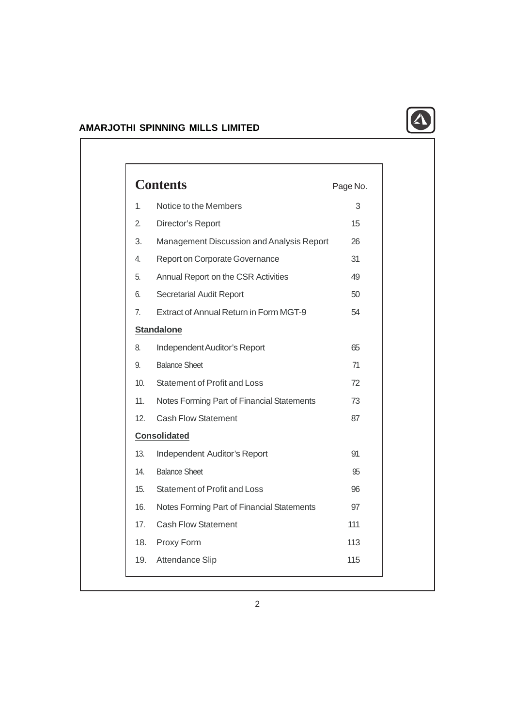# Contents

| | | Page No. |
|---|---|---|
| 1. | Notice to the Members | 3 |
| 2. | Director's Report | 15 |
| 3. | Management Discussion and Analysis Report | 26 |
| 4. | Report on Corporate Governance | 31 |
| 5. | Annual Report on the CSR Activities | 49 |
| 6. | Secretarial Audit Report | 50 |
| 7. | Extract of Annual Return in Form MGT-9 | 54 |
| **Standalone** | | |
| 8. | Independent Auditor's Report | 65 |
| 9. | Balance Sheet | 71 |
| 10. | Statement of Profit and Loss | 72 |
| 11. | Notes Forming Part of Financial Statements | 73 |
| 12. | Cash Flow Statement | 87 |
| **Consolidated** | | |
| 13. | Independent Auditor's Report | 91 |
| 14. | Balance Sheet | 95 |
| 15. | Statement of Profit and Loss | 96 |
| 16. | Notes Forming Part of Financial Statements | 97 |
| 17. | Cash Flow Statement | 111 |
| 18. | Proxy Form | 113 |
| 19. | Attendance Slip | 115 |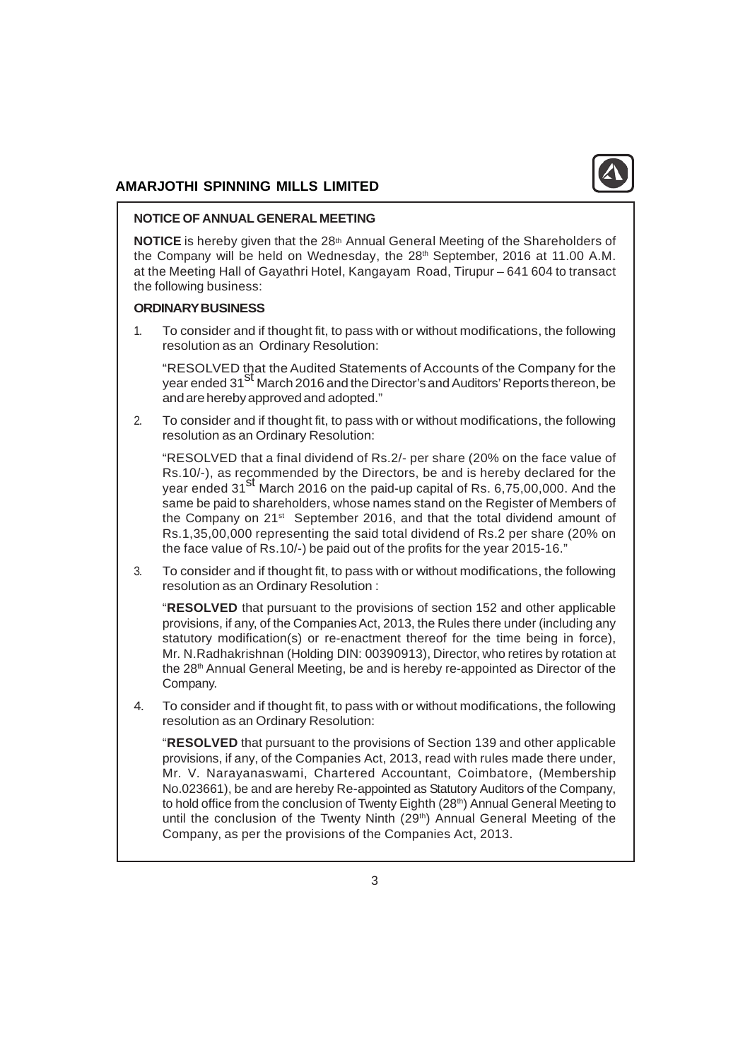## NOTICE OF ANNUAL GENERAL MEETING

**NOTICE** is hereby given that the 28th Annual General Meeting of the Shareholders of the Company will be held on Wednesday, the 28th September, 2016 at 11.00 A.M. at the Meeting Hall of Gayathri Hotel, Kangayam Road, Tirupur – 641 604 to transact the following business:

### ORDINARY BUSINESS

1. To consider and if thought fit, to pass with or without modifications, the following resolution as an Ordinary Resolution:

   "RESOLVED that the Audited Statements of Accounts of the Company for the year ended 31st March 2016 and the Director's and Auditors' Reports thereon, be and are hereby approved and adopted."

2. To consider and if thought fit, to pass with or without modifications, the following resolution as an Ordinary Resolution:

   "RESOLVED that a final dividend of Rs.2/- per share (20% on the face value of Rs.10/-), as recommended by the Directors, be and is hereby declared for the year ended 31st March 2016 on the paid-up capital of Rs. 6,75,00,000. And the same be paid to shareholders, whose names stand on the Register of Members of the Company on 21st September 2016, and that the total dividend amount of Rs.1,35,00,000 representing the said total dividend of Rs.2 per share (20% on the face value of Rs.10/-) be paid out of the profits for the year 2015-16."

3. To consider and if thought fit, to pass with or without modifications, the following resolution as an Ordinary Resolution :

   "**RESOLVED** that pursuant to the provisions of section 152 and other applicable provisions, if any, of the Companies Act, 2013, the Rules there under (including any statutory modification(s) or re-enactment thereof for the time being in force), Mr. N.Radhakrishnan (Holding DIN: 00390913), Director, who retires by rotation at the 28th Annual General Meeting, be and is hereby re-appointed as Director of the Company.

4. To consider and if thought fit, to pass with or without modifications, the following resolution as an Ordinary Resolution:

   "**RESOLVED** that pursuant to the provisions of Section 139 and other applicable provisions, if any, of the Companies Act, 2013, read with rules made there under, Mr. V. Narayanaswami, Chartered Accountant, Coimbatore, (Membership No.023661), be and are hereby Re-appointed as Statutory Auditors of the Company, to hold office from the conclusion of Twenty Eighth (28th) Annual General Meeting to until the conclusion of the Twenty Ninth (29th) Annual General Meeting of the Company, as per the provisions of the Companies Act, 2013.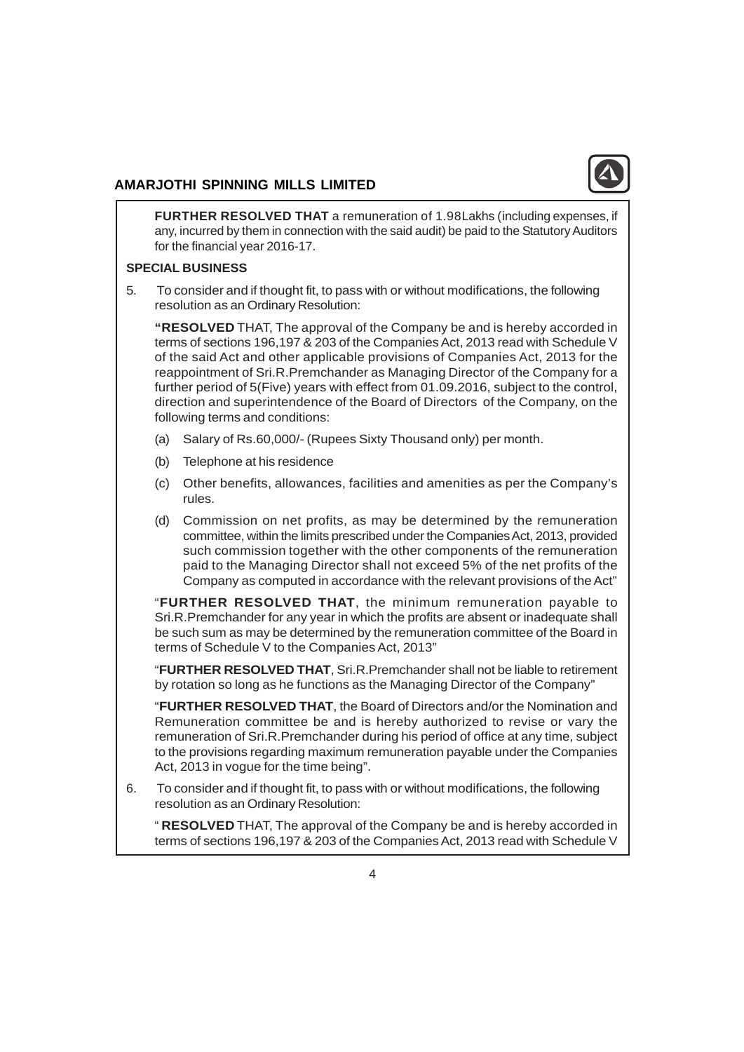**FURTHER RESOLVED THAT** a remuneration of 1.98Lakhs (including expenses, if any, incurred by them in connection with the said audit) be paid to the Statutory Auditors for the financial year 2016-17.

**SPECIAL BUSINESS**

5. To consider and if thought fit, to pass with or without modifications, the following resolution as an Ordinary Resolution:

   **"RESOLVED** THAT, The approval of the Company be and is hereby accorded in terms of sections 196,197 & 203 of the Companies Act, 2013 read with Schedule V of the said Act and other applicable provisions of Companies Act, 2013 for the reappointment of Sri.R.Premchander as Managing Director of the Company for a further period of 5(Five) years with effect from 01.09.2016, subject to the control, direction and superintendence of the Board of Directors of the Company, on the following terms and conditions:

   (a) Salary of Rs.60,000/- (Rupees Sixty Thousand only) per month.

   (b) Telephone at his residence

   (c) Other benefits, allowances, facilities and amenities as per the Company's rules.

   (d) Commission on net profits, as may be determined by the remuneration committee, within the limits prescribed under the Companies Act, 2013, provided such commission together with the other components of the remuneration paid to the Managing Director shall not exceed 5% of the net profits of the Company as computed in accordance with the relevant provisions of the Act"

   "**FURTHER RESOLVED THAT**, the minimum remuneration payable to Sri.R.Premchander for any year in which the profits are absent or inadequate shall be such sum as may be determined by the remuneration committee of the Board in terms of Schedule V to the Companies Act, 2013"

   "**FURTHER RESOLVED THAT**, Sri.R.Premchander shall not be liable to retirement by rotation so long as he functions as the Managing Director of the Company"

   "**FURTHER RESOLVED THAT**, the Board of Directors and/or the Nomination and Remuneration committee be and is hereby authorized to revise or vary the remuneration of Sri.R.Premchander during his period of office at any time, subject to the provisions regarding maximum remuneration payable under the Companies Act, 2013 in vogue for the time being".

6. To consider and if thought fit, to pass with or without modifications, the following resolution as an Ordinary Resolution:

   " **RESOLVED** THAT, The approval of the Company be and is hereby accorded in terms of sections 196,197 & 203 of the Companies Act, 2013 read with Schedule V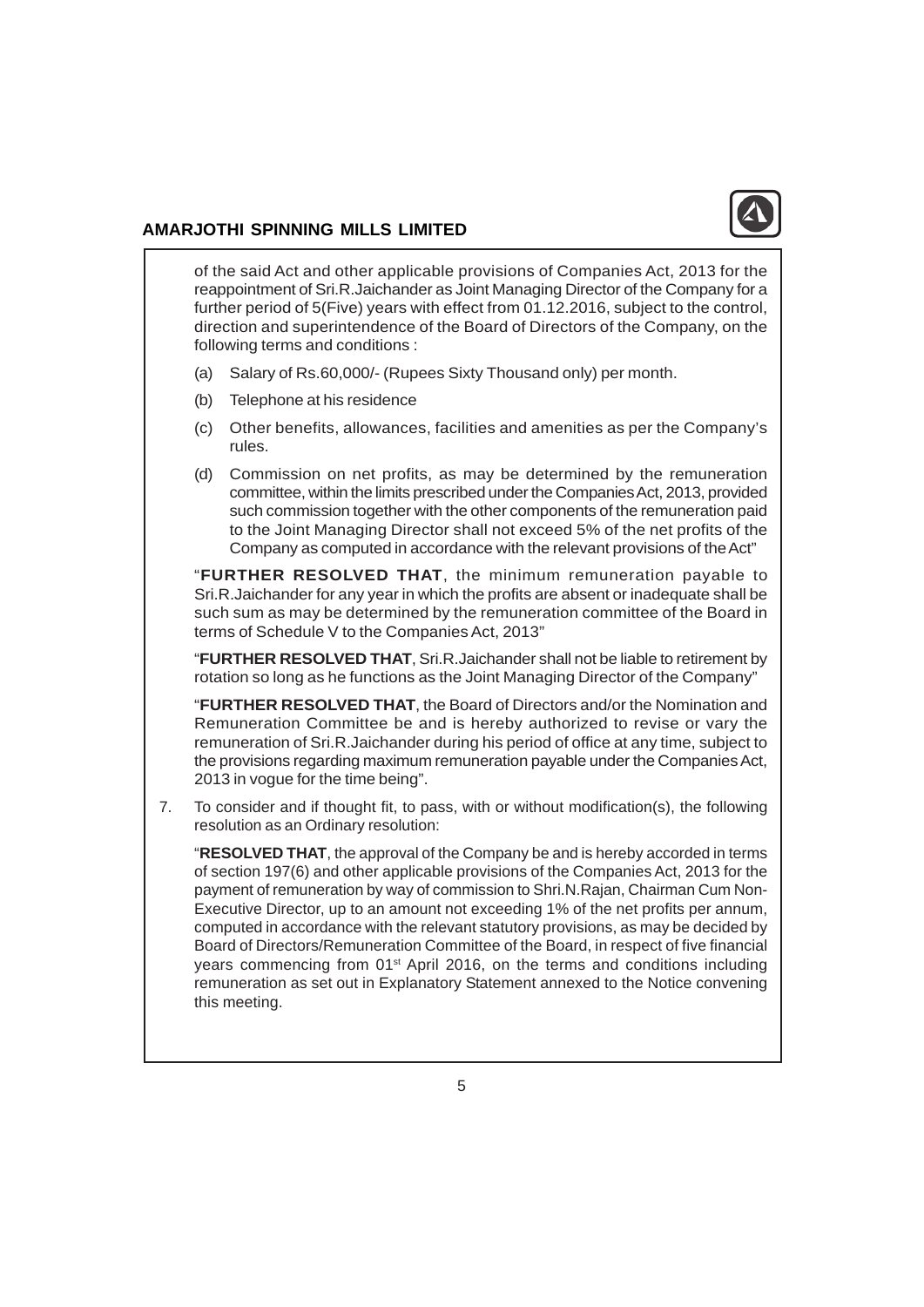of the said Act and other applicable provisions of Companies Act, 2013 for the reappointment of Sri.R.Jaichander as Joint Managing Director of the Company for a further period of 5(Five) years with effect from 01.12.2016, subject to the control, direction and superintendence of the Board of Directors of the Company, on the following terms and conditions :

(a) Salary of Rs.60,000/- (Rupees Sixty Thousand only) per month.

(b) Telephone at his residence

(c) Other benefits, allowances, facilities and amenities as per the Company's rules.

(d) Commission on net profits, as may be determined by the remuneration committee, within the limits prescribed under the Companies Act, 2013, provided such commission together with the other components of the remuneration paid to the Joint Managing Director shall not exceed 5% of the net profits of the Company as computed in accordance with the relevant provisions of the Act"

"**FURTHER RESOLVED THAT**, the minimum remuneration payable to Sri.R.Jaichander for any year in which the profits are absent or inadequate shall be such sum as may be determined by the remuneration committee of the Board in terms of Schedule V to the Companies Act, 2013"

"**FURTHER RESOLVED THAT**, Sri.R.Jaichander shall not be liable to retirement by rotation so long as he functions as the Joint Managing Director of the Company"

"**FURTHER RESOLVED THAT**, the Board of Directors and/or the Nomination and Remuneration Committee be and is hereby authorized to revise or vary the remuneration of Sri.R.Jaichander during his period of office at any time, subject to the provisions regarding maximum remuneration payable under the Companies Act, 2013 in vogue for the time being".

7. To consider and if thought fit, to pass, with or without modification(s), the following resolution as an Ordinary resolution:

"**RESOLVED THAT**, the approval of the Company be and is hereby accorded in terms of section 197(6) and other applicable provisions of the Companies Act, 2013 for the payment of remuneration by way of commission to Shri.N.Rajan, Chairman Cum Non-Executive Director, up to an amount not exceeding 1% of the net profits per annum, computed in accordance with the relevant statutory provisions, as may be decided by Board of Directors/Remuneration Committee of the Board, in respect of five financial years commencing from 01st April 2016, on the terms and conditions including remuneration as set out in Explanatory Statement annexed to the Notice convening this meeting.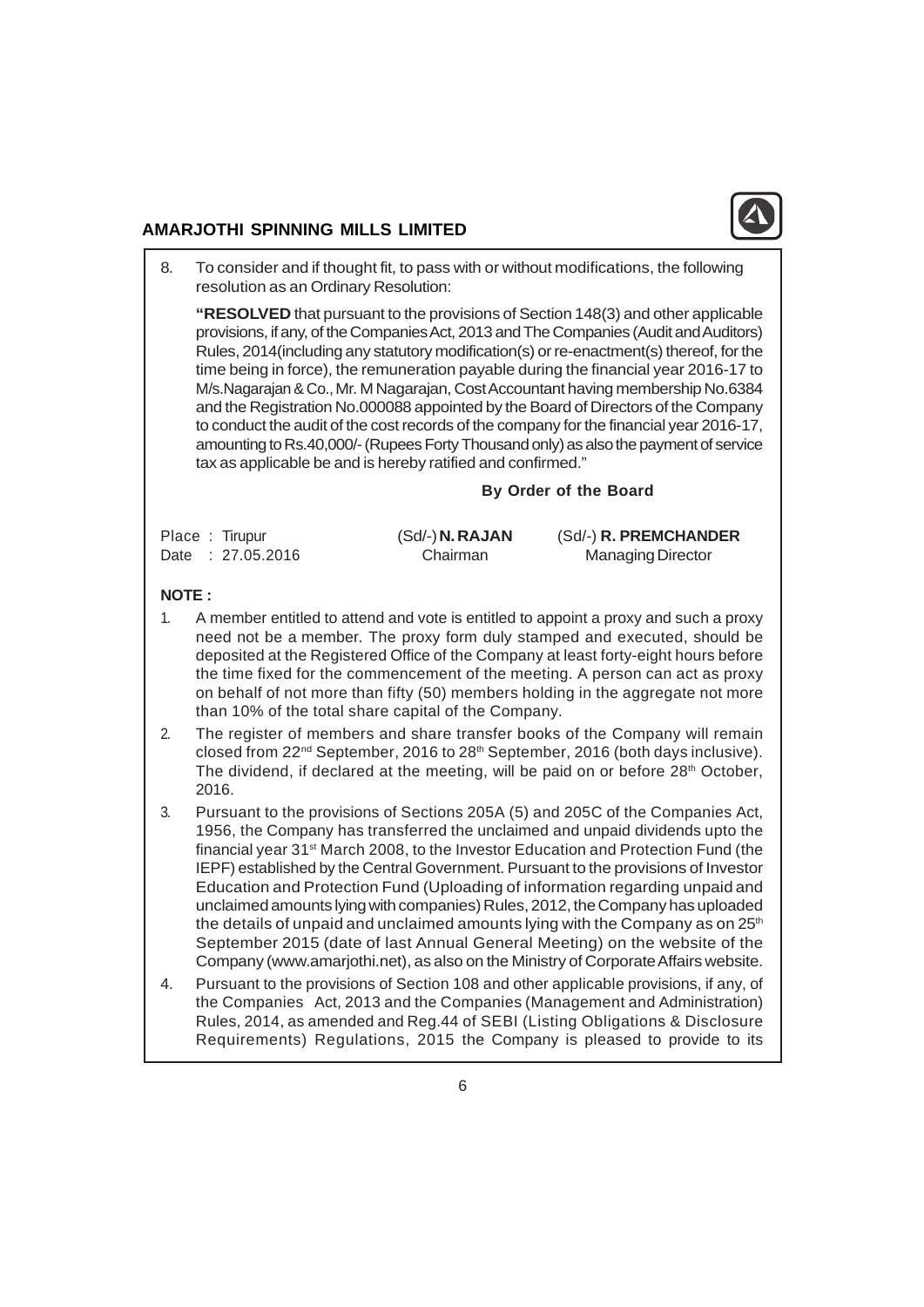8. To consider and if thought fit, to pass with or without modifications, the following resolution as an Ordinary Resolution:

   **"RESOLVED** that pursuant to the provisions of Section 148(3) and other applicable provisions, if any, of the Companies Act, 2013 and The Companies (Audit and Auditors) Rules, 2014(including any statutory modification(s) or re-enactment(s) thereof, for the time being in force), the remuneration payable during the financial year 2016-17 to M/s.Nagarajan & Co., Mr. M Nagarajan, Cost Accountant having membership No.6384 and the Registration No.000088 appointed by the Board of Directors of the Company to conduct the audit of the cost records of the company for the financial year 2016-17, amounting to Rs.40,000/- (Rupees Forty Thousand only) as also the payment of service tax as applicable be and is hereby ratified and confirmed."

**By Order of the Board**

| | | |
|---|---|---|
| Place : Tirupur | (Sd/-) **N. RAJAN** | (Sd/-) **R. PREMCHANDER** |
| Date : 27.05.2016 | Chairman | Managing Director |

**NOTE :**

1. A member entitled to attend and vote is entitled to appoint a proxy and such a proxy need not be a member. The proxy form duly stamped and executed, should be deposited at the Registered Office of the Company at least forty-eight hours before the time fixed for the commencement of the meeting. A person can act as proxy on behalf of not more than fifty (50) members holding in the aggregate not more than 10% of the total share capital of the Company.
2. The register of members and share transfer books of the Company will remain closed from 22nd September, 2016 to 28th September, 2016 (both days inclusive). The dividend, if declared at the meeting, will be paid on or before 28th October, 2016.
3. Pursuant to the provisions of Sections 205A (5) and 205C of the Companies Act, 1956, the Company has transferred the unclaimed and unpaid dividends upto the financial year 31st March 2008, to the Investor Education and Protection Fund (the IEPF) established by the Central Government. Pursuant to the provisions of Investor Education and Protection Fund (Uploading of information regarding unpaid and unclaimed amounts lying with companies) Rules, 2012, the Company has uploaded the details of unpaid and unclaimed amounts lying with the Company as on 25th September 2015 (date of last Annual General Meeting) on the website of the Company (www.amarjothi.net), as also on the Ministry of Corporate Affairs website.
4. Pursuant to the provisions of Section 108 and other applicable provisions, if any, of the Companies Act, 2013 and the Companies (Management and Administration) Rules, 2014, as amended and Reg.44 of SEBI (Listing Obligations & Disclosure Requirements) Regulations, 2015 the Company is pleased to provide to its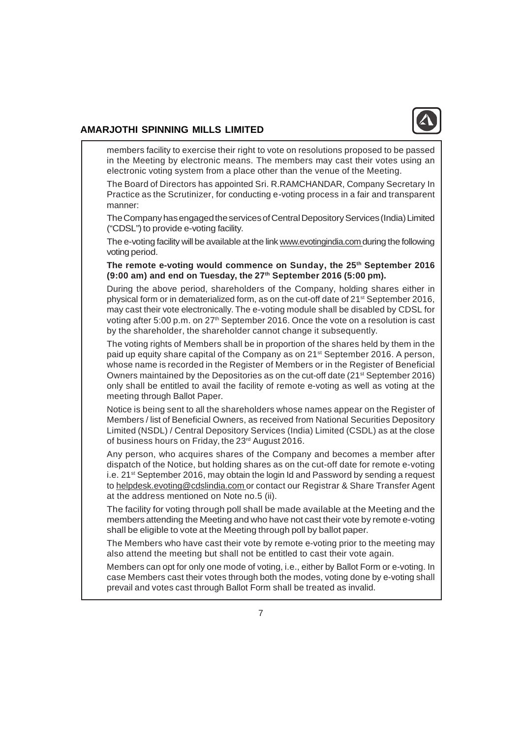members facility to exercise their right to vote on resolutions proposed to be passed in the Meeting by electronic means. The members may cast their votes using an electronic voting system from a place other than the venue of the Meeting.

The Board of Directors has appointed Sri. R.RAMCHANDAR, Company Secretary In Practice as the Scrutinizer, for conducting e-voting process in a fair and transparent manner:

The Company has engaged the services of Central Depository Services (India) Limited ("CDSL") to provide e-voting facility.

The e-voting facility will be available at the link www.evotingindia.com during the following voting period.

**The remote e-voting would commence on Sunday, the 25th September 2016 (9:00 am) and end on Tuesday, the 27th September 2016 (5:00 pm).**

During the above period, shareholders of the Company, holding shares either in physical form or in dematerialized form, as on the cut-off date of 21st September 2016, may cast their vote electronically. The e-voting module shall be disabled by CDSL for voting after 5:00 p.m. on 27th September 2016. Once the vote on a resolution is cast by the shareholder, the shareholder cannot change it subsequently.

The voting rights of Members shall be in proportion of the shares held by them in the paid up equity share capital of the Company as on 21st September 2016. A person, whose name is recorded in the Register of Members or in the Register of Beneficial Owners maintained by the Depositories as on the cut-off date (21st September 2016) only shall be entitled to avail the facility of remote e-voting as well as voting at the meeting through Ballot Paper.

Notice is being sent to all the shareholders whose names appear on the Register of Members / list of Beneficial Owners, as received from National Securities Depository Limited (NSDL) / Central Depository Services (India) Limited (CSDL) as at the close of business hours on Friday, the 23rd August 2016.

Any person, who acquires shares of the Company and becomes a member after dispatch of the Notice, but holding shares as on the cut-off date for remote e-voting i.e. 21st September 2016, may obtain the login Id and Password by sending a request to helpdesk.evoting@cdslindia.com or contact our Registrar & Share Transfer Agent at the address mentioned on Note no.5 (ii).

The facility for voting through poll shall be made available at the Meeting and the members attending the Meeting and who have not cast their vote by remote e-voting shall be eligible to vote at the Meeting through poll by ballot paper.

The Members who have cast their vote by remote e-voting prior to the meeting may also attend the meeting but shall not be entitled to cast their vote again.

Members can opt for only one mode of voting, i.e., either by Ballot Form or e-voting. In case Members cast their votes through both the modes, voting done by e-voting shall prevail and votes cast through Ballot Form shall be treated as invalid.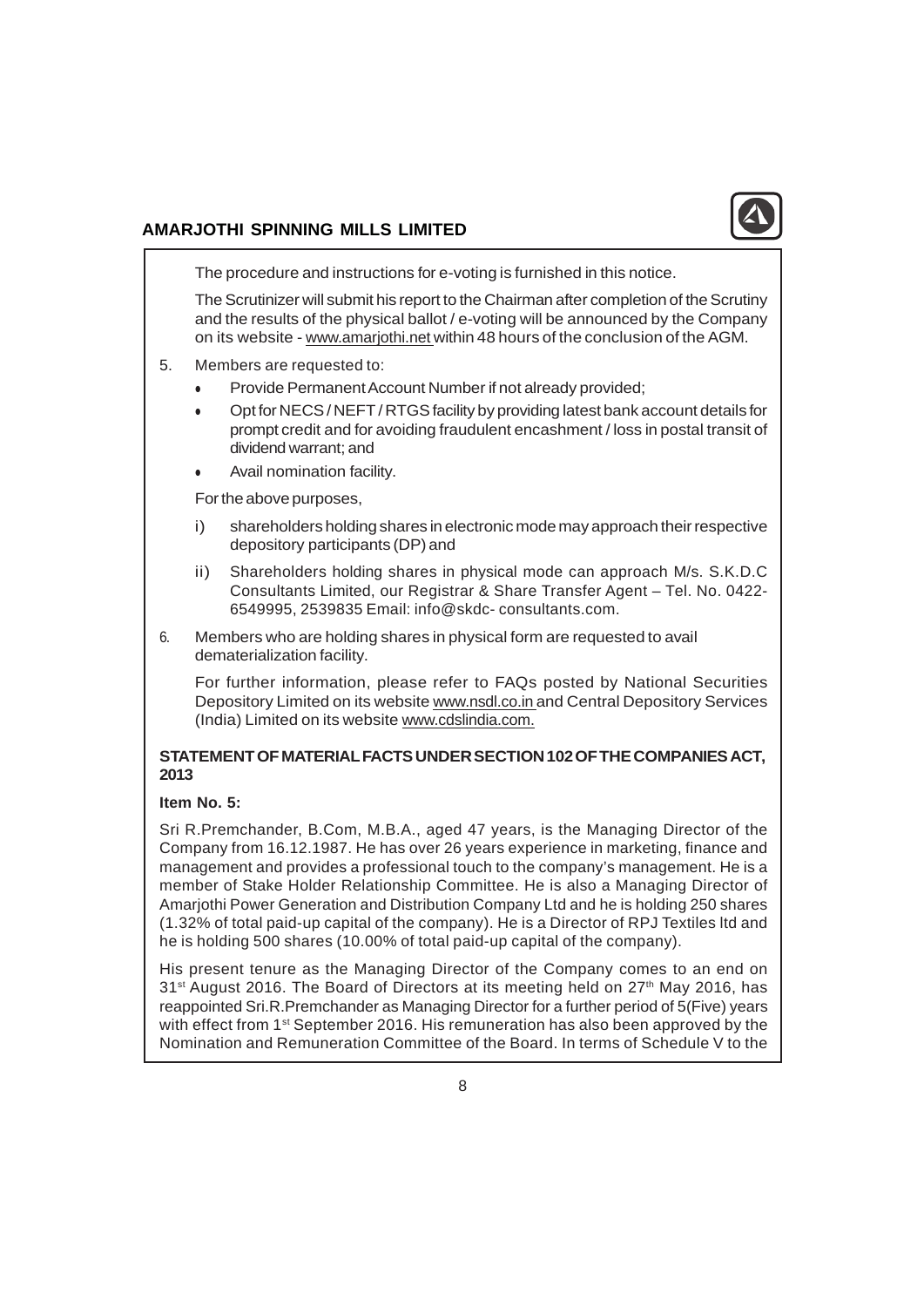The procedure and instructions for e-voting is furnished in this notice.

The Scrutinizer will submit his report to the Chairman after completion of the Scrutiny and the results of the physical ballot / e-voting will be announced by the Company on its website - www.amarjothi.net within 48 hours of the conclusion of the AGM.

5. Members are requested to:
   - Provide Permanent Account Number if not already provided;
   - Opt for NECS / NEFT / RTGS facility by providing latest bank account details for prompt credit and for avoiding fraudulent encashment / loss in postal transit of dividend warrant; and
   - Avail nomination facility.

   For the above purposes,

   i) shareholders holding shares in electronic mode may approach their respective depository participants (DP) and

   ii) Shareholders holding shares in physical mode can approach M/s. S.K.D.C Consultants Limited, our Registrar & Share Transfer Agent – Tel. No. 0422-6549995, 2539835 Email: info@skdc- consultants.com.

6. Members who are holding shares in physical form are requested to avail dematerialization facility.

   For further information, please refer to FAQs posted by National Securities Depository Limited on its website www.nsdl.co.in and Central Depository Services (India) Limited on its website www.cdslindia.com.

## STATEMENT OF MATERIAL FACTS UNDER SECTION 102 OF THE COMPANIES ACT, 2013

**Item No. 5:**

Sri R.Premchander, B.Com, M.B.A., aged 47 years, is the Managing Director of the Company from 16.12.1987. He has over 26 years experience in marketing, finance and management and provides a professional touch to the company's management. He is a member of Stake Holder Relationship Committee. He is also a Managing Director of Amarjothi Power Generation and Distribution Company Ltd and he is holding 250 shares (1.32% of total paid-up capital of the company). He is a Director of RPJ Textiles ltd and he is holding 500 shares (10.00% of total paid-up capital of the company).

His present tenure as the Managing Director of the Company comes to an end on 31st August 2016. The Board of Directors at its meeting held on 27th May 2016, has reappointed Sri.R.Premchander as Managing Director for a further period of 5(Five) years with effect from 1st September 2016. His remuneration has also been approved by the Nomination and Remuneration Committee of the Board. In terms of Schedule V to the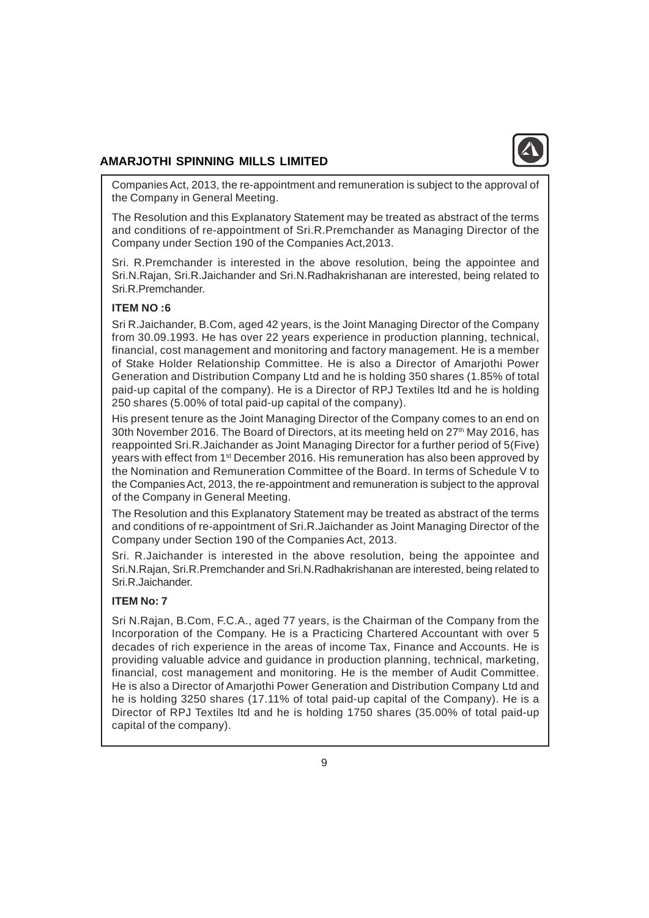Companies Act, 2013, the re-appointment and remuneration is subject to the approval of the Company in General Meeting.

The Resolution and this Explanatory Statement may be treated as abstract of the terms and conditions of re-appointment of Sri.R.Premchander as Managing Director of the Company under Section 190 of the Companies Act,2013.

Sri. R.Premchander is interested in the above resolution, being the appointee and Sri.N.Rajan, Sri.R.Jaichander and Sri.N.Radhakrishanan are interested, being related to Sri.R.Premchander.

**ITEM NO :6**

Sri R.Jaichander, B.Com, aged 42 years, is the Joint Managing Director of the Company from 30.09.1993. He has over 22 years experience in production planning, technical, financial, cost management and monitoring and factory management. He is a member of Stake Holder Relationship Committee. He is also a Director of Amarjothi Power Generation and Distribution Company Ltd and he is holding 350 shares (1.85% of total paid-up capital of the company). He is a Director of RPJ Textiles ltd and he is holding 250 shares (5.00% of total paid-up capital of the company).

His present tenure as the Joint Managing Director of the Company comes to an end on 30th November 2016. The Board of Directors, at its meeting held on 27th May 2016, has reappointed Sri.R.Jaichander as Joint Managing Director for a further period of 5(Five) years with effect from 1st December 2016. His remuneration has also been approved by the Nomination and Remuneration Committee of the Board. In terms of Schedule V to the Companies Act, 2013, the re-appointment and remuneration is subject to the approval of the Company in General Meeting.

The Resolution and this Explanatory Statement may be treated as abstract of the terms and conditions of re-appointment of Sri.R.Jaichander as Joint Managing Director of the Company under Section 190 of the Companies Act, 2013.

Sri. R.Jaichander is interested in the above resolution, being the appointee and Sri.N.Rajan, Sri.R.Premchander and Sri.N.Radhakrishanan are interested, being related to Sri.R.Jaichander.

**ITEM No: 7**

Sri N.Rajan, B.Com, F.C.A., aged 77 years, is the Chairman of the Company from the Incorporation of the Company. He is a Practicing Chartered Accountant with over 5 decades of rich experience in the areas of income Tax, Finance and Accounts. He is providing valuable advice and guidance in production planning, technical, marketing, financial, cost management and monitoring. He is the member of Audit Committee. He is also a Director of Amarjothi Power Generation and Distribution Company Ltd and he is holding 3250 shares (17.11% of total paid-up capital of the Company). He is a Director of RPJ Textiles ltd and he is holding 1750 shares (35.00% of total paid-up capital of the company).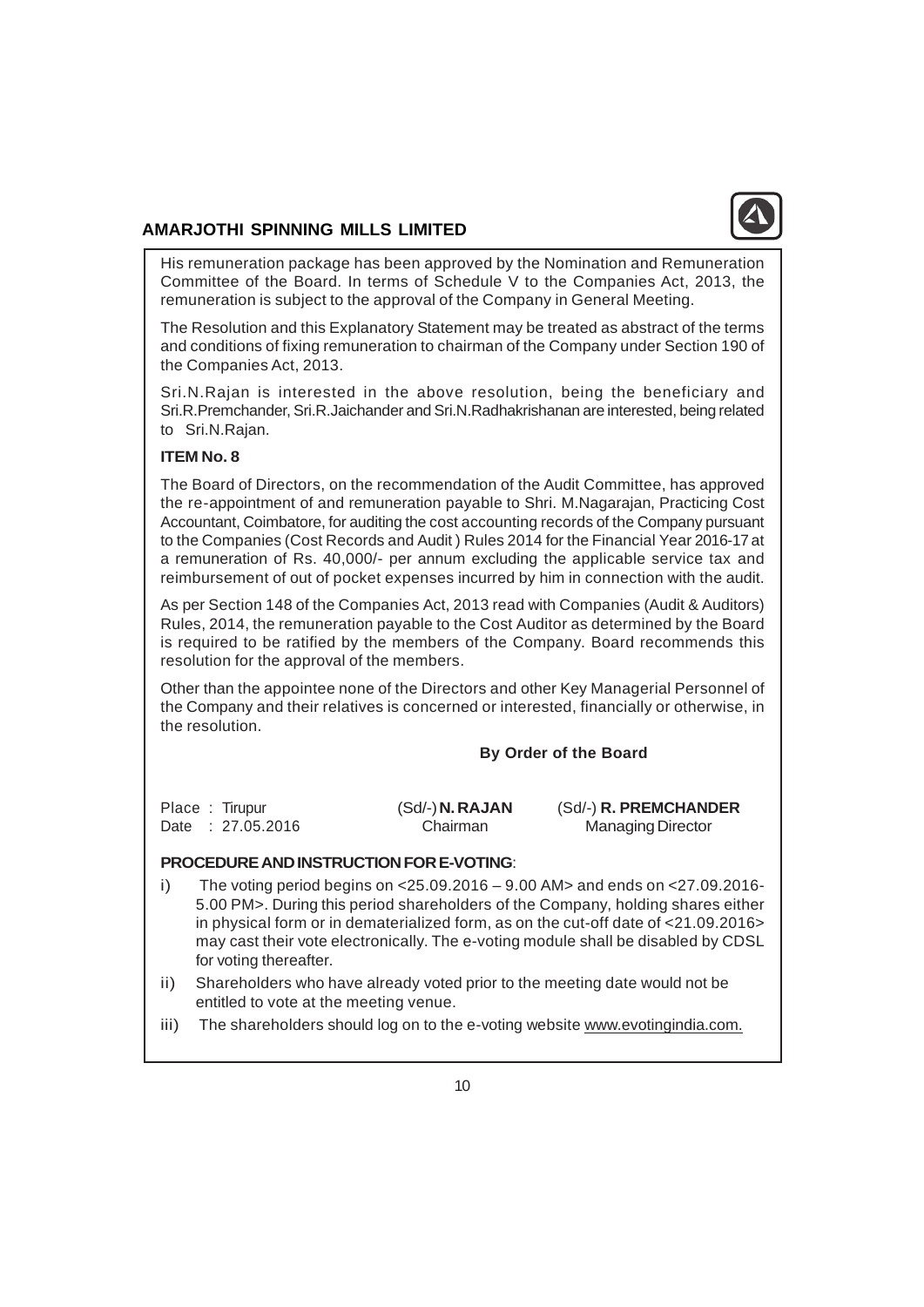His remuneration package has been approved by the Nomination and Remuneration Committee of the Board. In terms of Schedule V to the Companies Act, 2013, the remuneration is subject to the approval of the Company in General Meeting.

The Resolution and this Explanatory Statement may be treated as abstract of the terms and conditions of fixing remuneration to chairman of the Company under Section 190 of the Companies Act, 2013.

Sri.N.Rajan is interested in the above resolution, being the beneficiary and Sri.R.Premchander, Sri.R.Jaichander and Sri.N.Radhakrishanan are interested, being related to Sri.N.Rajan.

**ITEM No. 8**

The Board of Directors, on the recommendation of the Audit Committee, has approved the re-appointment of and remuneration payable to Shri. M.Nagarajan, Practicing Cost Accountant, Coimbatore, for auditing the cost accounting records of the Company pursuant to the Companies (Cost Records and Audit ) Rules 2014 for the Financial Year 2016-17 at a remuneration of Rs. 40,000/- per annum excluding the applicable service tax and reimbursement of out of pocket expenses incurred by him in connection with the audit.

As per Section 148 of the Companies Act, 2013 read with Companies (Audit & Auditors) Rules, 2014, the remuneration payable to the Cost Auditor as determined by the Board is required to be ratified by the members of the Company. Board recommends this resolution for the approval of the members.

Other than the appointee none of the Directors and other Key Managerial Personnel of the Company and their relatives is concerned or interested, financially or otherwise, in the resolution.

**By Order of the Board**

| | | |
|---|---|---|
| Place : Tirupur | (Sd/-) **N. RAJAN** | (Sd/-) **R. PREMCHANDER** |
| Date : 27.05.2016 | Chairman | Managing Director |

**PROCEDURE AND INSTRUCTION FOR E-VOTING**:

i) The voting period begins on <25.09.2016 – 9.00 AM> and ends on <27.09.2016-5.00 PM>. During this period shareholders of the Company, holding shares either in physical form or in dematerialized form, as on the cut-off date of <21.09.2016> may cast their vote electronically. The e-voting module shall be disabled by CDSL for voting thereafter.

ii) Shareholders who have already voted prior to the meeting date would not be entitled to vote at the meeting venue.

iii) The shareholders should log on to the e-voting website www.evotingindia.com.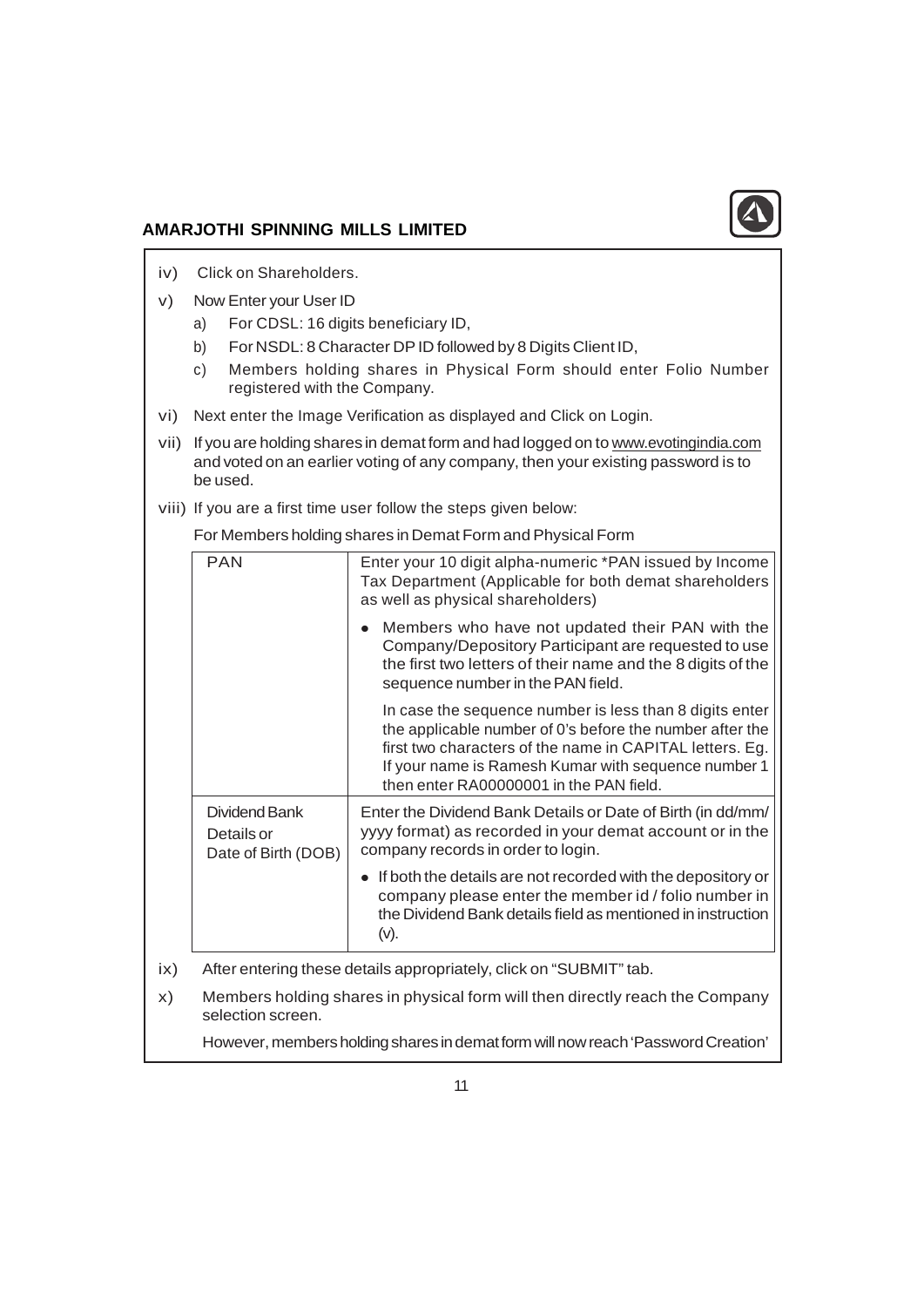iv) Click on Shareholders.

v) Now Enter your User ID

   a) For CDSL: 16 digits beneficiary ID,

   b) For NSDL: 8 Character DP ID followed by 8 Digits Client ID,

   c) Members holding shares in Physical Form should enter Folio Number registered with the Company.

vi) Next enter the Image Verification as displayed and Click on Login.

vii) If you are holding shares in demat form and had logged on to www.evotingindia.com and voted on an earlier voting of any company, then your existing password is to be used.

viii) If you are a first time user follow the steps given below:

For Members holding shares in Demat Form and Physical Form

| | |
|---|---|
| PAN | Enter your 10 digit alpha-numeric *PAN issued by Income Tax Department (Applicable for both demat shareholders as well as physical shareholders)<br><br>• Members who have not updated their PAN with the Company/Depository Participant are requested to use the first two letters of their name and the 8 digits of the sequence number in the PAN field.<br><br>In case the sequence number is less than 8 digits enter the applicable number of 0's before the number after the first two characters of the name in CAPITAL letters. Eg. If your name is Ramesh Kumar with sequence number 1 then enter RA00000001 in the PAN field. |
| Dividend Bank Details or Date of Birth (DOB) | Enter the Dividend Bank Details or Date of Birth (in dd/mm/yyyy format) as recorded in your demat account or in the company records in order to login.<br><br>• If both the details are not recorded with the depository or company please enter the member id / folio number in the Dividend Bank details field as mentioned in instruction (v). |

ix) After entering these details appropriately, click on "SUBMIT" tab.

x) Members holding shares in physical form will then directly reach the Company selection screen.

However, members holding shares in demat form will now reach 'Password Creation'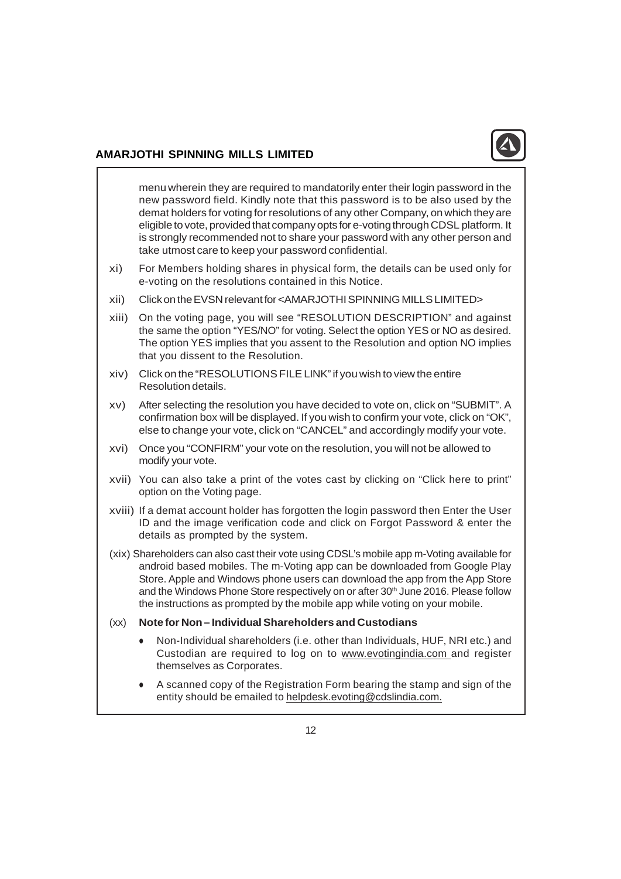menu wherein they are required to mandatorily enter their login password in the new password field. Kindly note that this password is to be also used by the demat holders for voting for resolutions of any other Company, on which they are eligible to vote, provided that company opts for e-voting through CDSL platform. It is strongly recommended not to share your password with any other person and take utmost care to keep your password confidential.

xi) For Members holding shares in physical form, the details can be used only for e-voting on the resolutions contained in this Notice.

xii) Click on the EVSN relevant for <AMARJOTHI SPINNING MILLS LIMITED>

xiii) On the voting page, you will see "RESOLUTION DESCRIPTION" and against the same the option "YES/NO" for voting. Select the option YES or NO as desired. The option YES implies that you assent to the Resolution and option NO implies that you dissent to the Resolution.

xiv) Click on the "RESOLUTIONS FILE LINK" if you wish to view the entire Resolution details.

xv) After selecting the resolution you have decided to vote on, click on "SUBMIT". A confirmation box will be displayed. If you wish to confirm your vote, click on "OK", else to change your vote, click on "CANCEL" and accordingly modify your vote.

xvi) Once you "CONFIRM" your vote on the resolution, you will not be allowed to modify your vote.

xvii) You can also take a print of the votes cast by clicking on "Click here to print" option on the Voting page.

xviii) If a demat account holder has forgotten the login password then Enter the User ID and the image verification code and click on Forgot Password & enter the details as prompted by the system.

(xix) Shareholders can also cast their vote using CDSL's mobile app m-Voting available for android based mobiles. The m-Voting app can be downloaded from Google Play Store. Apple and Windows phone users can download the app from the App Store and the Windows Phone Store respectively on or after 30th June 2016. Please follow the instructions as prompted by the mobile app while voting on your mobile.

(xx) **Note for Non – Individual Shareholders and Custodians**

- Non-Individual shareholders (i.e. other than Individuals, HUF, NRI etc.) and Custodian are required to log on to www.evotingindia.com and register themselves as Corporates.
- A scanned copy of the Registration Form bearing the stamp and sign of the entity should be emailed to helpdesk.evoting@cdslindia.com.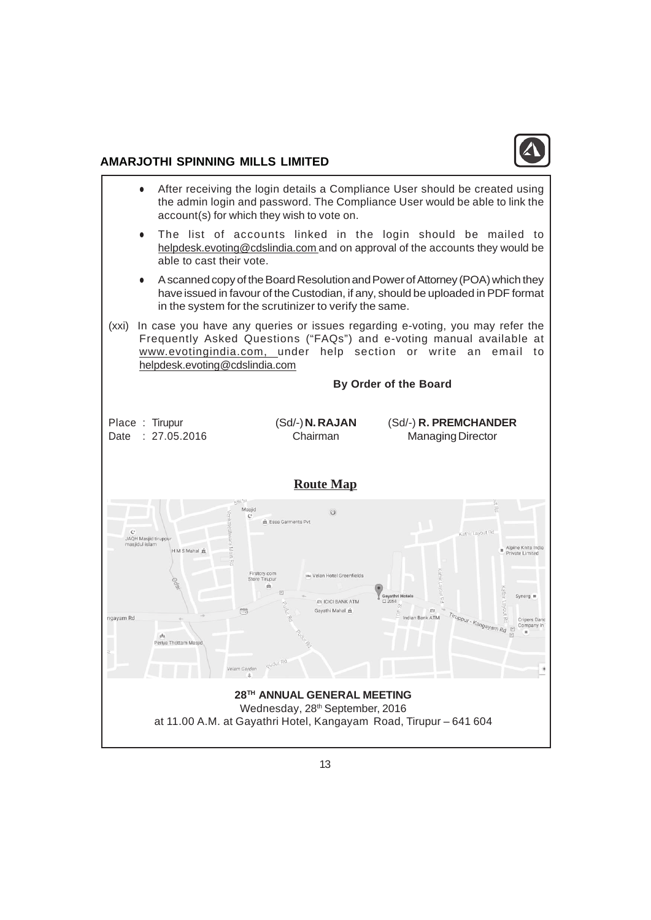- After receiving the login details a Compliance User should be created using the admin login and password. The Compliance User would be able to link the account(s) for which they wish to vote on.
- The list of accounts linked in the login should be mailed to helpdesk.evoting@cdslindia.com and on approval of the accounts they would be able to cast their vote.
- A scanned copy of the Board Resolution and Power of Attorney (POA) which they have issued in favour of the Custodian, if any, should be uploaded in PDF format in the system for the scrutinizer to verify the same.

(xxi) In case you have any queries or issues regarding e-voting, you may refer the Frequently Asked Questions ("FAQs") and e-voting manual available at www.evotingindia.com, under help section or write an email to helpdesk.evoting@cdslindia.com

**By Order of the Board**

Place : Tirupur
Date : 27.05.2016

(Sd/-) **N. RAJAN**
Chairman

(Sd/-) **R. PREMCHANDER**
Managing Director

## Route Map

**28TH ANNUAL GENERAL MEETING**

Wednesday, 28th September, 2016

at 11.00 A.M. at Gayathri Hotel, Kangayam Road, Tirupur – 641 604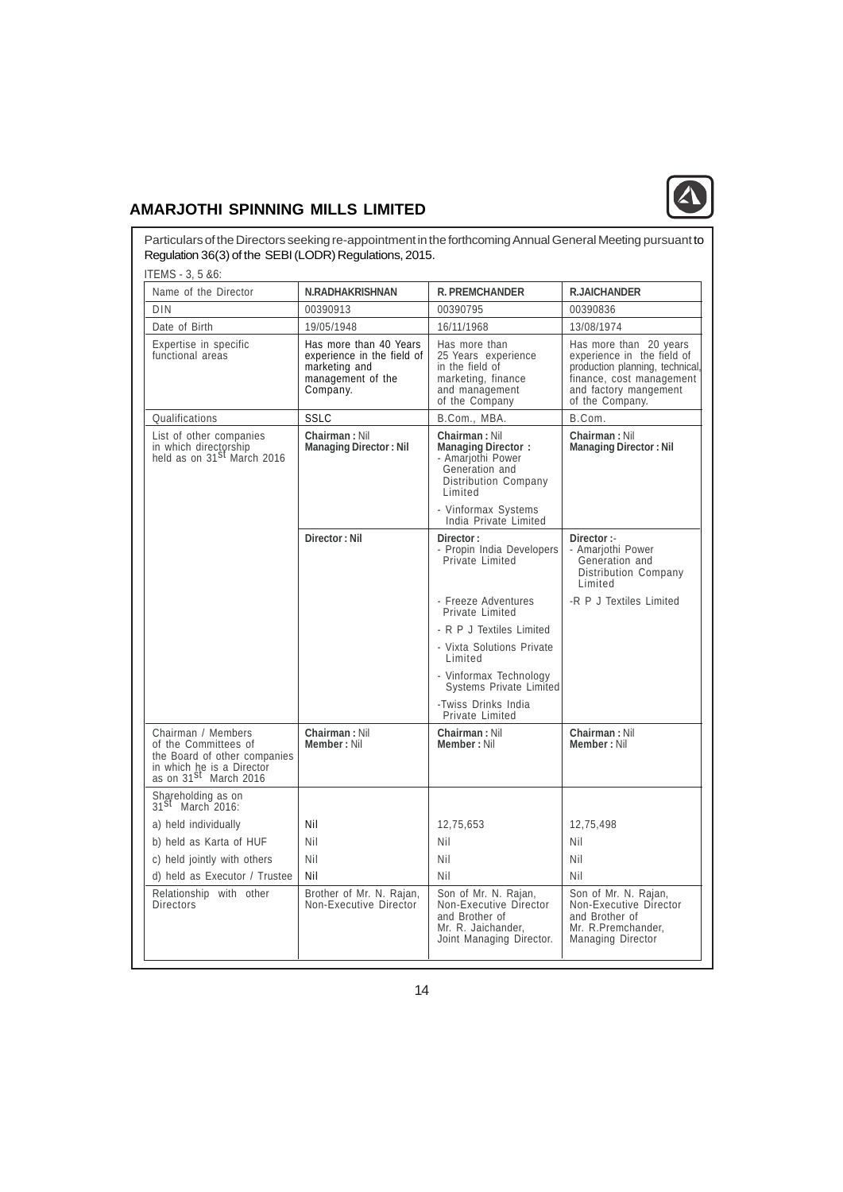Particulars of the Directors seeking re-appointment in the forthcoming Annual General Meeting pursuant to Regulation 36(3) of the SEBI (LODR) Regulations, 2015.

ITEMS - 3, 5 &6:

| Name of the Director | N.RADHAKRISHNAN | R. PREMCHANDER | R.JAICHANDER |
|---|---|---|---|
| DIN | 00390913 | 00390795 | 00390836 |
| Date of Birth | 19/05/1948 | 16/11/1968 | 13/08/1974 |
| Expertise in specific functional areas | Has more than 40 Years experience in the field of marketing and management of the Company. | Has more than 25 Years experience in the field of marketing, finance and management of the Company | Has more than 20 years experience in the field of production planning, technical, finance, cost management and factory mangement of the Company. |
| Qualifications | SSLC | B.Com., MBA. | B.Com. |
| List of other companies in which directorship held as on 31st March 2016 | **Chairman :** Nil<br>**Managing Director : Nil** | **Chairman :** Nil<br>**Managing Director :**<br>- Amarjothi Power Generation and Distribution Company Limited<br>- Vinformax Systems India Private Limited | **Chairman :** Nil<br>**Managing Director : Nil** |
| | **Director : Nil** | **Director :**<br>- Propin India Developers Private Limited<br>- Freeze Adventures Private Limited<br>- R P J Textiles Limited<br>- Vixta Solutions Private Limited<br>- Vinformax Technology Systems Private Limited<br>-Twiss Drinks India Private Limited | **Director :-**<br>- Amarjothi Power Generation and Distribution Company Limited<br>-R P J Textiles Limited |
| Chairman / Members of the Committees of the Board of other companies in which he is a Director as on 31st March 2016 | **Chairman :** Nil<br>**Member :** Nil | **Chairman :** Nil<br>**Member :** Nil | **Chairman :** Nil<br>**Member :** Nil |
| Shareholding as on 31st March 2016: | | | |
| a) held individually | Nil | 12,75,653 | 12,75,498 |
| b) held as Karta of HUF | Nil | Nil | Nil |
| c) held jointly with others | Nil | Nil | Nil |
| d) held as Executor / Trustee | Nil | Nil | Nil |
| Relationship with other Directors | Brother of Mr. N. Rajan, Non-Executive Director | Son of Mr. N. Rajan, Non-Executive Director and Brother of Mr. R. Jaichander, Joint Managing Director. | Son of Mr. N. Rajan, Non-Executive Director and Brother of Mr. R.Premchander, Managing Director |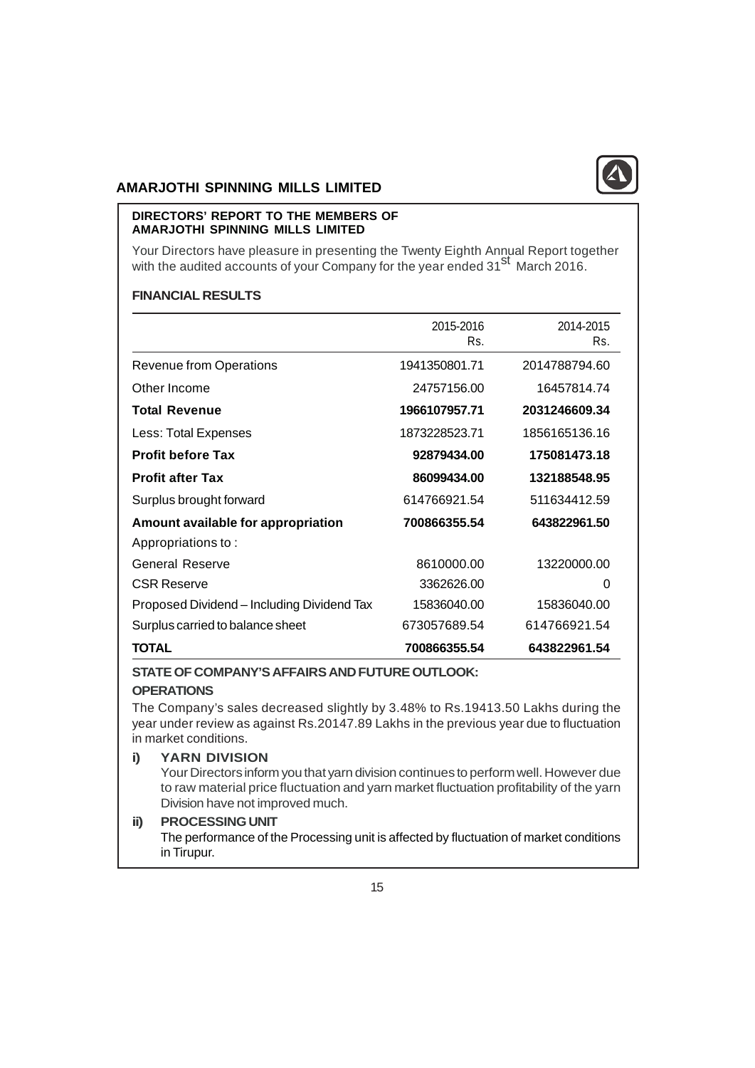**DIRECTORS' REPORT TO THE MEMBERS OF AMARJOTHI SPINNING MILLS LIMITED**

Your Directors have pleasure in presenting the Twenty Eighth Annual Report together with the audited accounts of your Company for the year ended 31st March 2016.

**FINANCIAL RESULTS**

| | 2015-2016 Rs. | 2014-2015 Rs. |
|---|---|---|
| Revenue from Operations | 1941350801.71 | 2014788794.60 |
| Other Income | 24757156.00 | 16457814.74 |
| **Total Revenue** | **1966107957.71** | **2031246609.34** |
| Less: Total Expenses | 1873228523.71 | 1856165136.16 |
| **Profit before Tax** | **92879434.00** | **175081473.18** |
| **Profit after Tax** | **86099434.00** | **132188548.95** |
| Surplus brought forward | 614766921.54 | 511634412.59 |
| **Amount available for appropriation** | **700866355.54** | **643822961.50** |
| Appropriations to : | | |
| General Reserve | 8610000.00 | 13220000.00 |
| CSR Reserve | 3362626.00 | 0 |
| Proposed Dividend – Including Dividend Tax | 15836040.00 | 15836040.00 |
| Surplus carried to balance sheet | 673057689.54 | 614766921.54 |
| **TOTAL** | **700866355.54** | **643822961.54** |

**STATE OF COMPANY'S AFFAIRS AND FUTURE OUTLOOK:**

**OPERATIONS**

The Company's sales decreased slightly by 3.48% to Rs.19413.50 Lakhs during the year under review as against Rs.20147.89 Lakhs in the previous year due to fluctuation in market conditions.

**i) YARN DIVISION**

Your Directors inform you that yarn division continues to perform well. However due to raw material price fluctuation and yarn market fluctuation profitability of the yarn Division have not improved much.

**ii) PROCESSING UNIT**

The performance of the Processing unit is affected by fluctuation of market conditions in Tirupur.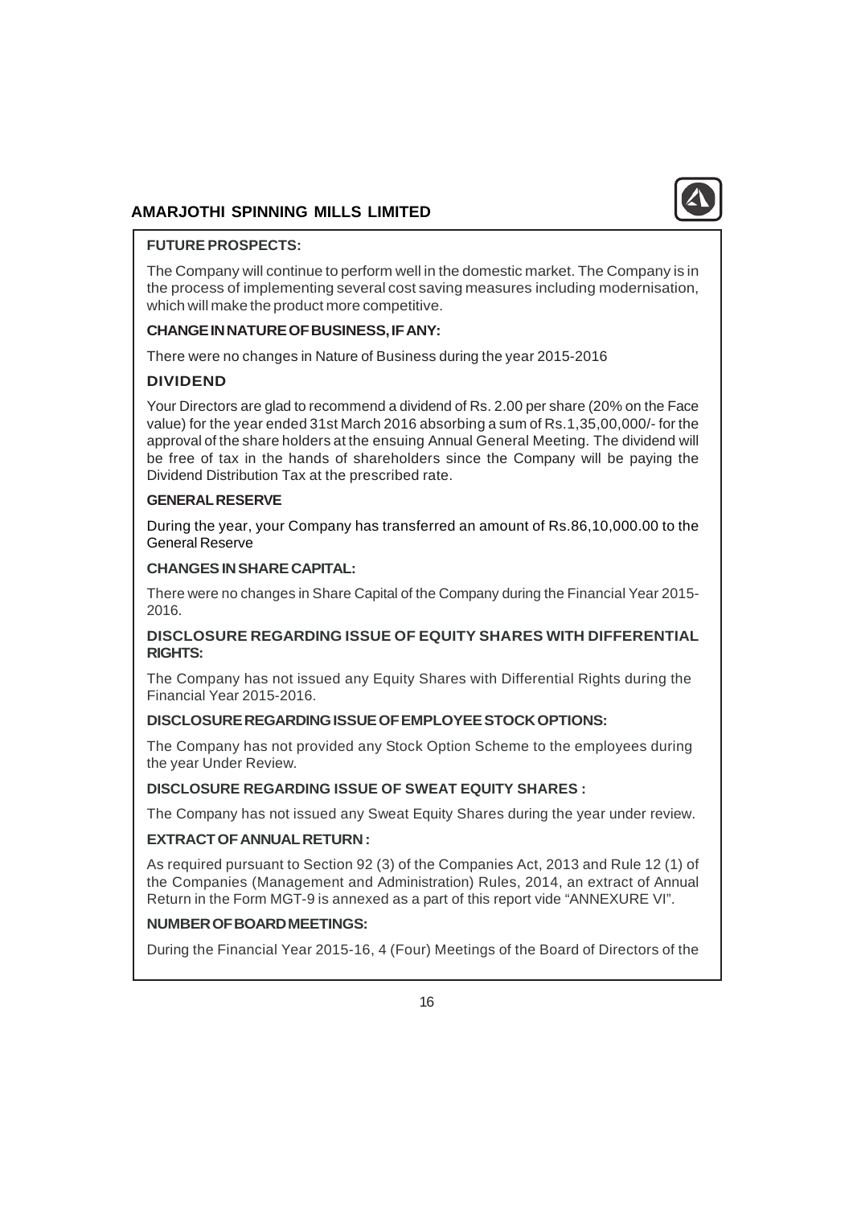**FUTURE PROSPECTS:**

The Company will continue to perform well in the domestic market. The Company is in the process of implementing several cost saving measures including modernisation, which will make the product more competitive.

**CHANGE IN NATURE OF BUSINESS, IF ANY:**

There were no changes in Nature of Business during the year 2015-2016

**DIVIDEND**

Your Directors are glad to recommend a dividend of Rs. 2.00 per share (20% on the Face value) for the year ended 31st March 2016 absorbing a sum of Rs.1,35,00,000/- for the approval of the share holders at the ensuing Annual General Meeting. The dividend will be free of tax in the hands of shareholders since the Company will be paying the Dividend Distribution Tax at the prescribed rate.

**GENERAL RESERVE**

During the year, your Company has transferred an amount of Rs.86,10,000.00 to the General Reserve

**CHANGES IN SHARE CAPITAL:**

There were no changes in Share Capital of the Company during the Financial Year 2015-2016.

**DISCLOSURE REGARDING ISSUE OF EQUITY SHARES WITH DIFFERENTIAL RIGHTS:**

The Company has not issued any Equity Shares with Differential Rights during the Financial Year 2015-2016.

**DISCLOSURE REGARDING ISSUE OF EMPLOYEE STOCK OPTIONS:**

The Company has not provided any Stock Option Scheme to the employees during the year Under Review.

**DISCLOSURE REGARDING ISSUE OF SWEAT EQUITY SHARES :**

The Company has not issued any Sweat Equity Shares during the year under review.

**EXTRACT OF ANNUAL RETURN :**

As required pursuant to Section 92 (3) of the Companies Act, 2013 and Rule 12 (1) of the Companies (Management and Administration) Rules, 2014, an extract of Annual Return in the Form MGT-9 is annexed as a part of this report vide "ANNEXURE VI".

**NUMBER OF BOARD MEETINGS:**

During the Financial Year 2015-16, 4 (Four) Meetings of the Board of Directors of the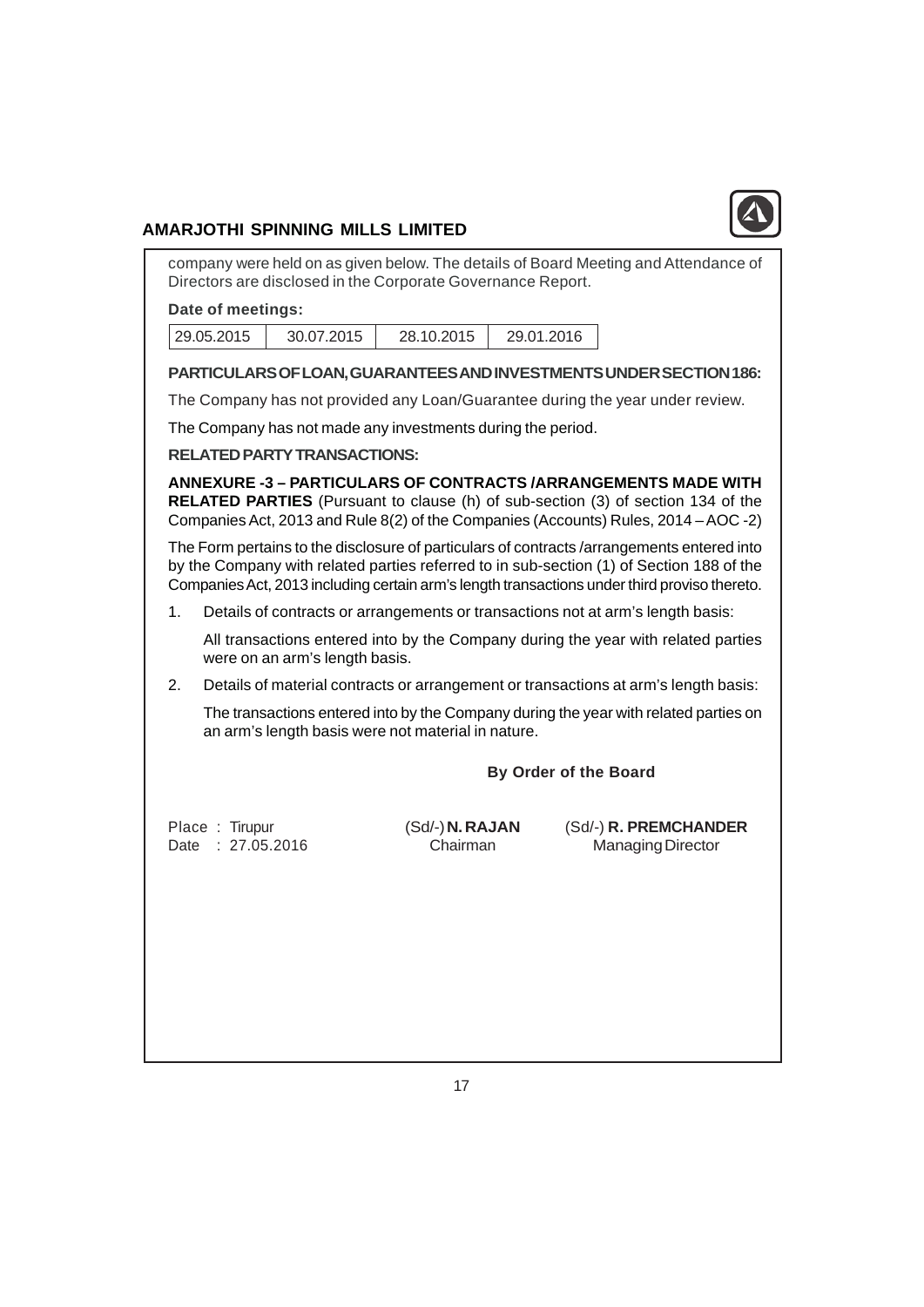company were held on as given below. The details of Board Meeting and Attendance of Directors are disclosed in the Corporate Governance Report.

**Date of meetings:**

| 29.05.2015 | 30.07.2015 | 28.10.2015 | 29.01.2016 |
|---|---|---|---|

**PARTICULARS OF LOAN, GUARANTEES AND INVESTMENTS UNDER SECTION 186:**

The Company has not provided any Loan/Guarantee during the year under review.

The Company has not made any investments during the period.

**RELATED PARTY TRANSACTIONS:**

**ANNEXURE -3 – PARTICULARS OF CONTRACTS /ARRANGEMENTS MADE WITH RELATED PARTIES** (Pursuant to clause (h) of sub-section (3) of section 134 of the Companies Act, 2013 and Rule 8(2) of the Companies (Accounts) Rules, 2014 – AOC -2)

The Form pertains to the disclosure of particulars of contracts /arrangements entered into by the Company with related parties referred to in sub-section (1) of Section 188 of the Companies Act, 2013 including certain arm's length transactions under third proviso thereto.

1. Details of contracts or arrangements or transactions not at arm's length basis:

   All transactions entered into by the Company during the year with related parties were on an arm's length basis.

2. Details of material contracts or arrangement or transactions at arm's length basis:

   The transactions entered into by the Company during the year with related parties on an arm's length basis were not material in nature.

**By Order of the Board**

Place : Tirupur
Date : 27.05.2016

(Sd/-) **N. RAJAN**
Chairman

(Sd/-) **R. PREMCHANDER**
Managing Director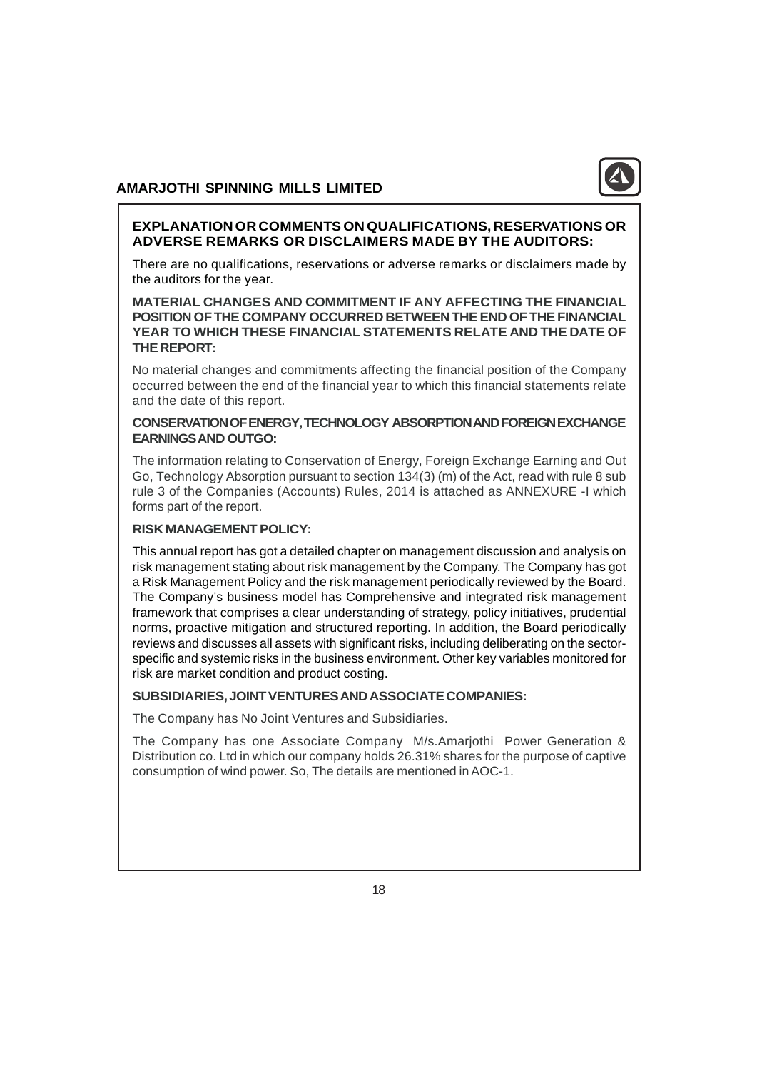## EXPLANATION OR COMMENTS ON QUALIFICATIONS, RESERVATIONS OR ADVERSE REMARKS OR DISCLAIMERS MADE BY THE AUDITORS:

There are no qualifications, reservations or adverse remarks or disclaimers made by the auditors for the year.

## MATERIAL CHANGES AND COMMITMENT IF ANY AFFECTING THE FINANCIAL POSITION OF THE COMPANY OCCURRED BETWEEN THE END OF THE FINANCIAL YEAR TO WHICH THESE FINANCIAL STATEMENTS RELATE AND THE DATE OF THE REPORT:

No material changes and commitments affecting the financial position of the Company occurred between the end of the financial year to which this financial statements relate and the date of this report.

## CONSERVATION OF ENERGY, TECHNOLOGY ABSORPTION AND FOREIGN EXCHANGE EARNINGS AND OUTGO:

The information relating to Conservation of Energy, Foreign Exchange Earning and Out Go, Technology Absorption pursuant to section 134(3) (m) of the Act, read with rule 8 sub rule 3 of the Companies (Accounts) Rules, 2014 is attached as ANNEXURE -I which forms part of the report.

## RISK MANAGEMENT POLICY:

This annual report has got a detailed chapter on management discussion and analysis on risk management stating about risk management by the Company. The Company has got a Risk Management Policy and the risk management periodically reviewed by the Board. The Company's business model has Comprehensive and integrated risk management framework that comprises a clear understanding of strategy, policy initiatives, prudential norms, proactive mitigation and structured reporting. In addition, the Board periodically reviews and discusses all assets with significant risks, including deliberating on the sector-specific and systemic risks in the business environment. Other key variables monitored for risk are market condition and product costing.

## SUBSIDIARIES, JOINT VENTURES AND ASSOCIATE COMPANIES:

The Company has No Joint Ventures and Subsidiaries.

The Company has one Associate Company M/s.Amarjothi Power Generation & Distribution co. Ltd in which our company holds 26.31% shares for the purpose of captive consumption of wind power. So, The details are mentioned in AOC-1.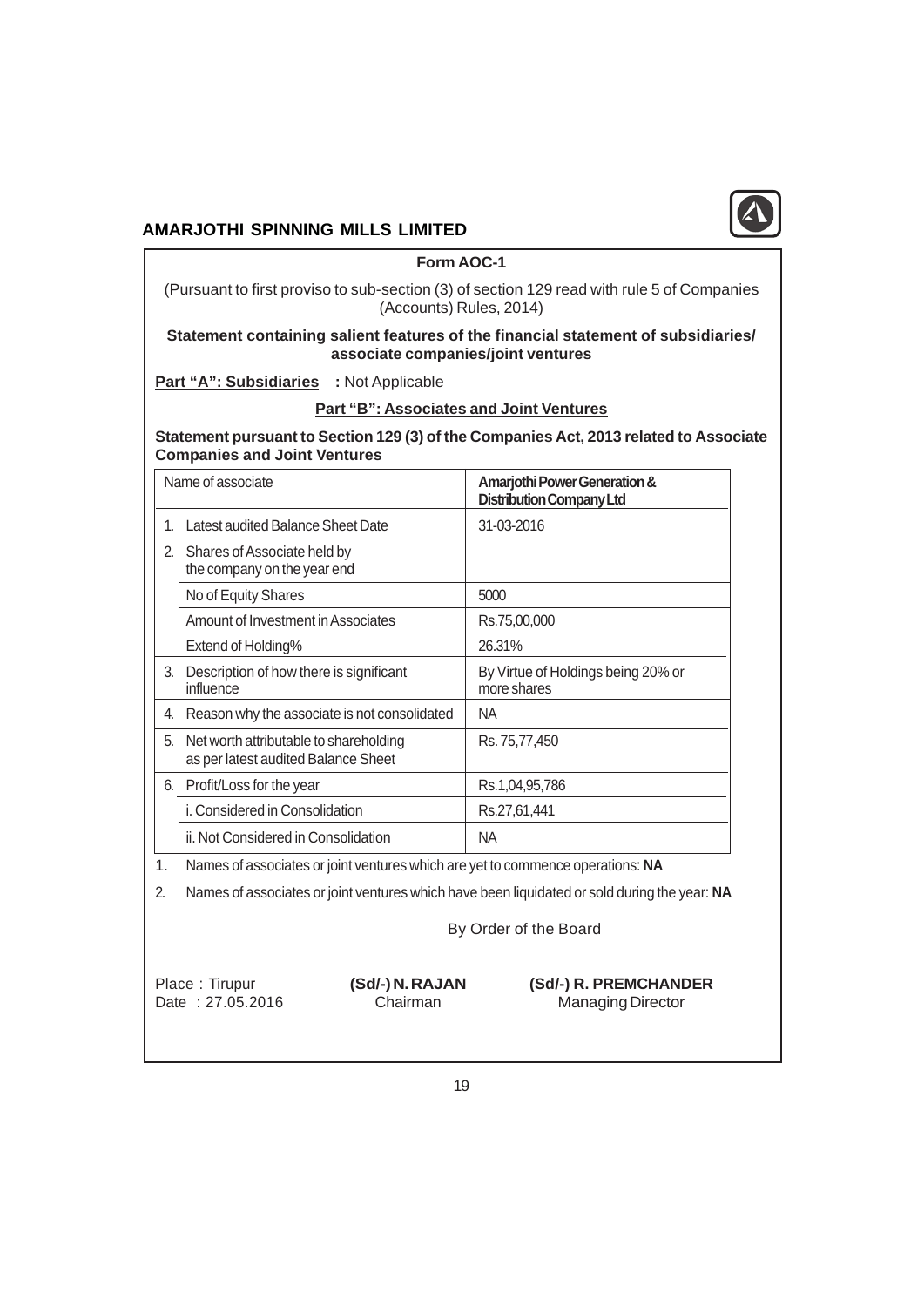## Form AOC-1

(Pursuant to first proviso to sub-section (3) of section 129 read with rule 5 of Companies (Accounts) Rules, 2014)

**Statement containing salient features of the financial statement of subsidiaries/ associate companies/joint ventures**

**Part "A": Subsidiaries** : Not Applicable

**Part "B": Associates and Joint Ventures**

**Statement pursuant to Section 129 (3) of the Companies Act, 2013 related to Associate Companies and Joint Ventures**

| | Name of associate | **Amarjothi Power Generation & Distribution Company Ltd** |
|---|---|---|
| 1. | Latest audited Balance Sheet Date | 31-03-2016 |
| 2. | Shares of Associate held by the company on the year end | |
| | No of Equity Shares | 5000 |
| | Amount of Investment in Associates | Rs.75,00,000 |
| | Extend of Holding% | 26.31% |
| 3. | Description of how there is significant influence | By Virtue of Holdings being 20% or more shares |
| 4. | Reason why the associate is not consolidated | NA |
| 5. | Net worth attributable to shareholding as per latest audited Balance Sheet | Rs. 75,77,450 |
| 6. | Profit/Loss for the year | Rs.1,04,95,786 |
| | i. Considered in Consolidation | Rs.27,61,441 |
| | ii. Not Considered in Consolidation | NA |

1. Names of associates or joint ventures which are yet to commence operations: **NA**
2. Names of associates or joint ventures which have been liquidated or sold during the year: **NA**

By Order of the Board

Place : Tirupur
Date : 27.05.2016

**(Sd/-) N. RAJAN**
Chairman

**(Sd/-) R. PREMCHANDER**
Managing Director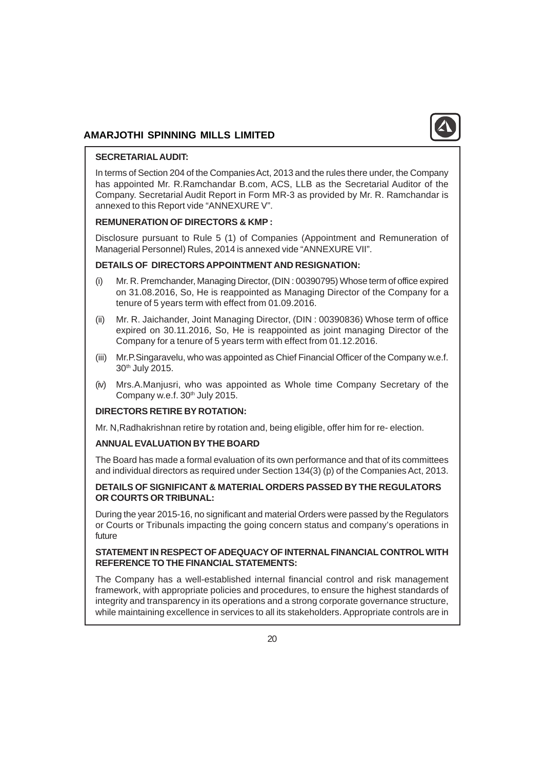## SECRETARIAL AUDIT:

In terms of Section 204 of the Companies Act, 2013 and the rules there under, the Company has appointed Mr. R.Ramchandar B.com, ACS, LLB as the Secretarial Auditor of the Company. Secretarial Audit Report in Form MR-3 as provided by Mr. R. Ramchandar is annexed to this Report vide "ANNEXURE V".

## REMUNERATION OF DIRECTORS & KMP :

Disclosure pursuant to Rule 5 (1) of Companies (Appointment and Remuneration of Managerial Personnel) Rules, 2014 is annexed vide "ANNEXURE VII".

## DETAILS OF DIRECTORS APPOINTMENT AND RESIGNATION:

(i) Mr. R. Premchander, Managing Director, (DIN : 00390795) Whose term of office expired on 31.08.2016, So, He is reappointed as Managing Director of the Company for a tenure of 5 years term with effect from 01.09.2016.

(ii) Mr. R. Jaichander, Joint Managing Director, (DIN : 00390836) Whose term of office expired on 30.11.2016, So, He is reappointed as joint managing Director of the Company for a tenure of 5 years term with effect from 01.12.2016.

(iii) Mr.P.Singaravelu, who was appointed as Chief Financial Officer of the Company w.e.f. 30th July 2015.

(iv) Mrs.A.Manjusri, who was appointed as Whole time Company Secretary of the Company w.e.f. 30th July 2015.

## DIRECTORS RETIRE BY ROTATION:

Mr. N,Radhakrishnan retire by rotation and, being eligible, offer him for re- election.

## ANNUAL EVALUATION BY THE BOARD

The Board has made a formal evaluation of its own performance and that of its committees and individual directors as required under Section 134(3) (p) of the Companies Act, 2013.

## DETAILS OF SIGNIFICANT & MATERIAL ORDERS PASSED BY THE REGULATORS OR COURTS OR TRIBUNAL:

During the year 2015-16, no significant and material Orders were passed by the Regulators or Courts or Tribunals impacting the going concern status and company's operations in future

## STATEMENT IN RESPECT OF ADEQUACY OF INTERNAL FINANCIAL CONTROL WITH REFERENCE TO THE FINANCIAL STATEMENTS:

The Company has a well-established internal financial control and risk management framework, with appropriate policies and procedures, to ensure the highest standards of integrity and transparency in its operations and a strong corporate governance structure, while maintaining excellence in services to all its stakeholders. Appropriate controls are in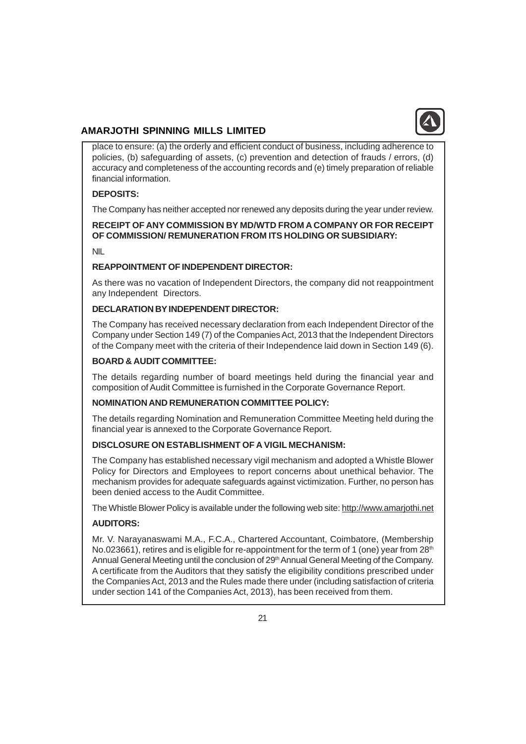place to ensure: (a) the orderly and efficient conduct of business, including adherence to policies, (b) safeguarding of assets, (c) prevention and detection of frauds / errors, (d) accuracy and completeness of the accounting records and (e) timely preparation of reliable financial information.

**DEPOSITS:**

The Company has neither accepted nor renewed any deposits during the year under review.

**RECEIPT OF ANY COMMISSION BY MD/WTD FROM A COMPANY OR FOR RECEIPT OF COMMISSION/ REMUNERATION FROM ITS HOLDING OR SUBSIDIARY:**

NIL

**REAPPOINTMENT OF INDEPENDENT DIRECTOR:**

As there was no vacation of Independent Directors, the company did not reappointment any Independent Directors.

**DECLARATION BY INDEPENDENT DIRECTOR:**

The Company has received necessary declaration from each Independent Director of the Company under Section 149 (7) of the Companies Act, 2013 that the Independent Directors of the Company meet with the criteria of their Independence laid down in Section 149 (6).

**BOARD & AUDIT COMMITTEE:**

The details regarding number of board meetings held during the financial year and composition of Audit Committee is furnished in the Corporate Governance Report.

**NOMINATION AND REMUNERATION COMMITTEE POLICY:**

The details regarding Nomination and Remuneration Committee Meeting held during the financial year is annexed to the Corporate Governance Report.

**DISCLOSURE ON ESTABLISHMENT OF A VIGIL MECHANISM:**

The Company has established necessary vigil mechanism and adopted a Whistle Blower Policy for Directors and Employees to report concerns about unethical behavior. The mechanism provides for adequate safeguards against victimization. Further, no person has been denied access to the Audit Committee.

The Whistle Blower Policy is available under the following web site: http://www.amarjothi.net

**AUDITORS:**

Mr. V. Narayanaswami M.A., F.C.A., Chartered Accountant, Coimbatore, (Membership No.023661), retires and is eligible for re-appointment for the term of 1 (one) year from 28th Annual General Meeting until the conclusion of 29th Annual General Meeting of the Company. A certificate from the Auditors that they satisfy the eligibility conditions prescribed under the Companies Act, 2013 and the Rules made there under (including satisfaction of criteria under section 141 of the Companies Act, 2013), has been received from them.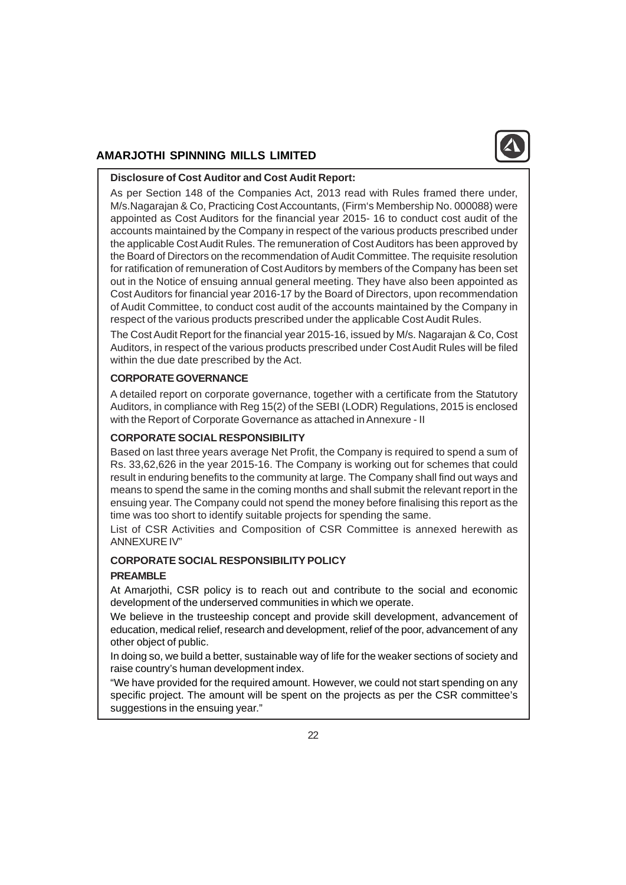**Disclosure of Cost Auditor and Cost Audit Report:**

As per Section 148 of the Companies Act, 2013 read with Rules framed there under, M/s.Nagarajan & Co, Practicing Cost Accountants, (Firm's Membership No. 000088) were appointed as Cost Auditors for the financial year 2015- 16 to conduct cost audit of the accounts maintained by the Company in respect of the various products prescribed under the applicable Cost Audit Rules. The remuneration of Cost Auditors has been approved by the Board of Directors on the recommendation of Audit Committee. The requisite resolution for ratification of remuneration of Cost Auditors by members of the Company has been set out in the Notice of ensuing annual general meeting. They have also been appointed as Cost Auditors for financial year 2016-17 by the Board of Directors, upon recommendation of Audit Committee, to conduct cost audit of the accounts maintained by the Company in respect of the various products prescribed under the applicable Cost Audit Rules.

The Cost Audit Report for the financial year 2015-16, issued by M/s. Nagarajan & Co, Cost Auditors, in respect of the various products prescribed under Cost Audit Rules will be filed within the due date prescribed by the Act.

**CORPORATE GOVERNANCE**

A detailed report on corporate governance, together with a certificate from the Statutory Auditors, in compliance with Reg 15(2) of the SEBI (LODR) Regulations, 2015 is enclosed with the Report of Corporate Governance as attached in Annexure - II

**CORPORATE SOCIAL RESPONSIBILITY**

Based on last three years average Net Profit, the Company is required to spend a sum of Rs. 33,62,626 in the year 2015-16. The Company is working out for schemes that could result in enduring benefits to the community at large. The Company shall find out ways and means to spend the same in the coming months and shall submit the relevant report in the ensuing year. The Company could not spend the money before finalising this report as the time was too short to identify suitable projects for spending the same.

List of CSR Activities and Composition of CSR Committee is annexed herewith as ANNEXURE IV"

**CORPORATE SOCIAL RESPONSIBILITY POLICY**

**PREAMBLE**

At Amarjothi, CSR policy is to reach out and contribute to the social and economic development of the underserved communities in which we operate.

We believe in the trusteeship concept and provide skill development, advancement of education, medical relief, research and development, relief of the poor, advancement of any other object of public.

In doing so, we build a better, sustainable way of life for the weaker sections of society and raise country's human development index.

"We have provided for the required amount. However, we could not start spending on any specific project. The amount will be spent on the projects as per the CSR committee's suggestions in the ensuing year."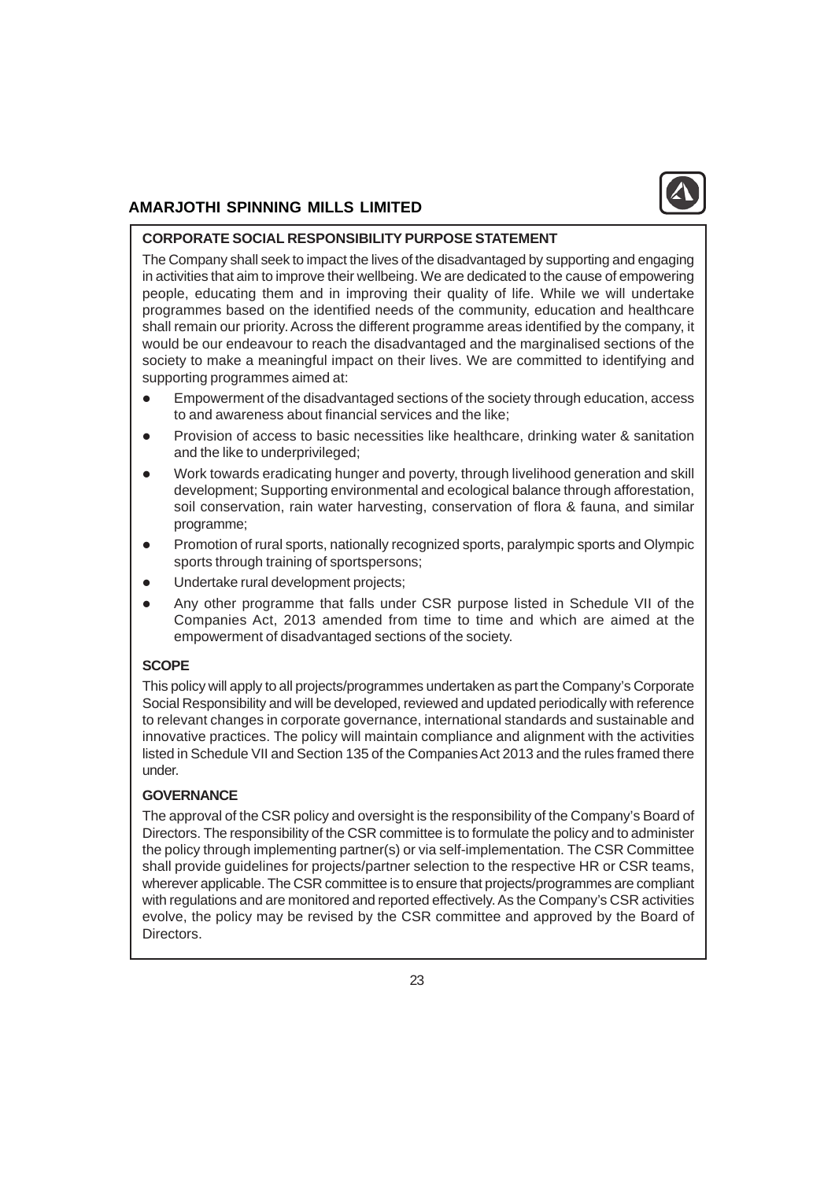## CORPORATE SOCIAL RESPONSIBILITY PURPOSE STATEMENT

The Company shall seek to impact the lives of the disadvantaged by supporting and engaging in activities that aim to improve their wellbeing. We are dedicated to the cause of empowering people, educating them and in improving their quality of life. While we will undertake programmes based on the identified needs of the community, education and healthcare shall remain our priority. Across the different programme areas identified by the company, it would be our endeavour to reach the disadvantaged and the marginalised sections of the society to make a meaningful impact on their lives. We are committed to identifying and supporting programmes aimed at:

- Empowerment of the disadvantaged sections of the society through education, access to and awareness about financial services and the like;
- Provision of access to basic necessities like healthcare, drinking water & sanitation and the like to underprivileged;
- Work towards eradicating hunger and poverty, through livelihood generation and skill development; Supporting environmental and ecological balance through afforestation, soil conservation, rain water harvesting, conservation of flora & fauna, and similar programme;
- Promotion of rural sports, nationally recognized sports, paralympic sports and Olympic sports through training of sportspersons;
- Undertake rural development projects;
- Any other programme that falls under CSR purpose listed in Schedule VII of the Companies Act, 2013 amended from time to time and which are aimed at the empowerment of disadvantaged sections of the society.

## SCOPE

This policy will apply to all projects/programmes undertaken as part the Company's Corporate Social Responsibility and will be developed, reviewed and updated periodically with reference to relevant changes in corporate governance, international standards and sustainable and innovative practices. The policy will maintain compliance and alignment with the activities listed in Schedule VII and Section 135 of the Companies Act 2013 and the rules framed there under.

## GOVERNANCE

The approval of the CSR policy and oversight is the responsibility of the Company's Board of Directors. The responsibility of the CSR committee is to formulate the policy and to administer the policy through implementing partner(s) or via self-implementation. The CSR Committee shall provide guidelines for projects/partner selection to the respective HR or CSR teams, wherever applicable. The CSR committee is to ensure that projects/programmes are compliant with regulations and are monitored and reported effectively. As the Company's CSR activities evolve, the policy may be revised by the CSR committee and approved by the Board of Directors.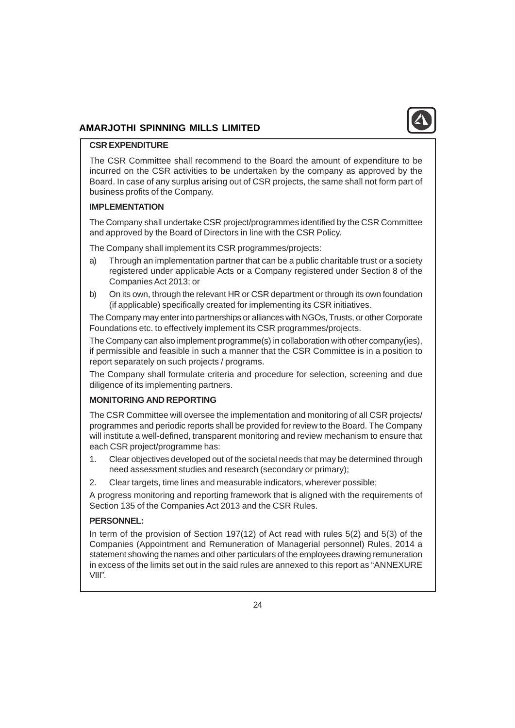**CSR EXPENDITURE**

The CSR Committee shall recommend to the Board the amount of expenditure to be incurred on the CSR activities to be undertaken by the company as approved by the Board. In case of any surplus arising out of CSR projects, the same shall not form part of business profits of the Company.

**IMPLEMENTATION**

The Company shall undertake CSR project/programmes identified by the CSR Committee and approved by the Board of Directors in line with the CSR Policy.

The Company shall implement its CSR programmes/projects:

a) Through an implementation partner that can be a public charitable trust or a society registered under applicable Acts or a Company registered under Section 8 of the Companies Act 2013; or

b) On its own, through the relevant HR or CSR department or through its own foundation (if applicable) specifically created for implementing its CSR initiatives.

The Company may enter into partnerships or alliances with NGOs, Trusts, or other Corporate Foundations etc. to effectively implement its CSR programmes/projects.

The Company can also implement programme(s) in collaboration with other company(ies), if permissible and feasible in such a manner that the CSR Committee is in a position to report separately on such projects / programs.

The Company shall formulate criteria and procedure for selection, screening and due diligence of its implementing partners.

**MONITORING AND REPORTING**

The CSR Committee will oversee the implementation and monitoring of all CSR projects/ programmes and periodic reports shall be provided for review to the Board. The Company will institute a well-defined, transparent monitoring and review mechanism to ensure that each CSR project/programme has:

1. Clear objectives developed out of the societal needs that may be determined through need assessment studies and research (secondary or primary);

2. Clear targets, time lines and measurable indicators, wherever possible;

A progress monitoring and reporting framework that is aligned with the requirements of Section 135 of the Companies Act 2013 and the CSR Rules.

**PERSONNEL:**

In term of the provision of Section 197(12) of Act read with rules 5(2) and 5(3) of the Companies (Appointment and Remuneration of Managerial personnel) Rules, 2014 a statement showing the names and other particulars of the employees drawing remuneration in excess of the limits set out in the said rules are annexed to this report as "ANNEXURE VIII".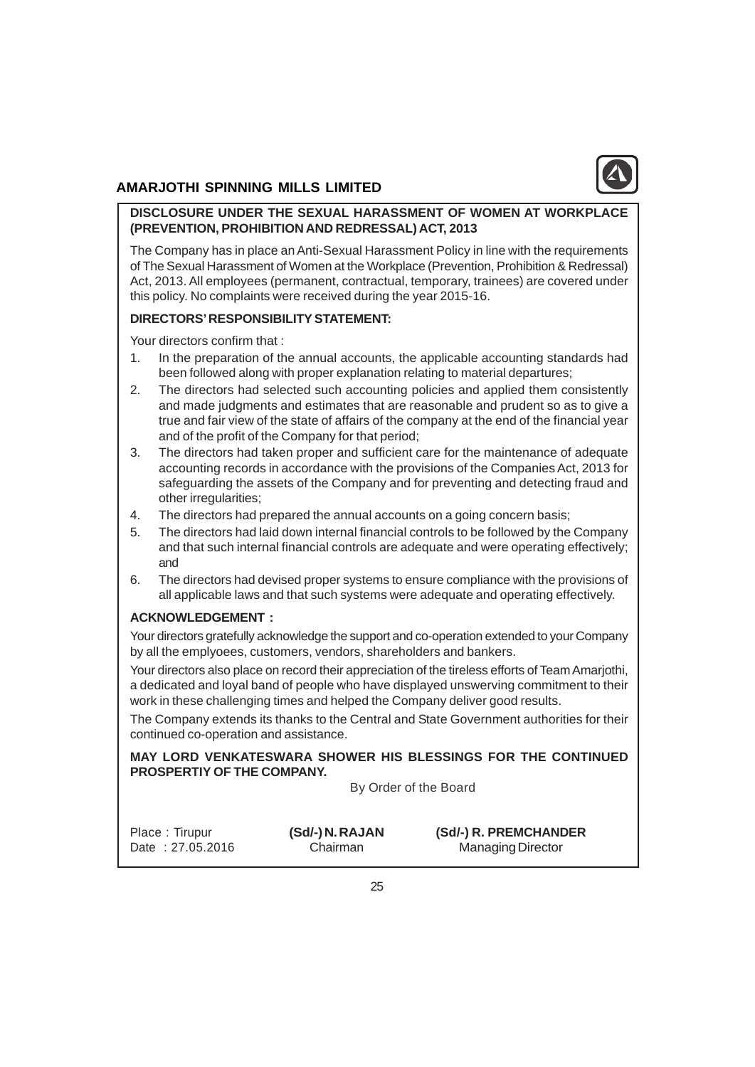## DISCLOSURE UNDER THE SEXUAL HARASSMENT OF WOMEN AT WORKPLACE (PREVENTION, PROHIBITION AND REDRESSAL) ACT, 2013

The Company has in place an Anti-Sexual Harassment Policy in line with the requirements of The Sexual Harassment of Women at the Workplace (Prevention, Prohibition & Redressal) Act, 2013. All employees (permanent, contractual, temporary, trainees) are covered under this policy. No complaints were received during the year 2015-16.

## DIRECTORS' RESPONSIBILITY STATEMENT:

Your directors confirm that :

1. In the preparation of the annual accounts, the applicable accounting standards had been followed along with proper explanation relating to material departures;
2. The directors had selected such accounting policies and applied them consistently and made judgments and estimates that are reasonable and prudent so as to give a true and fair view of the state of affairs of the company at the end of the financial year and of the profit of the Company for that period;
3. The directors had taken proper and sufficient care for the maintenance of adequate accounting records in accordance with the provisions of the Companies Act, 2013 for safeguarding the assets of the Company and for preventing and detecting fraud and other irregularities;
4. The directors had prepared the annual accounts on a going concern basis;
5. The directors had laid down internal financial controls to be followed by the Company and that such internal financial controls are adequate and were operating effectively; and
6. The directors had devised proper systems to ensure compliance with the provisions of all applicable laws and that such systems were adequate and operating effectively.

## ACKNOWLEDGEMENT :

Your directors gratefully acknowledge the support and co-operation extended to your Company by all the emplyoees, customers, vendors, shareholders and bankers.

Your directors also place on record their appreciation of the tireless efforts of Team Amarjothi, a dedicated and loyal band of people who have displayed unswerving commitment to their work in these challenging times and helped the Company deliver good results.

The Company extends its thanks to the Central and State Government authorities for their continued co-operation and assistance.

**MAY LORD VENKATESWARA SHOWER HIS BLESSINGS FOR THE CONTINUED PROSPERTIY OF THE COMPANY.**

By Order of the Board

| Place : Tirupur | **(Sd/-) N. RAJAN** | **(Sd/-) R. PREMCHANDER** |
|---|---|---|
| Date : 27.05.2016 | Chairman | Managing Director |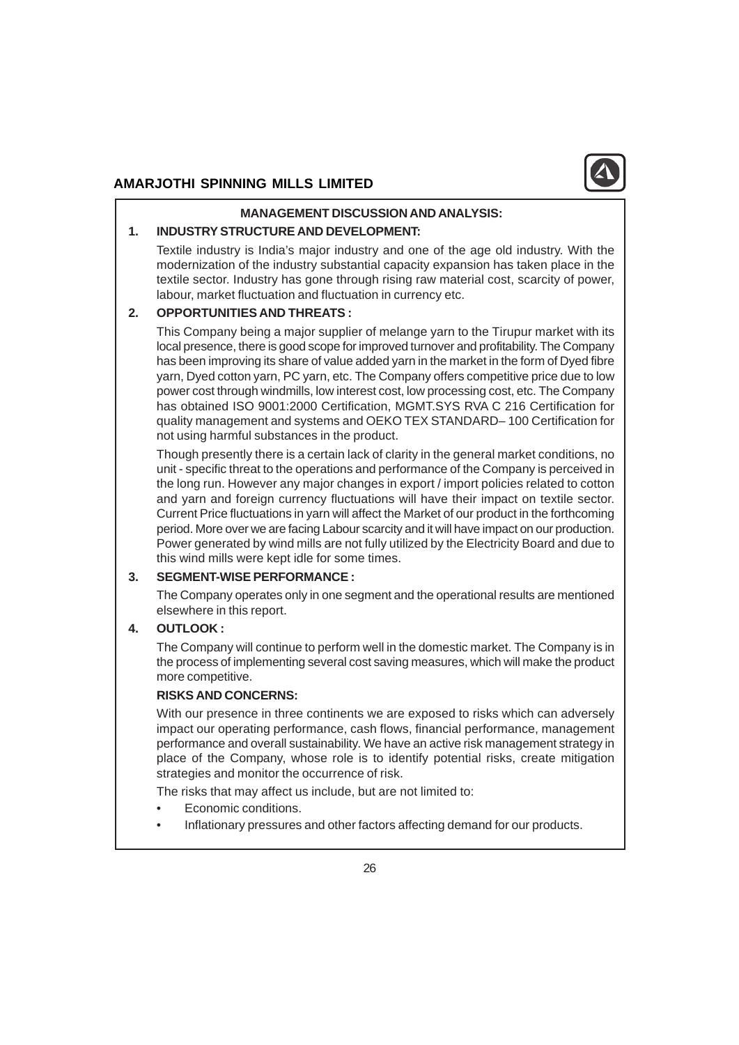## MANAGEMENT DISCUSSION AND ANALYSIS:

### 1. INDUSTRY STRUCTURE AND DEVELOPMENT:

Textile industry is India's major industry and one of the age old industry. With the modernization of the industry substantial capacity expansion has taken place in the textile sector. Industry has gone through rising raw material cost, scarcity of power, labour, market fluctuation and fluctuation in currency etc.

### 2. OPPORTUNITIES AND THREATS :

This Company being a major supplier of melange yarn to the Tirupur market with its local presence, there is good scope for improved turnover and profitability. The Company has been improving its share of value added yarn in the market in the form of Dyed fibre yarn, Dyed cotton yarn, PC yarn, etc. The Company offers competitive price due to low power cost through windmills, low interest cost, low processing cost, etc. The Company has obtained ISO 9001:2000 Certification, MGMT.SYS RVA C 216 Certification for quality management and systems and OEKO TEX STANDARD– 100 Certification for not using harmful substances in the product.

Though presently there is a certain lack of clarity in the general market conditions, no unit - specific threat to the operations and performance of the Company is perceived in the long run. However any major changes in export / import policies related to cotton and yarn and foreign currency fluctuations will have their impact on textile sector. Current Price fluctuations in yarn will affect the Market of our product in the forthcoming period. More over we are facing Labour scarcity and it will have impact on our production. Power generated by wind mills are not fully utilized by the Electricity Board and due to this wind mills were kept idle for some times.

### 3. SEGMENT-WISE PERFORMANCE :

The Company operates only in one segment and the operational results are mentioned elsewhere in this report.

### 4. OUTLOOK :

The Company will continue to perform well in the domestic market. The Company is in the process of implementing several cost saving measures, which will make the product more competitive.

**RISKS AND CONCERNS:**

With our presence in three continents we are exposed to risks which can adversely impact our operating performance, cash flows, financial performance, management performance and overall sustainability. We have an active risk management strategy in place of the Company, whose role is to identify potential risks, create mitigation strategies and monitor the occurrence of risk.

The risks that may affect us include, but are not limited to:

- Economic conditions.
- Inflationary pressures and other factors affecting demand for our products.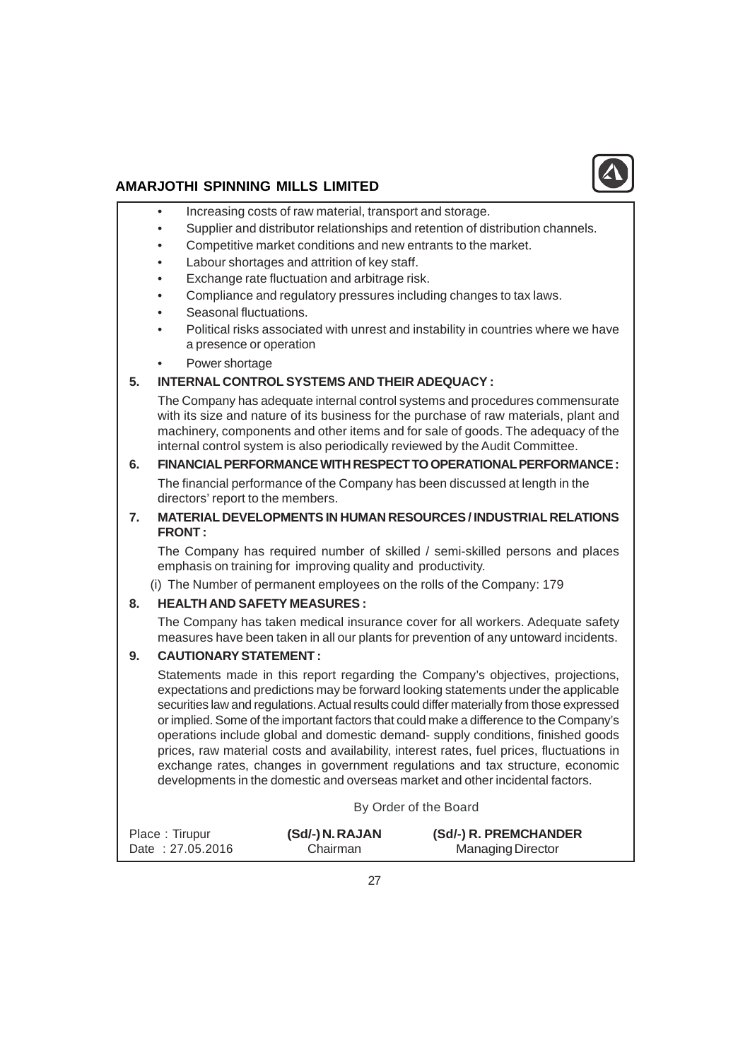- Increasing costs of raw material, transport and storage.
- Supplier and distributor relationships and retention of distribution channels.
- Competitive market conditions and new entrants to the market.
- Labour shortages and attrition of key staff.
- Exchange rate fluctuation and arbitrage risk.
- Compliance and regulatory pressures including changes to tax laws.
- Seasonal fluctuations.
- Political risks associated with unrest and instability in countries where we have a presence or operation
- Power shortage

**5. INTERNAL CONTROL SYSTEMS AND THEIR ADEQUACY :**

The Company has adequate internal control systems and procedures commensurate with its size and nature of its business for the purchase of raw materials, plant and machinery, components and other items and for sale of goods. The adequacy of the internal control system is also periodically reviewed by the Audit Committee.

**6. FINANCIAL PERFORMANCE WITH RESPECT TO OPERATIONAL PERFORMANCE :**

The financial performance of the Company has been discussed at length in the directors' report to the members.

**7. MATERIAL DEVELOPMENTS IN HUMAN RESOURCES / INDUSTRIAL RELATIONS FRONT :**

The Company has required number of skilled / semi-skilled persons and places emphasis on training for improving quality and productivity.

(i) The Number of permanent employees on the rolls of the Company: 179

**8. HEALTH AND SAFETY MEASURES :**

The Company has taken medical insurance cover for all workers. Adequate safety measures have been taken in all our plants for prevention of any untoward incidents.

**9. CAUTIONARY STATEMENT :**

Statements made in this report regarding the Company's objectives, projections, expectations and predictions may be forward looking statements under the applicable securities law and regulations. Actual results could differ materially from those expressed or implied. Some of the important factors that could make a difference to the Company's operations include global and domestic demand- supply conditions, finished goods prices, raw material costs and availability, interest rates, fuel prices, fluctuations in exchange rates, changes in government regulations and tax structure, economic developments in the domestic and overseas market and other incidental factors.

By Order of the Board

| Place : Tirupur | **(Sd/-) N. RAJAN** | **(Sd/-) R. PREMCHANDER** |
|---|---|---|
| Date : 27.05.2016 | Chairman | Managing Director |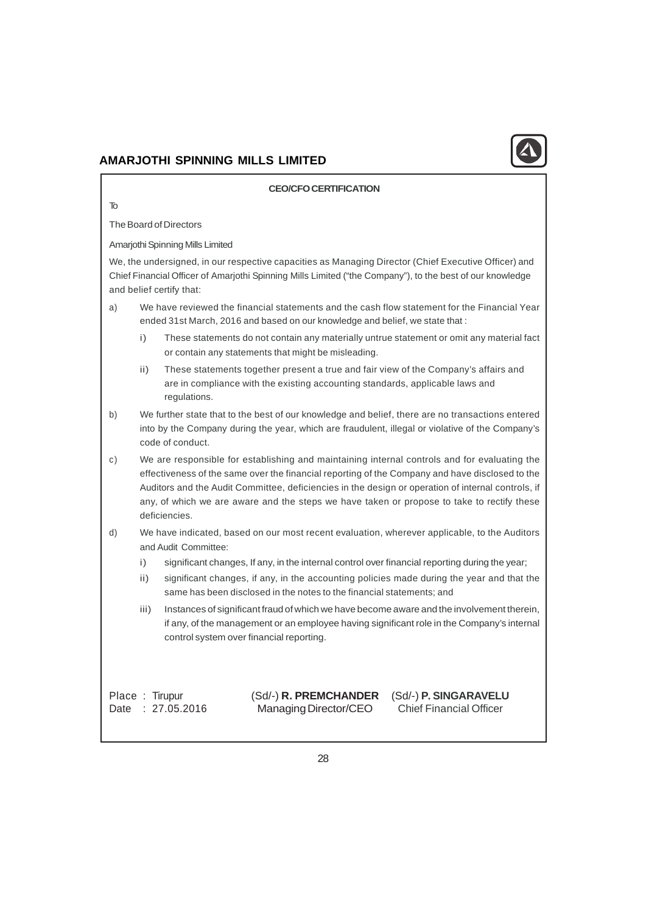## CEO/CFO CERTIFICATION

To

The Board of Directors

Amarjothi Spinning Mills Limited

We, the undersigned, in our respective capacities as Managing Director (Chief Executive Officer) and Chief Financial Officer of Amarjothi Spinning Mills Limited ("the Company"), to the best of our knowledge and belief certify that:

a) We have reviewed the financial statements and the cash flow statement for the Financial Year ended 31st March, 2016 and based on our knowledge and belief, we state that :

   i) These statements do not contain any materially untrue statement or omit any material fact or contain any statements that might be misleading.

   ii) These statements together present a true and fair view of the Company's affairs and are in compliance with the existing accounting standards, applicable laws and regulations.

b) We further state that to the best of our knowledge and belief, there are no transactions entered into by the Company during the year, which are fraudulent, illegal or violative of the Company's code of conduct.

c) We are responsible for establishing and maintaining internal controls and for evaluating the effectiveness of the same over the financial reporting of the Company and have disclosed to the Auditors and the Audit Committee, deficiencies in the design or operation of internal controls, if any, of which we are aware and the steps we have taken or propose to take to rectify these deficiencies.

d) We have indicated, based on our most recent evaluation, wherever applicable, to the Auditors and Audit Committee:

   i) significant changes, If any, in the internal control over financial reporting during the year;

   ii) significant changes, if any, in the accounting policies made during the year and that the same has been disclosed in the notes to the financial statements; and

   iii) Instances of significant fraud of which we have become aware and the involvement therein, if any, of the management or an employee having significant role in the Company's internal control system over financial reporting.

Place : Tirupur
Date : 27.05.2016

(Sd/-) **R. PREMCHANDER**
Managing Director/CEO

(Sd/-) **P. SINGARAVELU**
Chief Financial Officer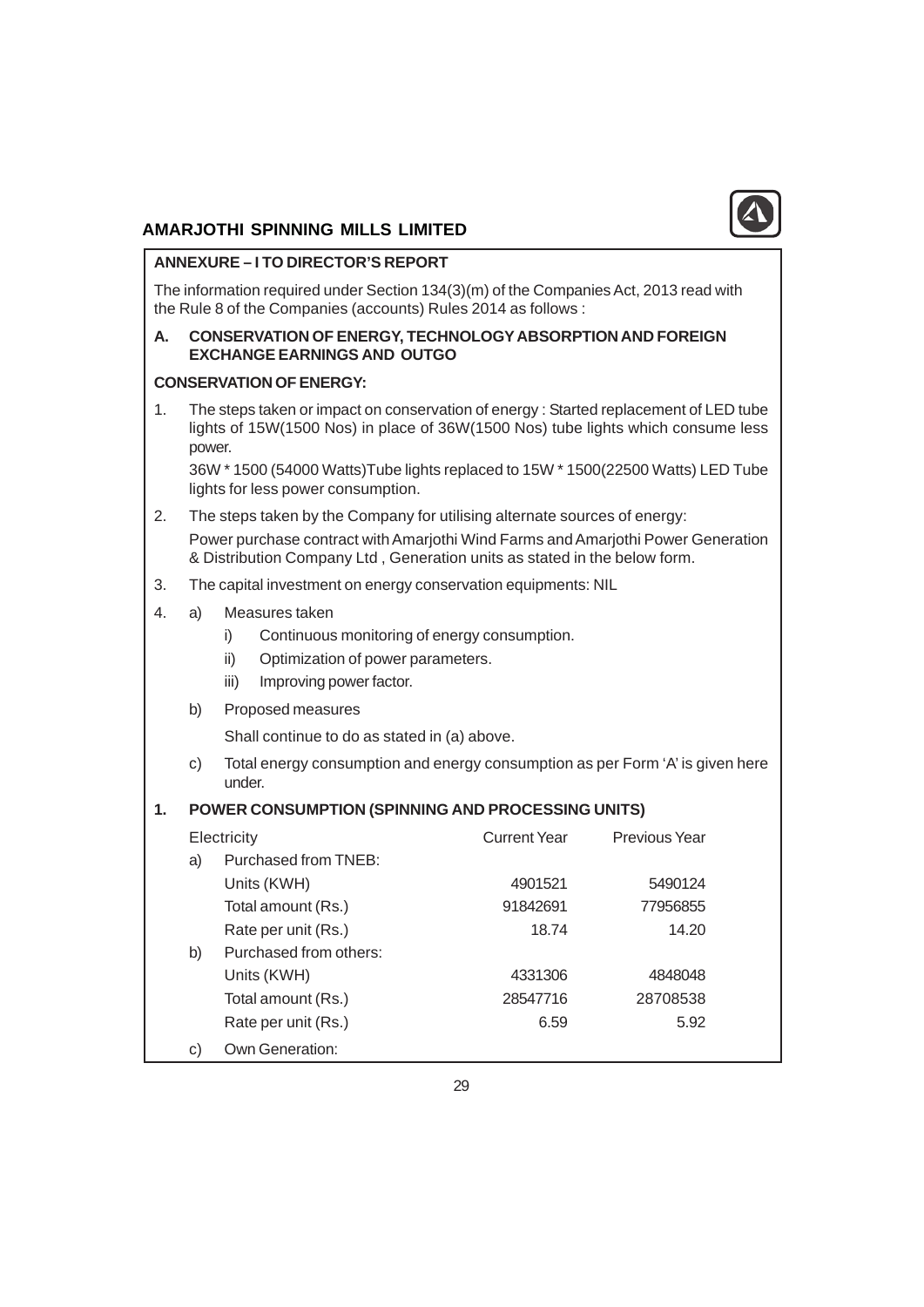**ANNEXURE – I TO DIRECTOR'S REPORT**

The information required under Section 134(3)(m) of the Companies Act, 2013 read with the Rule 8 of the Companies (accounts) Rules 2014 as follows :

**A. CONSERVATION OF ENERGY, TECHNOLOGY ABSORPTION AND FOREIGN EXCHANGE EARNINGS AND OUTGO**

**CONSERVATION OF ENERGY:**

1. The steps taken or impact on conservation of energy : Started replacement of LED tube lights of 15W(1500 Nos) in place of 36W(1500 Nos) tube lights which consume less power.

   36W * 1500 (54000 Watts)Tube lights replaced to 15W * 1500(22500 Watts) LED Tube lights for less power consumption.

2. The steps taken by the Company for utilising alternate sources of energy:

   Power purchase contract with Amarjothi Wind Farms and Amarjothi Power Generation & Distribution Company Ltd , Generation units as stated in the below form.

3. The capital investment on energy conservation equipments: NIL

4. a) Measures taken
      i) Continuous monitoring of energy consumption.
      ii) Optimization of power parameters.
      iii) Improving power factor.

   b) Proposed measures

      Shall continue to do as stated in (a) above.

   c) Total energy consumption and energy consumption as per Form 'A' is given here under.

**1. POWER CONSUMPTION (SPINNING AND PROCESSING UNITS)**

| | Electricity | Current Year | Previous Year |
|---|---|---|---|
| a) | Purchased from TNEB: | | |
| | Units (KWH) | 4901521 | 5490124 |
| | Total amount (Rs.) | 91842691 | 77956855 |
| | Rate per unit (Rs.) | 18.74 | 14.20 |
| b) | Purchased from others: | | |
| | Units (KWH) | 4331306 | 4848048 |
| | Total amount (Rs.) | 28547716 | 28708538 |
| | Rate per unit (Rs.) | 6.59 | 5.92 |
| c) | Own Generation: | | |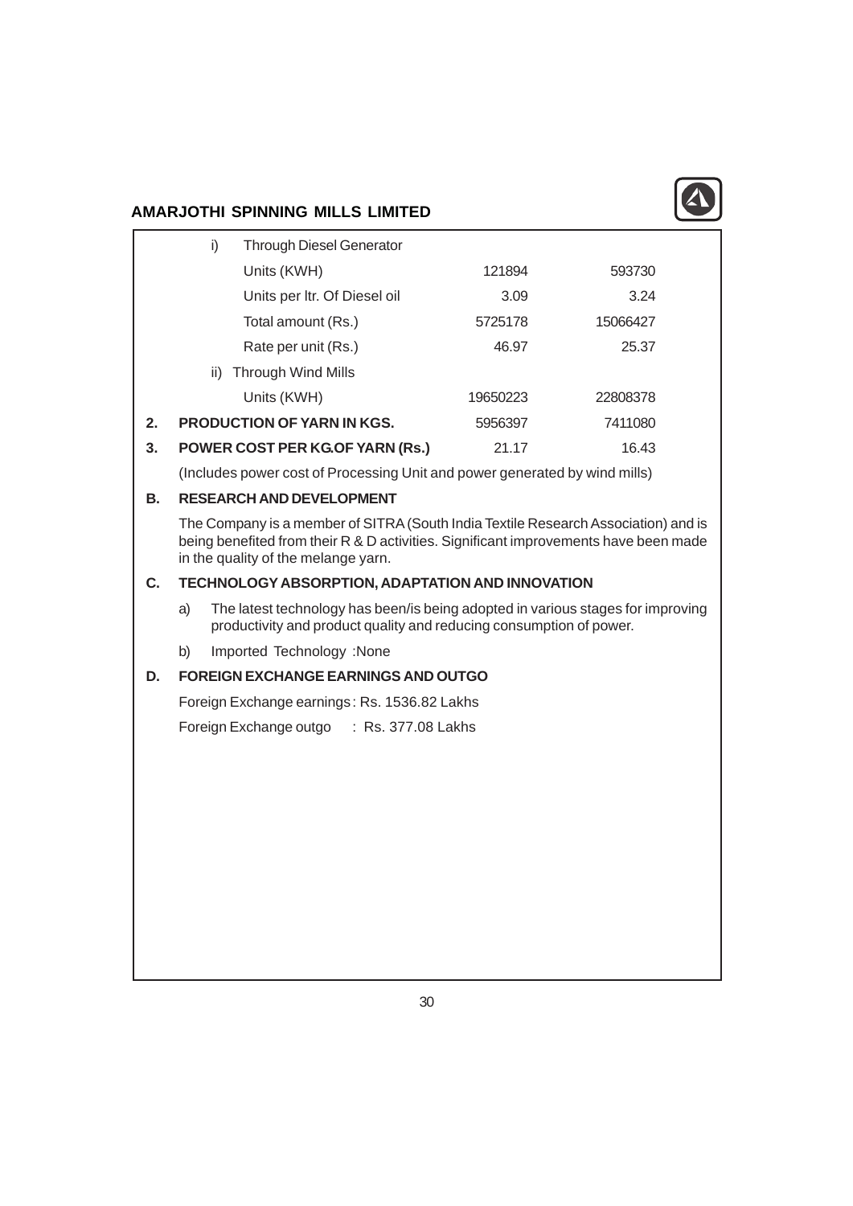| | | |
|---|---|---|
| i) Through Diesel Generator | | |
| Units (KWH) | 121894 | 593730 |
| Units per ltr. Of Diesel oil | 3.09 | 3.24 |
| Total amount (Rs.) | 5725178 | 15066427 |
| Rate per unit (Rs.) | 46.97 | 25.37 |
| ii) Through Wind Mills | | |
| Units (KWH) | 19650223 | 22808378 |
| **2. PRODUCTION OF YARN IN KGS.** | 5956397 | 7411080 |
| **3. POWER COST PER KG.OF YARN (Rs.)** | 21.17 | 16.43 |

(Includes power cost of Processing Unit and power generated by wind mills)

## B. RESEARCH AND DEVELOPMENT

The Company is a member of SITRA (South India Textile Research Association) and is being benefited from their R & D activities. Significant improvements have been made in the quality of the melange yarn.

## C. TECHNOLOGY ABSORPTION, ADAPTATION AND INNOVATION

a) The latest technology has been/is being adopted in various stages for improving productivity and product quality and reducing consumption of power.

b) Imported Technology :None

## D. FOREIGN EXCHANGE EARNINGS AND OUTGO

Foreign Exchange earnings : Rs. 1536.82 Lakhs

Foreign Exchange outgo : Rs. 377.08 Lakhs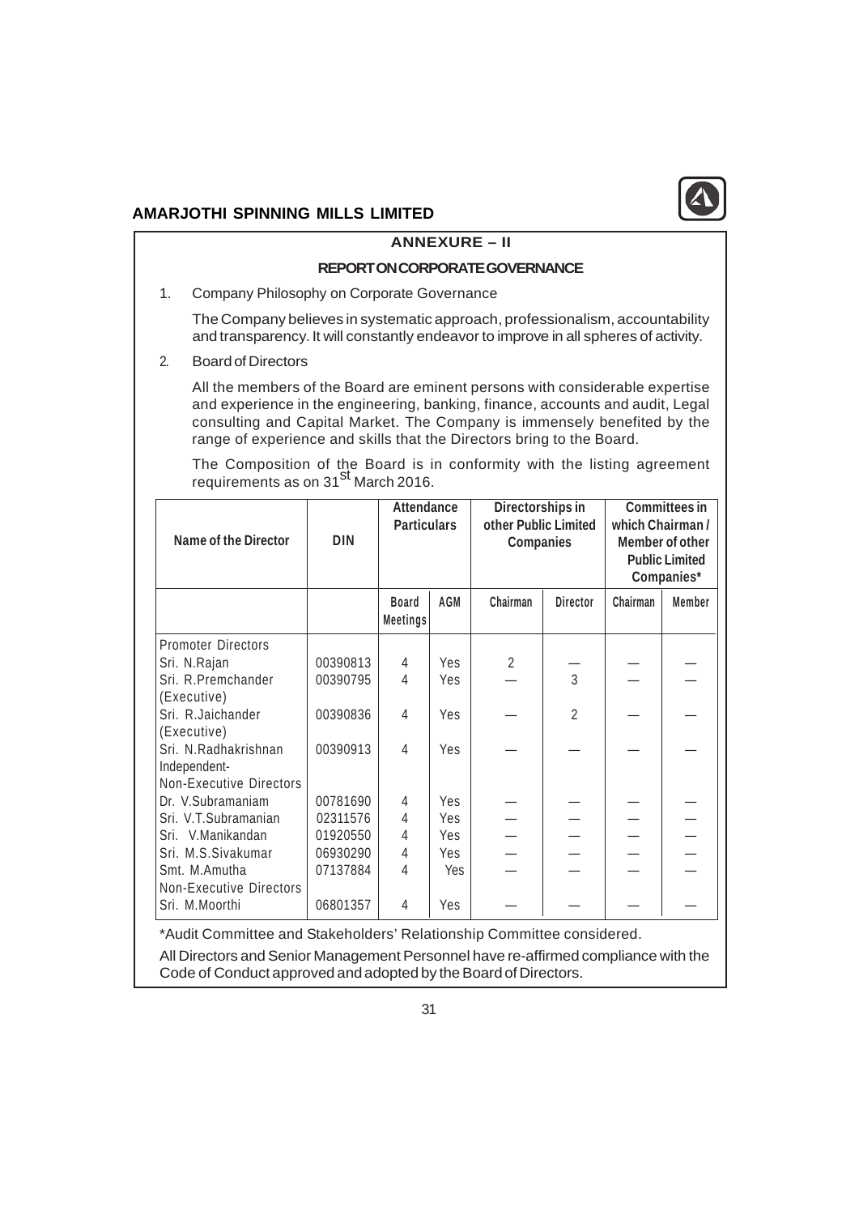## ANNEXURE – II

## REPORT ON CORPORATE GOVERNANCE

1. Company Philosophy on Corporate Governance

   The Company believes in systematic approach, professionalism, accountability and transparency. It will constantly endeavor to improve in all spheres of activity.

2. Board of Directors

   All the members of the Board are eminent persons with considerable expertise and experience in the engineering, banking, finance, accounts and audit, Legal consulting and Capital Market. The Company is immensely benefited by the range of experience and skills that the Directors bring to the Board.

   The Composition of the Board is in conformity with the listing agreement requirements as on 31st March 2016.

| Name of the Director | DIN | Attendance Particulars | | Directorships in other Public Limited Companies | | Committees in which Chairman / Member of other Public Limited Companies* | |
|---|---|---|---|---|---|---|---|
| | | Board Meetings | AGM | Chairman | Director | Chairman | Member |
| Promoter Directors | | | | | | | |
| Sri. N.Rajan | 00390813 | 4 | Yes | 2 | — | — | — |
| Sri. R.Premchander (Executive) | 00390795 | 4 | Yes | — | 3 | — | — |
| Sri. R.Jaichander (Executive) | 00390836 | 4 | Yes | — | 2 | — | — |
| Sri. N.Radhakrishnan | 00390913 | 4 | Yes | — | — | — | — |
| Independent- Non-Executive Directors | | | | | | | |
| Dr. V.Subramaniam | 00781690 | 4 | Yes | — | — | — | — |
| Sri. V.T.Subramanian | 02311576 | 4 | Yes | — | — | — | — |
| Sri. V.Manikandan | 01920550 | 4 | Yes | — | — | — | — |
| Sri. M.S.Sivakumar | 06930290 | 4 | Yes | — | — | — | — |
| Smt. M.Amutha | 07137884 | 4 | Yes | — | — | — | — |
| Non-Executive Directors | | | | | | | |
| Sri. M.Moorthi | 06801357 | 4 | Yes | — | — | — | — |

*Audit Committee and Stakeholders' Relationship Committee considered.

All Directors and Senior Management Personnel have re-affirmed compliance with the Code of Conduct approved and adopted by the Board of Directors.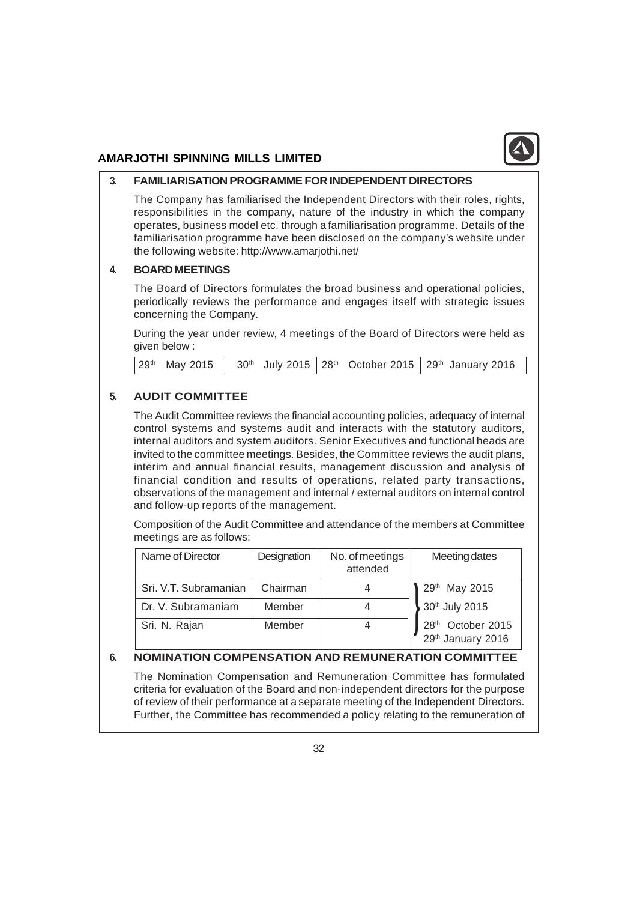## 3. FAMILIARISATION PROGRAMME FOR INDEPENDENT DIRECTORS

The Company has familiarised the Independent Directors with their roles, rights, responsibilities in the company, nature of the industry in which the company operates, business model etc. through a familiarisation programme. Details of the familiarisation programme have been disclosed on the company's website under the following website: http://www.amarjothi.net/

## 4. BOARD MEETINGS

The Board of Directors formulates the broad business and operational policies, periodically reviews the performance and engages itself with strategic issues concerning the Company.

During the year under review, 4 meetings of the Board of Directors were held as given below :

| 29th May 2015 | 30th July 2015 | 28th October 2015 | 29th January 2016 |
|---|---|---|---|

## 5. AUDIT COMMITTEE

The Audit Committee reviews the financial accounting policies, adequacy of internal control systems and systems audit and interacts with the statutory auditors, internal auditors and system auditors. Senior Executives and functional heads are invited to the committee meetings. Besides, the Committee reviews the audit plans, interim and annual financial results, management discussion and analysis of financial condition and results of operations, related party transactions, observations of the management and internal / external auditors on internal control and follow-up reports of the management.

Composition of the Audit Committee and attendance of the members at Committee meetings are as follows:

| Name of Director | Designation | No. of meetings attended | Meeting dates |
|---|---|---|---|
| Sri. V.T. Subramanian | Chairman | 4 | 29th May 2015 |
| Dr. V. Subramaniam | Member | 4 | 30th July 2015 |
| Sri. N. Rajan | Member | 4 | 28th October 2015<br>29th January 2016 |

## 6. NOMINATION COMPENSATION AND REMUNERATION COMMITTEE

The Nomination Compensation and Remuneration Committee has formulated criteria for evaluation of the Board and non-independent directors for the purpose of review of their performance at a separate meeting of the Independent Directors. Further, the Committee has recommended a policy relating to the remuneration of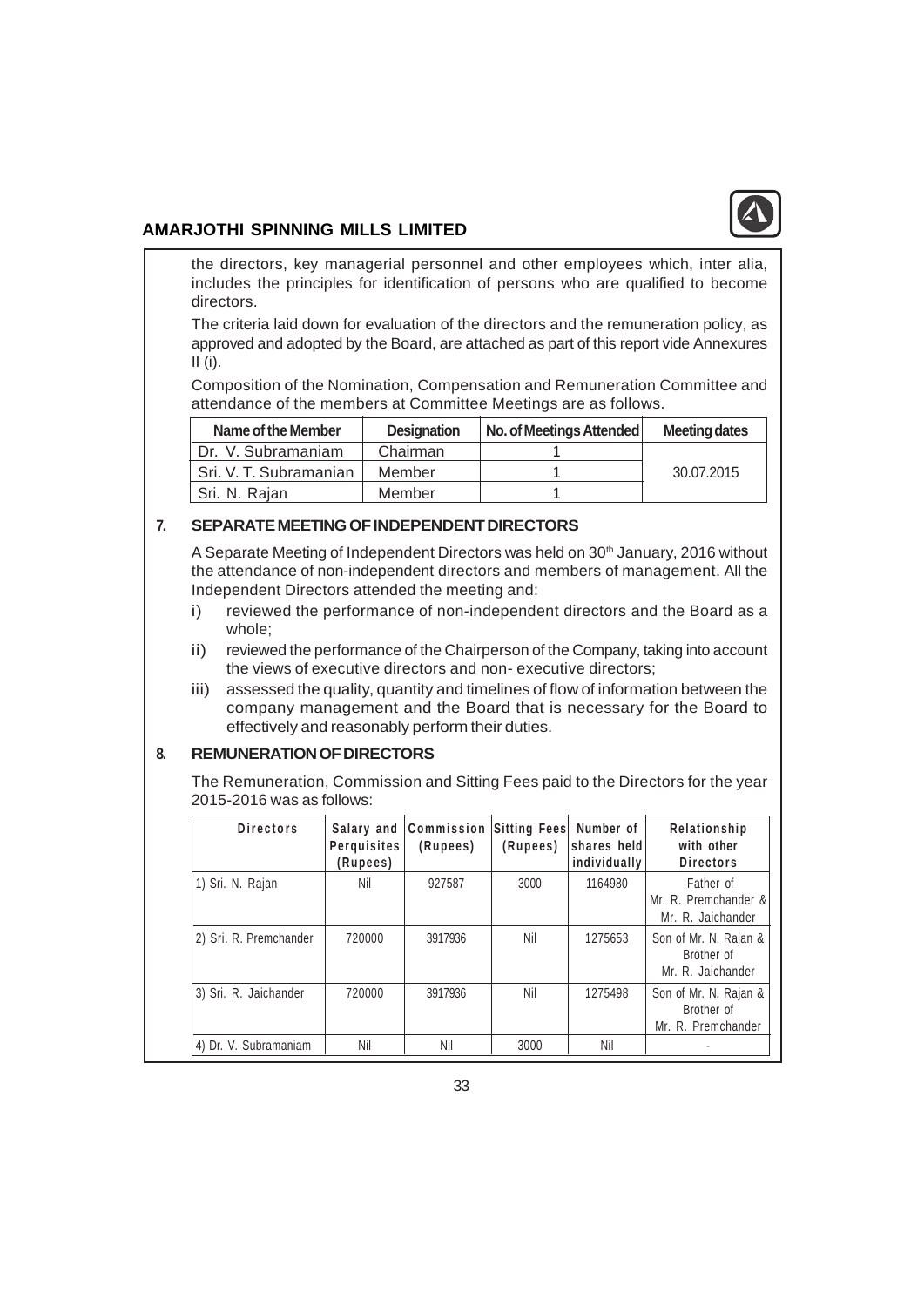the directors, key managerial personnel and other employees which, inter alia, includes the principles for identification of persons who are qualified to become directors.

The criteria laid down for evaluation of the directors and the remuneration policy, as approved and adopted by the Board, are attached as part of this report vide Annexures II (i).

Composition of the Nomination, Compensation and Remuneration Committee and attendance of the members at Committee Meetings are as follows.

| Name of the Member | Designation | No. of Meetings Attended | Meeting dates |
|---|---|---|---|
| Dr. V. Subramaniam | Chairman | 1 | 30.07.2015 |
| Sri. V. T. Subramanian | Member | 1 | |
| Sri. N. Rajan | Member | 1 | |

## 7. SEPARATE MEETING OF INDEPENDENT DIRECTORS

A Separate Meeting of Independent Directors was held on 30th January, 2016 without the attendance of non-independent directors and members of management. All the Independent Directors attended the meeting and:

i) reviewed the performance of non-independent directors and the Board as a whole;

ii) reviewed the performance of the Chairperson of the Company, taking into account the views of executive directors and non- executive directors;

iii) assessed the quality, quantity and timelines of flow of information between the company management and the Board that is necessary for the Board to effectively and reasonably perform their duties.

## 8. REMUNERATION OF DIRECTORS

The Remuneration, Commission and Sitting Fees paid to the Directors for the year 2015-2016 was as follows:

| Directors | Salary and Perquisites (Rupees) | Commission (Rupees) | Sitting Fees (Rupees) | Number of shares held individually | Relationship with other Directors |
|---|---|---|---|---|---|
| 1) Sri. N. Rajan | Nil | 927587 | 3000 | 1164980 | Father of Mr. R. Premchander & Mr. R. Jaichander |
| 2) Sri. R. Premchander | 720000 | 3917936 | Nil | 1275653 | Son of Mr. N. Rajan & Brother of Mr. R. Jaichander |
| 3) Sri. R. Jaichander | 720000 | 3917936 | Nil | 1275498 | Son of Mr. N. Rajan & Brother of Mr. R. Premchander |
| 4) Dr. V. Subramaniam | Nil | Nil | 3000 | Nil | - |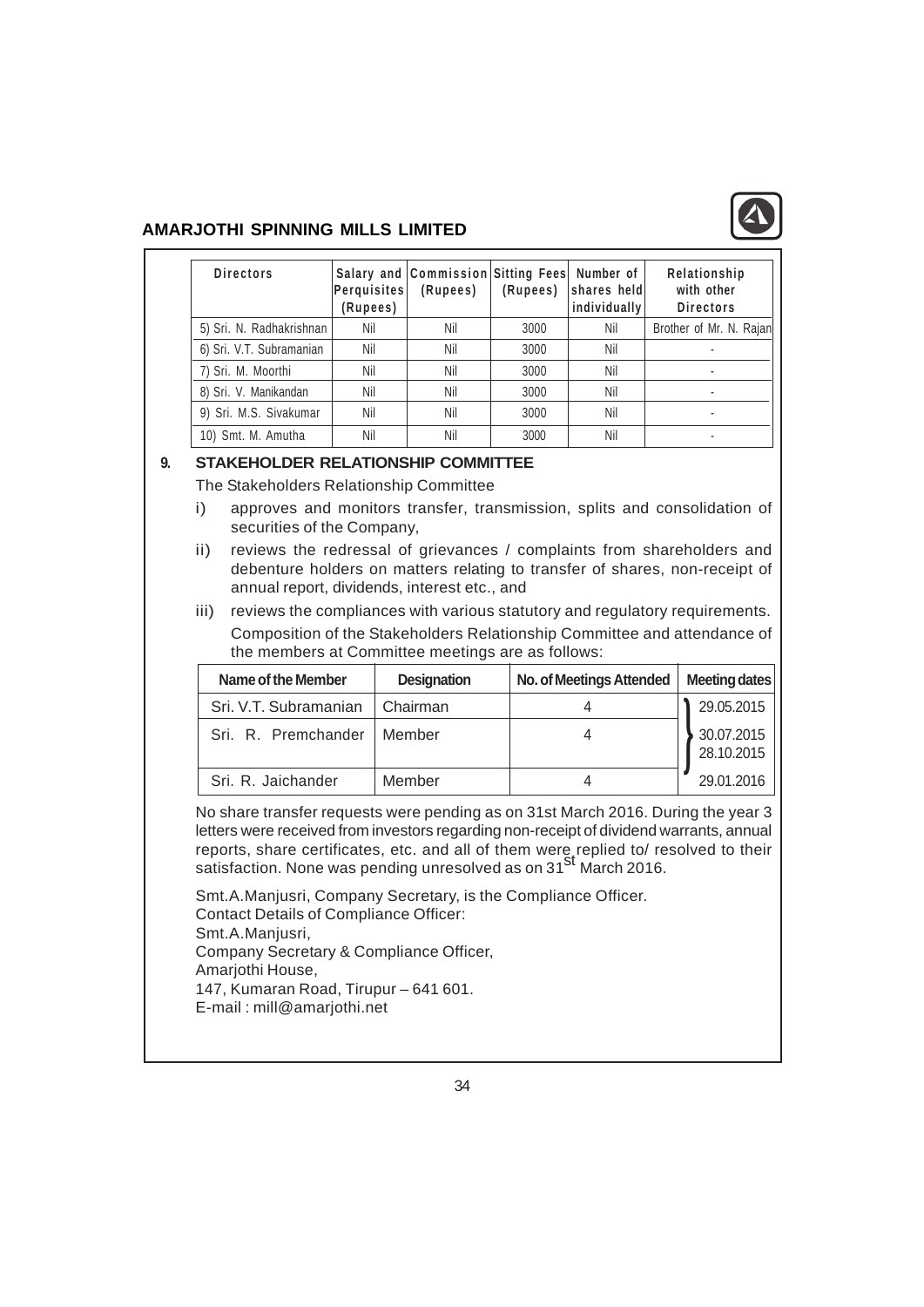| Directors | Salary and Perquisites (Rupees) | Commission (Rupees) | Sitting Fees (Rupees) | Number of shares held individually | Relationship with other Directors |
|---|---|---|---|---|---|
| 5) Sri. N. Radhakrishnan | Nil | Nil | 3000 | Nil | Brother of Mr. N. Rajan |
| 6) Sri. V.T. Subramanian | Nil | Nil | 3000 | Nil | - |
| 7) Sri. M. Moorthi | Nil | Nil | 3000 | Nil | - |
| 8) Sri. V. Manikandan | Nil | Nil | 3000 | Nil | - |
| 9) Sri. M.S. Sivakumar | Nil | Nil | 3000 | Nil | - |
| 10) Smt. M. Amutha | Nil | Nil | 3000 | Nil | - |

## 9. STAKEHOLDER RELATIONSHIP COMMITTEE

The Stakeholders Relationship Committee

i) approves and monitors transfer, transmission, splits and consolidation of securities of the Company,

ii) reviews the redressal of grievances / complaints from shareholders and debenture holders on matters relating to transfer of shares, non-receipt of annual report, dividends, interest etc., and

iii) reviews the compliances with various statutory and regulatory requirements.

Composition of the Stakeholders Relationship Committee and attendance of the members at Committee meetings are as follows:

| Name of the Member | Designation | No. of Meetings Attended | Meeting dates |
|---|---|---|---|
| Sri. V.T. Subramanian | Chairman | 4 | 29.05.2015 |
| Sri. R. Premchander | Member | 4 | 30.07.2015<br>28.10.2015 |
| Sri. R. Jaichander | Member | 4 | 29.01.2016 |

No share transfer requests were pending as on 31st March 2016. During the year 3 letters were received from investors regarding non-receipt of dividend warrants, annual reports, share certificates, etc. and all of them were replied to/ resolved to their satisfaction. None was pending unresolved as on 31st March 2016.

Smt.A.Manjusri, Company Secretary, is the Compliance Officer.
Contact Details of Compliance Officer:
Smt.A.Manjusri,
Company Secretary & Compliance Officer,
Amarjothi House,
147, Kumaran Road, Tirupur – 641 601.
E-mail : mill@amarjothi.net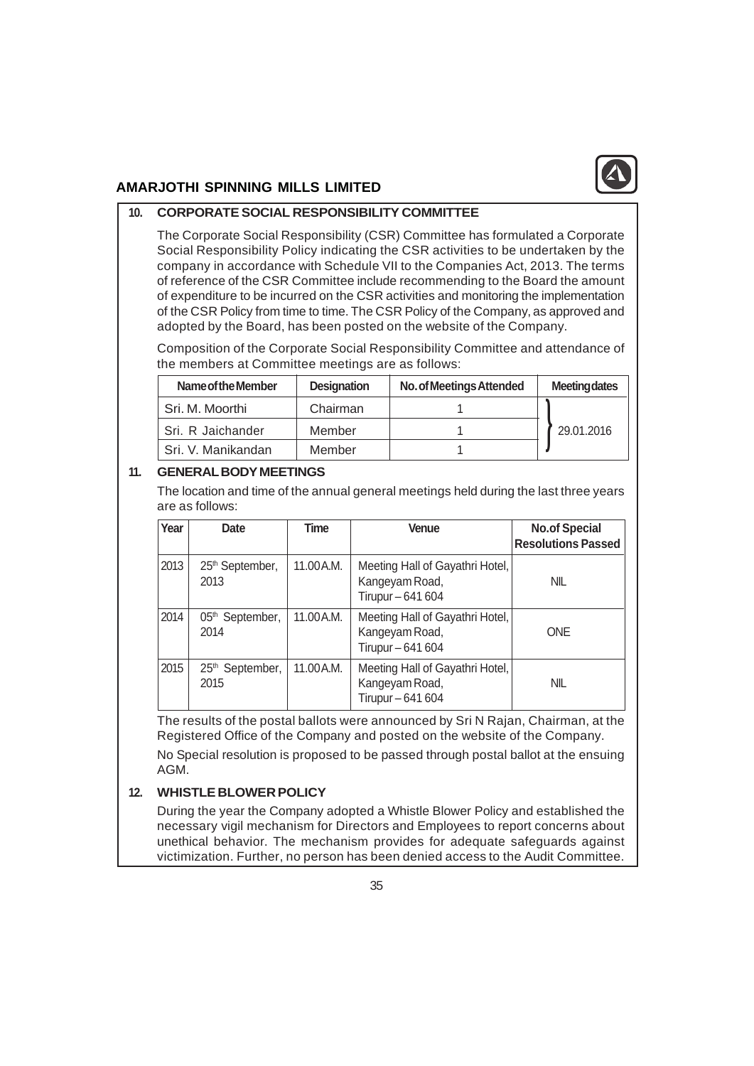### 10. CORPORATE SOCIAL RESPONSIBILITY COMMITTEE

The Corporate Social Responsibility (CSR) Committee has formulated a Corporate Social Responsibility Policy indicating the CSR activities to be undertaken by the company in accordance with Schedule VII to the Companies Act, 2013. The terms of reference of the CSR Committee include recommending to the Board the amount of expenditure to be incurred on the CSR activities and monitoring the implementation of the CSR Policy from time to time. The CSR Policy of the Company, as approved and adopted by the Board, has been posted on the website of the Company.

Composition of the Corporate Social Responsibility Committee and attendance of the members at Committee meetings are as follows:

| Name of the Member | Designation | No. of Meetings Attended | Meeting dates |
|---|---|---|---|
| Sri. M. Moorthi | Chairman | 1 | 29.01.2016 |
| Sri. R Jaichander | Member | 1 | |
| Sri. V. Manikandan | Member | 1 | |

### 11. GENERAL BODY MEETINGS

The location and time of the annual general meetings held during the last three years are as follows:

| Year | Date | Time | Venue | No.of Special Resolutions Passed |
|---|---|---|---|---|
| 2013 | 25th September, 2013 | 11.00 A.M. | Meeting Hall of Gayathri Hotel, Kangeyam Road, Tirupur – 641 604 | NIL |
| 2014 | 05th September, 2014 | 11.00 A.M. | Meeting Hall of Gayathri Hotel, Kangeyam Road, Tirupur – 641 604 | ONE |
| 2015 | 25th September, 2015 | 11.00 A.M. | Meeting Hall of Gayathri Hotel, Kangeyam Road, Tirupur – 641 604 | NIL |

The results of the postal ballots were announced by Sri N Rajan, Chairman, at the Registered Office of the Company and posted on the website of the Company.

No Special resolution is proposed to be passed through postal ballot at the ensuing AGM.

### 12. WHISTLE BLOWER POLICY

During the year the Company adopted a Whistle Blower Policy and established the necessary vigil mechanism for Directors and Employees to report concerns about unethical behavior. The mechanism provides for adequate safeguards against victimization. Further, no person has been denied access to the Audit Committee.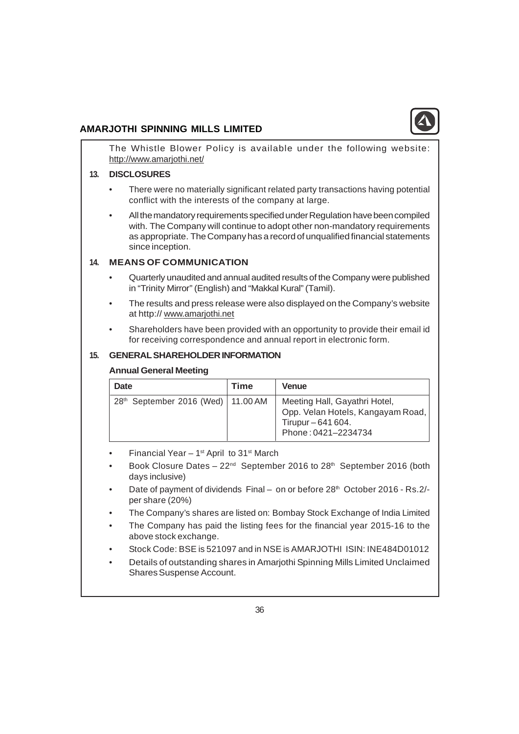The Whistle Blower Policy is available under the following website: http://www.amarjothi.net/

## 13. DISCLOSURES

- There were no materially significant related party transactions having potential conflict with the interests of the company at large.
- All the mandatory requirements specified under Regulation have been compiled with. The Company will continue to adopt other non-mandatory requirements as appropriate. The Company has a record of unqualified financial statements since inception.

## 14. MEANS OF COMMUNICATION

- Quarterly unaudited and annual audited results of the Company were published in "Trinity Mirror" (English) and "Makkal Kural" (Tamil).
- The results and press release were also displayed on the Company's website at http:// www.amarjothi.net
- Shareholders have been provided with an opportunity to provide their email id for receiving correspondence and annual report in electronic form.

## 15. GENERAL SHAREHOLDER INFORMATION

**Annual General Meeting**

| Date | Time | Venue |
|---|---|---|
| 28th September 2016 (Wed) | 11.00 AM | Meeting Hall, Gayathri Hotel, Opp. Velan Hotels, Kangayam Road, Tirupur – 641 604. Phone : 0421–2234734 |

- Financial Year – 1st April to 31st March
- Book Closure Dates – 22nd September 2016 to 28th September 2016 (both days inclusive)
- Date of payment of dividends Final – on or before 28th October 2016 - Rs.2/- per share (20%)
- The Company's shares are listed on: Bombay Stock Exchange of India Limited
- The Company has paid the listing fees for the financial year 2015-16 to the above stock exchange.
- Stock Code: BSE is 521097 and in NSE is AMARJOTHI ISIN: INE484D01012
- Details of outstanding shares in Amarjothi Spinning Mills Limited Unclaimed Shares Suspense Account.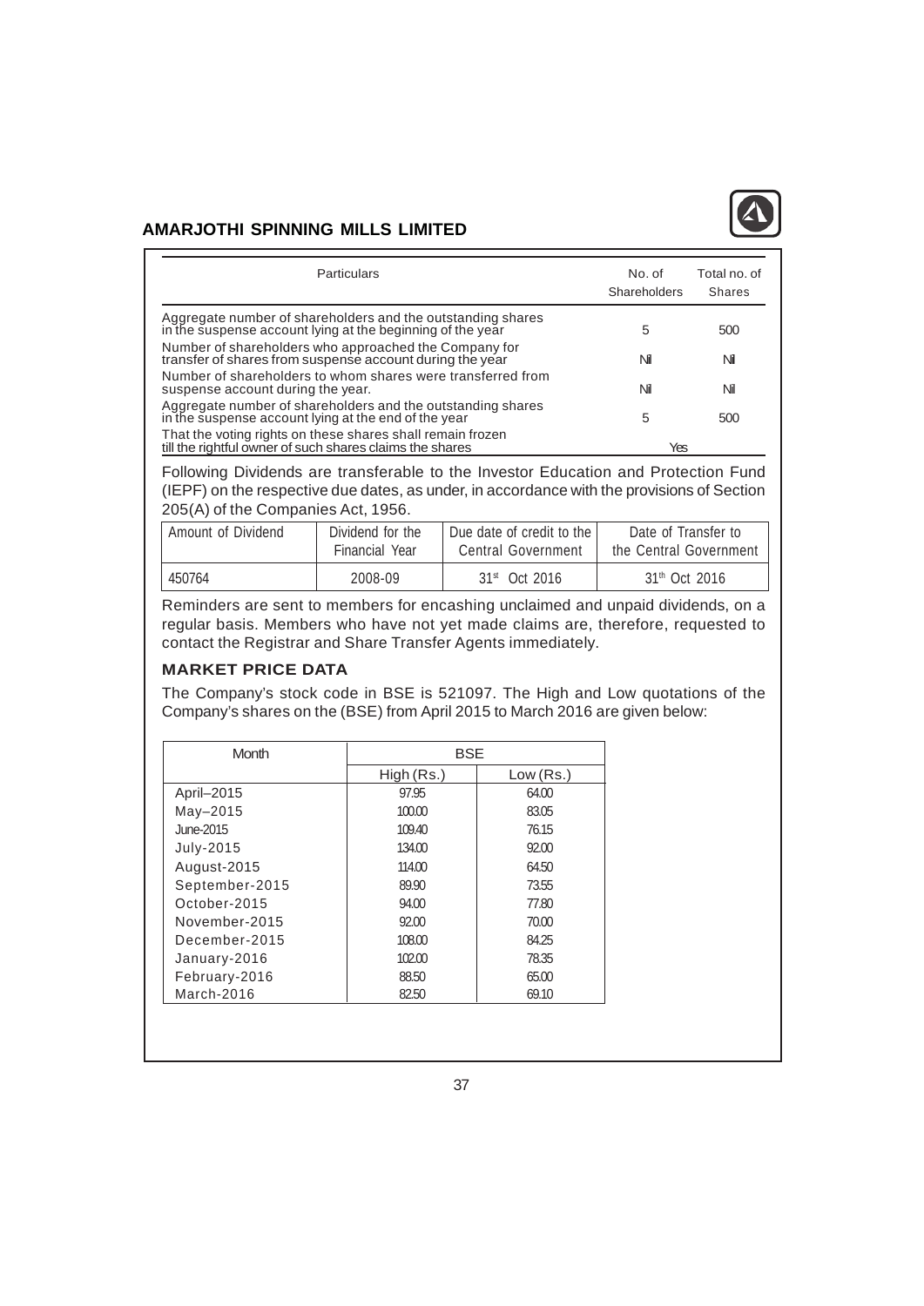| Particulars | No. of Shareholders | Total no. of Shares |
|---|---|---|
| Aggregate number of shareholders and the outstanding shares in the suspense account lying at the beginning of the year | 5 | 500 |
| Number of shareholders who approached the Company for transfer of shares from suspense account during the year | Nil | Nil |
| Number of shareholders to whom shares were transferred from suspense account during the year. | Nil | Nil |
| Aggregate number of shareholders and the outstanding shares in the suspense account lying at the end of the year | 5 | 500 |
| That the voting rights on these shares shall remain frozen till the rightful owner of such shares claims the shares | Yes | |

Following Dividends are transferable to the Investor Education and Protection Fund (IEPF) on the respective due dates, as under, in accordance with the provisions of Section 205(A) of the Companies Act, 1956.

| Amount of Dividend | Dividend for the Financial Year | Due date of credit to the Central Government | Date of Transfer to the Central Government |
|---|---|---|---|
| 450764 | 2008-09 | 31st Oct 2016 | 31th Oct 2016 |

Reminders are sent to members for encashing unclaimed and unpaid dividends, on a regular basis. Members who have not yet made claims are, therefore, requested to contact the Registrar and Share Transfer Agents immediately.

## MARKET PRICE DATA

The Company's stock code in BSE is 521097. The High and Low quotations of the Company's shares on the (BSE) from April 2015 to March 2016 are given below:

| Month | BSE | |
|---|---|---|
| | High (Rs.) | Low (Rs.) |
| April–2015 | 97.95 | 64.00 |
| May–2015 | 100.00 | 83.05 |
| June-2015 | 109.40 | 76.15 |
| July-2015 | 134.00 | 92.00 |
| August-2015 | 114.00 | 64.50 |
| September-2015 | 89.90 | 73.55 |
| October-2015 | 94.00 | 77.80 |
| November-2015 | 92.00 | 70.00 |
| December-2015 | 108.00 | 84.25 |
| January-2016 | 102.00 | 78.35 |
| February-2016 | 88.50 | 65.00 |
| March-2016 | 82.50 | 69.10 |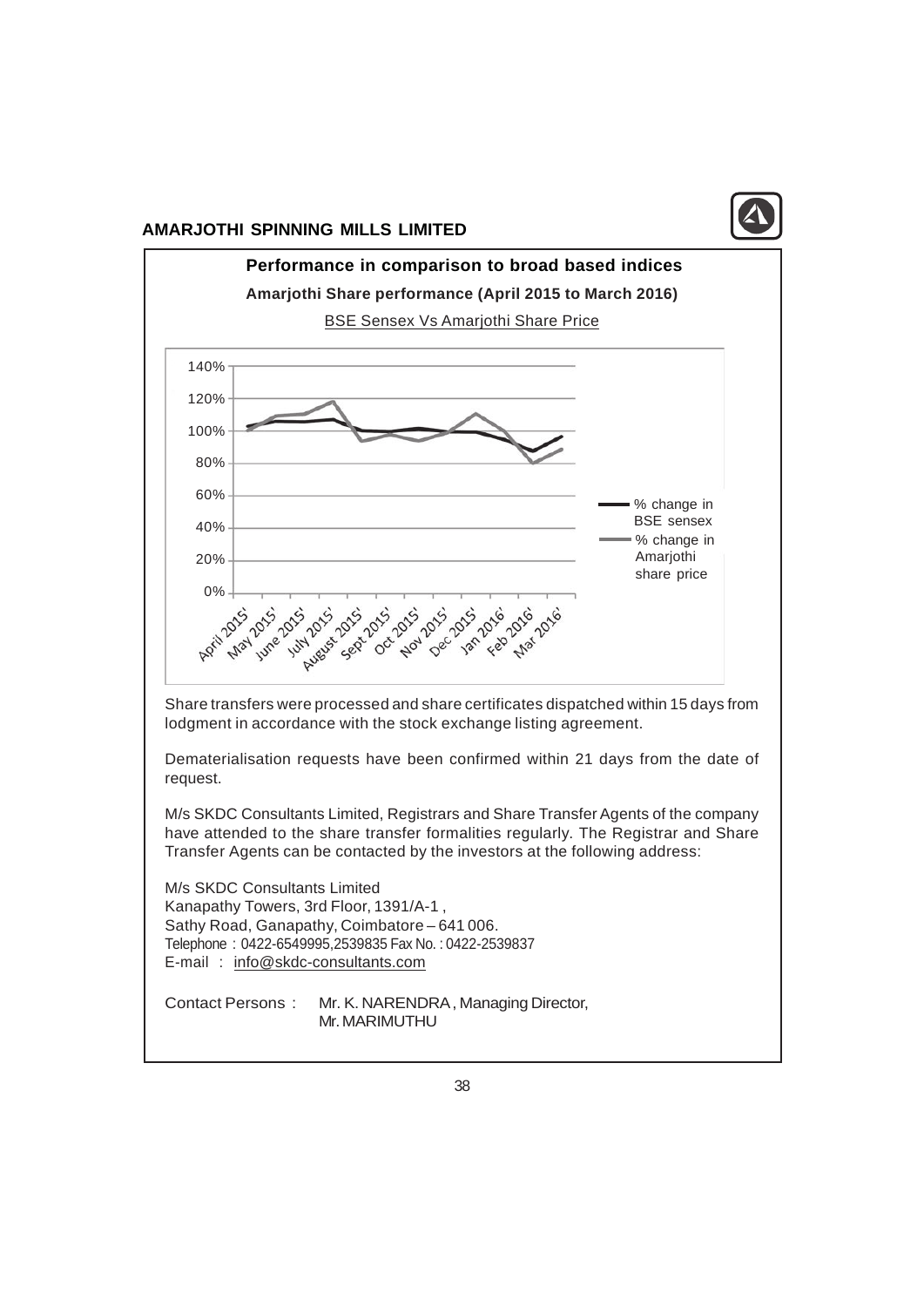## Performance in comparison to broad based indices

**Amarjothi Share performance (April 2015 to March 2016)**

BSE Sensex Vs Amarjothi Share Price

Share transfers were processed and share certificates dispatched within 15 days from lodgment in accordance with the stock exchange listing agreement.

Dematerialisation requests have been confirmed within 21 days from the date of request.

M/s SKDC Consultants Limited, Registrars and Share Transfer Agents of the company have attended to the share transfer formalities regularly. The Registrar and Share Transfer Agents can be contacted by the investors at the following address:

M/s SKDC Consultants Limited
Kanapathy Towers, 3rd Floor, 1391/A-1 ,
Sathy Road, Ganapathy, Coimbatore – 641 006.
Telephone : 0422-6549995,2539835 Fax No. : 0422-2539837
E-mail : info@skdc-consultants.com

Contact Persons : Mr. K. NARENDRA , Managing Director,
Mr. MARIMUTHU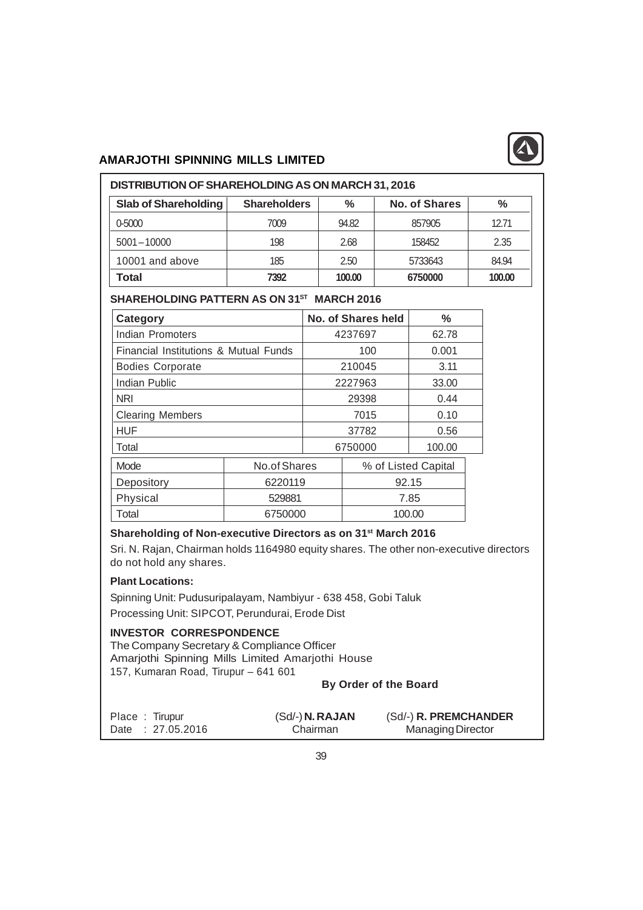## DISTRIBUTION OF SHAREHOLDING AS ON MARCH 31, 2016

| Slab of Shareholding | Shareholders | % | No. of Shares | % |
|---|---|---|---|---|
| 0-5000 | 7009 | 94.82 | 857905 | 12.71 |
| 5001 – 10000 | 198 | 2.68 | 158452 | 2.35 |
| 10001 and above | 185 | 2.50 | 5733643 | 84.94 |
| **Total** | **7392** | **100.00** | **6750000** | **100.00** |

## SHAREHOLDING PATTERN AS ON 31ST MARCH 2016

| Category | No. of Shares held | % |
|---|---|---|
| Indian Promoters | 4237697 | 62.78 |
| Financial Institutions & Mutual Funds | 100 | 0.001 |
| Bodies Corporate | 210045 | 3.11 |
| Indian Public | 2227963 | 33.00 |
| NRI | 29398 | 0.44 |
| Clearing Members | 7015 | 0.10 |
| HUF | 37782 | 0.56 |
| Total | 6750000 | 100.00 |

| Mode | No.of Shares | % of Listed Capital |
|---|---|---|
| Depository | 6220119 | 92.15 |
| Physical | 529881 | 7.85 |
| Total | 6750000 | 100.00 |

### Shareholding of Non-executive Directors as on 31st March 2016

Sri. N. Rajan, Chairman holds 1164980 equity shares. The other non-executive directors do not hold any shares.

### Plant Locations:

Spinning Unit: Pudusuripalayam, Nambiyur - 638 458, Gobi Taluk

Processing Unit: SIPCOT, Perundurai, Erode Dist

### INVESTOR CORRESPONDENCE

The Company Secretary & Compliance Officer
Amarjothi Spinning Mills Limited Amarjothi House
157, Kumaran Road, Tirupur – 641 601

**By Order of the Board**

| | | |
|---|---|---|
| Place : Tirupur | (Sd/-) **N. RAJAN** | (Sd/-) **R. PREMCHANDER** |
| Date : 27.05.2016 | Chairman | Managing Director |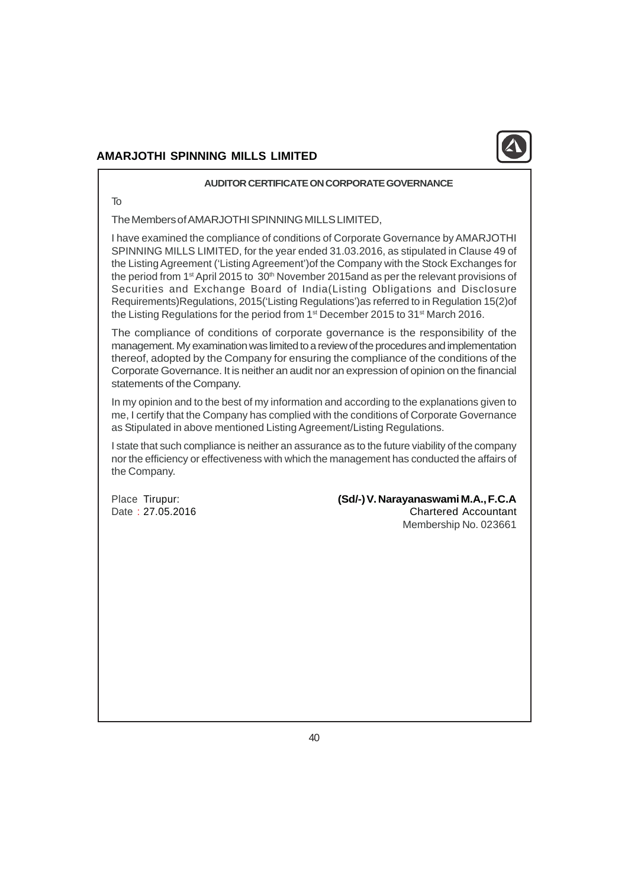## AUDITOR CERTIFICATE ON CORPORATE GOVERNANCE

To

The Members of AMARJOTHI SPINNING MILLS LIMITED,

I have examined the compliance of conditions of Corporate Governance by AMARJOTHI SPINNING MILLS LIMITED, for the year ended 31.03.2016, as stipulated in Clause 49 of the Listing Agreement ('Listing Agreement')of the Company with the Stock Exchanges for the period from 1st April 2015 to 30th November 2015and as per the relevant provisions of Securities and Exchange Board of India(Listing Obligations and Disclosure Requirements)Regulations, 2015('Listing Regulations')as referred to in Regulation 15(2)of the Listing Regulations for the period from 1st December 2015 to 31st March 2016.

The compliance of conditions of corporate governance is the responsibility of the management. My examination was limited to a review of the procedures and implementation thereof, adopted by the Company for ensuring the compliance of the conditions of the Corporate Governance. It is neither an audit nor an expression of opinion on the financial statements of the Company.

In my opinion and to the best of my information and according to the explanations given to me, I certify that the Company has complied with the conditions of Corporate Governance as Stipulated in above mentioned Listing Agreement/Listing Regulations.

I state that such compliance is neither an assurance as to the future viability of the company nor the efficiency or effectiveness with which the management has conducted the affairs of the Company.

Place Tirupur:
Date : 27.05.2016

**(Sd/-) V. Narayanaswami M.A., F.C.A**
Chartered Accountant
Membership No. 023661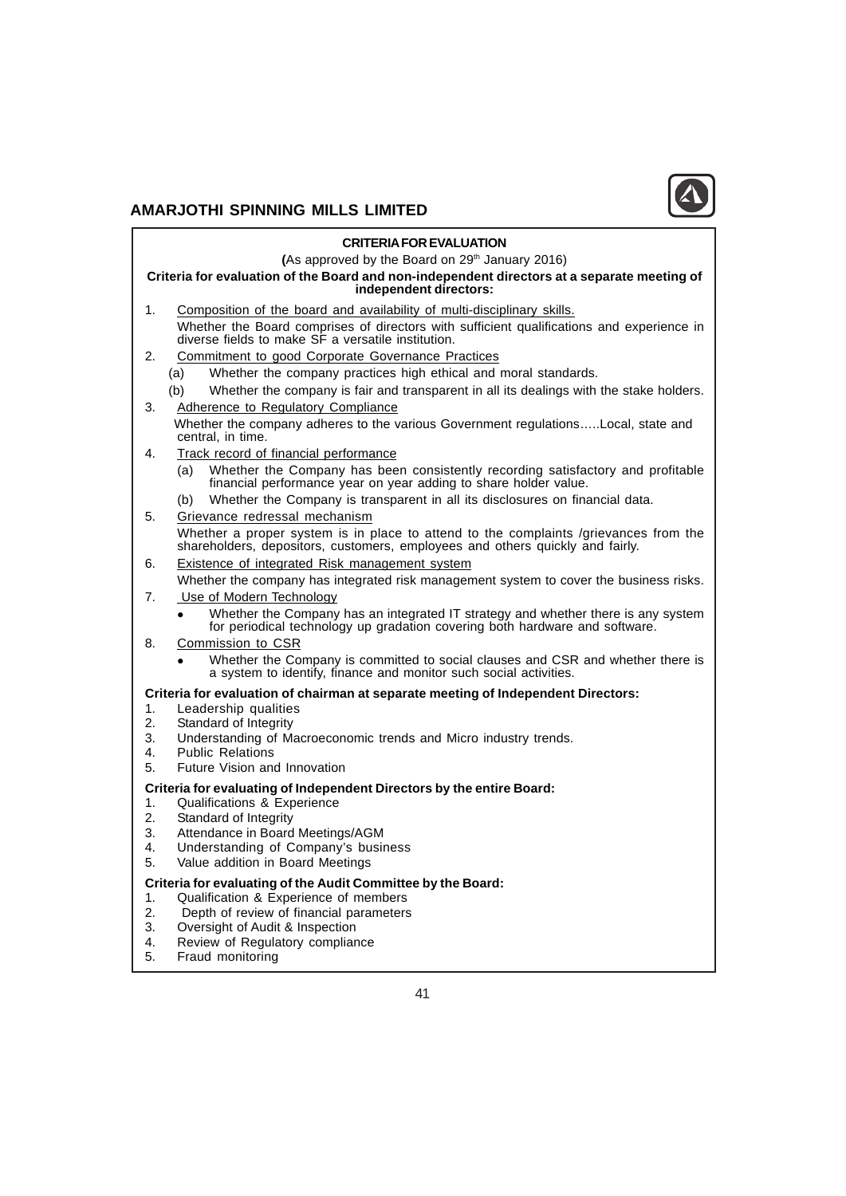## CRITERIA FOR EVALUATION

(As approved by the Board on 29th January 2016)

**Criteria for evaluation of the Board and non-independent directors at a separate meeting of independent directors:**

1. Composition of the board and availability of multi-disciplinary skills.

   Whether the Board comprises of directors with sufficient qualifications and experience in diverse fields to make SF a versatile institution.

2. Commitment to good Corporate Governance Practices

   (a) Whether the company practices high ethical and moral standards.

   (b) Whether the company is fair and transparent in all its dealings with the stake holders.

3. Adherence to Regulatory Compliance

   Whether the company adheres to the various Government regulations…..Local, state and central, in time.

4. Track record of financial performance

   (a) Whether the Company has been consistently recording satisfactory and profitable financial performance year on year adding to share holder value.

   (b) Whether the Company is transparent in all its disclosures on financial data.

5. Grievance redressal mechanism

   Whether a proper system is in place to attend to the complaints /grievances from the shareholders, depositors, customers, employees and others quickly and fairly.

6. Existence of integrated Risk management system

   Whether the company has integrated risk management system to cover the business risks.

7. Use of Modern Technology

   - Whether the Company has an integrated IT strategy and whether there is any system for periodical technology up gradation covering both hardware and software.

8. Commission to CSR

   - Whether the Company is committed to social clauses and CSR and whether there is a system to identify, finance and monitor such social activities.

**Criteria for evaluation of chairman at separate meeting of Independent Directors:**

1. Leadership qualities
2. Standard of Integrity
3. Understanding of Macroeconomic trends and Micro industry trends.
4. Public Relations
5. Future Vision and Innovation

**Criteria for evaluating of Independent Directors by the entire Board:**

1. Qualifications & Experience
2. Standard of Integrity
3. Attendance in Board Meetings/AGM
4. Understanding of Company's business
5. Value addition in Board Meetings

**Criteria for evaluating of the Audit Committee by the Board:**

1. Qualification & Experience of members
2. Depth of review of financial parameters
3. Oversight of Audit & Inspection
4. Review of Regulatory compliance
5. Fraud monitoring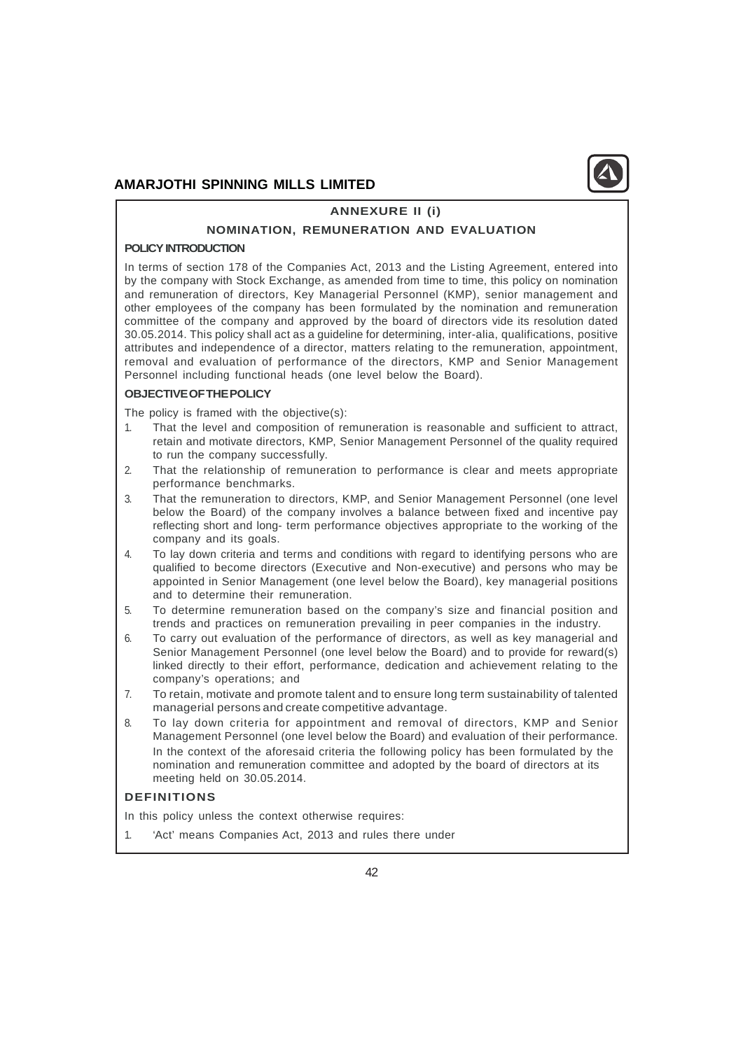## ANNEXURE II (i)

## NOMINATION, REMUNERATION AND EVALUATION

**POLICY INTRODUCTION**

In terms of section 178 of the Companies Act, 2013 and the Listing Agreement, entered into by the company with Stock Exchange, as amended from time to time, this policy on nomination and remuneration of directors, Key Managerial Personnel (KMP), senior management and other employees of the company has been formulated by the nomination and remuneration committee of the company and approved by the board of directors vide its resolution dated 30.05.2014. This policy shall act as a guideline for determining, inter-alia, qualifications, positive attributes and independence of a director, matters relating to the remuneration, appointment, removal and evaluation of performance of the directors, KMP and Senior Management Personnel including functional heads (one level below the Board).

**OBJECTIVE OF THE POLICY**

The policy is framed with the objective(s):

1. That the level and composition of remuneration is reasonable and sufficient to attract, retain and motivate directors, KMP, Senior Management Personnel of the quality required to run the company successfully.
2. That the relationship of remuneration to performance is clear and meets appropriate performance benchmarks.
3. That the remuneration to directors, KMP, and Senior Management Personnel (one level below the Board) of the company involves a balance between fixed and incentive pay reflecting short and long- term performance objectives appropriate to the working of the company and its goals.
4. To lay down criteria and terms and conditions with regard to identifying persons who are qualified to become directors (Executive and Non-executive) and persons who may be appointed in Senior Management (one level below the Board), key managerial positions and to determine their remuneration.
5. To determine remuneration based on the company's size and financial position and trends and practices on remuneration prevailing in peer companies in the industry.
6. To carry out evaluation of the performance of directors, as well as key managerial and Senior Management Personnel (one level below the Board) and to provide for reward(s) linked directly to their effort, performance, dedication and achievement relating to the company's operations; and
7. To retain, motivate and promote talent and to ensure long term sustainability of talented managerial persons and create competitive advantage.
8. To lay down criteria for appointment and removal of directors, KMP and Senior Management Personnel (one level below the Board) and evaluation of their performance. In the context of the aforesaid criteria the following policy has been formulated by the nomination and remuneration committee and adopted by the board of directors at its meeting held on 30.05.2014.

**DEFINITIONS**

In this policy unless the context otherwise requires:

1. 'Act' means Companies Act, 2013 and rules there under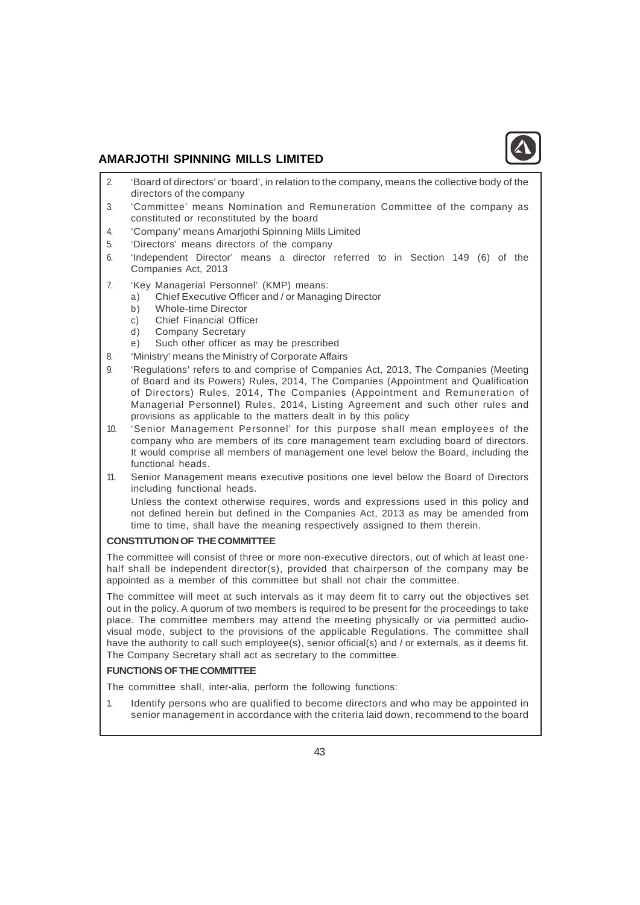2. 'Board of directors' or 'board', in relation to the company, means the collective body of the directors of the company
3. 'Committee' means Nomination and Remuneration Committee of the company as constituted or reconstituted by the board
4. 'Company' means Amarjothi Spinning Mills Limited
5. 'Directors' means directors of the company
6. 'Independent Director' means a director referred to in Section 149 (6) of the Companies Act, 2013
7. 'Key Managerial Personnel' (KMP) means:
   a) Chief Executive Officer and / or Managing Director
   b) Whole-time Director
   c) Chief Financial Officer
   d) Company Secretary
   e) Such other officer as may be prescribed
8. 'Ministry' means the Ministry of Corporate Affairs
9. 'Regulations' refers to and comprise of Companies Act, 2013, The Companies (Meeting of Board and its Powers) Rules, 2014, The Companies (Appointment and Qualification of Directors) Rules, 2014, The Companies (Appointment and Remuneration of Managerial Personnel) Rules, 2014, Listing Agreement and such other rules and provisions as applicable to the matters dealt in by this policy
10. 'Senior Management Personnel' for this purpose shall mean employees of the company who are members of its core management team excluding board of directors. It would comprise all members of management one level below the Board, including the functional heads.
11. Senior Management means executive positions one level below the Board of Directors including functional heads.

    Unless the context otherwise requires, words and expressions used in this policy and not defined herein but defined in the Companies Act, 2013 as may be amended from time to time, shall have the meaning respectively assigned to them therein.

**CONSTITUTION OF THE COMMITTEE**

The committee will consist of three or more non-executive directors, out of which at least one-half shall be independent director(s), provided that chairperson of the company may be appointed as a member of this committee but shall not chair the committee.

The committee will meet at such intervals as it may deem fit to carry out the objectives set out in the policy. A quorum of two members is required to be present for the proceedings to take place. The committee members may attend the meeting physically or via permitted audio-visual mode, subject to the provisions of the applicable Regulations. The committee shall have the authority to call such employee(s), senior official(s) and / or externals, as it deems fit. The Company Secretary shall act as secretary to the committee.

**FUNCTIONS OF THE COMMITTEE**

The committee shall, inter-alia, perform the following functions:

1. Identify persons who are qualified to become directors and who may be appointed in senior management in accordance with the criteria laid down, recommend to the board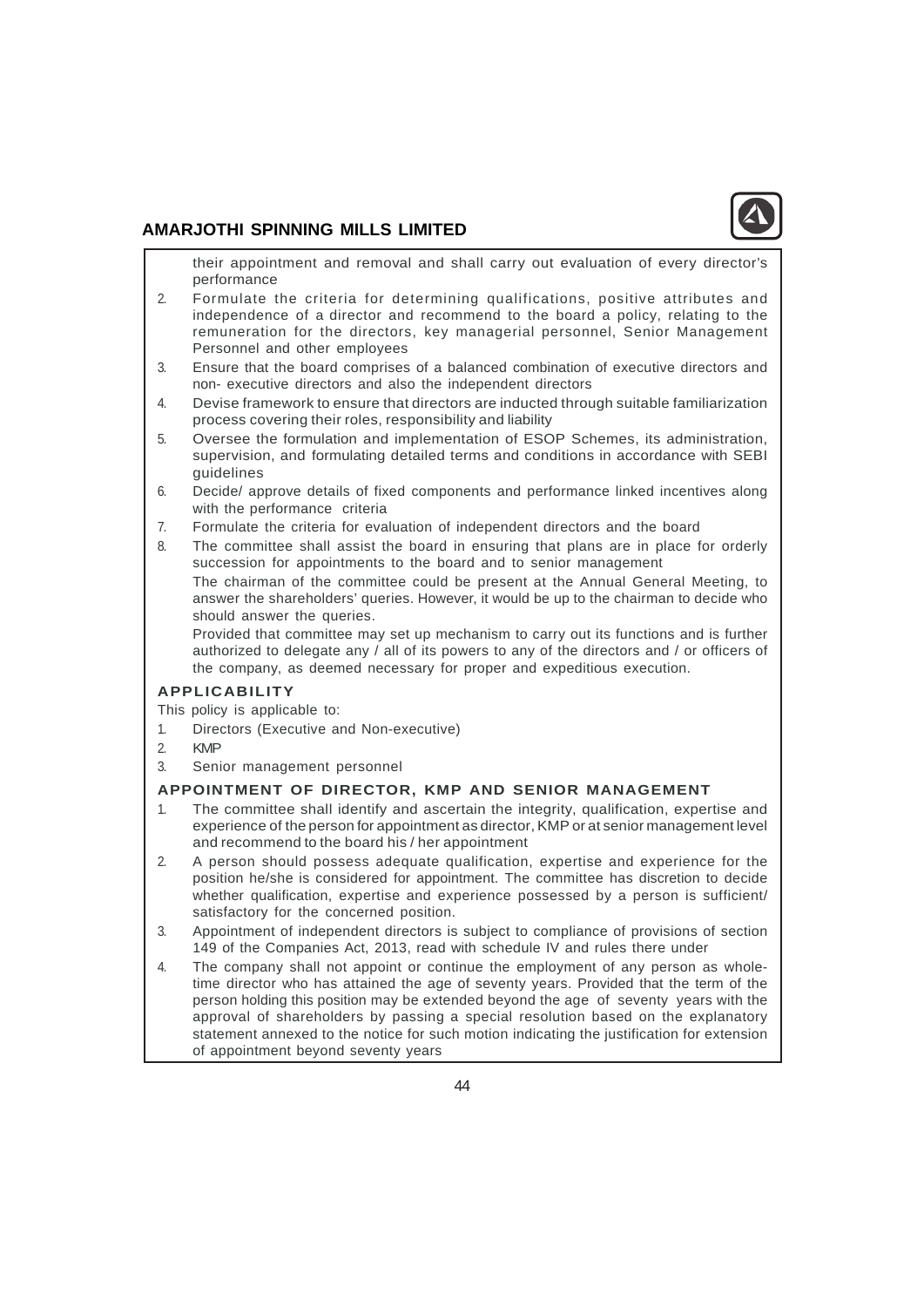their appointment and removal and shall carry out evaluation of every director's performance

2. Formulate the criteria for determining qualifications, positive attributes and independence of a director and recommend to the board a policy, relating to the remuneration for the directors, key managerial personnel, Senior Management Personnel and other employees
3. Ensure that the board comprises of a balanced combination of executive directors and non- executive directors and also the independent directors
4. Devise framework to ensure that directors are inducted through suitable familiarization process covering their roles, responsibility and liability
5. Oversee the formulation and implementation of ESOP Schemes, its administration, supervision, and formulating detailed terms and conditions in accordance with SEBI guidelines
6. Decide/ approve details of fixed components and performance linked incentives along with the performance criteria
7. Formulate the criteria for evaluation of independent directors and the board
8. The committee shall assist the board in ensuring that plans are in place for orderly succession for appointments to the board and to senior management

   The chairman of the committee could be present at the Annual General Meeting, to answer the shareholders' queries. However, it would be up to the chairman to decide who should answer the queries.

   Provided that committee may set up mechanism to carry out its functions and is further authorized to delegate any / all of its powers to any of the directors and / or officers of the company, as deemed necessary for proper and expeditious execution.

## APPLICABILITY

This policy is applicable to:

1. Directors (Executive and Non-executive)
2. KMP
3. Senior management personnel

## APPOINTMENT OF DIRECTOR, KMP AND SENIOR MANAGEMENT

1. The committee shall identify and ascertain the integrity, qualification, expertise and experience of the person for appointment as director, KMP or at senior management level and recommend to the board his / her appointment
2. A person should possess adequate qualification, expertise and experience for the position he/she is considered for appointment. The committee has discretion to decide whether qualification, expertise and experience possessed by a person is sufficient/ satisfactory for the concerned position.
3. Appointment of independent directors is subject to compliance of provisions of section 149 of the Companies Act, 2013, read with schedule IV and rules there under
4. The company shall not appoint or continue the employment of any person as whole-time director who has attained the age of seventy years. Provided that the term of the person holding this position may be extended beyond the age of seventy years with the approval of shareholders by passing a special resolution based on the explanatory statement annexed to the notice for such motion indicating the justification for extension of appointment beyond seventy years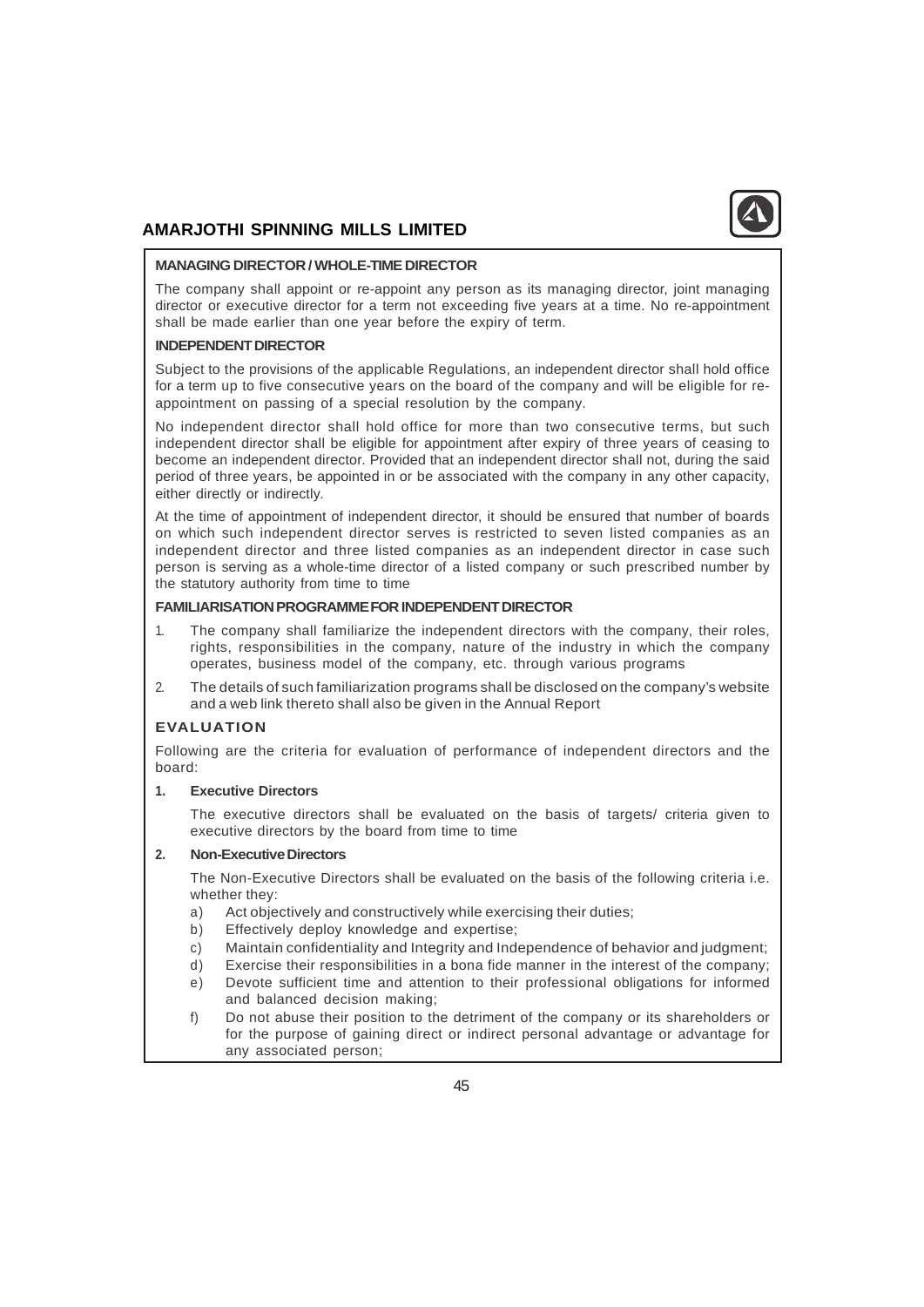#### MANAGING DIRECTOR / WHOLE-TIME DIRECTOR

The company shall appoint or re-appoint any person as its managing director, joint managing director or executive director for a term not exceeding five years at a time. No re-appointment shall be made earlier than one year before the expiry of term.

#### INDEPENDENT DIRECTOR

Subject to the provisions of the applicable Regulations, an independent director shall hold office for a term up to five consecutive years on the board of the company and will be eligible for re-appointment on passing of a special resolution by the company.

No independent director shall hold office for more than two consecutive terms, but such independent director shall be eligible for appointment after expiry of three years of ceasing to become an independent director. Provided that an independent director shall not, during the said period of three years, be appointed in or be associated with the company in any other capacity, either directly or indirectly.

At the time of appointment of independent director, it should be ensured that number of boards on which such independent director serves is restricted to seven listed companies as an independent director and three listed companies as an independent director in case such person is serving as a whole-time director of a listed company or such prescribed number by the statutory authority from time to time

#### FAMILIARISATION PROGRAMME FOR INDEPENDENT DIRECTOR

1. The company shall familiarize the independent directors with the company, their roles, rights, responsibilities in the company, nature of the industry in which the company operates, business model of the company, etc. through various programs
2. The details of such familiarization programs shall be disclosed on the company's website and a web link thereto shall also be given in the Annual Report

### EVALUATION

Following are the criteria for evaluation of performance of independent directors and the board:

1. **Executive Directors**

   The executive directors shall be evaluated on the basis of targets/ criteria given to executive directors by the board from time to time

2. **Non-Executive Directors**

   The Non-Executive Directors shall be evaluated on the basis of the following criteria i.e. whether they:

   a) Act objectively and constructively while exercising their duties;
   b) Effectively deploy knowledge and expertise;
   c) Maintain confidentiality and Integrity and Independence of behavior and judgment;
   d) Exercise their responsibilities in a bona fide manner in the interest of the company;
   e) Devote sufficient time and attention to their professional obligations for informed and balanced decision making;
   f) Do not abuse their position to the detriment of the company or its shareholders or for the purpose of gaining direct or indirect personal advantage or advantage for any associated person;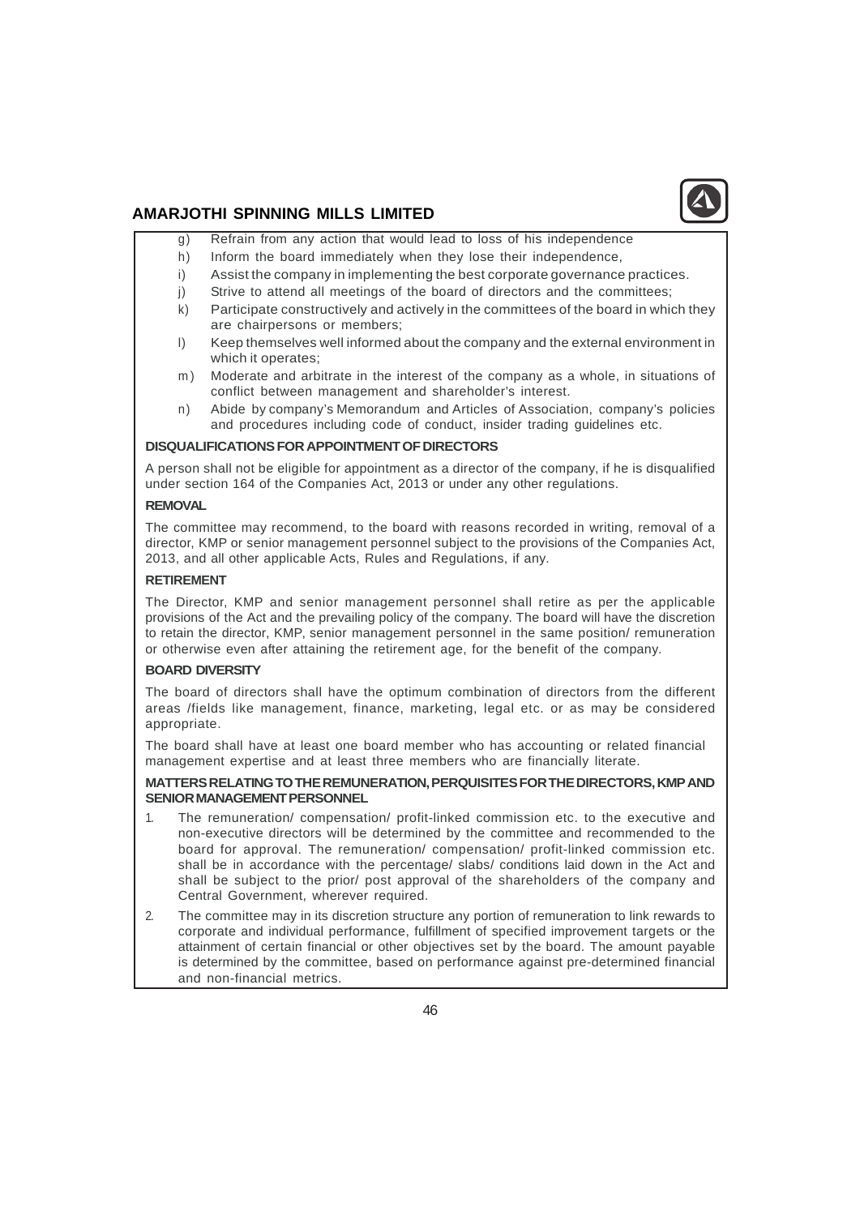g) Refrain from any action that would lead to loss of his independence

h) Inform the board immediately when they lose their independence,

i) Assist the company in implementing the best corporate governance practices.

j) Strive to attend all meetings of the board of directors and the committees;

k) Participate constructively and actively in the committees of the board in which they are chairpersons or members;

l) Keep themselves well informed about the company and the external environment in which it operates;

m) Moderate and arbitrate in the interest of the company as a whole, in situations of conflict between management and shareholder's interest.

n) Abide by company's Memorandum and Articles of Association, company's policies and procedures including code of conduct, insider trading guidelines etc.

**DISQUALIFICATIONS FOR APPOINTMENT OF DIRECTORS**

A person shall not be eligible for appointment as a director of the company, if he is disqualified under section 164 of the Companies Act, 2013 or under any other regulations.

**REMOVAL**

The committee may recommend, to the board with reasons recorded in writing, removal of a director, KMP or senior management personnel subject to the provisions of the Companies Act, 2013, and all other applicable Acts, Rules and Regulations, if any.

**RETIREMENT**

The Director, KMP and senior management personnel shall retire as per the applicable provisions of the Act and the prevailing policy of the company. The board will have the discretion to retain the director, KMP, senior management personnel in the same position/ remuneration or otherwise even after attaining the retirement age, for the benefit of the company.

**BOARD DIVERSITY**

The board of directors shall have the optimum combination of directors from the different areas /fields like management, finance, marketing, legal etc. or as may be considered appropriate.

The board shall have at least one board member who has accounting or related financial management expertise and at least three members who are financially literate.

**MATTERS RELATING TO THE REMUNERATION, PERQUISITES FOR THE DIRECTORS, KMP AND SENIOR MANAGEMENT PERSONNEL**

1. The remuneration/ compensation/ profit-linked commission etc. to the executive and non-executive directors will be determined by the committee and recommended to the board for approval. The remuneration/ compensation/ profit-linked commission etc. shall be in accordance with the percentage/ slabs/ conditions laid down in the Act and shall be subject to the prior/ post approval of the shareholders of the company and Central Government, wherever required.

2. The committee may in its discretion structure any portion of remuneration to link rewards to corporate and individual performance, fulfillment of specified improvement targets or the attainment of certain financial or other objectives set by the board. The amount payable is determined by the committee, based on performance against pre-determined financial and non-financial metrics.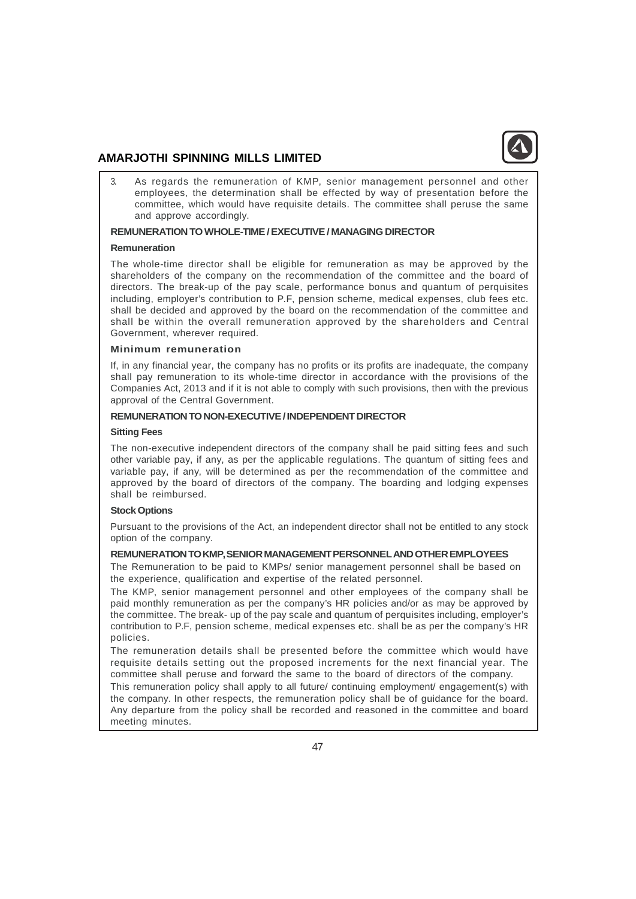3. As regards the remuneration of KMP, senior management personnel and other employees, the determination shall be effected by way of presentation before the committee, which would have requisite details. The committee shall peruse the same and approve accordingly.

## REMUNERATION TO WHOLE-TIME / EXECUTIVE / MANAGING DIRECTOR

### Remuneration

The whole-time director shall be eligible for remuneration as may be approved by the shareholders of the company on the recommendation of the committee and the board of directors. The break-up of the pay scale, performance bonus and quantum of perquisites including, employer's contribution to P.F, pension scheme, medical expenses, club fees etc. shall be decided and approved by the board on the recommendation of the committee and shall be within the overall remuneration approved by the shareholders and Central Government, wherever required.

### Minimum remuneration

If, in any financial year, the company has no profits or its profits are inadequate, the company shall pay remuneration to its whole-time director in accordance with the provisions of the Companies Act, 2013 and if it is not able to comply with such provisions, then with the previous approval of the Central Government.

## REMUNERATION TO NON-EXECUTIVE / INDEPENDENT DIRECTOR

### Sitting Fees

The non-executive independent directors of the company shall be paid sitting fees and such other variable pay, if any, as per the applicable regulations. The quantum of sitting fees and variable pay, if any, will be determined as per the recommendation of the committee and approved by the board of directors of the company. The boarding and lodging expenses shall be reimbursed.

### Stock Options

Pursuant to the provisions of the Act, an independent director shall not be entitled to any stock option of the company.

## REMUNERATION TO KMP, SENIOR MANAGEMENT PERSONNEL AND OTHER EMPLOYEES

The Remuneration to be paid to KMPs/ senior management personnel shall be based on the experience, qualification and expertise of the related personnel.

The KMP, senior management personnel and other employees of the company shall be paid monthly remuneration as per the company's HR policies and/or as may be approved by the committee. The break- up of the pay scale and quantum of perquisites including, employer's contribution to P.F, pension scheme, medical expenses etc. shall be as per the company's HR policies.

The remuneration details shall be presented before the committee which would have requisite details setting out the proposed increments for the next financial year. The committee shall peruse and forward the same to the board of directors of the company.

This remuneration policy shall apply to all future/ continuing employment/ engagement(s) with the company. In other respects, the remuneration policy shall be of guidance for the board. Any departure from the policy shall be recorded and reasoned in the committee and board meeting minutes.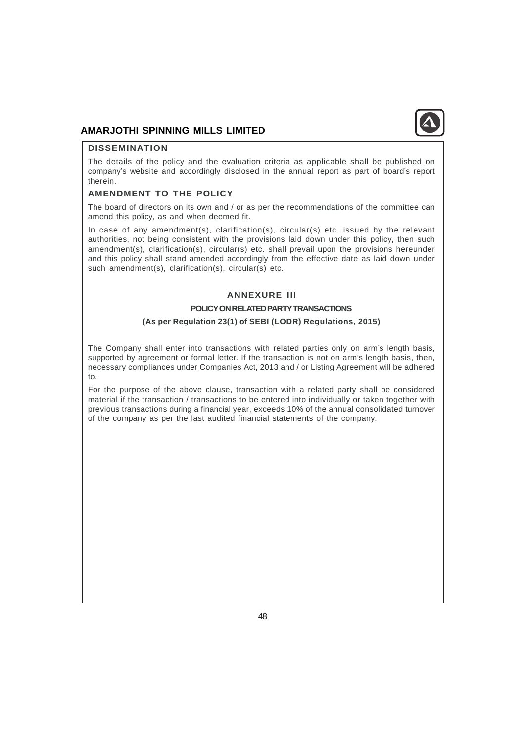## DISSEMINATION

The details of the policy and the evaluation criteria as applicable shall be published on company's website and accordingly disclosed in the annual report as part of board's report therein.

## AMENDMENT TO THE POLICY

The board of directors on its own and / or as per the recommendations of the committee can amend this policy, as and when deemed fit.

In case of any amendment(s), clarification(s), circular(s) etc. issued by the relevant authorities, not being consistent with the provisions laid down under this policy, then such amendment(s), clarification(s), circular(s) etc. shall prevail upon the provisions hereunder and this policy shall stand amended accordingly from the effective date as laid down under such amendment(s), clarification(s), circular(s) etc.

# ANNEXURE III

## POLICY ON RELATED PARTY TRANSACTIONS

**(As per Regulation 23(1) of SEBI (LODR) Regulations, 2015)**

The Company shall enter into transactions with related parties only on arm's length basis, supported by agreement or formal letter. If the transaction is not on arm's length basis, then, necessary compliances under Companies Act, 2013 and / or Listing Agreement will be adhered to.

For the purpose of the above clause, transaction with a related party shall be considered material if the transaction / transactions to be entered into individually or taken together with previous transactions during a financial year, exceeds 10% of the annual consolidated turnover of the company as per the last audited financial statements of the company.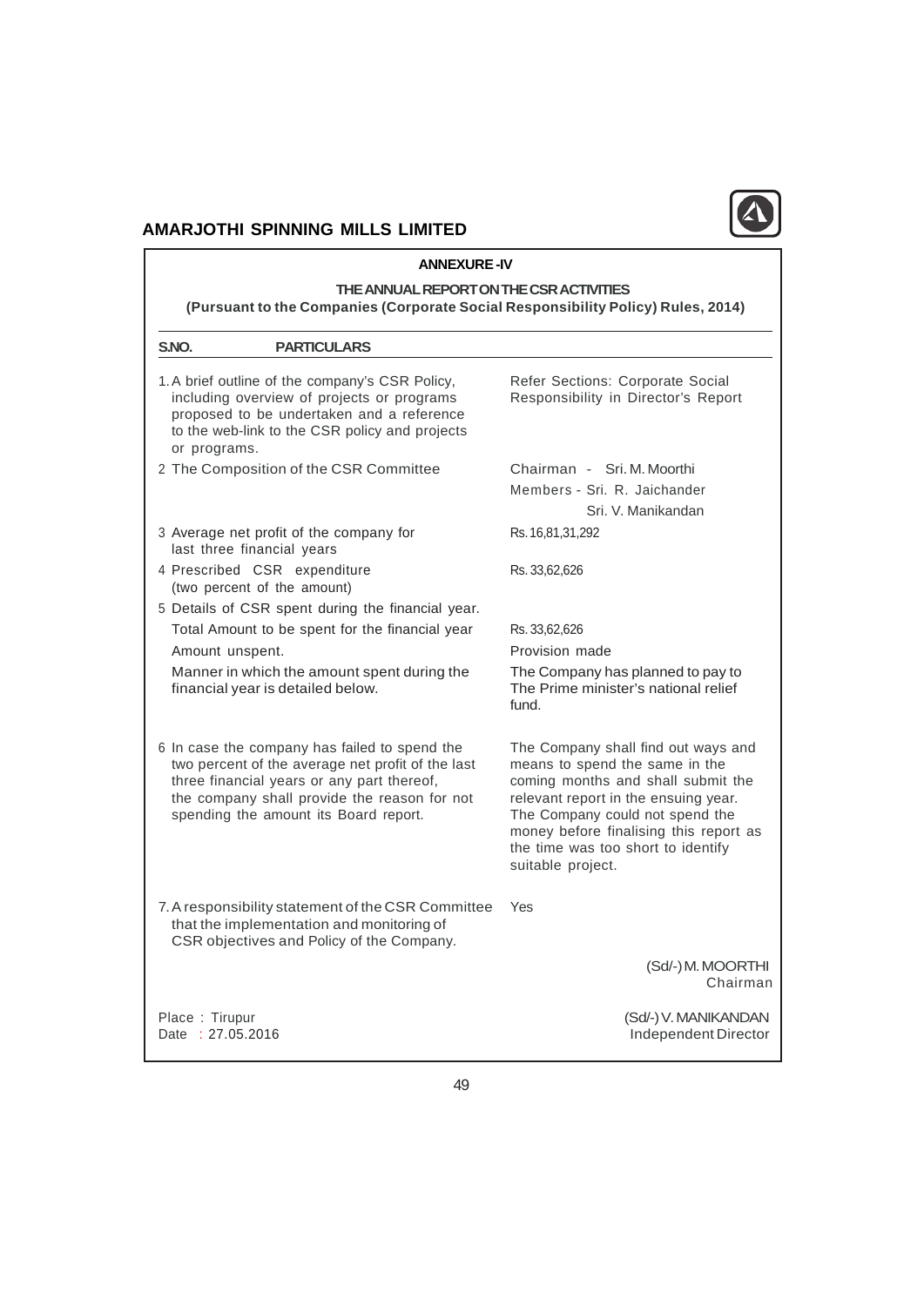## ANNEXURE -IV

### THE ANNUAL REPORT ON THE CSR ACTIVITIES

**(Pursuant to the Companies (Corporate Social Responsibility Policy) Rules, 2014)**

| S.NO. PARTICULARS | |
|---|---|
| 1. A brief outline of the company's CSR Policy, including overview of projects or programs proposed to be undertaken and a reference to the web-link to the CSR policy and projects or programs. | Refer Sections: Corporate Social Responsibility in Director's Report |
| 2 The Composition of the CSR Committee | Chairman - Sri. M. Moorthi<br>Members - Sri. R. Jaichander<br>Sri. V. Manikandan |
| 3 Average net profit of the company for last three financial years | Rs. 16,81,31,292 |
| 4 Prescribed CSR expenditure (two percent of the amount) | Rs. 33,62,626 |
| 5 Details of CSR spent during the financial year. | |
| Total Amount to be spent for the financial year | Rs. 33,62,626 |
| Amount unspent. | Provision made |
| Manner in which the amount spent during the financial year is detailed below. | The Company has planned to pay to The Prime minister's national relief fund. |
| 6 In case the company has failed to spend the two percent of the average net profit of the last three financial years or any part thereof, the company shall provide the reason for not spending the amount its Board report. | The Company shall find out ways and means to spend the same in the coming months and shall submit the relevant report in the ensuing year. The Company could not spend the money before finalising this report as the time was too short to identify suitable project. |
| 7. A responsibility statement of the CSR Committee that the implementation and monitoring of CSR objectives and Policy of the Company. | Yes |

(Sd/-) M. MOORTHI
Chairman

Place : Tirupur
Date : 27.05.2016

(Sd/-) V. MANIKANDAN
Independent Director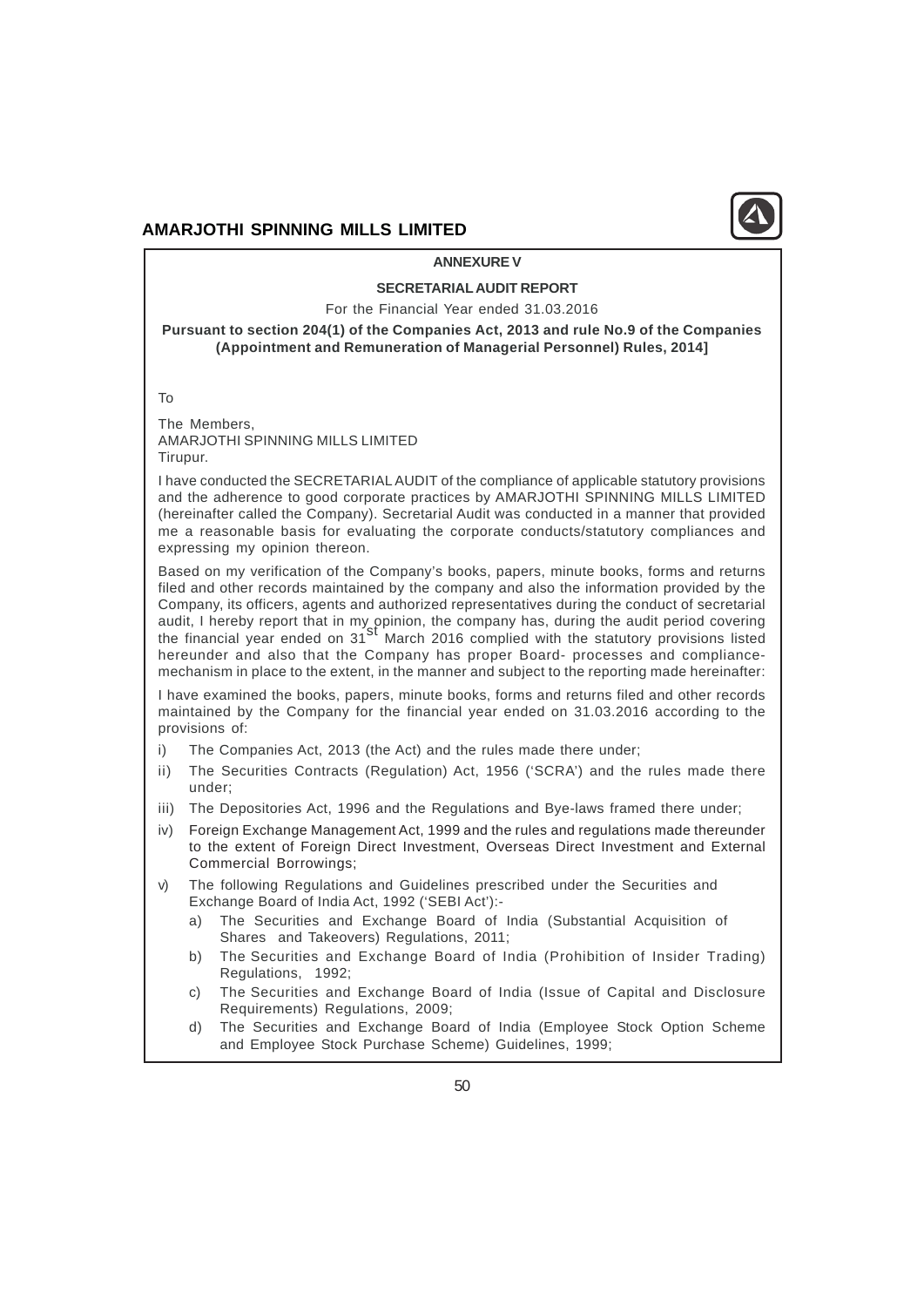## ANNEXURE V

## SECRETARIAL AUDIT REPORT

For the Financial Year ended 31.03.2016

**Pursuant to section 204(1) of the Companies Act, 2013 and rule No.9 of the Companies (Appointment and Remuneration of Managerial Personnel) Rules, 2014]**

To

The Members,
AMARJOTHI SPINNING MILLS LIMITED
Tirupur.

I have conducted the SECRETARIAL AUDIT of the compliance of applicable statutory provisions and the adherence to good corporate practices by AMARJOTHI SPINNING MILLS LIMITED (hereinafter called the Company). Secretarial Audit was conducted in a manner that provided me a reasonable basis for evaluating the corporate conducts/statutory compliances and expressing my opinion thereon.

Based on my verification of the Company's books, papers, minute books, forms and returns filed and other records maintained by the company and also the information provided by the Company, its officers, agents and authorized representatives during the conduct of secretarial audit, I hereby report that in my opinion, the company has, during the audit period covering the financial year ended on 31st March 2016 complied with the statutory provisions listed hereunder and also that the Company has proper Board- processes and compliance-mechanism in place to the extent, in the manner and subject to the reporting made hereinafter:

I have examined the books, papers, minute books, forms and returns filed and other records maintained by the Company for the financial year ended on 31.03.2016 according to the provisions of:

i) The Companies Act, 2013 (the Act) and the rules made there under;

ii) The Securities Contracts (Regulation) Act, 1956 ('SCRA') and the rules made there under;

iii) The Depositories Act, 1996 and the Regulations and Bye-laws framed there under;

iv) Foreign Exchange Management Act, 1999 and the rules and regulations made thereunder to the extent of Foreign Direct Investment, Overseas Direct Investment and External Commercial Borrowings;

v) The following Regulations and Guidelines prescribed under the Securities and Exchange Board of India Act, 1992 ('SEBI Act'):-

   a) The Securities and Exchange Board of India (Substantial Acquisition of Shares and Takeovers) Regulations, 2011;

   b) The Securities and Exchange Board of India (Prohibition of Insider Trading) Regulations, 1992;

   c) The Securities and Exchange Board of India (Issue of Capital and Disclosure Requirements) Regulations, 2009;

   d) The Securities and Exchange Board of India (Employee Stock Option Scheme and Employee Stock Purchase Scheme) Guidelines, 1999;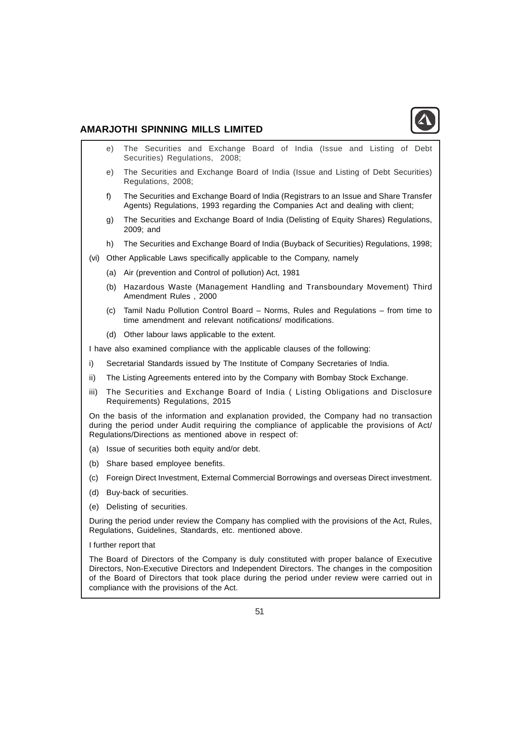e) The Securities and Exchange Board of India (Issue and Listing of Debt Securities) Regulations, 2008;

e) The Securities and Exchange Board of India (Issue and Listing of Debt Securities) Regulations, 2008;

f) The Securities and Exchange Board of India (Registrars to an Issue and Share Transfer Agents) Regulations, 1993 regarding the Companies Act and dealing with client;

g) The Securities and Exchange Board of India (Delisting of Equity Shares) Regulations, 2009; and

h) The Securities and Exchange Board of India (Buyback of Securities) Regulations, 1998;

(vi) Other Applicable Laws specifically applicable to the Company, namely

(a) Air (prevention and Control of pollution) Act, 1981

(b) Hazardous Waste (Management Handling and Transboundary Movement) Third Amendment Rules , 2000

(c) Tamil Nadu Pollution Control Board – Norms, Rules and Regulations – from time to time amendment and relevant notifications/ modifications.

(d) Other labour laws applicable to the extent.

I have also examined compliance with the applicable clauses of the following:

i) Secretarial Standards issued by The Institute of Company Secretaries of India.

ii) The Listing Agreements entered into by the Company with Bombay Stock Exchange.

iii) The Securities and Exchange Board of India ( Listing Obligations and Disclosure Requirements) Regulations, 2015

On the basis of the information and explanation provided, the Company had no transaction during the period under Audit requiring the compliance of applicable the provisions of Act/ Regulations/Directions as mentioned above in respect of:

(a) Issue of securities both equity and/or debt.

(b) Share based employee benefits.

(c) Foreign Direct Investment, External Commercial Borrowings and overseas Direct investment.

(d) Buy-back of securities.

(e) Delisting of securities.

During the period under review the Company has complied with the provisions of the Act, Rules, Regulations, Guidelines, Standards, etc. mentioned above.

I further report that

The Board of Directors of the Company is duly constituted with proper balance of Executive Directors, Non-Executive Directors and Independent Directors. The changes in the composition of the Board of Directors that took place during the period under review were carried out in compliance with the provisions of the Act.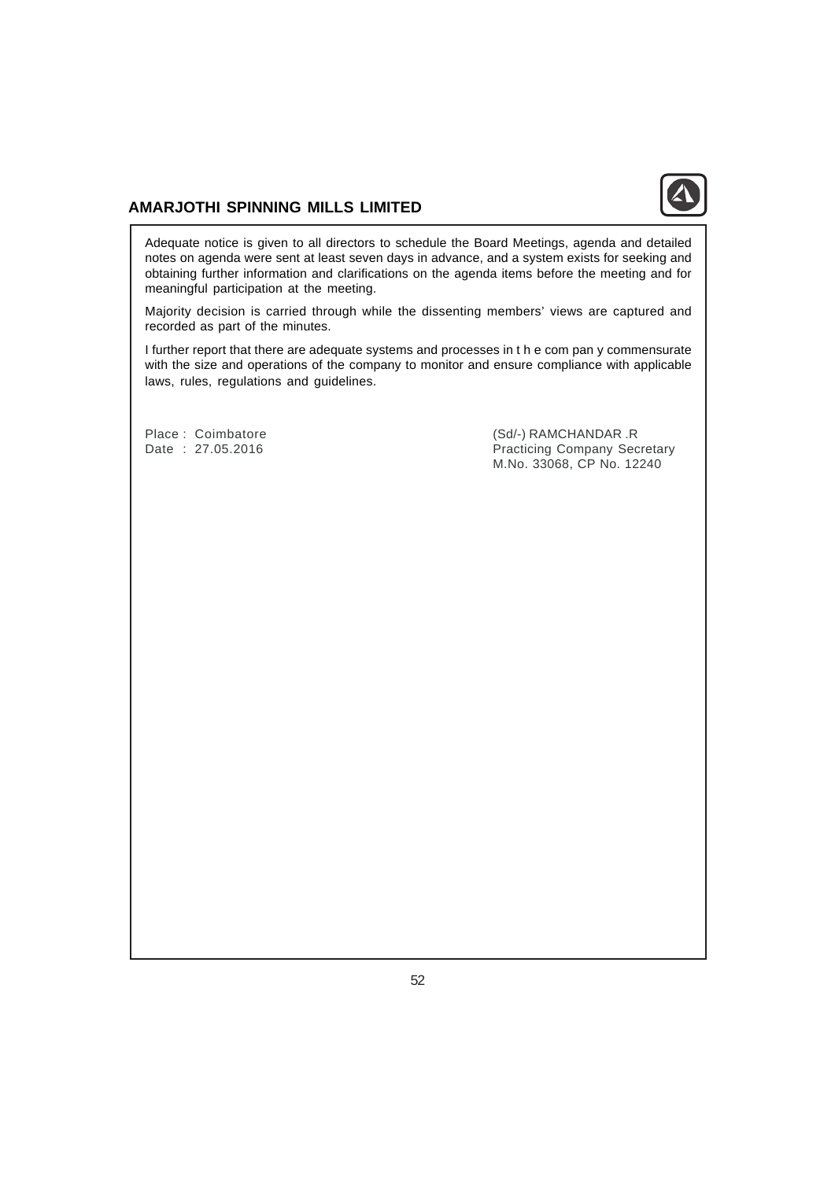Adequate notice is given to all directors to schedule the Board Meetings, agenda and detailed notes on agenda were sent at least seven days in advance, and a system exists for seeking and obtaining further information and clarifications on the agenda items before the meeting and for meaningful participation at the meeting.

Majority decision is carried through while the dissenting members' views are captured and recorded as part of the minutes.

I further report that there are adequate systems and processes in t h e com pan y commensurate with the size and operations of the company to monitor and ensure compliance with applicable laws, rules, regulations and guidelines.

Place : Coimbatore
Date : 27.05.2016

(Sd/-) RAMCHANDAR .R
Practicing Company Secretary
M.No. 33068, CP No. 12240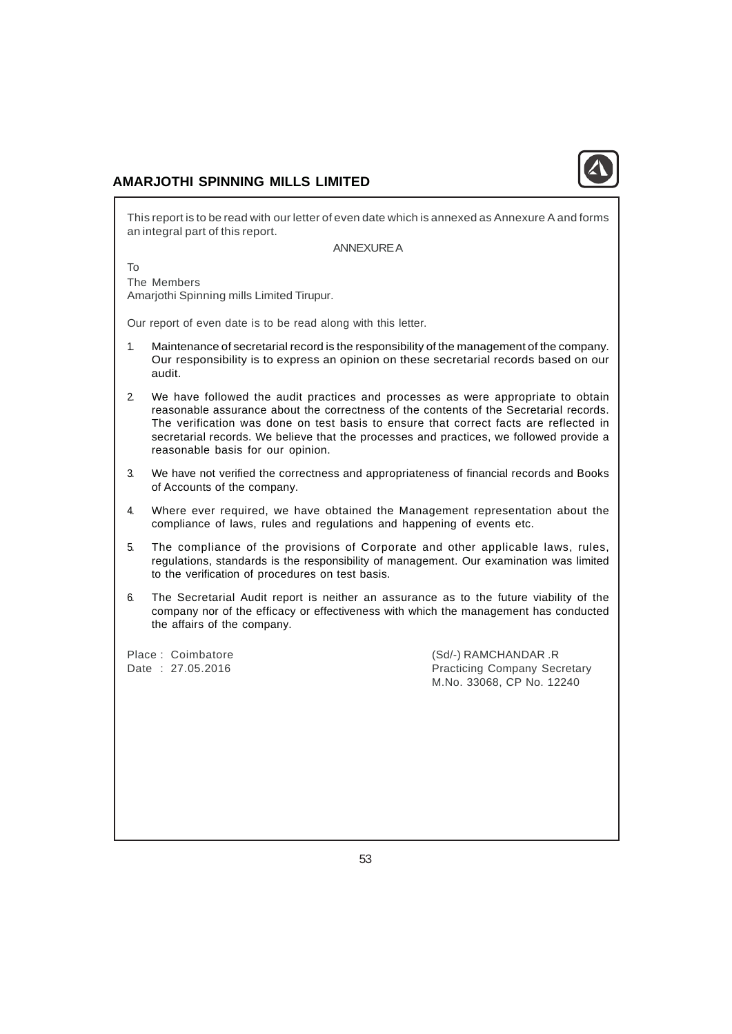This report is to be read with our letter of even date which is annexed as Annexure A and forms an integral part of this report.

ANNEXURE A

To
The Members
Amarjothi Spinning mills Limited Tirupur.

Our report of even date is to be read along with this letter.

1. Maintenance of secretarial record is the responsibility of the management of the company. Our responsibility is to express an opinion on these secretarial records based on our audit.

2. We have followed the audit practices and processes as were appropriate to obtain reasonable assurance about the correctness of the contents of the Secretarial records. The verification was done on test basis to ensure that correct facts are reflected in secretarial records. We believe that the processes and practices, we followed provide a reasonable basis for our opinion.

3. We have not verified the correctness and appropriateness of financial records and Books of Accounts of the company.

4. Where ever required, we have obtained the Management representation about the compliance of laws, rules and regulations and happening of events etc.

5. The compliance of the provisions of Corporate and other applicable laws, rules, regulations, standards is the responsibility of management. Our examination was limited to the verification of procedures on test basis.

6. The Secretarial Audit report is neither an assurance as to the future viability of the company nor of the efficacy or effectiveness with which the management has conducted the affairs of the company.

Place : Coimbatore
Date : 27.05.2016

(Sd/-) RAMCHANDAR .R
Practicing Company Secretary
M.No. 33068, CP No. 12240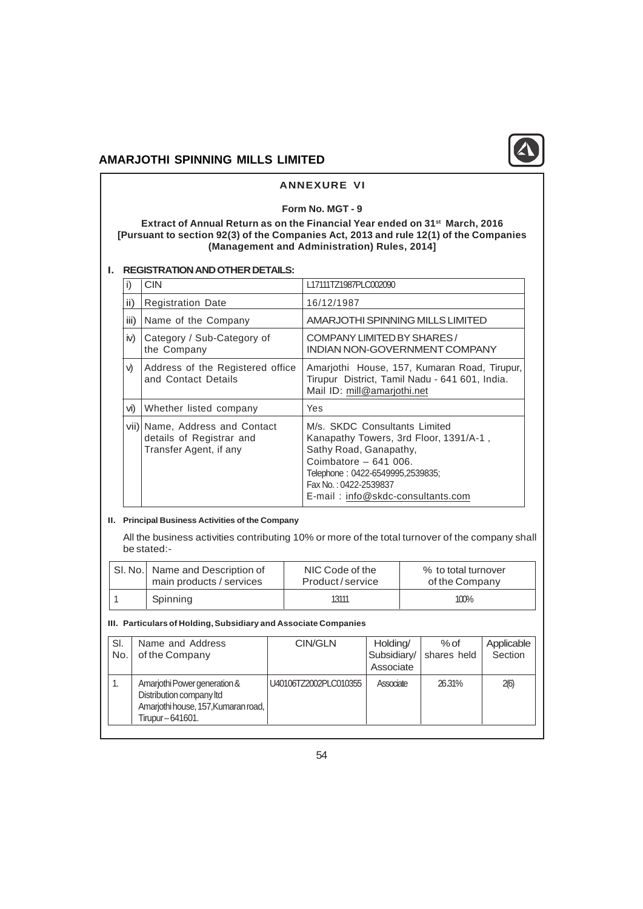## ANNEXURE VI

### Form No. MGT - 9

**Extract of Annual Return as on the Financial Year ended on 31st March, 2016**
**[Pursuant to section 92(3) of the Companies Act, 2013 and rule 12(1) of the Companies (Management and Administration) Rules, 2014]**

### I. REGISTRATION AND OTHER DETAILS:

| | | |
|---|---|---|
| i) | CIN | L17111TZ1987PLC002090 |
| ii) | Registration Date | 16/12/1987 |
| iii) | Name of the Company | AMARJOTHI SPINNING MILLS LIMITED |
| iv) | Category / Sub-Category of the Company | COMPANY LIMITED BY SHARES / INDIAN NON-GOVERNMENT COMPANY |
| v) | Address of the Registered office and Contact Details | Amarjothi House, 157, Kumaran Road, Tirupur, Tirupur District, Tamil Nadu - 641 601, India. Mail ID: mill@amarjothi.net |
| vi) | Whether listed company | Yes |
| vii) | Name, Address and Contact details of Registrar and Transfer Agent, if any | M/s. SKDC Consultants Limited Kanapathy Towers, 3rd Floor, 1391/A-1 , Sathy Road, Ganapathy, Coimbatore – 641 006. Telephone : 0422-6549995,2539835; Fax No. : 0422-2539837 E-mail : info@skdc-consultants.com |

### II. Principal Business Activities of the Company

All the business activities contributing 10% or more of the total turnover of the company shall be stated:-

| Sl. No. | Name and Description of main products / services | NIC Code of the Product / service | % to total turnover of the Company |
|---|---|---|---|
| 1 | Spinning | 13111 | 100% |

### III. Particulars of Holding, Subsidiary and Associate Companies

| Sl. No. | Name and Address of the Company | CIN/GLN | Holding/ Subsidiary/ Associate | % of shares held | Applicable Section |
|---|---|---|---|---|---|
| 1. | Amarjothi Power generation & Distribution company ltd Amarjothi house, 157, Kumaran road, Tirupur – 641601. | U40106TZ2002PLC010355 | Associate | 26.31% | 2(6) |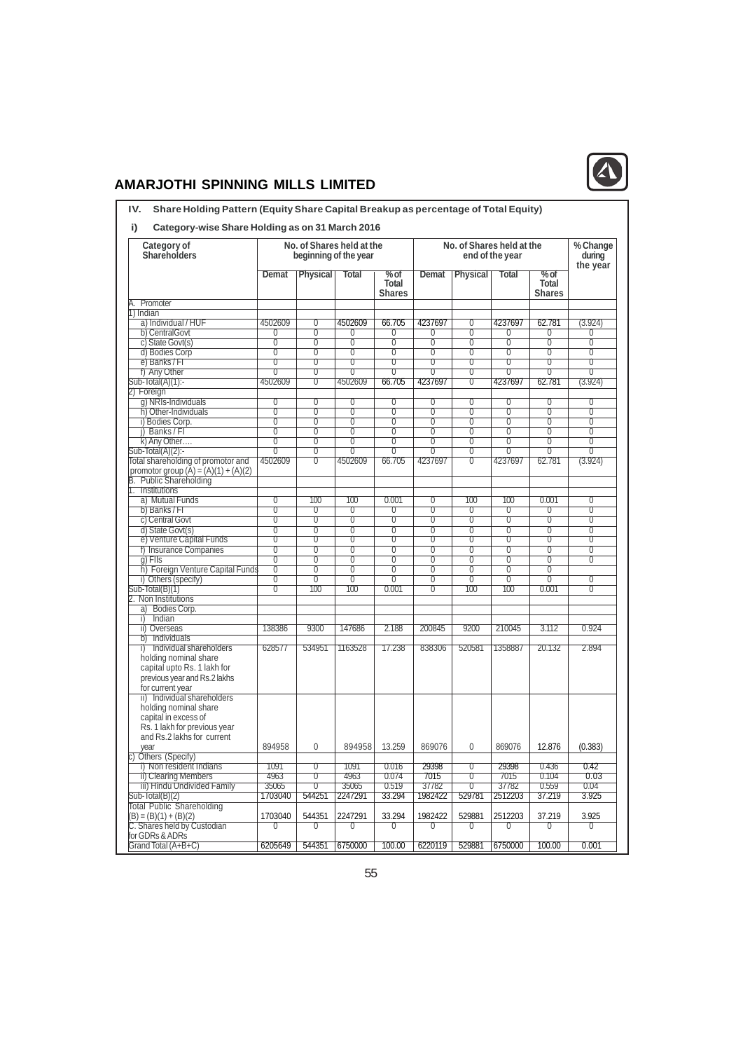## AMARJOTHI SPINNING MILLS LIMITED

### IV. Share Holding Pattern (Equity Share Capital Breakup as percentage of Total Equity)

#### i) Category-wise Share Holding as on 31 March 2016

| Category of Shareholders | No. of Shares held at the beginning of the year | | | | No. of Shares held at the end of the year | | | | % Change during the year |
|---|---|---|---|---|---|---|---|---|---|
| | Demat | Physical | Total | % of Total Shares | Demat | Physical | Total | % of Total Shares | |
| A. Promoter | | | | | | | | | |
| 1) Indian | | | | | | | | | |
| a) Individual / HUF | 4502609 | 0 | 4502609 | 66.705 | 4237697 | 0 | 4237697 | 62.781 | (3.924) |
| b) CentralGovt | 0 | 0 | 0 | 0 | 0 | 0 | 0 | 0 | 0 |
| c) State Govt(s) | 0 | 0 | 0 | 0 | 0 | 0 | 0 | 0 | 0 |
| d) Bodies Corp | 0 | 0 | 0 | 0 | 0 | 0 | 0 | 0 | 0 |
| e) Banks / FI | 0 | 0 | 0 | 0 | 0 | 0 | 0 | 0 | 0 |
| f) Any Other | 0 | 0 | 0 | 0 | 0 | 0 | 0 | 0 | 0 |
| Sub-Total(A)(1):- | 4502609 | 0 | 4502609 | 66.705 | 4237697 | 0 | 4237697 | 62.781 | (3.924) |
| 2) Foreign | | | | | | | | | |
| g) NRIs-Individuals | 0 | 0 | 0 | 0 | 0 | 0 | 0 | 0 | 0 |
| h) Other-Individuals | 0 | 0 | 0 | 0 | 0 | 0 | 0 | 0 | 0 |
| i) Bodies Corp. | 0 | 0 | 0 | 0 | 0 | 0 | 0 | 0 | 0 |
| j) Banks / FI | 0 | 0 | 0 | 0 | 0 | 0 | 0 | 0 | 0 |
| k) Any Other…. | 0 | 0 | 0 | 0 | 0 | 0 | 0 | 0 | 0 |
| Sub-Total(A)(2):- | 0 | 0 | 0 | 0 | 0 | 0 | 0 | 0 | 0 |
| Total shareholding of promotor and promotor group (A) = (A)(1) + (A)(2) | 4502609 | 0 | 4502609 | 66.705 | 4237697 | 0 | 4237697 | 62.781 | (3.924) |
| B. Public Shareholding | | | | | | | | | |
| 1. Institutions | | | | | | | | | |
| a) Mutual Funds | 0 | 100 | 100 | 0.001 | 0 | 100 | 100 | 0.001 | 0 |
| b) Banks / FI | 0 | 0 | 0 | 0 | 0 | 0 | 0 | 0 | 0 |
| c) Central Govt | 0 | 0 | 0 | 0 | 0 | 0 | 0 | 0 | 0 |
| d) State Govt(s) | 0 | 0 | 0 | 0 | 0 | 0 | 0 | 0 | 0 |
| e) Venture Capital Funds | 0 | 0 | 0 | 0 | 0 | 0 | 0 | 0 | 0 |
| f) Insurance Companies | 0 | 0 | 0 | 0 | 0 | 0 | 0 | 0 | 0 |
| g) FIIs | 0 | 0 | 0 | 0 | 0 | 0 | 0 | 0 | 0 |
| h) Foreign Venture Capital Funds | 0 | 0 | 0 | 0 | 0 | 0 | 0 | 0 | |
| i) Others (specify) | 0 | 0 | 0 | 0 | 0 | 0 | 0 | 0 | 0 |
| Sub-Total(B)(1) | 0 | 100 | 100 | 0.001 | 0 | 100 | 100 | 0.001 | 0 |
| 2. Non Institutions | | | | | | | | | |
| a) Bodies Corp. | | | | | | | | | |
| i) Indian | | | | | | | | | |
| ii) Overseas | 138386 | 9300 | 147686 | 2.188 | 200845 | 9200 | 210045 | 3.112 | 0.924 |
| b) Individuals | | | | | | | | | |
| i) Individual shareholders holding nominal share capital upto Rs. 1 lakh for previous year and Rs.2 lakhs for current year | 628577 | 534951 | 1163528 | 17.238 | 838306 | 520581 | 1358887 | 20.132 | 2.894 |
| ii) Individual shareholders holding nominal share capital in excess of Rs. 1 lakh for previous year and Rs.2 lakhs for current year | 894958 | 0 | 894958 | 13.259 | 869076 | 0 | 869076 | 12.876 | (0.383) |
| c) Others (Specify) | | | | | | | | | |
| i) Non resident Indians | 1091 | 0 | 1091 | 0.016 | 29398 | 0 | 29398 | 0.436 | 0.42 |
| ii) Clearing Members | 4963 | 0 | 4963 | 0.074 | 7015 | 0 | 7015 | 0.104 | 0.03 |
| iii) Hindu Undivided Family | 35065 | 0 | 35065 | 0.519 | 37782 | 0 | 37782 | 0.559 | 0.04 |
| Sub-Total(B)(2) | 1703040 | 544251 | 2247291 | 33.294 | 1982422 | 529781 | 2512203 | 37.219 | 3.925 |
| Total Public Shareholding (B) = (B)(1) + (B)(2) | 1703040 | 544351 | 2247291 | 33.294 | 1982422 | 529881 | 2512203 | 37.219 | 3.925 |
| C. Shares held by Custodian for GDRs & ADRs | 0 | 0 | 0 | 0 | 0 | 0 | 0 | 0 | 0 |
| Grand Total (A+B+C) | 6205649 | 544351 | 6750000 | 100.00 | 6220119 | 529881 | 6750000 | 100.00 | 0.001 |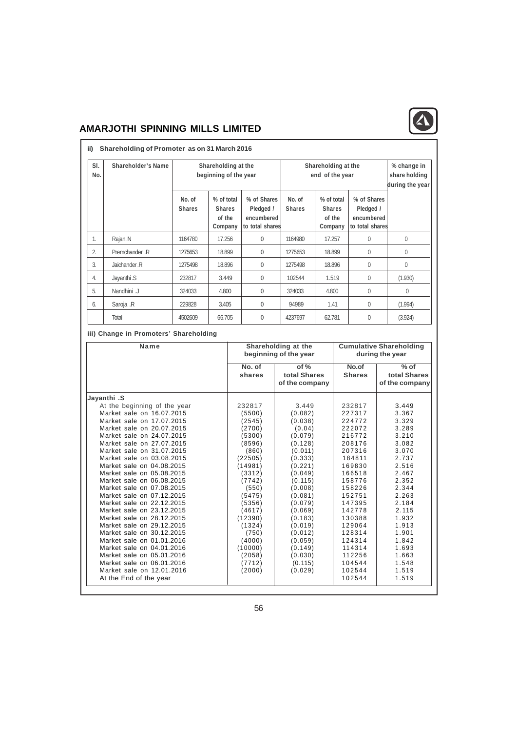## AMARJOTHI SPINNING MILLS LIMITED

### ii) Shareholding of Promoter as on 31 March 2016

| Sl. No. | Shareholder's Name | Shareholding at the beginning of the year | | | Shareholding at the end of the year | | | % change in share holding during the year |
|---|---|---|---|---|---|---|---|---|
| | | No. of Shares | % of total Shares of the Company | % of Shares Pledged / encumbered to total shares | No. of Shares | % of total Shares of the Company | % of Shares Pledged / encumbered to total shares | |
| 1. | Rajan. N | 1164780 | 17.256 | 0 | 1164980 | 17.257 | 0 | 0 |
| 2. | Premchander .R | 1275653 | 18.899 | 0 | 1275653 | 18.899 | 0 | 0 |
| 3. | Jaichander .R | 1275498 | 18.896 | 0 | 1275498 | 18.896 | 0 | 0 |
| 4. | Jayanthi .S | 232817 | 3.449 | 0 | 102544 | 1.519 | 0 | (1.930) |
| 5. | Nandhini .J | 324033 | 4.800 | 0 | 324033 | 4.800 | 0 | 0 |
| 6. | Saroja .R | 229828 | 3.405 | 0 | 94989 | 1.41 | 0 | (1.994) |
| | Total | 4502609 | 66.705 | 0 | 4237697 | 62.781 | 0 | (3.924) |

### iii) Change in Promoters' Shareholding

| Name | Shareholding at the beginning of the year | | Cumulative Shareholding during the year | |
|---|---|---|---|---|
| | No. of shares | of % total Shares of the company | No.of Shares | % of total Shares of the company |
| **Jayanthi .S** | | | | |
| At the beginning of the year | 232817 | 3.449 | 232817 | 3.449 |
| Market sale on 16.07.2015 | (5500) | (0.082) | 227317 | 3.367 |
| Market sale on 17.07.2015 | (2545) | (0.038) | 224772 | 3.329 |
| Market sale on 20.07.2015 | (2700) | (0.04) | 222072 | 3.289 |
| Market sale on 24.07.2015 | (5300) | (0.079) | 216772 | 3.210 |
| Market sale on 27.07.2015 | (8596) | (0.128) | 208176 | 3.082 |
| Market sale on 31.07.2015 | (860) | (0.011) | 207316 | 3.070 |
| Market sale on 03.08.2015 | (22505) | (0.333) | 184811 | 2.737 |
| Market sale on 04.08.2015 | (14981) | (0.221) | 169830 | 2.516 |
| Market sale on 05.08.2015 | (3312) | (0.049) | 166518 | 2.467 |
| Market sale on 06.08.2015 | (7742) | (0.115) | 158776 | 2.352 |
| Market sale on 07.08.2015 | (550) | (0.008) | 158226 | 2.344 |
| Market sale on 07.12.2015 | (5475) | (0.081) | 152751 | 2.263 |
| Market sale on 22.12.2015 | (5356) | (0.079) | 147395 | 2.184 |
| Market sale on 23.12.2015 | (4617) | (0.069) | 142778 | 2.115 |
| Market sale on 28.12.2015 | (12390) | (0.183) | 130388 | 1.932 |
| Market sale on 29.12.2015 | (1324) | (0.019) | 129064 | 1.913 |
| Market sale on 30.12.2015 | (750) | (0.012) | 128314 | 1.901 |
| Market sale on 01.01.2016 | (4000) | (0.059) | 124314 | 1.842 |
| Market sale on 04.01.2016 | (10000) | (0.149) | 114314 | 1.693 |
| Market sale on 05.01.2016 | (2058) | (0.030) | 112256 | 1.663 |
| Market sale on 06.01.2016 | (7712) | (0.115) | 104544 | 1.548 |
| Market sale on 12.01.2016 | (2000) | (0.029) | 102544 | 1.519 |
| At the End of the year | | | 102544 | 1.519 |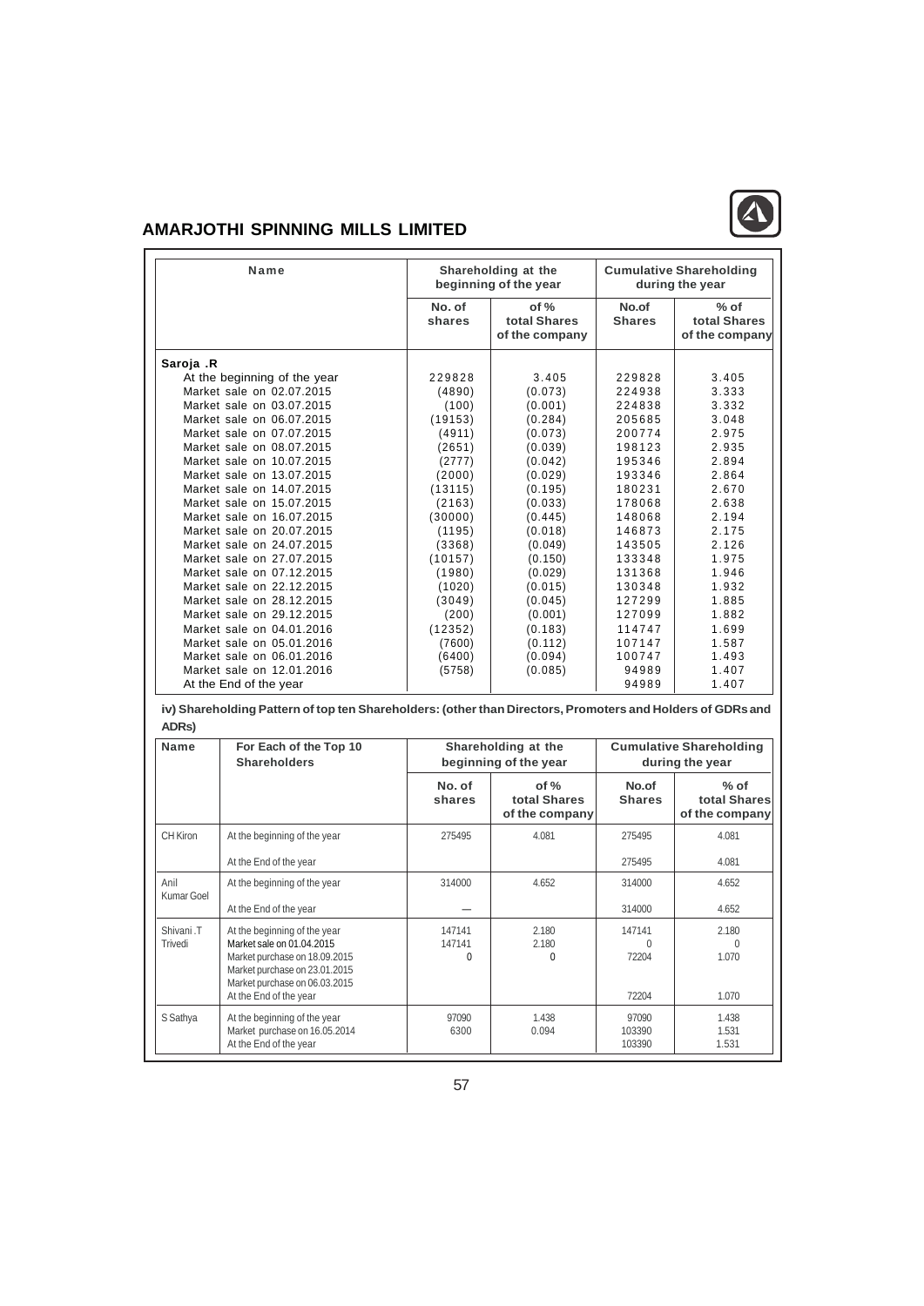## AMARJOTHI SPINNING MILLS LIMITED

| Name | Shareholding at the beginning of the year | | Cumulative Shareholding during the year | |
|---|---|---|---|---|
| | No. of shares | of % total Shares of the company | No.of Shares | % of total Shares of the company |
| **Saroja .R** | | | | |
| At the beginning of the year | 229828 | 3.405 | 229828 | 3.405 |
| Market sale on 02.07.2015 | (4890) | (0.073) | 224938 | 3.333 |
| Market sale on 03.07.2015 | (100) | (0.001) | 224838 | 3.332 |
| Market sale on 06.07.2015 | (19153) | (0.284) | 205685 | 3.048 |
| Market sale on 07.07.2015 | (4911) | (0.073) | 200774 | 2.975 |
| Market sale on 08.07.2015 | (2651) | (0.039) | 198123 | 2.935 |
| Market sale on 10.07.2015 | (2777) | (0.042) | 195346 | 2.894 |
| Market sale on 13.07.2015 | (2000) | (0.029) | 193346 | 2.864 |
| Market sale on 14.07.2015 | (13115) | (0.195) | 180231 | 2.670 |
| Market sale on 15.07.2015 | (2163) | (0.033) | 178068 | 2.638 |
| Market sale on 16.07.2015 | (30000) | (0.445) | 148068 | 2.194 |
| Market sale on 20.07.2015 | (1195) | (0.018) | 146873 | 2.175 |
| Market sale on 24.07.2015 | (3368) | (0.049) | 143505 | 2.126 |
| Market sale on 27.07.2015 | (10157) | (0.150) | 133348 | 1.975 |
| Market sale on 07.12.2015 | (1980) | (0.029) | 131368 | 1.946 |
| Market sale on 22.12.2015 | (1020) | (0.015) | 130348 | 1.932 |
| Market sale on 28.12.2015 | (3049) | (0.045) | 127299 | 1.885 |
| Market sale on 29.12.2015 | (200) | (0.001) | 127099 | 1.882 |
| Market sale on 04.01.2016 | (12352) | (0.183) | 114747 | 1.699 |
| Market sale on 05.01.2016 | (7600) | (0.112) | 107147 | 1.587 |
| Market sale on 06.01.2016 | (6400) | (0.094) | 100747 | 1.493 |
| Market sale on 12.01.2016 | (5758) | (0.085) | 94989 | 1.407 |
| At the End of the year | | | 94989 | 1.407 |

**iv) Shareholding Pattern of top ten Shareholders: (other than Directors, Promoters and Holders of GDRs and ADRs)**

| Name | For Each of the Top 10 Shareholders | Shareholding at the beginning of the year | | Cumulative Shareholding during the year | |
|---|---|---|---|---|---|
| | | No. of shares | of % total Shares of the company | No.of Shares | % of total Shares of the company |
| CH Kiron | At the beginning of the year | 275495 | 4.081 | 275495 | 4.081 |
| | At the End of the year | | | 275495 | 4.081 |
| Anil Kumar Goel | At the beginning of the year | 314000 | 4.652 | 314000 | 4.652 |
| | At the End of the year | — | | 314000 | 4.652 |
| Shivani .T Trivedi | At the beginning of the year | 147141 | 2.180 | 147141 | 2.180 |
| | Market sale on 01.04.2015 | 147141 | 2.180 | 0 | 0 |
| | Market purchase on 18.09.2015 | 0 | 0 | 72204 | 1.070 |
| | Market purchase on 23.01.2015 | | | | |
| | Market purchase on 06.03.2015 | | | | |
| | At the End of the year | | | 72204 | 1.070 |
| S Sathya | At the beginning of the year | 97090 | 1.438 | 97090 | 1.438 |
| | Market purchase on 16.05.2014 | 6300 | 0.094 | 103390 | 1.531 |
| | At the End of the year | | | 103390 | 1.531 |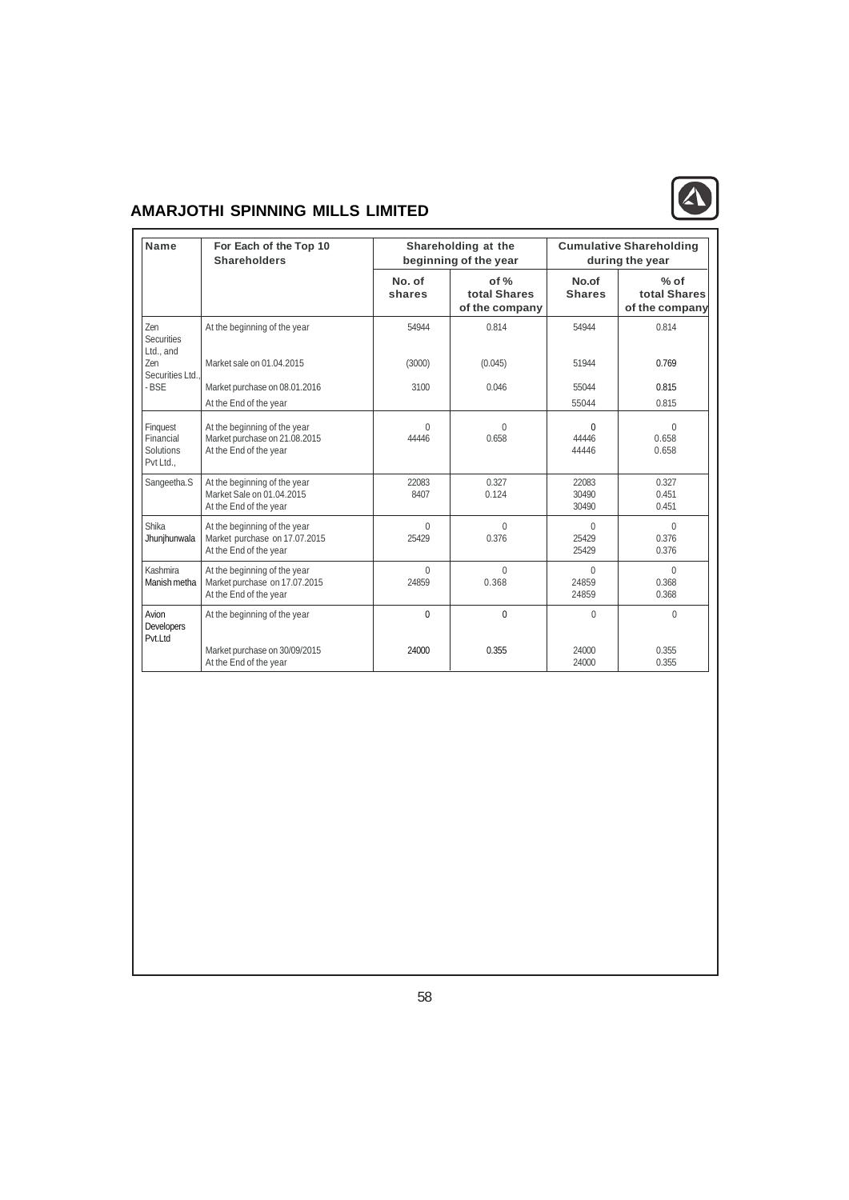## AMARJOTHI SPINNING MILLS LIMITED

| Name | For Each of the Top 10 Shareholders | Shareholding at the beginning of the year | | Cumulative Shareholding during the year | |
|---|---|---|---|---|---|
| | | No. of shares | of % total Shares of the company | No.of Shares | % of total Shares of the company |
| Zen Securities Ltd., and | At the beginning of the year | 54944 | 0.814 | 54944 | 0.814 |
| Zen Securities Ltd., | Market sale on 01.04.2015 | (3000) | (0.045) | 51944 | 0.769 |
| - BSE | Market purchase on 08.01.2016 | 3100 | 0.046 | 55044 | 0.815 |
| | At the End of the year | | | 55044 | 0.815 |
| Finquest Financial Solutions Pvt Ltd., | At the beginning of the year | 0 | 0 | 0 | 0 |
| | Market purchase on 21.08.2015 | 44446 | 0.658 | 44446 | 0.658 |
| | At the End of the year | | | 44446 | 0.658 |
| Sangeetha.S | At the beginning of the year | 22083 | 0.327 | 22083 | 0.327 |
| | Market Sale on 01.04.2015 | 8407 | 0.124 | 30490 | 0.451 |
| | At the End of the year | | | 30490 | 0.451 |
| Shika Jhunjhunwala | At the beginning of the year | 0 | 0 | 0 | 0 |
| | Market purchase on 17.07.2015 | 25429 | 0.376 | 25429 | 0.376 |
| | At the End of the year | | | 25429 | 0.376 |
| Kashmira Manish metha | At the beginning of the year | 0 | 0 | 0 | 0 |
| | Market purchase on 17.07.2015 | 24859 | 0.368 | 24859 | 0.368 |
| | At the End of the year | | | 24859 | 0.368 |
| Avion Developers Pvt.Ltd | At the beginning of the year | 0 | 0 | 0 | 0 |
| | Market purchase on 30/09/2015 | 24000 | 0.355 | 24000 | 0.355 |
| | At the End of the year | | | 24000 | 0.355 |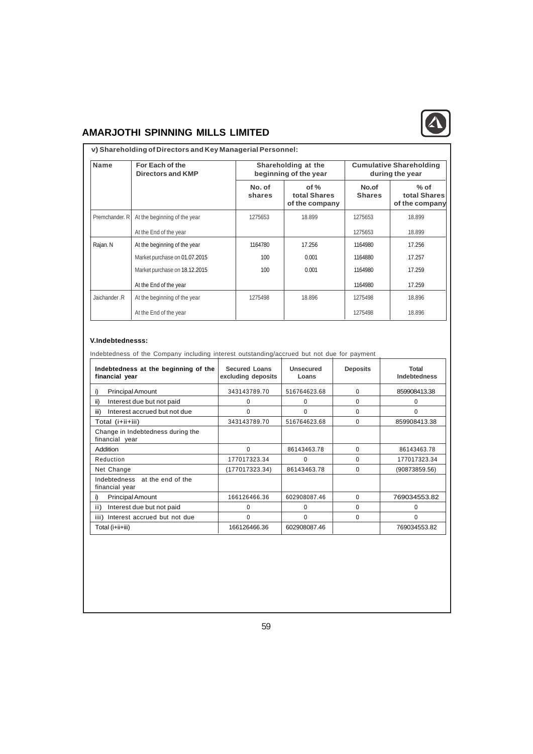## v) Shareholding of Directors and Key Managerial Personnel:

| Name | For Each of the Directors and KMP | Shareholding at the beginning of the year | | Cumulative Shareholding during the year | |
|---|---|---|---|---|---|
| | | No. of shares | of % total Shares of the company | No.of Shares | % of total Shares of the company |
| Premchander. R | At the beginning of the year | 1275653 | 18.899 | 1275653 | 18.899 |
| | At the End of the year | | | 1275653 | 18.899 |
| Rajan. N | At the beginning of the year | 1164780 | 17.256 | 1164980 | 17.256 |
| | Market purchase on 01.07.2015 | 100 | 0.001 | 1164880 | 17.257 |
| | Market purchase on 18.12.2015 | 100 | 0.001 | 1164980 | 17.259 |
| | At the End of the year | | | 1164980 | 17.259 |
| Jaichander .R | At the beginning of the year | 1275498 | 18.896 | 1275498 | 18.896 |
| | At the End of the year | | | 1275498 | 18.896 |

### V.Indebtednesss:

Indebtedness of the Company including interest outstanding/accrued but not due for payment

| Indebtedness at the beginning of the financial year | Secured Loans excluding deposits | Unsecured Loans | Deposits | Total Indebtedness |
|---|---|---|---|---|
| i) Principal Amount | 343143789.70 | 516764623.68 | 0 | 859908413.38 |
| ii) Interest due but not paid | 0 | 0 | 0 | 0 |
| iii) Interest accrued but not due | 0 | 0 | 0 | 0 |
| Total (i+ii+iii) | 343143789.70 | 516764623.68 | 0 | 859908413.38 |
| Change in Indebtedness during the financial year | | | | |
| Addition | 0 | 86143463.78 | 0 | 86143463.78 |
| Reduction | 177017323.34 | 0 | 0 | 177017323.34 |
| Net Change | (177017323.34) | 86143463.78 | 0 | (90873859.56) |
| Indebtedness at the end of the financial year | | | | |
| i) Principal Amount | 166126466.36 | 602908087.46 | 0 | 769034553.82 |
| ii) Interest due but not paid | 0 | 0 | 0 | 0 |
| iii) Interest accrued but not due | 0 | 0 | 0 | 0 |
| Total (i+ii+iii) | 166126466.36 | 602908087.46 | | 769034553.82 |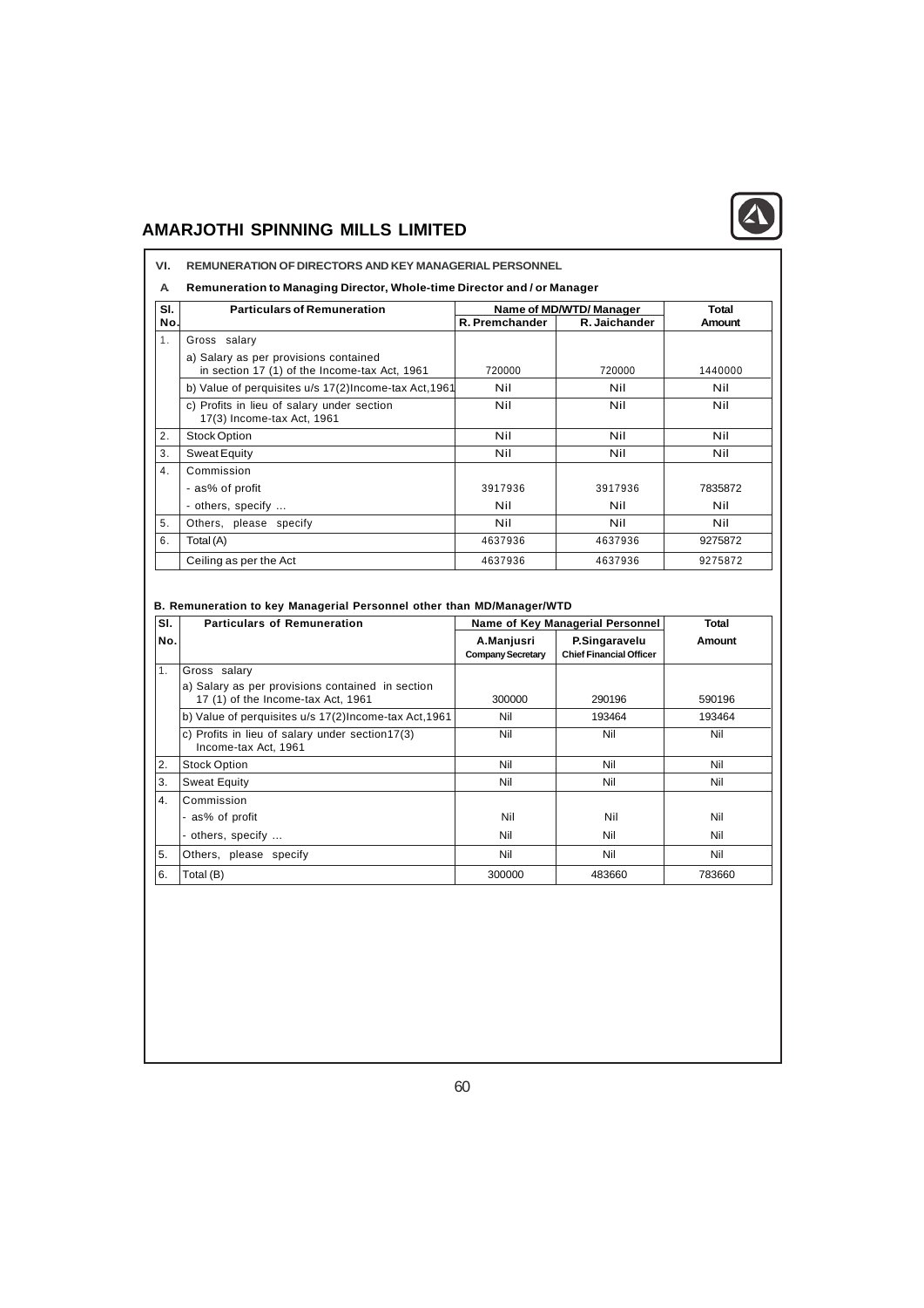## VI. REMUNERATION OF DIRECTORS AND KEY MANAGERIAL PERSONNEL

### A Remuneration to Managing Director, Whole-time Director and / or Manager

| Sl. No. | Particulars of Remuneration | Name of MD/WTD/ Manager | | Total Amount |
|---|---|---|---|---|
| | | R. Premchander | R. Jaichander | |
| 1. | Gross salary | | | |
| | a) Salary as per provisions contained in section 17 (1) of the Income-tax Act, 1961 | 720000 | 720000 | 1440000 |
| | b) Value of perquisites u/s 17(2)Income-tax Act,1961 | Nil | Nil | Nil |
| | c) Profits in lieu of salary under section 17(3) Income-tax Act, 1961 | Nil | Nil | Nil |
| 2. | Stock Option | Nil | Nil | Nil |
| 3. | Sweat Equity | Nil | Nil | Nil |
| 4. | Commission | | | |
| | - as% of profit | 3917936 | 3917936 | 7835872 |
| | - others, specify ... | Nil | Nil | Nil |
| 5. | Others, please specify | Nil | Nil | Nil |
| 6. | Total (A) | 4637936 | 4637936 | 9275872 |
| | Ceiling as per the Act | 4637936 | 4637936 | 9275872 |

### B. Remuneration to key Managerial Personnel other than MD/Manager/WTD

| Sl. No. | Particulars of Remuneration | Name of Key Managerial Personnel | | Total Amount |
|---|---|---|---|---|
| | | A.Manjusri Company Secretary | P.Singaravelu Chief Financial Officer | |
| 1. | Gross salary | | | |
| | a) Salary as per provisions contained in section 17 (1) of the Income-tax Act, 1961 | 300000 | 290196 | 590196 |
| | b) Value of perquisites u/s 17(2)Income-tax Act,1961 | Nil | 193464 | 193464 |
| | c) Profits in lieu of salary under section17(3) Income-tax Act, 1961 | Nil | Nil | Nil |
| 2. | Stock Option | Nil | Nil | Nil |
| 3. | Sweat Equity | Nil | Nil | Nil |
| 4. | Commission | | | |
| | - as% of profit | Nil | Nil | Nil |
| | - others, specify ... | Nil | Nil | Nil |
| 5. | Others, please specify | Nil | Nil | Nil |
| 6. | Total (B) | 300000 | 483660 | 783660 |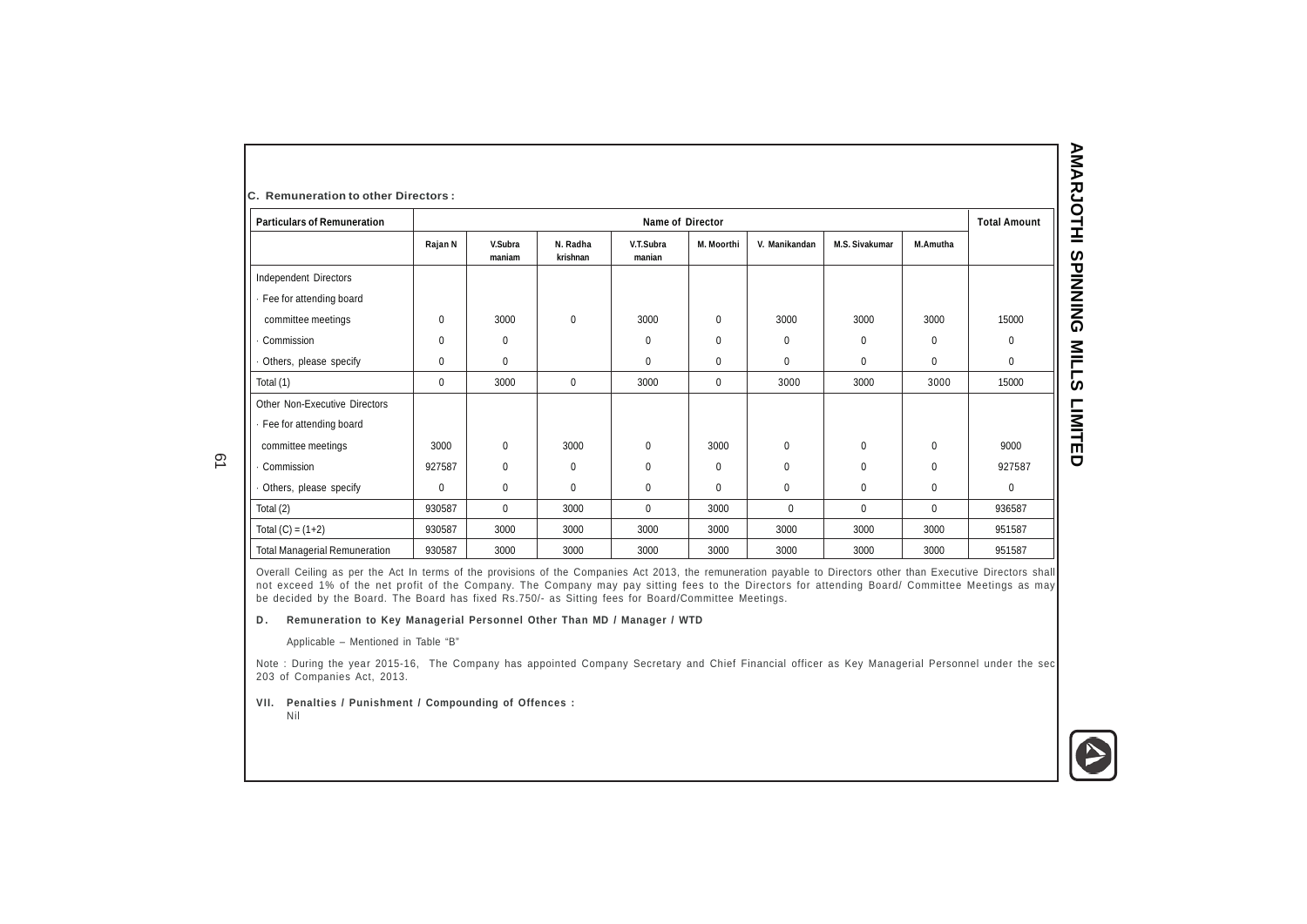**C. Remuneration to other Directors :**

| Particulars of Remuneration | Name of Director | | | | | | | | Total Amount |
|---|---|---|---|---|---|---|---|---|---|
| | Rajan N | V.Subra maniam | N. Radha krishnan | V.T.Subra manian | M. Moorthi | V. Manikandan | M.S. Sivakumar | M.Amutha | |
| Independent Directors | | | | | | | | | |
| · Fee for attending board | | | | | | | | | |
| committee meetings | 0 | 3000 | 0 | 3000 | 0 | 3000 | 3000 | 3000 | 15000 |
| · Commission | 0 | 0 | | 0 | 0 | 0 | 0 | 0 | 0 |
| · Others, please specify | 0 | 0 | | 0 | 0 | 0 | 0 | 0 | 0 |
| Total (1) | 0 | 3000 | 0 | 3000 | 0 | 3000 | 3000 | 3000 | 15000 |
| Other Non-Executive Directors | | | | | | | | | |
| · Fee for attending board | | | | | | | | | |
| committee meetings | 3000 | 0 | 3000 | 0 | 3000 | 0 | 0 | 0 | 9000 |
| · Commission | 927587 | 0 | 0 | 0 | 0 | 0 | 0 | 0 | 927587 |
| · Others, please specify | 0 | 0 | 0 | 0 | 0 | 0 | 0 | 0 | 0 |
| Total (2) | 930587 | 0 | 3000 | 0 | 3000 | 0 | 0 | 0 | 936587 |
| Total (C) = (1+2) | 930587 | 3000 | 3000 | 3000 | 3000 | 3000 | 3000 | 3000 | 951587 |
| Total Managerial Remuneration | 930587 | 3000 | 3000 | 3000 | 3000 | 3000 | 3000 | 3000 | 951587 |

Overall Ceiling as per the Act In terms of the provisions of the Companies Act 2013, the remuneration payable to Directors other than Executive Directors shall not exceed 1% of the net profit of the Company. The Company may pay sitting fees to the Directors for attending Board/ Committee Meetings as may be decided by the Board. The Board has fixed Rs.750/- as Sitting fees for Board/Committee Meetings.

**D. Remuneration to Key Managerial Personnel Other Than MD / Manager / WTD**

Applicable – Mentioned in Table "B"

Note : During the year 2015-16, The Company has appointed Company Secretary and Chief Financial officer as Key Managerial Personnel under the sec 203 of Companies Act, 2013.

**VII. Penalties / Punishment / Compounding of Offences :**

Nil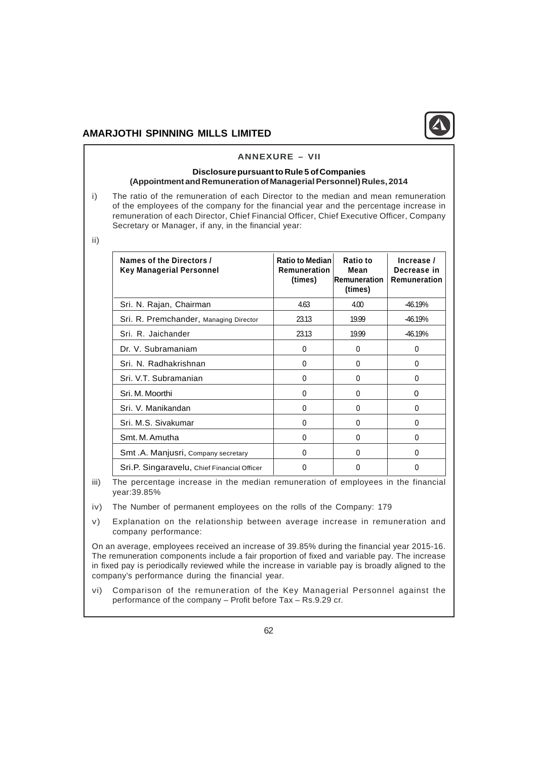## ANNEXURE – VII

### Disclosure pursuant to Rule 5 of Companies (Appointment and Remuneration of Managerial Personnel) Rules, 2014

i) The ratio of the remuneration of each Director to the median and mean remuneration of the employees of the company for the financial year and the percentage increase in remuneration of each Director, Chief Financial Officer, Chief Executive Officer, Company Secretary or Manager, if any, in the financial year:

ii)

| Names of the Directors / Key Managerial Personnel | Ratio to Median Remuneration (times) | Ratio to Mean Remuneration (times) | Increase / Decrease in Remuneration |
|---|---|---|---|
| Sri. N. Rajan, Chairman | 4.63 | 4.00 | -46.19% |
| Sri. R. Premchander, Managing Director | 23.13 | 19.99 | -46.19% |
| Sri. R. Jaichander | 23.13 | 19.99 | -46.19% |
| Dr. V. Subramaniam | 0 | 0 | 0 |
| Sri. N. Radhakrishnan | 0 | 0 | 0 |
| Sri. V.T. Subramanian | 0 | 0 | 0 |
| Sri. M. Moorthi | 0 | 0 | 0 |
| Sri. V. Manikandan | 0 | 0 | 0 |
| Sri. M.S. Sivakumar | 0 | 0 | 0 |
| Smt. M. Amutha | 0 | 0 | 0 |
| Smt .A. Manjusri, Company secretary | 0 | 0 | 0 |
| Sri.P. Singaravelu, Chief Financial Officer | 0 | 0 | 0 |

iii) The percentage increase in the median remuneration of employees in the financial year:39.85%

iv) The Number of permanent employees on the rolls of the Company: 179

v) Explanation on the relationship between average increase in remuneration and company performance:

On an average, employees received an increase of 39.85% during the financial year 2015-16. The remuneration components include a fair proportion of fixed and variable pay. The increase in fixed pay is periodically reviewed while the increase in variable pay is broadly aligned to the company's performance during the financial year.

vi) Comparison of the remuneration of the Key Managerial Personnel against the performance of the company – Profit before Tax – Rs.9.29 cr.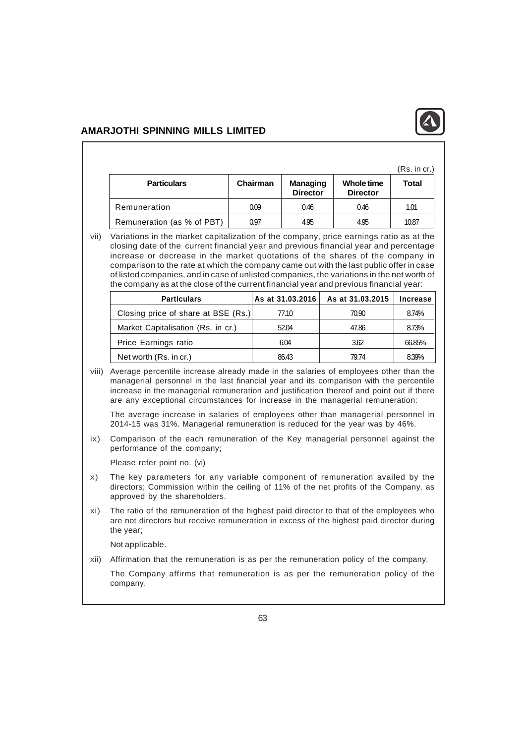(Rs. in cr.)

| Particulars | Chairman | Managing Director | Whole time Director | Total |
|---|---|---|---|---|
| Remuneration | 0.09 | 0.46 | 0.46 | 1.01 |
| Remuneration (as % of PBT) | 0.97 | 4.95 | 4.95 | 10.87 |

vii) Variations in the market capitalization of the company, price earnings ratio as at the closing date of the current financial year and previous financial year and percentage increase or decrease in the market quotations of the shares of the company in comparison to the rate at which the company came out with the last public offer in case of listed companies, and in case of unlisted companies, the variations in the net worth of the company as at the close of the current financial year and previous financial year:

| Particulars | As at 31.03.2016 | As at 31.03.2015 | Increase |
|---|---|---|---|
| Closing price of share at BSE (Rs.) | 77.10 | 70.90 | 8.74% |
| Market Capitalisation (Rs. in cr.) | 52.04 | 47.86 | 8.73% |
| Price Earnings ratio | 6.04 | 3.62 | 66.85% |
| Net worth (Rs. in cr.) | 86.43 | 79.74 | 8.39% |

viii) Average percentile increase already made in the salaries of employees other than the managerial personnel in the last financial year and its comparison with the percentile increase in the managerial remuneration and justification thereof and point out if there are any exceptional circumstances for increase in the managerial remuneration:

The average increase in salaries of employees other than managerial personnel in 2014-15 was 31%. Managerial remuneration is reduced for the year was by 46%.

ix) Comparison of the each remuneration of the Key managerial personnel against the performance of the company;

Please refer point no. (vi)

x) The key parameters for any variable component of remuneration availed by the directors; Commission within the ceiling of 11% of the net profits of the Company, as approved by the shareholders.

xi) The ratio of the remuneration of the highest paid director to that of the employees who are not directors but receive remuneration in excess of the highest paid director during the year;

Not applicable.

xii) Affirmation that the remuneration is as per the remuneration policy of the company.

The Company affirms that remuneration is as per the remuneration policy of the company.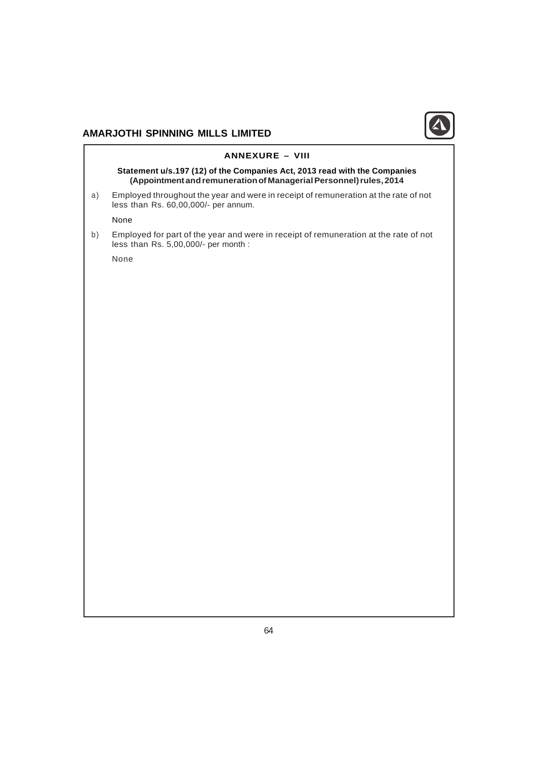## ANNEXURE – VIII

**Statement u/s.197 (12) of the Companies Act, 2013 read with the Companies (Appointment and remuneration of Managerial Personnel) rules, 2014**

a) Employed throughout the year and were in receipt of remuneration at the rate of not less than Rs. 60,00,000/- per annum.

None

b) Employed for part of the year and were in receipt of remuneration at the rate of not less than Rs. 5,00,000/- per month :

None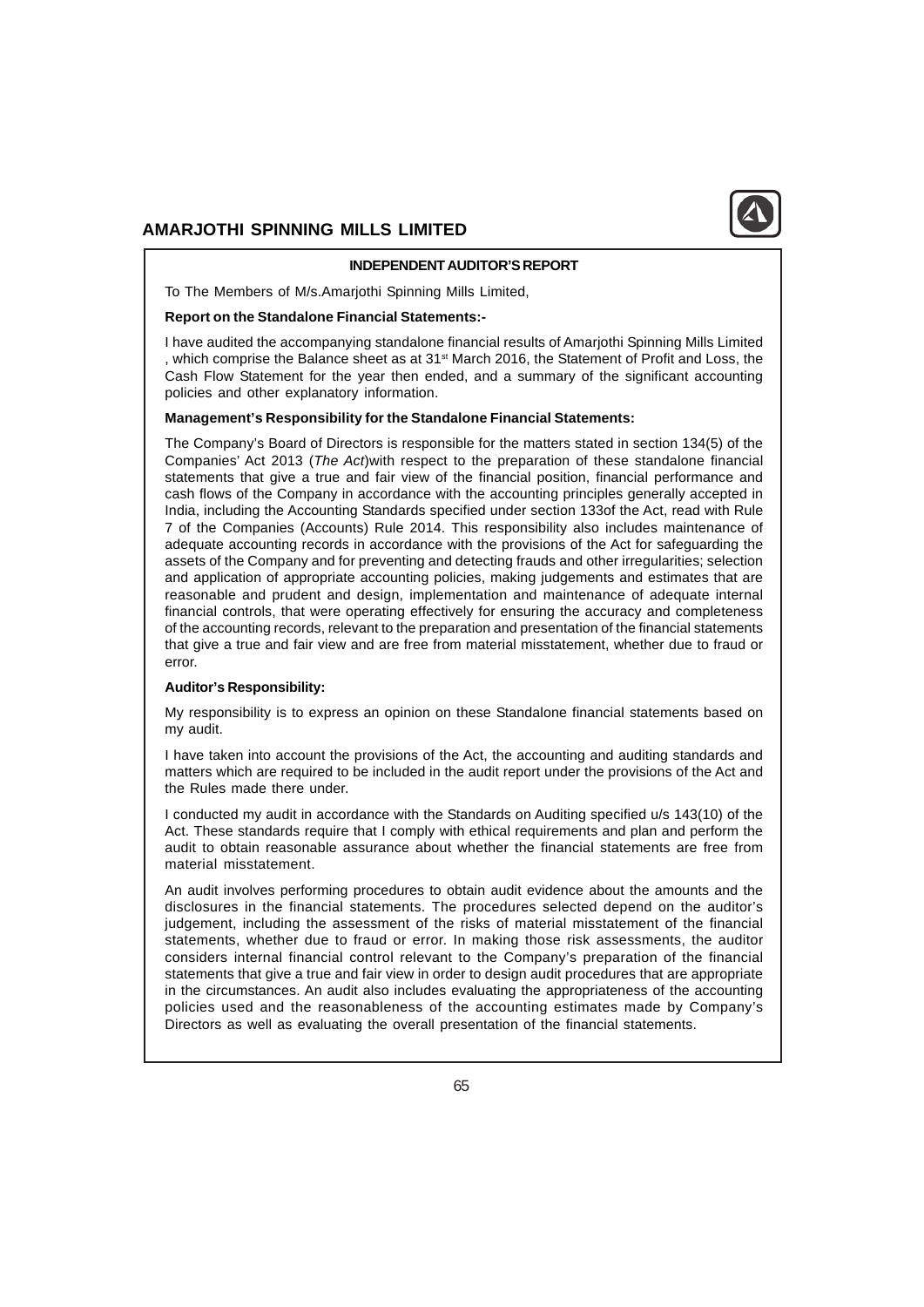## INDEPENDENT AUDITOR'S REPORT

To The Members of M/s.Amarjothi Spinning Mills Limited,

**Report on the Standalone Financial Statements:-**

I have audited the accompanying standalone financial results of Amarjothi Spinning Mills Limited , which comprise the Balance sheet as at 31st March 2016, the Statement of Profit and Loss, the Cash Flow Statement for the year then ended, and a summary of the significant accounting policies and other explanatory information.

**Management's Responsibility for the Standalone Financial Statements:**

The Company's Board of Directors is responsible for the matters stated in section 134(5) of the Companies' Act 2013 (*The Act*)with respect to the preparation of these standalone financial statements that give a true and fair view of the financial position, financial performance and cash flows of the Company in accordance with the accounting principles generally accepted in India, including the Accounting Standards specified under section 133of the Act, read with Rule 7 of the Companies (Accounts) Rule 2014. This responsibility also includes maintenance of adequate accounting records in accordance with the provisions of the Act for safeguarding the assets of the Company and for preventing and detecting frauds and other irregularities; selection and application of appropriate accounting policies, making judgements and estimates that are reasonable and prudent and design, implementation and maintenance of adequate internal financial controls, that were operating effectively for ensuring the accuracy and completeness of the accounting records, relevant to the preparation and presentation of the financial statements that give a true and fair view and are free from material misstatement, whether due to fraud or error.

**Auditor's Responsibility:**

My responsibility is to express an opinion on these Standalone financial statements based on my audit.

I have taken into account the provisions of the Act, the accounting and auditing standards and matters which are required to be included in the audit report under the provisions of the Act and the Rules made there under.

I conducted my audit in accordance with the Standards on Auditing specified u/s 143(10) of the Act. These standards require that I comply with ethical requirements and plan and perform the audit to obtain reasonable assurance about whether the financial statements are free from material misstatement.

An audit involves performing procedures to obtain audit evidence about the amounts and the disclosures in the financial statements. The procedures selected depend on the auditor's judgement, including the assessment of the risks of material misstatement of the financial statements, whether due to fraud or error. In making those risk assessments, the auditor considers internal financial control relevant to the Company's preparation of the financial statements that give a true and fair view in order to design audit procedures that are appropriate in the circumstances. An audit also includes evaluating the appropriateness of the accounting policies used and the reasonableness of the accounting estimates made by Company's Directors as well as evaluating the overall presentation of the financial statements.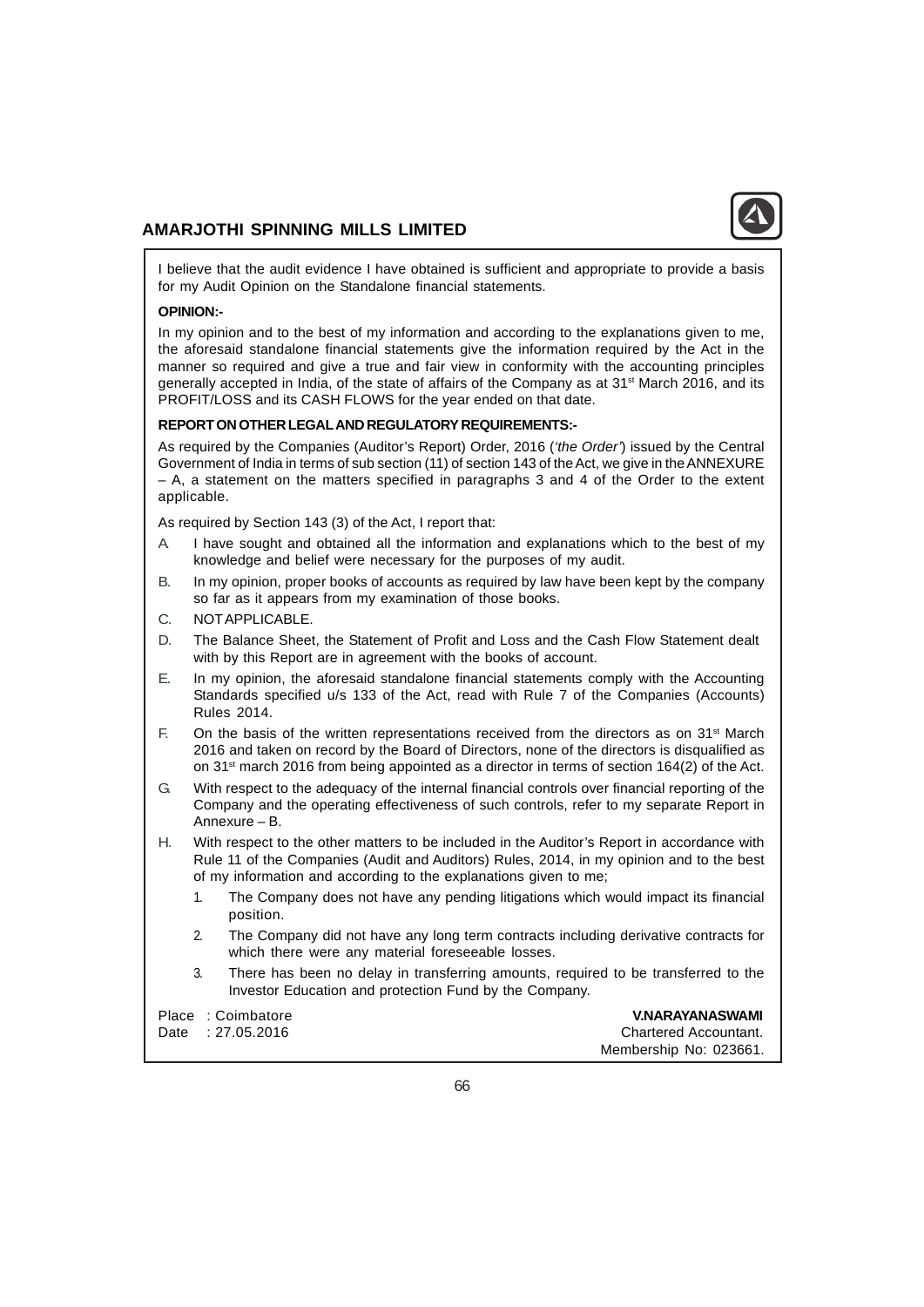I believe that the audit evidence I have obtained is sufficient and appropriate to provide a basis for my Audit Opinion on the Standalone financial statements.

**OPINION:-**

In my opinion and to the best of my information and according to the explanations given to me, the aforesaid standalone financial statements give the information required by the Act in the manner so required and give a true and fair view in conformity with the accounting principles generally accepted in India, of the state of affairs of the Company as at 31st March 2016, and its PROFIT/LOSS and its CASH FLOWS for the year ended on that date.

**REPORT ON OTHER LEGAL AND REGULATORY REQUIREMENTS:-**

As required by the Companies (Auditor's Report) Order, 2016 ('*the Order*') issued by the Central Government of India in terms of sub section (11) of section 143 of the Act, we give in the ANNEXURE – A, a statement on the matters specified in paragraphs 3 and 4 of the Order to the extent applicable.

As required by Section 143 (3) of the Act, I report that:

A. I have sought and obtained all the information and explanations which to the best of my knowledge and belief were necessary for the purposes of my audit.

B. In my opinion, proper books of accounts as required by law have been kept by the company so far as it appears from my examination of those books.

C. NOT APPLICABLE.

D. The Balance Sheet, the Statement of Profit and Loss and the Cash Flow Statement dealt with by this Report are in agreement with the books of account.

E. In my opinion, the aforesaid standalone financial statements comply with the Accounting Standards specified u/s 133 of the Act, read with Rule 7 of the Companies (Accounts) Rules 2014.

F. On the basis of the written representations received from the directors as on 31st March 2016 and taken on record by the Board of Directors, none of the directors is disqualified as on 31st march 2016 from being appointed as a director in terms of section 164(2) of the Act.

G. With respect to the adequacy of the internal financial controls over financial reporting of the Company and the operating effectiveness of such controls, refer to my separate Report in Annexure – B.

H. With respect to the other matters to be included in the Auditor's Report in accordance with Rule 11 of the Companies (Audit and Auditors) Rules, 2014, in my opinion and to the best of my information and according to the explanations given to me;

   1. The Company does not have any pending litigations which would impact its financial position.

   2. The Company did not have any long term contracts including derivative contracts for which there were any material foreseeable losses.

   3. There has been no delay in transferring amounts, required to be transferred to the Investor Education and protection Fund by the Company.

Place : Coimbatore
Date : 27.05.2016

**V.NARAYANASWAMI**
Chartered Accountant.
Membership No: 023661.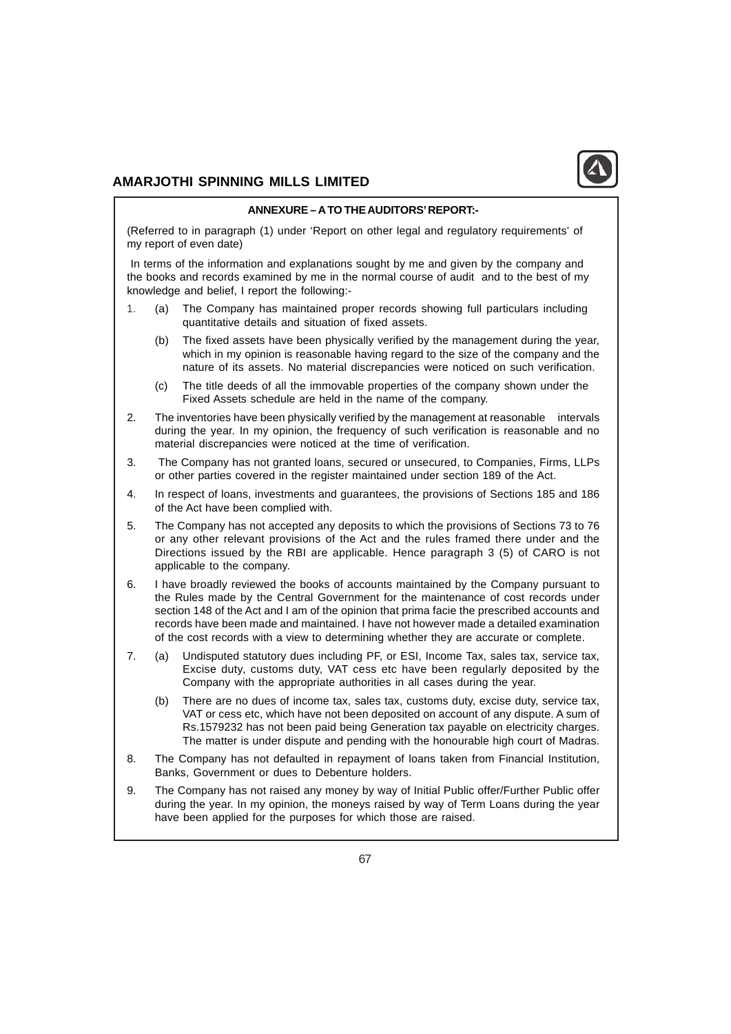## ANNEXURE – A TO THE AUDITORS' REPORT:-

(Referred to in paragraph (1) under 'Report on other legal and regulatory requirements' of my report of even date)

In terms of the information and explanations sought by me and given by the company and the books and records examined by me in the normal course of audit and to the best of my knowledge and belief, I report the following:-

1. (a) The Company has maintained proper records showing full particulars including quantitative details and situation of fixed assets.

   (b) The fixed assets have been physically verified by the management during the year, which in my opinion is reasonable having regard to the size of the company and the nature of its assets. No material discrepancies were noticed on such verification.

   (c) The title deeds of all the immovable properties of the company shown under the Fixed Assets schedule are held in the name of the company.

2. The inventories have been physically verified by the management at reasonable intervals during the year. In my opinion, the frequency of such verification is reasonable and no material discrepancies were noticed at the time of verification.

3. The Company has not granted loans, secured or unsecured, to Companies, Firms, LLPs or other parties covered in the register maintained under section 189 of the Act.

4. In respect of loans, investments and guarantees, the provisions of Sections 185 and 186 of the Act have been complied with.

5. The Company has not accepted any deposits to which the provisions of Sections 73 to 76 or any other relevant provisions of the Act and the rules framed there under and the Directions issued by the RBI are applicable. Hence paragraph 3 (5) of CARO is not applicable to the company.

6. I have broadly reviewed the books of accounts maintained by the Company pursuant to the Rules made by the Central Government for the maintenance of cost records under section 148 of the Act and I am of the opinion that prima facie the prescribed accounts and records have been made and maintained. I have not however made a detailed examination of the cost records with a view to determining whether they are accurate or complete.

7. (a) Undisputed statutory dues including PF, or ESI, Income Tax, sales tax, service tax, Excise duty, customs duty, VAT cess etc have been regularly deposited by the Company with the appropriate authorities in all cases during the year.

   (b) There are no dues of income tax, sales tax, customs duty, excise duty, service tax, VAT or cess etc, which have not been deposited on account of any dispute. A sum of Rs.1579232 has not been paid being Generation tax payable on electricity charges. The matter is under dispute and pending with the honourable high court of Madras.

8. The Company has not defaulted in repayment of loans taken from Financial Institution, Banks, Government or dues to Debenture holders.

9. The Company has not raised any money by way of Initial Public offer/Further Public offer during the year. In my opinion, the moneys raised by way of Term Loans during the year have been applied for the purposes for which those are raised.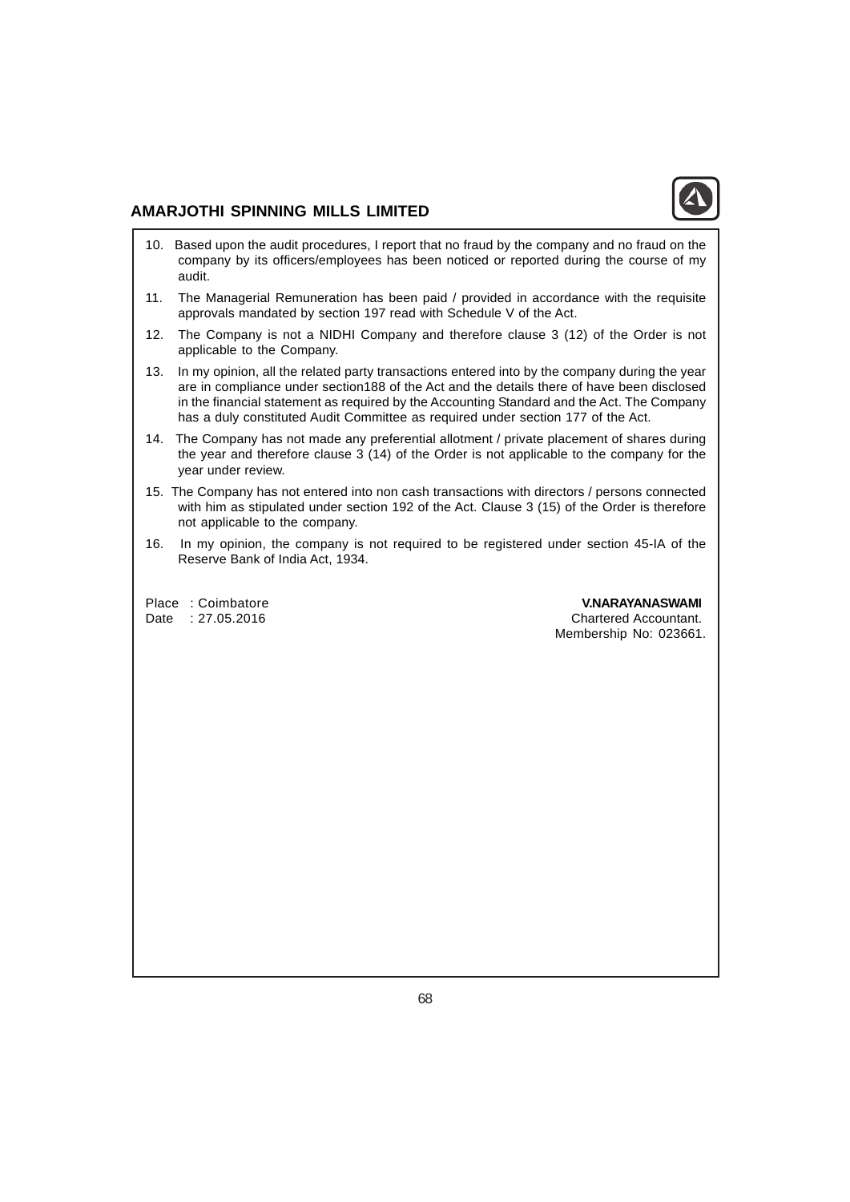10. Based upon the audit procedures, I report that no fraud by the company and no fraud on the company by its officers/employees has been noticed or reported during the course of my audit.

11. The Managerial Remuneration has been paid / provided in accordance with the requisite approvals mandated by section 197 read with Schedule V of the Act.

12. The Company is not a NIDHI Company and therefore clause 3 (12) of the Order is not applicable to the Company.

13. In my opinion, all the related party transactions entered into by the company during the year are in compliance under section188 of the Act and the details there of have been disclosed in the financial statement as required by the Accounting Standard and the Act. The Company has a duly constituted Audit Committee as required under section 177 of the Act.

14. The Company has not made any preferential allotment / private placement of shares during the year and therefore clause 3 (14) of the Order is not applicable to the company for the year under review.

15. The Company has not entered into non cash transactions with directors / persons connected with him as stipulated under section 192 of the Act. Clause 3 (15) of the Order is therefore not applicable to the company.

16. In my opinion, the company is not required to be registered under section 45-IA of the Reserve Bank of India Act, 1934.

Place : Coimbatore
Date : 27.05.2016

**V.NARAYANASWAMI**
Chartered Accountant.
Membership No: 023661.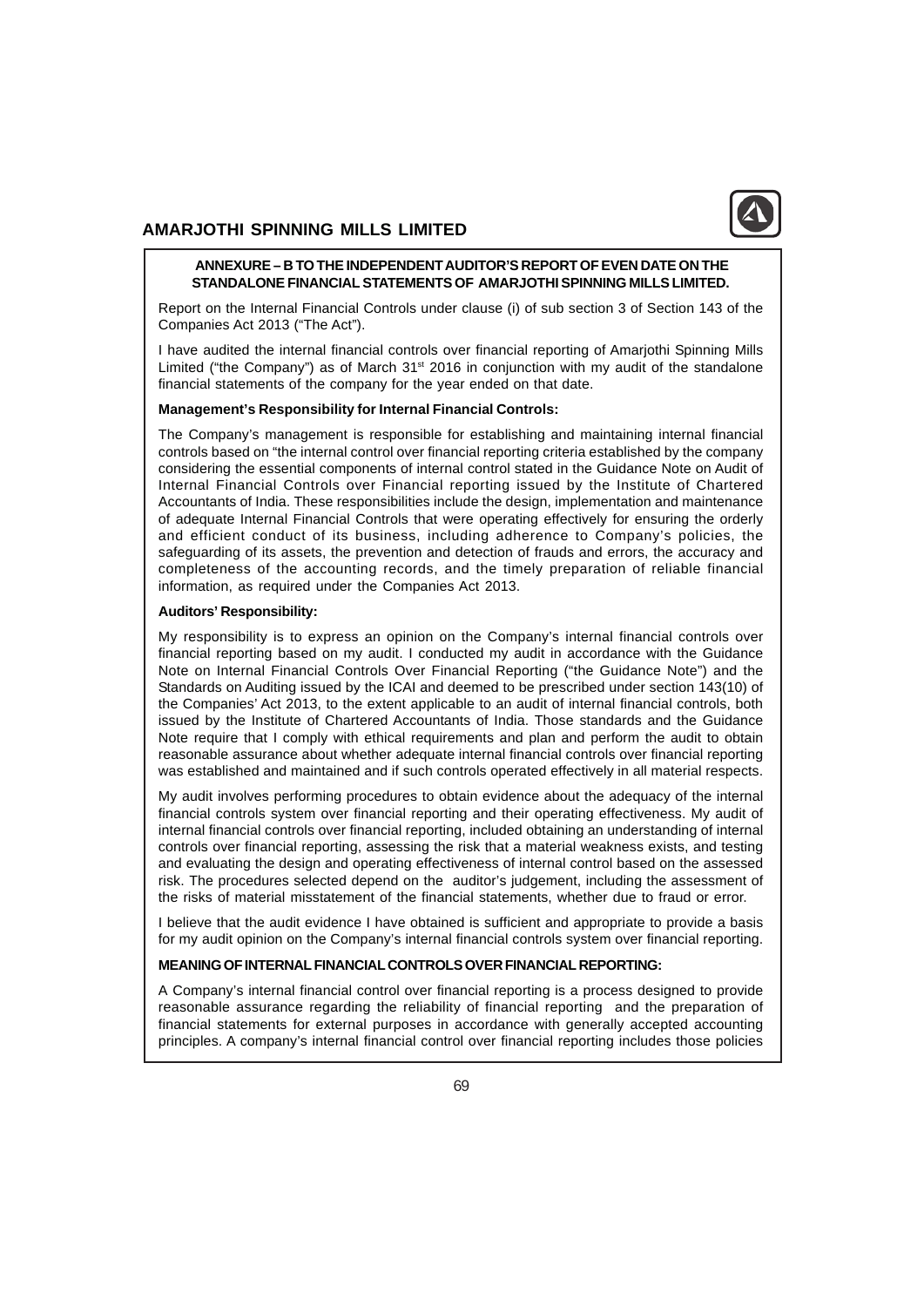**ANNEXURE – B TO THE INDEPENDENT AUDITOR'S REPORT OF EVEN DATE ON THE STANDALONE FINANCIAL STATEMENTS OF AMARJOTHI SPINNING MILLS LIMITED.**

Report on the Internal Financial Controls under clause (i) of sub section 3 of Section 143 of the Companies Act 2013 ("The Act").

I have audited the internal financial controls over financial reporting of Amarjothi Spinning Mills Limited ("the Company") as of March 31st 2016 in conjunction with my audit of the standalone financial statements of the company for the year ended on that date.

**Management's Responsibility for Internal Financial Controls:**

The Company's management is responsible for establishing and maintaining internal financial controls based on "the internal control over financial reporting criteria established by the company considering the essential components of internal control stated in the Guidance Note on Audit of Internal Financial Controls over Financial reporting issued by the Institute of Chartered Accountants of India. These responsibilities include the design, implementation and maintenance of adequate Internal Financial Controls that were operating effectively for ensuring the orderly and efficient conduct of its business, including adherence to Company's policies, the safeguarding of its assets, the prevention and detection of frauds and errors, the accuracy and completeness of the accounting records, and the timely preparation of reliable financial information, as required under the Companies Act 2013.

**Auditors' Responsibility:**

My responsibility is to express an opinion on the Company's internal financial controls over financial reporting based on my audit. I conducted my audit in accordance with the Guidance Note on Internal Financial Controls Over Financial Reporting ("the Guidance Note") and the Standards on Auditing issued by the ICAI and deemed to be prescribed under section 143(10) of the Companies' Act 2013, to the extent applicable to an audit of internal financial controls, both issued by the Institute of Chartered Accountants of India. Those standards and the Guidance Note require that I comply with ethical requirements and plan and perform the audit to obtain reasonable assurance about whether adequate internal financial controls over financial reporting was established and maintained and if such controls operated effectively in all material respects.

My audit involves performing procedures to obtain evidence about the adequacy of the internal financial controls system over financial reporting and their operating effectiveness. My audit of internal financial controls over financial reporting, included obtaining an understanding of internal controls over financial reporting, assessing the risk that a material weakness exists, and testing and evaluating the design and operating effectiveness of internal control based on the assessed risk. The procedures selected depend on the auditor's judgement, including the assessment of the risks of material misstatement of the financial statements, whether due to fraud or error.

I believe that the audit evidence I have obtained is sufficient and appropriate to provide a basis for my audit opinion on the Company's internal financial controls system over financial reporting.

**MEANING OF INTERNAL FINANCIAL CONTROLS OVER FINANCIAL REPORTING:**

A Company's internal financial control over financial reporting is a process designed to provide reasonable assurance regarding the reliability of financial reporting and the preparation of financial statements for external purposes in accordance with generally accepted accounting principles. A company's internal financial control over financial reporting includes those policies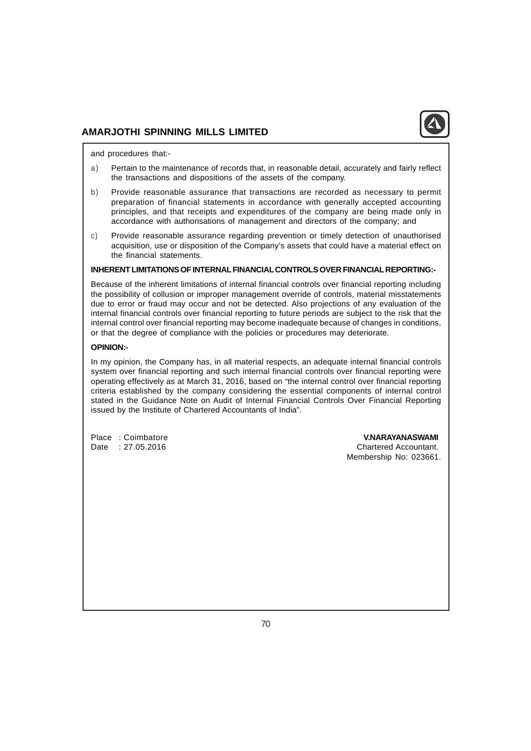and procedures that:-

a) Pertain to the maintenance of records that, in reasonable detail, accurately and fairly reflect the transactions and dispositions of the assets of the company.

b) Provide reasonable assurance that transactions are recorded as necessary to permit preparation of financial statements in accordance with generally accepted accounting principles, and that receipts and expenditures of the company are being made only in accordance with authorisations of management and directors of the company; and

c) Provide reasonable assurance regarding prevention or timely detection of unauthorised acquisition, use or disposition of the Company's assets that could have a material effect on the financial statements.

**INHERENT LIMITATIONS OF INTERNAL FINANCIAL CONTROLS OVER FINANCIAL REPORTING:-**

Because of the inherent limitations of internal financial controls over financial reporting including the possibility of collusion or improper management override of controls, material misstatements due to error or fraud may occur and not be detected. Also projections of any evaluation of the internal financial controls over financial reporting to future periods are subject to the risk that the internal control over financial reporting may become inadequate because of changes in conditions, or that the degree of compliance with the policies or procedures may deteriorate.

**OPINION:-**

In my opinion, the Company has, in all material respects, an adequate internal financial controls system over financial reporting and such internal financial controls over financial reporting were operating effectively as at March 31, 2016, based on "the internal control over financial reporting criteria established by the company considering the essential components of internal control stated in the Guidance Note on Audit of Internal Financial Controls Over Financial Reporting issued by the Institute of Chartered Accountants of India".

Place : Coimbatore
Date : 27.05.2016

**V.NARAYANASWAMI**
Chartered Accountant.
Membership No: 023661.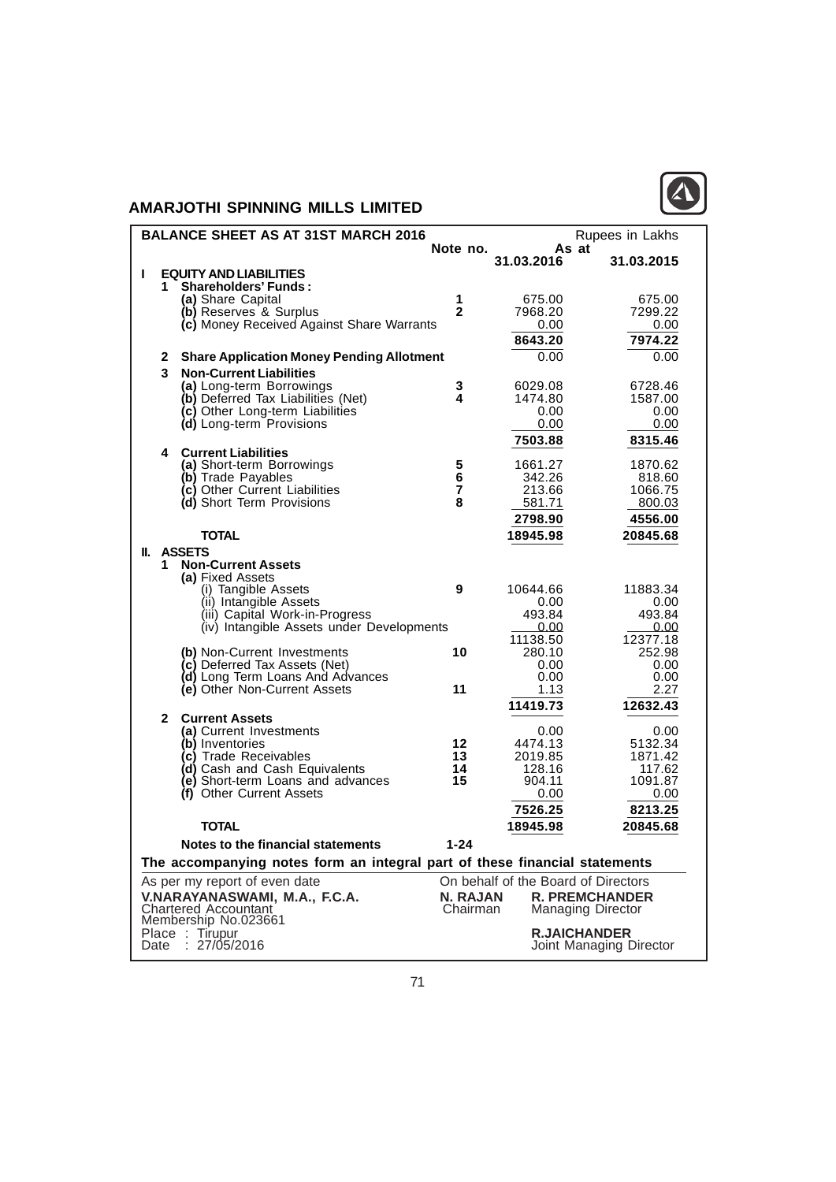## AMARJOTHI SPINNING MILLS LIMITED

### BALANCE SHEET AS AT 31ST MARCH 2016

Rupees in Lakhs

| | Note no. | As at 31.03.2016 | As at 31.03.2015 |
|---|---|---|---|
| **I EQUITY AND LIABILITIES** | | | |
| **1 Shareholders' Funds :** | | | |
| **(a)** Share Capital | 1 | 675.00 | 675.00 |
| **(b)** Reserves & Surplus | 2 | 7968.20 | 7299.22 |
| **(c)** Money Received Against Share Warrants | | 0.00 | 0.00 |
| | | **8643.20** | **7974.22** |
| **2 Share Application Money Pending Allotment** | | 0.00 | 0.00 |
| **3 Non-Current Liabilities** | | | |
| **(a)** Long-term Borrowings | 3 | 6029.08 | 6728.46 |
| **(b)** Deferred Tax Liabilities (Net) | 4 | 1474.80 | 1587.00 |
| **(c)** Other Long-term Liabilities | | 0.00 | 0.00 |
| **(d)** Long-term Provisions | | 0.00 | 0.00 |
| | | **7503.88** | **8315.46** |
| **4 Current Liabilities** | | | |
| **(a)** Short-term Borrowings | 5 | 1661.27 | 1870.62 |
| **(b)** Trade Payables | 6 | 342.26 | 818.60 |
| **(c)** Other Current Liabilities | 7 | 213.66 | 1066.75 |
| **(d)** Short Term Provisions | 8 | 581.71 | 800.03 |
| | | **2798.90** | **4556.00** |
| **TOTAL** | | **18945.98** | **20845.68** |
| **II. ASSETS** | | | |
| **1 Non-Current Assets** | | | |
| **(a)** Fixed Assets | | | |
| (i) Tangible Assets | 9 | 10644.66 | 11883.34 |
| (ii) Intangible Assets | | 0.00 | 0.00 |
| (iii) Capital Work-in-Progress | | 493.84 | 493.84 |
| (iv) Intangible Assets under Developments | | 0.00 | 0.00 |
| | | 11138.50 | 12377.18 |
| **(b)** Non-Current Investments | 10 | 280.10 | 252.98 |
| **(c)** Deferred Tax Assets (Net) | | 0.00 | 0.00 |
| **(d)** Long Term Loans And Advances | | 0.00 | 0.00 |
| **(e)** Other Non-Current Assets | 11 | 1.13 | 2.27 |
| | | **11419.73** | **12632.43** |
| **2 Current Assets** | | | |
| **(a)** Current Investments | | 0.00 | 0.00 |
| **(b)** Inventories | 12 | 4474.13 | 5132.34 |
| **(c)** Trade Receivables | 13 | 2019.85 | 1871.42 |
| **(d)** Cash and Cash Equivalents | 14 | 128.16 | 117.62 |
| **(e)** Short-term Loans and advances | 15 | 904.11 | 1091.87 |
| **(f)** Other Current Assets | | 0.00 | 0.00 |
| | | **7526.25** | **8213.25** |
| **TOTAL** | | **18945.98** | **20845.68** |
| **Notes to the financial statements** | **1-24** | | |

**The accompanying notes form an integral part of these financial statements**

As per my report of even date
**V.NARAYANASWAMI, M.A., F.C.A.**
Chartered Accountant
Membership No.023661
Place : Tirupur
Date : 27/05/2016

On behalf of the Board of Directors

**N. RAJAN**
Chairman

**R. PREMCHANDER**
Managing Director

**R.JAICHANDER**
Joint Managing Director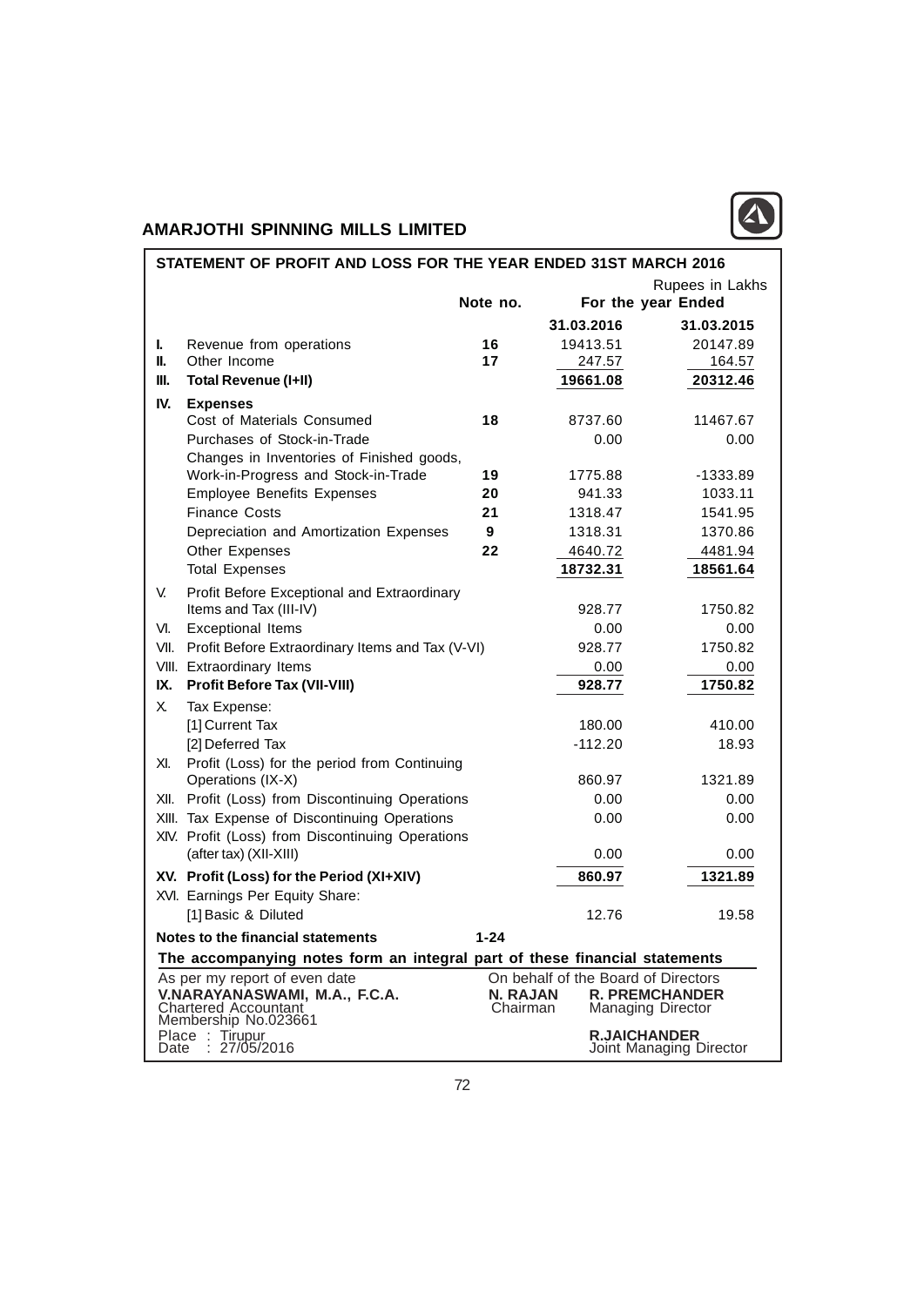## AMARJOTHI SPINNING MILLS LIMITED

### STATEMENT OF PROFIT AND LOSS FOR THE YEAR ENDED 31ST MARCH 2016

Rupees in Lakhs

| | | Note no. | For the year Ended | |
|---|---|---|---|---|
| | | | 31.03.2016 | 31.03.2015 |
| I. | Revenue from operations | 16 | 19413.51 | 20147.89 |
| II. | Other Income | 17 | 247.57 | 164.57 |
| III. | **Total Revenue (I+II)** | | **19661.08** | **20312.46** |
| IV. | **Expenses** | | | |
| | Cost of Materials Consumed | 18 | 8737.60 | 11467.67 |
| | Purchases of Stock-in-Trade | | 0.00 | 0.00 |
| | Changes in Inventories of Finished goods, Work-in-Progress and Stock-in-Trade | 19 | 1775.88 | -1333.89 |
| | Employee Benefits Expenses | 20 | 941.33 | 1033.11 |
| | Finance Costs | 21 | 1318.47 | 1541.95 |
| | Depreciation and Amortization Expenses | 9 | 1318.31 | 1370.86 |
| | Other Expenses | 22 | 4640.72 | 4481.94 |
| | Total Expenses | | **18732.31** | **18561.64** |
| V. | Profit Before Exceptional and Extraordinary Items and Tax (III-IV) | | 928.77 | 1750.82 |
| VI. | Exceptional Items | | 0.00 | 0.00 |
| VII. | Profit Before Extraordinary Items and Tax (V-VI) | | 928.77 | 1750.82 |
| VIII. | Extraordinary Items | | 0.00 | 0.00 |
| IX. | **Profit Before Tax (VII-VIII)** | | **928.77** | **1750.82** |
| X. | Tax Expense: | | | |
| | [1] Current Tax | | 180.00 | 410.00 |
| | [2] Deferred Tax | | -112.20 | 18.93 |
| XI. | Profit (Loss) for the period from Continuing Operations (IX-X) | | 860.97 | 1321.89 |
| XII. | Profit (Loss) from Discontinuing Operations | | 0.00 | 0.00 |
| XIII. | Tax Expense of Discontinuing Operations | | 0.00 | 0.00 |
| XIV. | Profit (Loss) from Discontinuing Operations (after tax) (XII-XIII) | | 0.00 | 0.00 |
| XV. | **Profit (Loss) for the Period (XI+XIV)** | | **860.97** | **1321.89** |
| XVI. | Earnings Per Equity Share: | | | |
| | [1] Basic & Diluted | | 12.76 | 19.58 |
| | **Notes to the financial statements** | **1-24** | | |

**The accompanying notes form an integral part of these financial statements**

As per my report of even date
**V.NARAYANASWAMI, M.A., F.C.A.**
Chartered Accountant
Membership No.023661

Place : Tirupur
Date : 27/05/2016

On behalf of the Board of Directors

**N. RAJAN**
Chairman

**R. PREMCHANDER**
Managing Director

**R.JAICHANDER**
Joint Managing Director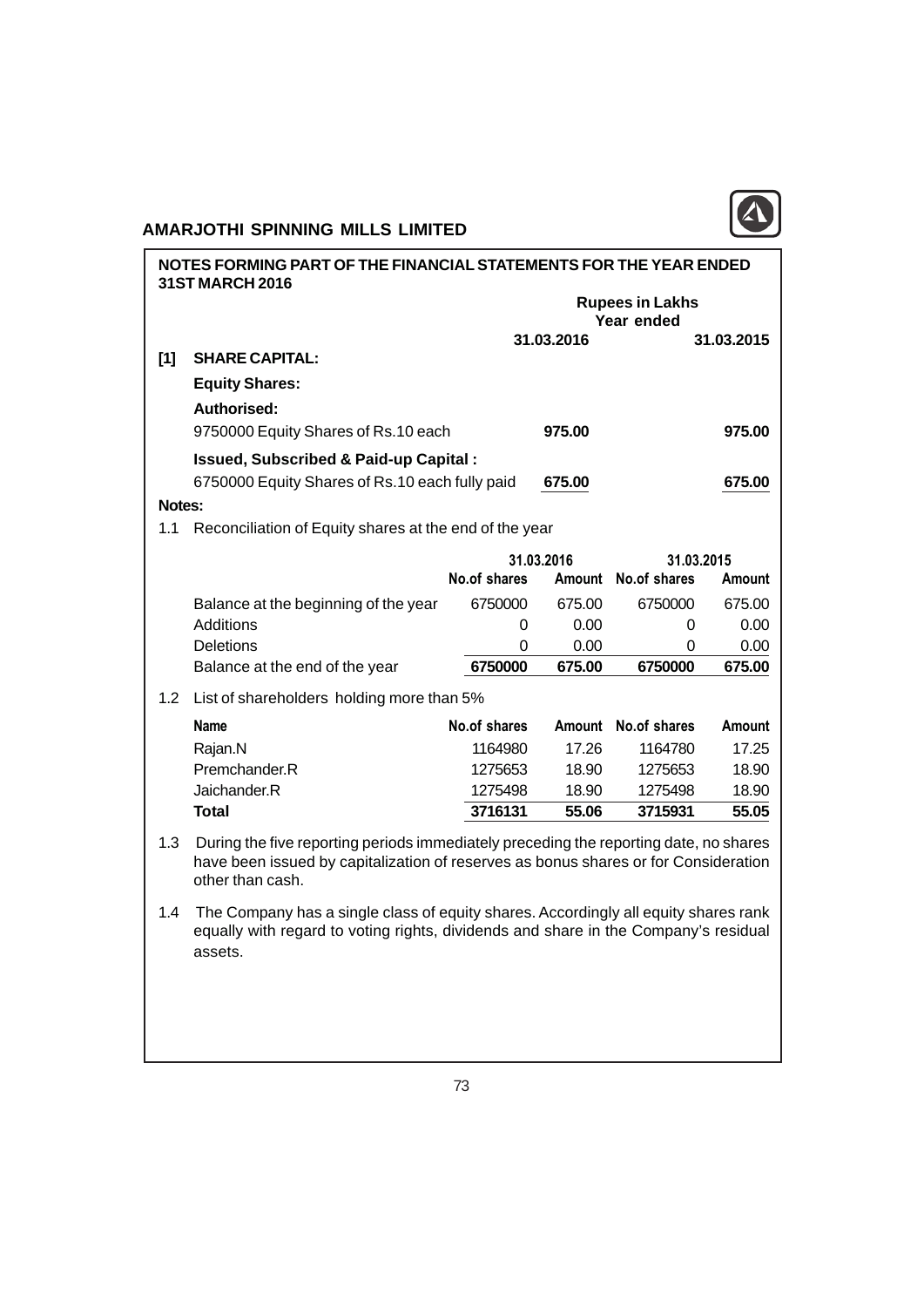## AMARJOTHI SPINNING MILLS LIMITED

### NOTES FORMING PART OF THE FINANCIAL STATEMENTS FOR THE YEAR ENDED 31ST MARCH 2016

| | | Rupees in Lakhs Year ended | |
|---|---|---|---|
| | | 31.03.2016 | 31.03.2015 |
| **[1]** | **SHARE CAPITAL:** | | |
| | **Equity Shares:** | | |
| | **Authorised:** | | |
| | 9750000 Equity Shares of Rs.10 each | **975.00** | **975.00** |
| | **Issued, Subscribed & Paid-up Capital :** | | |
| | 6750000 Equity Shares of Rs.10 each fully paid | **675.00** | **675.00** |

**Notes:**

1.1 Reconciliation of Equity shares at the end of the year

| | 31.03.2016 | | 31.03.2015 | |
|---|---|---|---|---|
| | **No.of shares** | **Amount** | **No.of shares** | **Amount** |
| Balance at the beginning of the year | 6750000 | 675.00 | 6750000 | 675.00 |
| Additions | 0 | 0.00 | 0 | 0.00 |
| Deletions | 0 | 0.00 | 0 | 0.00 |
| Balance at the end of the year | **6750000** | **675.00** | **6750000** | **675.00** |

1.2 List of shareholders holding more than 5%

| **Name** | **No.of shares** | **Amount** | **No.of shares** | **Amount** |
|---|---|---|---|---|
| Rajan.N | 1164980 | 17.26 | 1164780 | 17.25 |
| Premchander.R | 1275653 | 18.90 | 1275653 | 18.90 |
| Jaichander.R | 1275498 | 18.90 | 1275498 | 18.90 |
| **Total** | **3716131** | **55.06** | **3715931** | **55.05** |

1.3 During the five reporting periods immediately preceding the reporting date, no shares have been issued by capitalization of reserves as bonus shares or for Consideration other than cash.

1.4 The Company has a single class of equity shares. Accordingly all equity shares rank equally with regard to voting rights, dividends and share in the Company's residual assets.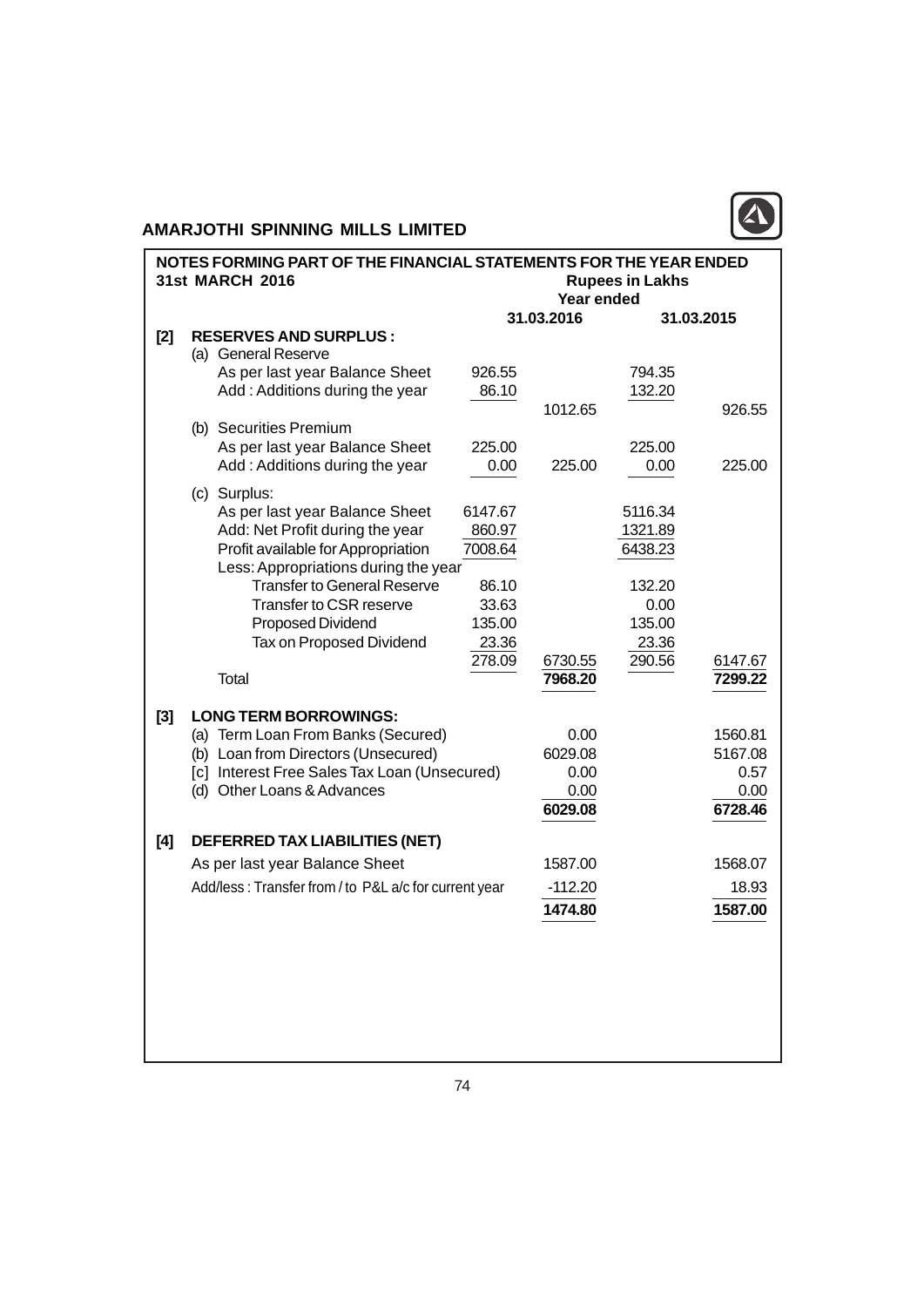## AMARJOTHI SPINNING MILLS LIMITED

### NOTES FORMING PART OF THE FINANCIAL STATEMENTS FOR THE YEAR ENDED 31st MARCH 2016

Rupees in Lakhs

| | | Year ended | | | |
|---|---|---|---|---|---|
| | | | 31.03.2016 | | 31.03.2015 |
| **[2]** | **RESERVES AND SURPLUS :** | | | | |
| | (a) General Reserve | | | | |
| | As per last year Balance Sheet | 926.55 | | 794.35 | |
| | Add : Additions during the year | 86.10 | | 132.20 | |
| | | | 1012.65 | | 926.55 |
| | (b) Securities Premium | | | | |
| | As per last year Balance Sheet | 225.00 | | 225.00 | |
| | Add : Additions during the year | 0.00 | 225.00 | 0.00 | 225.00 |
| | (c) Surplus: | | | | |
| | As per last year Balance Sheet | 6147.67 | | 5116.34 | |
| | Add: Net Profit during the year | 860.97 | | 1321.89 | |
| | Profit available for Appropriation | 7008.64 | | 6438.23 | |
| | Less: Appropriations during the year | | | | |
| | Transfer to General Reserve | 86.10 | | 132.20 | |
| | Transfer to CSR reserve | 33.63 | | 0.00 | |
| | Proposed Dividend | 135.00 | | 135.00 | |
| | Tax on Proposed Dividend | 23.36 | | 23.36 | |
| | | 278.09 | 6730.55 | 290.56 | 6147.67 |
| | Total | | **7968.20** | | **7299.22** |
| **[3]** | **LONG TERM BORROWINGS:** | | | | |
| | (a) Term Loan From Banks (Secured) | | 0.00 | | 1560.81 |
| | (b) Loan from Directors (Unsecured) | | 6029.08 | | 5167.08 |
| | [c] Interest Free Sales Tax Loan (Unsecured) | | 0.00 | | 0.57 |
| | (d) Other Loans & Advances | | 0.00 | | 0.00 |
| | | | **6029.08** | | **6728.46** |
| **[4]** | **DEFERRED TAX LIABILITIES (NET)** | | | | |
| | As per last year Balance Sheet | | 1587.00 | | 1568.07 |
| | Add/less : Transfer from / to P&L a/c for current year | | -112.20 | | 18.93 |
| | | | **1474.80** | | **1587.00** |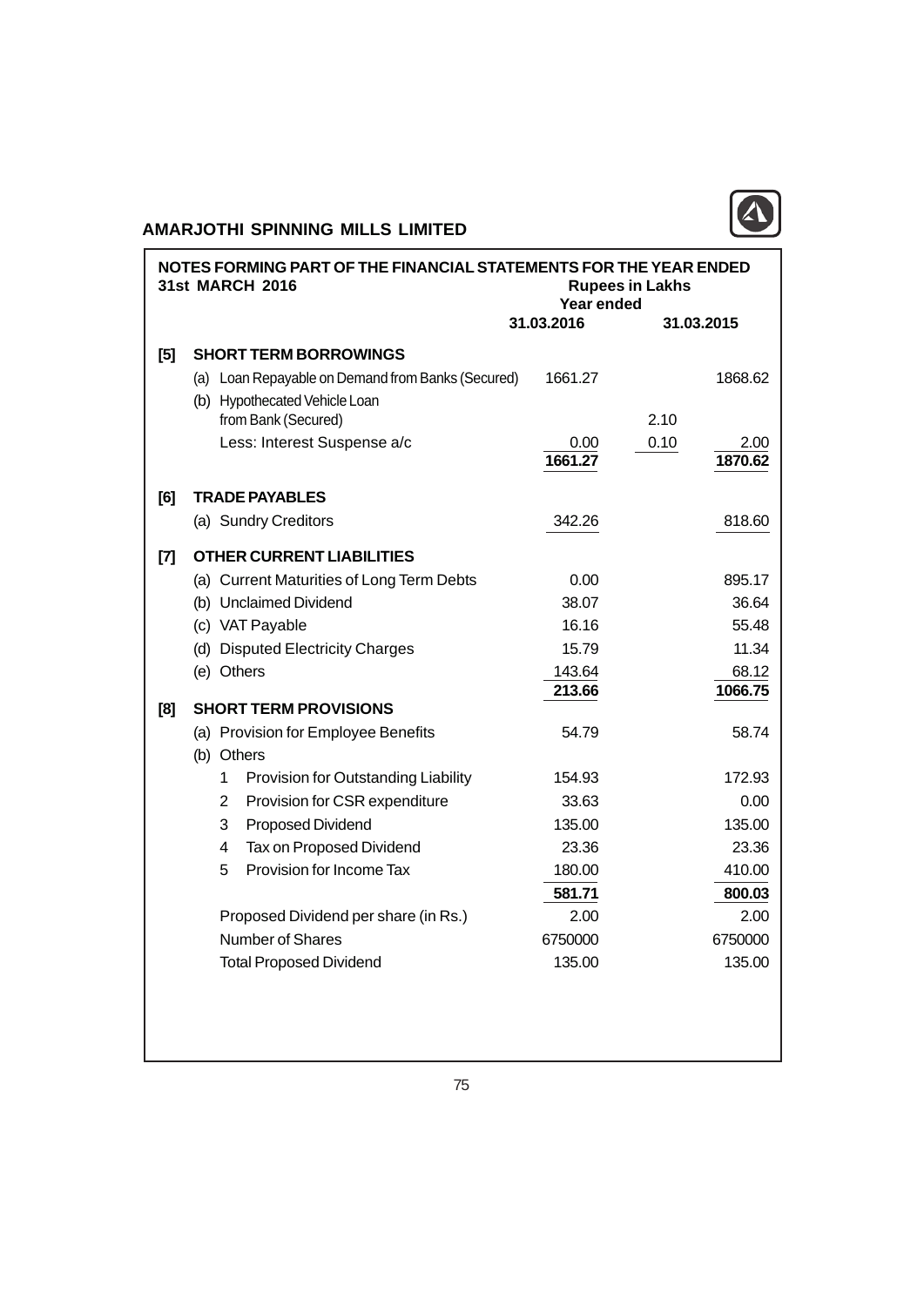## AMARJOTHI SPINNING MILLS LIMITED

### NOTES FORMING PART OF THE FINANCIAL STATEMENTS FOR THE YEAR ENDED 31st MARCH 2016

| | | Rupees in Lakhs Year ended 31.03.2016 | | 31.03.2015 |
|---|---|---|---|---|
| **[5]** | **SHORT TERM BORROWINGS** | | | |
| | (a) Loan Repayable on Demand from Banks (Secured) | 1661.27 | | 1868.62 |
| | (b) Hypothecated Vehicle Loan from Bank (Secured) | | 2.10 | |
| | Less: Interest Suspense a/c | 0.00 | 0.10 | 2.00 |
| | | **1661.27** | | **1870.62** |
| **[6]** | **TRADE PAYABLES** | | | |
| | (a) Sundry Creditors | 342.26 | | 818.60 |
| **[7]** | **OTHER CURRENT LIABILITIES** | | | |
| | (a) Current Maturities of Long Term Debts | 0.00 | | 895.17 |
| | (b) Unclaimed Dividend | 38.07 | | 36.64 |
| | (c) VAT Payable | 16.16 | | 55.48 |
| | (d) Disputed Electricity Charges | 15.79 | | 11.34 |
| | (e) Others | 143.64 | | 68.12 |
| | | **213.66** | | **1066.75** |
| **[8]** | **SHORT TERM PROVISIONS** | | | |
| | (a) Provision for Employee Benefits | 54.79 | | 58.74 |
| | (b) Others | | | |
| | 1 Provision for Outstanding Liability | 154.93 | | 172.93 |
| | 2 Provision for CSR expenditure | 33.63 | | 0.00 |
| | 3 Proposed Dividend | 135.00 | | 135.00 |
| | 4 Tax on Proposed Dividend | 23.36 | | 23.36 |
| | 5 Provision for Income Tax | 180.00 | | 410.00 |
| | | **581.71** | | **800.03** |
| | Proposed Dividend per share (in Rs.) | 2.00 | | 2.00 |
| | Number of Shares | 6750000 | | 6750000 |
| | Total Proposed Dividend | 135.00 | | 135.00 |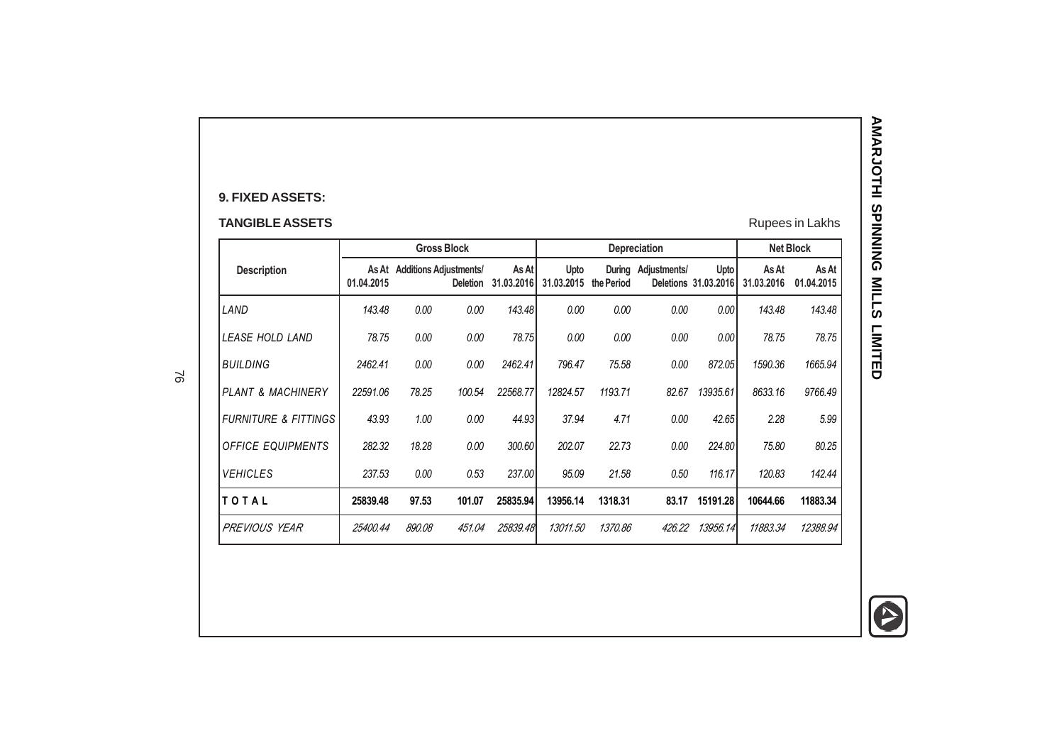## 9. FIXED ASSETS:

### TANGIBLE ASSETS

Rupees in Lakhs

| Description | Gross Block | | | | Depreciation | | | | Net Block | |
|---|---|---|---|---|---|---|---|---|---|---|
| | As At 01.04.2015 | Additions | Adjustments/ Deletion | As At 31.03.2016 | Upto 31.03.2015 | During the Period | Adjustments/ Deletions | Upto 31.03.2016 | As At 31.03.2016 | As At 01.04.2015 |
| *LAND* | *143.48* | *0.00* | *0.00* | *143.48* | *0.00* | *0.00* | *0.00* | *0.00* | *143.48* | *143.48* |
| *LEASE HOLD LAND* | *78.75* | *0.00* | *0.00* | *78.75* | *0.00* | *0.00* | *0.00* | *0.00* | *78.75* | *78.75* |
| *BUILDING* | *2462.41* | *0.00* | *0.00* | *2462.41* | *796.47* | *75.58* | *0.00* | *872.05* | *1590.36* | *1665.94* |
| *PLANT & MACHINERY* | *22591.06* | *78.25* | *100.54* | *22568.77* | *12824.57* | *1193.71* | *82.67* | *13935.61* | *8633.16* | *9766.49* |
| *FURNITURE & FITTINGS* | *43.93* | *1.00* | *0.00* | *44.93* | *37.94* | *4.71* | *0.00* | *42.65* | *2.28* | *5.99* |
| *OFFICE EQUIPMENTS* | *282.32* | *18.28* | *0.00* | *300.60* | *202.07* | *22.73* | *0.00* | *224.80* | *75.80* | *80.25* |
| *VEHICLES* | *237.53* | *0.00* | *0.53* | *237.00* | *95.09* | *21.58* | *0.50* | *116.17* | *120.83* | *142.44* |
| **TOTAL** | **25839.48** | **97.53** | **101.07** | **25835.94** | **13956.14** | **1318.31** | **83.17** | **15191.28** | **10644.66** | **11883.34** |
| *PREVIOUS YEAR* | *25400.44* | *890.08* | *451.04* | *25839.48* | *13011.50* | *1370.86* | *426.22* | *13956.14* | *11883.34* | *12388.94* |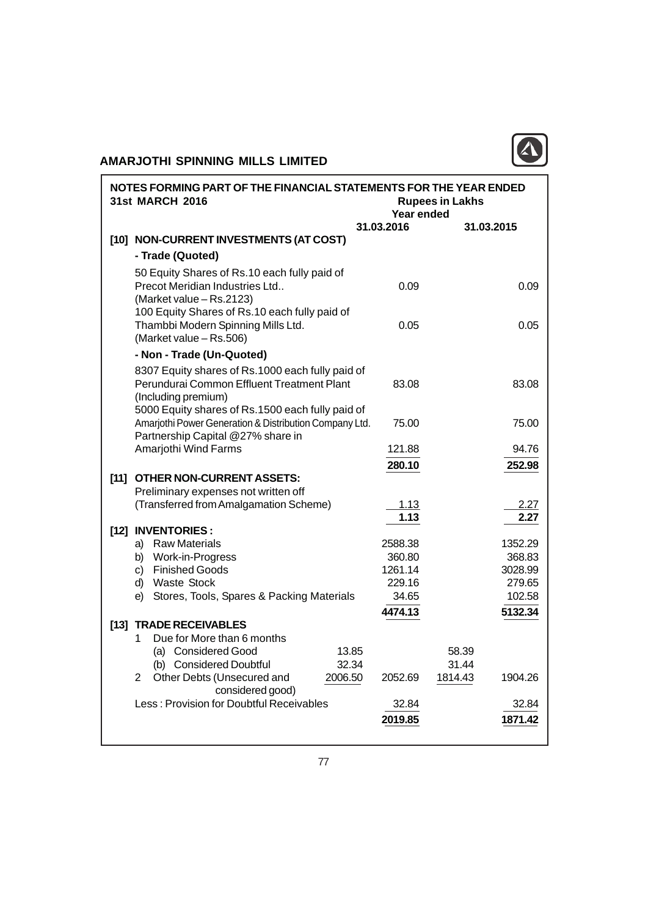## NOTES FORMING PART OF THE FINANCIAL STATEMENTS FOR THE YEAR ENDED 31st MARCH 2016

Rupees in Lakhs

| | | Year ended 31.03.2016 | | 31.03.2015 |
|---|---|---|---|---|
| **[10] NON-CURRENT INVESTMENTS (AT COST)** | | | | |
| **- Trade (Quoted)** | | | | |
| 50 Equity Shares of Rs.10 each fully paid of Precot Meridian Industries Ltd.. (Market value – Rs.2123) | | 0.09 | | 0.09 |
| 100 Equity Shares of Rs.10 each fully paid of Thambbi Modern Spinning Mills Ltd. (Market value – Rs.506) | | 0.05 | | 0.05 |
| **- Non - Trade (Un-Quoted)** | | | | |
| 8307 Equity shares of Rs.1000 each fully paid of Perundurai Common Effluent Treatment Plant (Including premium) | | 83.08 | | 83.08 |
| 5000 Equity shares of Rs.1500 each fully paid of Amarjothi Power Generation & Distribution Company Ltd. | | 75.00 | | 75.00 |
| Partnership Capital @27% share in Amarjothi Wind Farms | | 121.88 | | 94.76 |
| | | **280.10** | | **252.98** |
| **[11] OTHER NON-CURRENT ASSETS:** | | | | |
| Preliminary expenses not written off (Transferred from Amalgamation Scheme) | | 1.13 | | 2.27 |
| | | **1.13** | | **2.27** |
| **[12] INVENTORIES :** | | | | |
| a) Raw Materials | | 2588.38 | | 1352.29 |
| b) Work-in-Progress | | 360.80 | | 368.83 |
| c) Finished Goods | | 1261.14 | | 3028.99 |
| d) Waste Stock | | 229.16 | | 279.65 |
| e) Stores, Tools, Spares & Packing Materials | | 34.65 | | 102.58 |
| | | **4474.13** | | **5132.34** |
| **[13] TRADE RECEIVABLES** | | | | |
| 1 Due for More than 6 months | | | | |
| (a) Considered Good | 13.85 | | 58.39 | |
| (b) Considered Doubtful | 32.34 | | 31.44 | |
| 2 Other Debts (Unsecured and considered good) | 2006.50 | 2052.69 | 1814.43 | 1904.26 |
| Less : Provision for Doubtful Receivables | | 32.84 | | 32.84 |
| | | **2019.85** | | **1871.42** |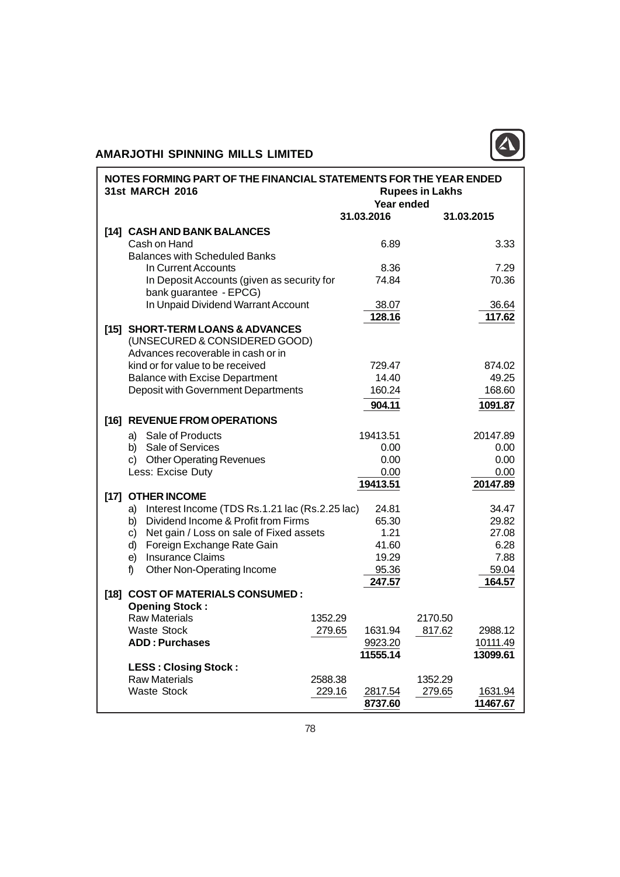## AMARJOTHI SPINNING MILLS LIMITED

### NOTES FORMING PART OF THE FINANCIAL STATEMENTS FOR THE YEAR ENDED 31st MARCH 2016

| | | Rupees in Lakhs Year ended 31.03.2016 | | 31.03.2015 |
|---|---|---|---|---|
| **[14] CASH AND BANK BALANCES** | | | | |
| Cash on Hand | | 6.89 | | 3.33 |
| Balances with Scheduled Banks | | | | |
| In Current Accounts | | 8.36 | | 7.29 |
| In Deposit Accounts (given as security for bank guarantee - EPCG) | | 74.84 | | 70.36 |
| In Unpaid Dividend Warrant Account | | 38.07 | | 36.64 |
| | | 128.16 | | 117.62 |
| **[15] SHORT-TERM LOANS & ADVANCES (UNSECURED & CONSIDERED GOOD)** | | | | |
| Advances recoverable in cash or in kind or for value to be received | | 729.47 | | 874.02 |
| Balance with Excise Department | | 14.40 | | 49.25 |
| Deposit with Government Departments | | 160.24 | | 168.60 |
| | | 904.11 | | 1091.87 |
| **[16] REVENUE FROM OPERATIONS** | | | | |
| a) Sale of Products | | 19413.51 | | 20147.89 |
| b) Sale of Services | | 0.00 | | 0.00 |
| c) Other Operating Revenues | | 0.00 | | 0.00 |
| Less: Excise Duty | | 0.00 | | 0.00 |
| | | 19413.51 | | 20147.89 |
| **[17] OTHER INCOME** | | | | |
| a) Interest Income (TDS Rs.1.21 lac (Rs.2.25 lac) | | 24.81 | | 34.47 |
| b) Dividend Income & Profit from Firms | | 65.30 | | 29.82 |
| c) Net gain / Loss on sale of Fixed assets | | 1.21 | | 27.08 |
| d) Foreign Exchange Rate Gain | | 41.60 | | 6.28 |
| e) Insurance Claims | | 19.29 | | 7.88 |
| f) Other Non-Operating Income | | 95.36 | | 59.04 |
| | | 247.57 | | 164.57 |
| **[18] COST OF MATERIALS CONSUMED :** | | | | |
| **Opening Stock :** | | | | |
| Raw Materials | 1352.29 | | 2170.50 | |
| Waste Stock | 279.65 | 1631.94 | 817.62 | 2988.12 |
| **ADD : Purchases** | | 9923.20 | | 10111.49 |
| | | 11555.14 | | 13099.61 |
| **LESS : Closing Stock :** | | | | |
| Raw Materials | 2588.38 | | 1352.29 | |
| Waste Stock | 229.16 | 2817.54 | 279.65 | 1631.94 |
| | | 8737.60 | | 11467.67 |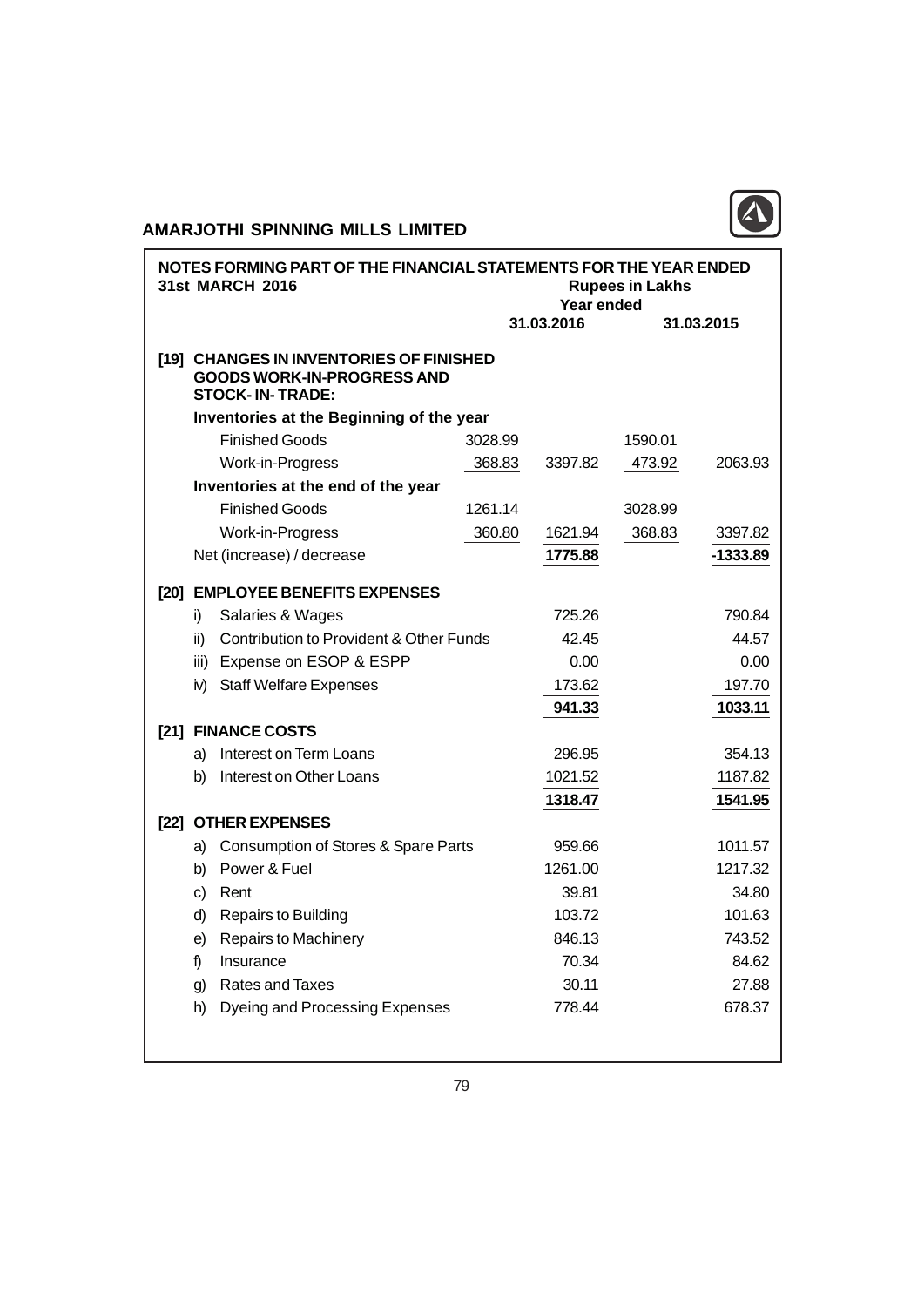## AMARJOTHI SPINNING MILLS LIMITED

### NOTES FORMING PART OF THE FINANCIAL STATEMENTS FOR THE YEAR ENDED 31st MARCH 2016

Rupees in Lakhs

| | | Year ended 31.03.2016 | | Year ended 31.03.2015 |
|---|---|---|---|---|
| **[19] CHANGES IN INVENTORIES OF FINISHED GOODS WORK-IN-PROGRESS AND STOCK- IN- TRADE:** | | | | |
| **Inventories at the Beginning of the year** | | | | |
| Finished Goods | 3028.99 | | 1590.01 | |
| Work-in-Progress | 368.83 | 3397.82 | 473.92 | 2063.93 |
| **Inventories at the end of the year** | | | | |
| Finished Goods | 1261.14 | | 3028.99 | |
| Work-in-Progress | 360.80 | 1621.94 | 368.83 | 3397.82 |
| Net (increase) / decrease | | **1775.88** | | **-1333.89** |
| **[20] EMPLOYEE BENEFITS EXPENSES** | | | | |
| i) Salaries & Wages | | 725.26 | | 790.84 |
| ii) Contribution to Provident & Other Funds | | 42.45 | | 44.57 |
| iii) Expense on ESOP & ESPP | | 0.00 | | 0.00 |
| iv) Staff Welfare Expenses | | 173.62 | | 197.70 |
| | | **941.33** | | **1033.11** |
| **[21] FINANCE COSTS** | | | | |
| a) Interest on Term Loans | | 296.95 | | 354.13 |
| b) Interest on Other Loans | | 1021.52 | | 1187.82 |
| | | **1318.47** | | **1541.95** |
| **[22] OTHER EXPENSES** | | | | |
| a) Consumption of Stores & Spare Parts | | 959.66 | | 1011.57 |
| b) Power & Fuel | | 1261.00 | | 1217.32 |
| c) Rent | | 39.81 | | 34.80 |
| d) Repairs to Building | | 103.72 | | 101.63 |
| e) Repairs to Machinery | | 846.13 | | 743.52 |
| f) Insurance | | 70.34 | | 84.62 |
| g) Rates and Taxes | | 30.11 | | 27.88 |
| h) Dyeing and Processing Expenses | | 778.44 | | 678.37 |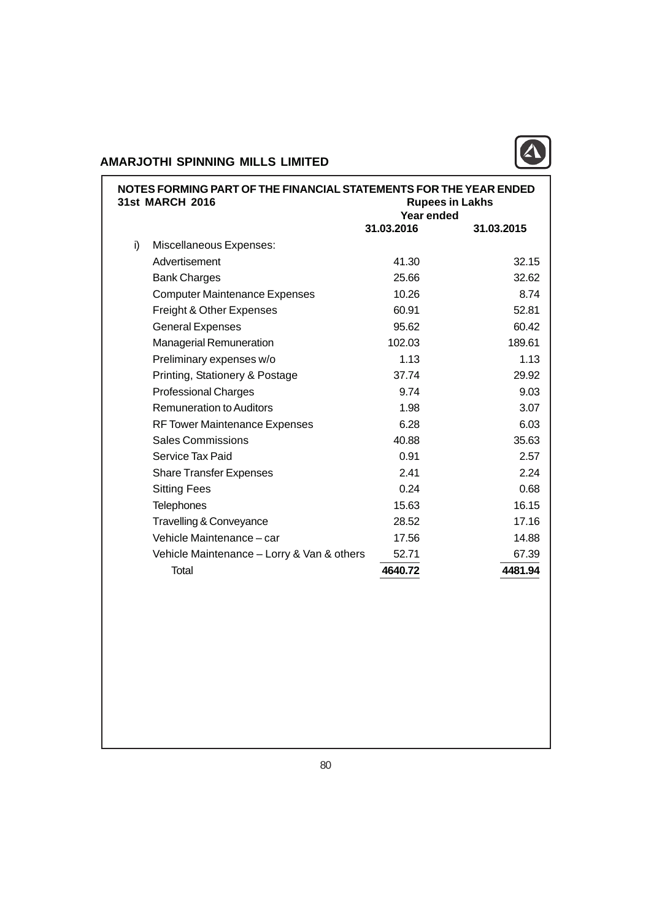**NOTES FORMING PART OF THE FINANCIAL STATEMENTS FOR THE YEAR ENDED 31st MARCH 2016**

| | | Rupees in Lakhs | |
|---|---|---|---|
| | | Year ended | |
| | | 31.03.2016 | 31.03.2015 |
| i) | Miscellaneous Expenses: | | |
| | Advertisement | 41.30 | 32.15 |
| | Bank Charges | 25.66 | 32.62 |
| | Computer Maintenance Expenses | 10.26 | 8.74 |
| | Freight & Other Expenses | 60.91 | 52.81 |
| | General Expenses | 95.62 | 60.42 |
| | Managerial Remuneration | 102.03 | 189.61 |
| | Preliminary expenses w/o | 1.13 | 1.13 |
| | Printing, Stationery & Postage | 37.74 | 29.92 |
| | Professional Charges | 9.74 | 9.03 |
| | Remuneration to Auditors | 1.98 | 3.07 |
| | RF Tower Maintenance Expenses | 6.28 | 6.03 |
| | Sales Commissions | 40.88 | 35.63 |
| | Service Tax Paid | 0.91 | 2.57 |
| | Share Transfer Expenses | 2.41 | 2.24 |
| | Sitting Fees | 0.24 | 0.68 |
| | Telephones | 15.63 | 16.15 |
| | Travelling & Conveyance | 28.52 | 17.16 |
| | Vehicle Maintenance – car | 17.56 | 14.88 |
| | Vehicle Maintenance – Lorry & Van & others | 52.71 | 67.39 |
| | Total | **4640.72** | **4481.94** |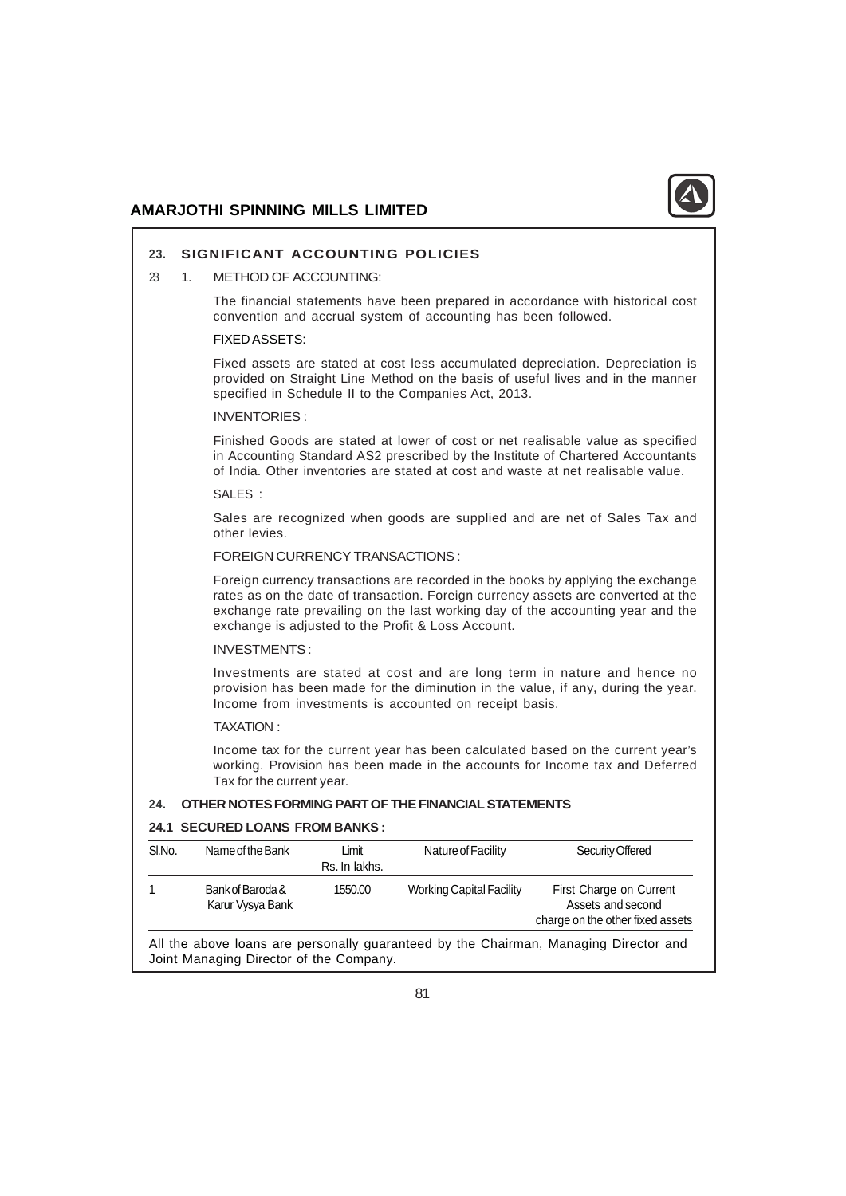## 23. SIGNIFICANT ACCOUNTING POLICIES

23 1. METHOD OF ACCOUNTING:

The financial statements have been prepared in accordance with historical cost convention and accrual system of accounting has been followed.

FIXED ASSETS:

Fixed assets are stated at cost less accumulated depreciation. Depreciation is provided on Straight Line Method on the basis of useful lives and in the manner specified in Schedule II to the Companies Act, 2013.

INVENTORIES :

Finished Goods are stated at lower of cost or net realisable value as specified in Accounting Standard AS2 prescribed by the Institute of Chartered Accountants of India. Other inventories are stated at cost and waste at net realisable value.

SALES :

Sales are recognized when goods are supplied and are net of Sales Tax and other levies.

FOREIGN CURRENCY TRANSACTIONS :

Foreign currency transactions are recorded in the books by applying the exchange rates as on the date of transaction. Foreign currency assets are converted at the exchange rate prevailing on the last working day of the accounting year and the exchange is adjusted to the Profit & Loss Account.

INVESTMENTS :

Investments are stated at cost and are long term in nature and hence no provision has been made for the diminution in the value, if any, during the year. Income from investments is accounted on receipt basis.

TAXATION :

Income tax for the current year has been calculated based on the current year's working. Provision has been made in the accounts for Income tax and Deferred Tax for the current year.

## 24. OTHER NOTES FORMING PART OF THE FINANCIAL STATEMENTS

### 24.1 SECURED LOANS FROM BANKS :

| Sl.No. | Name of the Bank | Limit Rs. In lakhs. | Nature of Facility | Security Offered |
|---|---|---|---|---|
| 1 | Bank of Baroda & Karur Vysya Bank | 1550.00 | Working Capital Facility | First Charge on Current Assets and second charge on the other fixed assets |

All the above loans are personally guaranteed by the Chairman, Managing Director and Joint Managing Director of the Company.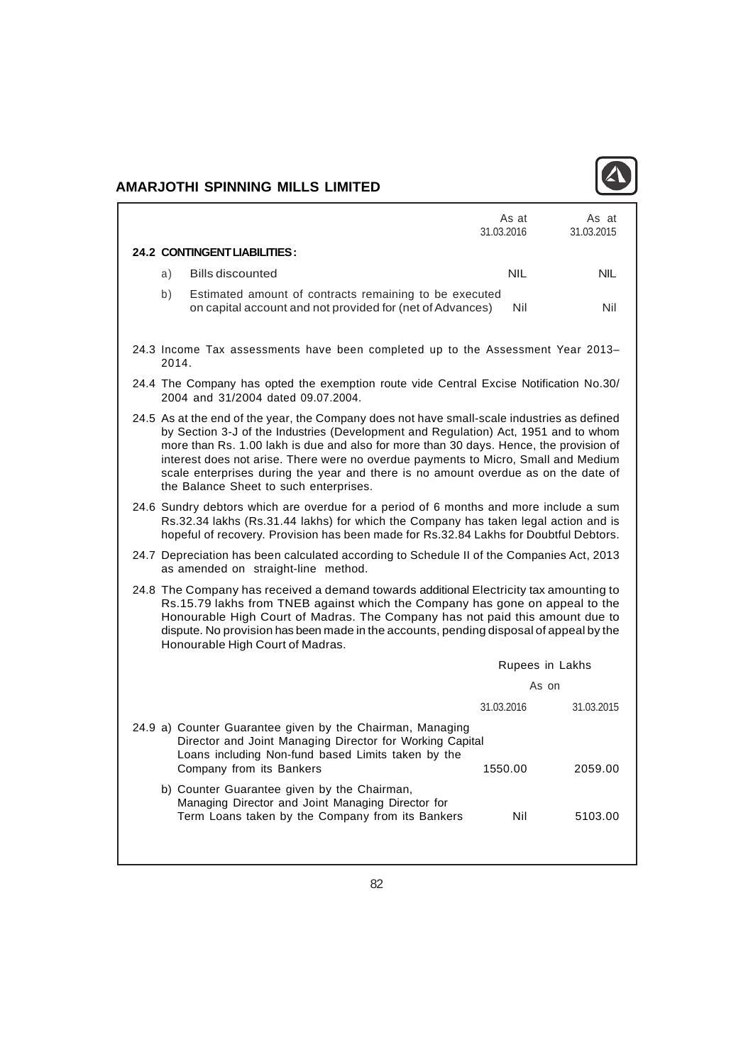| | As at 31.03.2016 | As at 31.03.2015 |
|---|---|---|
| **24.2 CONTINGENT LIABILITIES :** | | |
| a) Bills discounted | NIL | NIL |
| b) Estimated amount of contracts remaining to be executed on capital account and not provided for (net of Advances) | Nil | Nil |

24.3 Income Tax assessments have been completed up to the Assessment Year 2013–2014.

24.4 The Company has opted the exemption route vide Central Excise Notification No.30/2004 and 31/2004 dated 09.07.2004.

24.5 As at the end of the year, the Company does not have small-scale industries as defined by Section 3-J of the Industries (Development and Regulation) Act, 1951 and to whom more than Rs. 1.00 lakh is due and also for more than 30 days. Hence, the provision of interest does not arise. There were no overdue payments to Micro, Small and Medium scale enterprises during the year and there is no amount overdue as on the date of the Balance Sheet to such enterprises.

24.6 Sundry debtors which are overdue for a period of 6 months and more include a sum Rs.32.34 lakhs (Rs.31.44 lakhs) for which the Company has taken legal action and is hopeful of recovery. Provision has been made for Rs.32.84 Lakhs for Doubtful Debtors.

24.7 Depreciation has been calculated according to Schedule II of the Companies Act, 2013 as amended on straight-line method.

24.8 The Company has received a demand towards additional Electricity tax amounting to Rs.15.79 lakhs from TNEB against which the Company has gone on appeal to the Honourable High Court of Madras. The Company has not paid this amount due to dispute. No provision has been made in the accounts, pending disposal of appeal by the Honourable High Court of Madras.

| | Rupees in Lakhs | |
|---|---|---|
| | As on | |
| | 31.03.2016 | 31.03.2015 |
| 24.9 a) Counter Guarantee given by the Chairman, Managing Director and Joint Managing Director for Working Capital Loans including Non-fund based Limits taken by the Company from its Bankers | 1550.00 | 2059.00 |
| b) Counter Guarantee given by the Chairman, Managing Director and Joint Managing Director for Term Loans taken by the Company from its Bankers | Nil | 5103.00 |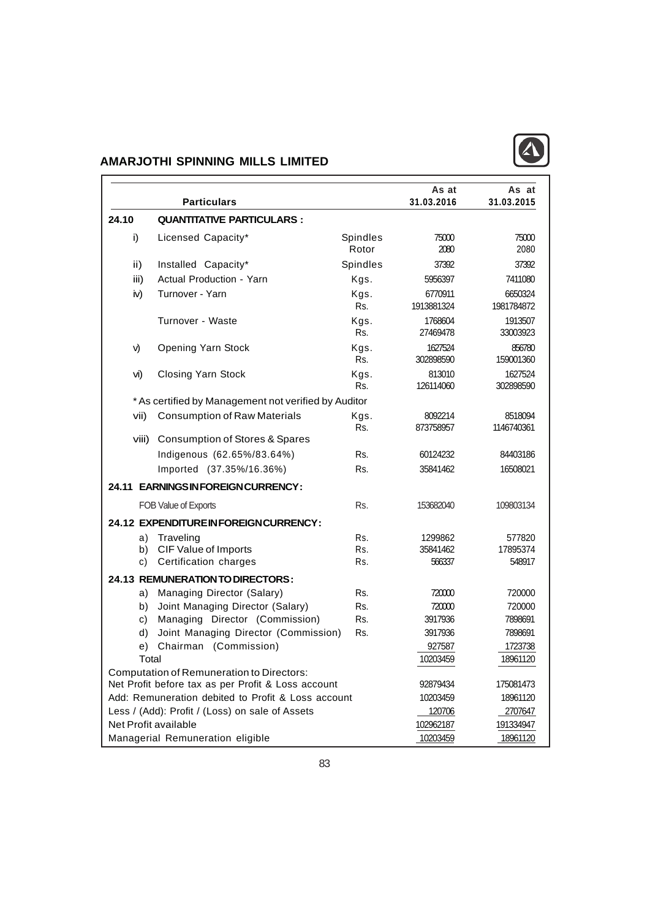## AMARJOTHI SPINNING MILLS LIMITED

| | Particulars | | As at 31.03.2016 | As at 31.03.2015 |
|---|---|---|---|---|
| **24.10** | **QUANTITATIVE PARTICULARS :** | | | |
| i) | Licensed Capacity* | Spindles | 75000 | 75000 |
| | | Rotor | 2080 | 2080 |
| ii) | Installed Capacity* | Spindles | 37392 | 37392 |
| iii) | Actual Production - Yarn | Kgs. | 5956397 | 7411080 |
| iv) | Turnover - Yarn | Kgs. | 6770911 | 6650324 |
| | | Rs. | 1913881324 | 1981784872 |
| | Turnover - Waste | Kgs. | 1768604 | 1913507 |
| | | Rs. | 27469478 | 33003923 |
| v) | Opening Yarn Stock | Kgs. | 1627524 | 856780 |
| | | Rs. | 302898590 | 159001360 |
| vi) | Closing Yarn Stock | Kgs. | 813010 | 1627524 |
| | | Rs. | 126114060 | 302898590 |
| | * As certified by Management not verified by Auditor | | | |
| vii) | Consumption of Raw Materials | Kgs. | 8092214 | 8518094 |
| | | Rs. | 873758957 | 1146740361 |
| viii) | Consumption of Stores & Spares | | | |
| | Indigenous (62.65%/83.64%) | Rs. | 60124232 | 84403186 |
| | Imported (37.35%/16.36%) | Rs. | 35841462 | 16508021 |
| **24.11** | **EARNINGS IN FOREIGN CURRENCY :** | | | |
| | FOB Value of Exports | Rs. | 153682040 | 109803134 |
| **24.12** | **EXPENDITURE IN FOREIGN CURRENCY :** | | | |
| a) | Traveling | Rs. | 1299862 | 577820 |
| b) | CIF Value of Imports | Rs. | 35841462 | 17895374 |
| c) | Certification charges | Rs. | 566337 | 548917 |
| **24.13** | **REMUNERATION TO DIRECTORS :** | | | |
| a) | Managing Director (Salary) | Rs. | 720000 | 720000 |
| b) | Joint Managing Director (Salary) | Rs. | 720000 | 720000 |
| c) | Managing Director (Commission) | Rs. | 3917936 | 7898691 |
| d) | Joint Managing Director (Commission) | Rs. | 3917936 | 7898691 |
| e) | Chairman (Commission) | | 927587 | 1723738 |
| | Total | | 10203459 | 18961120 |
| | Computation of Remuneration to Directors: | | | |
| | Net Profit before tax as per Profit & Loss account | | 92879434 | 175081473 |
| | Add: Remuneration debited to Profit & Loss account | | 10203459 | 18961120 |
| | Less / (Add): Profit / (Loss) on sale of Assets | | 120706 | 2707647 |
| | Net Profit available | | 102962187 | 191334947 |
| | Managerial Remuneration eligible | | 10203459 | 18961120 |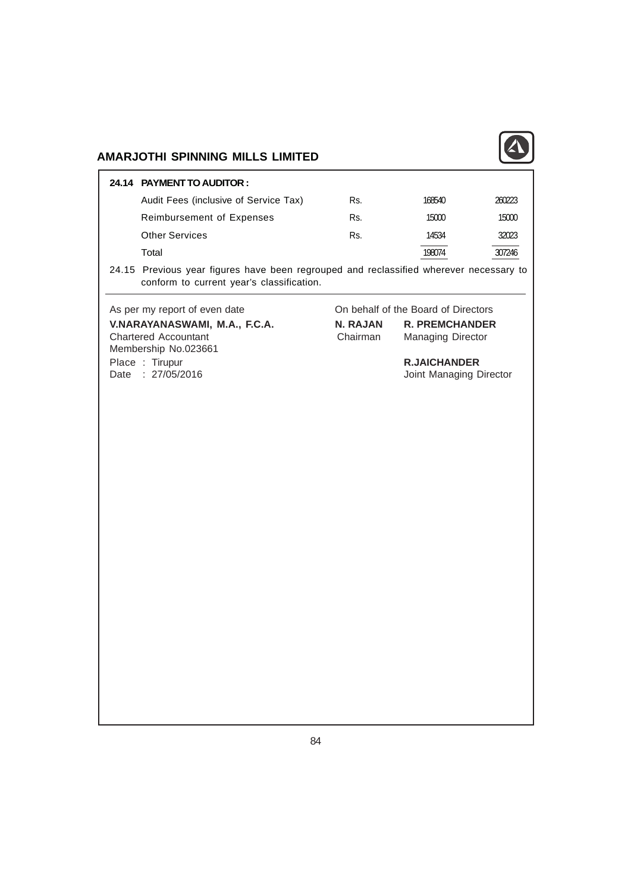**24.14 PAYMENT TO AUDITOR :**

| | | | |
|---|---|---|---|
| Audit Fees (inclusive of Service Tax) | Rs. | 168540 | 260223 |
| Reimbursement of Expenses | Rs. | 15000 | 15000 |
| Other Services | Rs. | 14534 | 32023 |
| Total | | 198074 | 307246 |

24.15 Previous year figures have been regrouped and reclassified wherever necessary to conform to current year's classification.

As per my report of even date

**V.NARAYANASWAMI, M.A., F.C.A.**
Chartered Accountant
Membership No.023661

Place : Tirupur
Date : 27/05/2016

On behalf of the Board of Directors

**N. RAJAN**
Chairman

**R. PREMCHANDER**
Managing Director

**R.JAICHANDER**
Joint Managing Director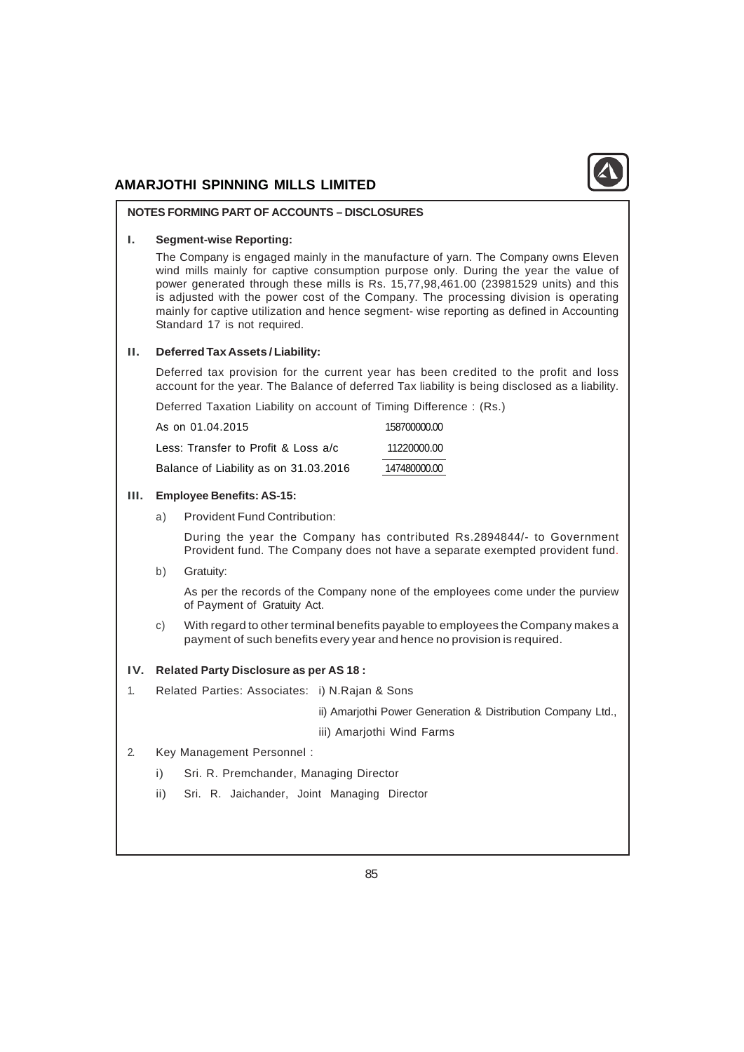## NOTES FORMING PART OF ACCOUNTS – DISCLOSURES

### I. Segment-wise Reporting:

The Company is engaged mainly in the manufacture of yarn. The Company owns Eleven wind mills mainly for captive consumption purpose only. During the year the value of power generated through these mills is Rs. 15,77,98,461.00 (23981529 units) and this is adjusted with the power cost of the Company. The processing division is operating mainly for captive utilization and hence segment- wise reporting as defined in Accounting Standard 17 is not required.

### II. Deferred Tax Assets / Liability:

Deferred tax provision for the current year has been credited to the profit and loss account for the year. The Balance of deferred Tax liability is being disclosed as a liability.

Deferred Taxation Liability on account of Timing Difference : (Rs.)

| | |
|---|---|
| As on 01.04.2015 | 158700000.00 |
| Less: Transfer to Profit & Loss a/c | 11220000.00 |
| Balance of Liability as on 31.03.2016 | 147480000.00 |

### III. Employee Benefits: AS-15:

a) Provident Fund Contribution:

During the year the Company has contributed Rs.2894844/- to Government Provident fund. The Company does not have a separate exempted provident fund.

b) Gratuity:

As per the records of the Company none of the employees come under the purview of Payment of Gratuity Act.

c) With regard to other terminal benefits payable to employees the Company makes a payment of such benefits every year and hence no provision is required.

### IV. Related Party Disclosure as per AS 18 :

1. Related Parties: Associates:
   - i) N.Rajan & Sons
   - ii) Amarjothi Power Generation & Distribution Company Ltd.,
   - iii) Amarjothi Wind Farms
2. Key Management Personnel :
   - i) Sri. R. Premchander, Managing Director
   - ii) Sri. R. Jaichander, Joint Managing Director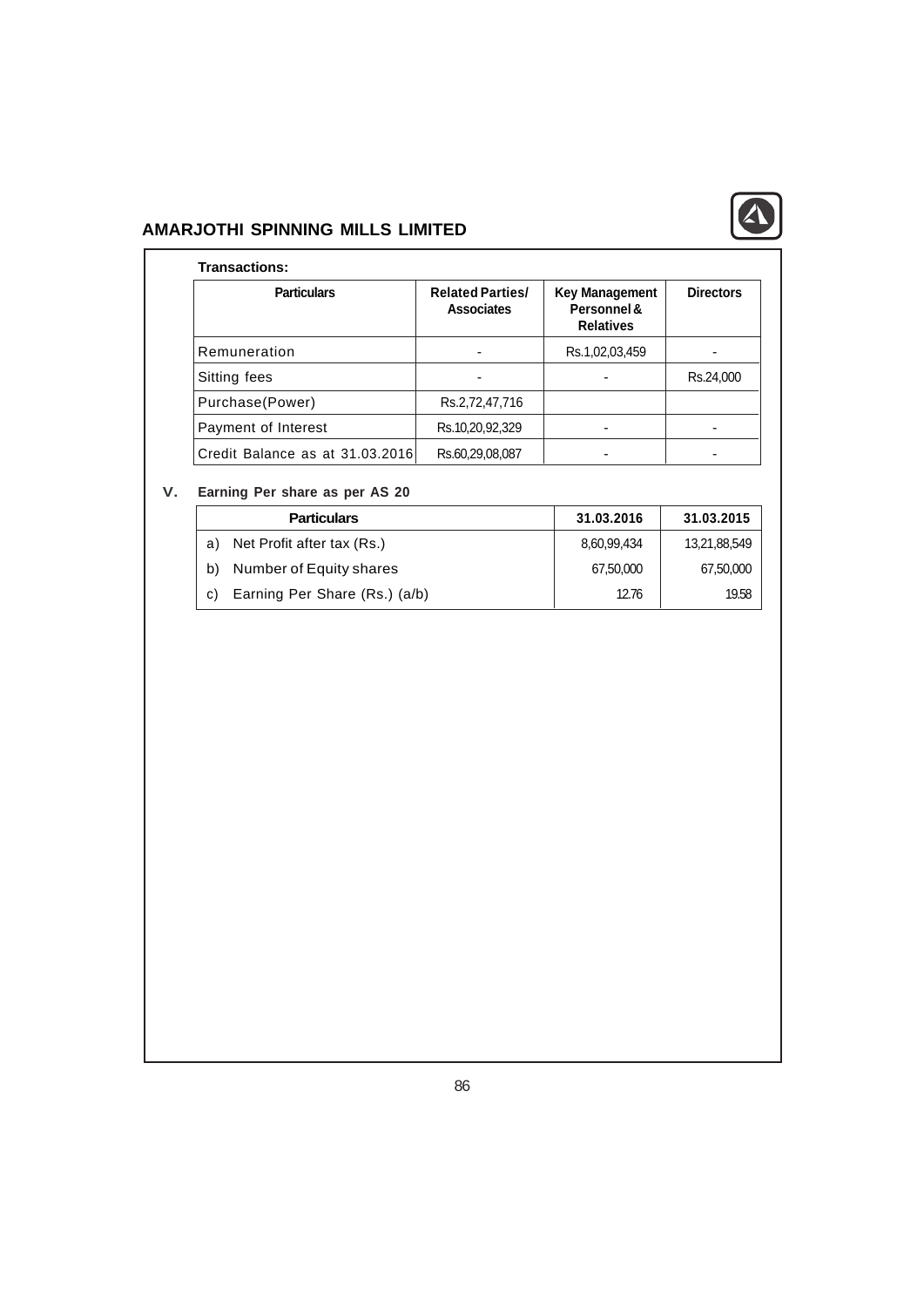**Transactions:**

| Particulars | Related Parties/ Associates | Key Management Personnel & Relatives | Directors |
|---|---|---|---|
| Remuneration | - | Rs.1,02,03,459 | - |
| Sitting fees | - | - | Rs.24,000 |
| Purchase(Power) | Rs.2,72,47,716 | | |
| Payment of Interest | Rs.10,20,92,329 | - | - |
| Credit Balance as at 31.03.2016 | Rs.60,29,08,087 | - | - |

## V. Earning Per share as per AS 20

| Particulars | 31.03.2016 | 31.03.2015 |
|---|---|---|
| a) Net Profit after tax (Rs.) | 8,60,99,434 | 13,21,88,549 |
| b) Number of Equity shares | 67,50,000 | 67,50,000 |
| c) Earning Per Share (Rs.) (a/b) | 12.76 | 19.58 |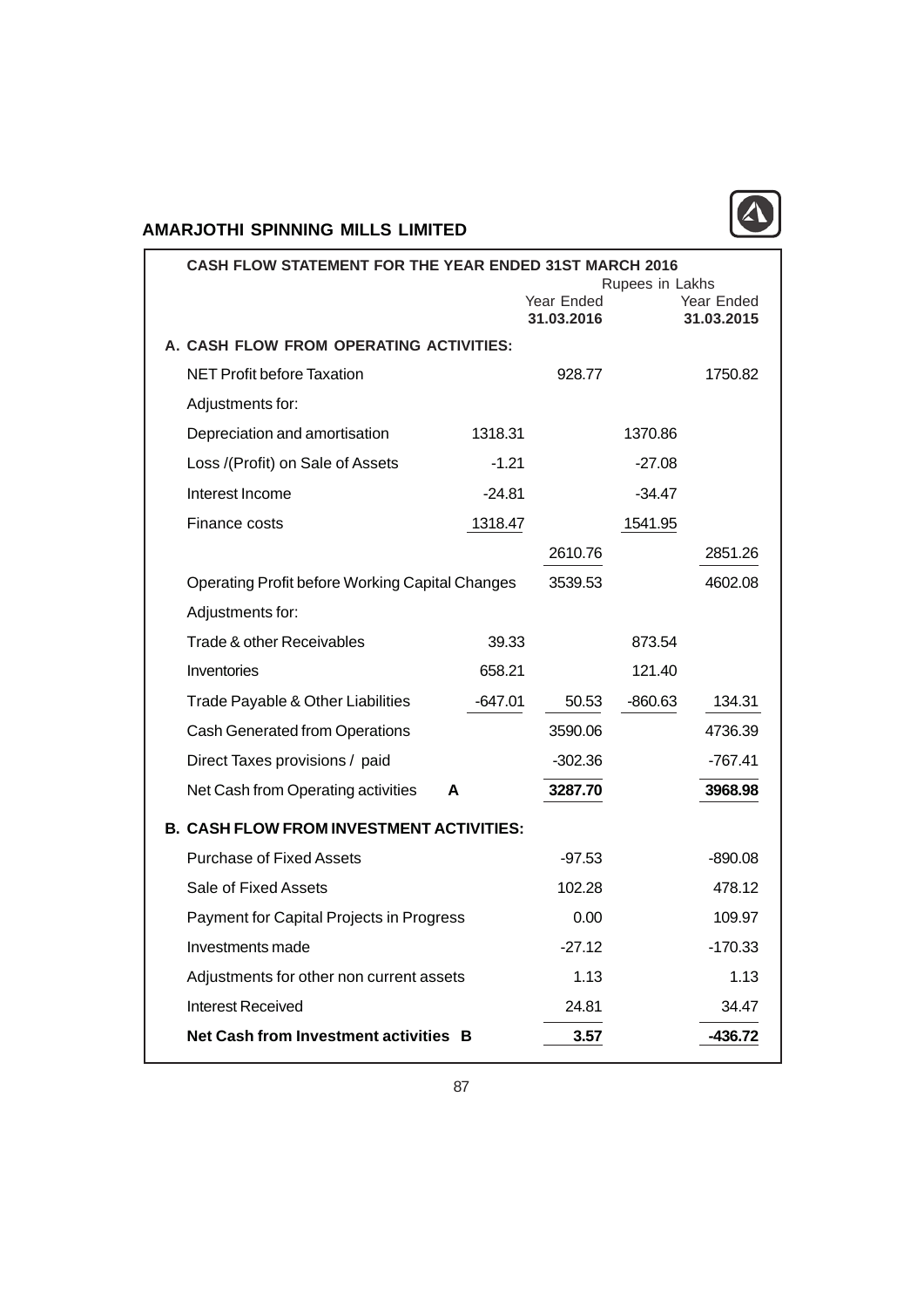## AMARJOTHI SPINNING MILLS LIMITED

### CASH FLOW STATEMENT FOR THE YEAR ENDED 31ST MARCH 2016

Rupees in Lakhs

| | | Year Ended 31.03.2016 | | Year Ended 31.03.2015 |
|---|---|---|---|---|
| **A. CASH FLOW FROM OPERATING ACTIVITIES:** | | | | |
| NET Profit before Taxation | | 928.77 | | 1750.82 |
| Adjustments for: | | | | |
| Depreciation and amortisation | 1318.31 | | 1370.86 | |
| Loss /(Profit) on Sale of Assets | -1.21 | | -27.08 | |
| Interest Income | -24.81 | | -34.47 | |
| Finance costs | 1318.47 | | 1541.95 | |
| | | 2610.76 | | 2851.26 |
| Operating Profit before Working Capital Changes | | 3539.53 | | 4602.08 |
| Adjustments for: | | | | |
| Trade & other Receivables | 39.33 | | 873.54 | |
| Inventories | 658.21 | | 121.40 | |
| Trade Payable & Other Liabilities | -647.01 | 50.53 | -860.63 | 134.31 |
| Cash Generated from Operations | | 3590.06 | | 4736.39 |
| Direct Taxes provisions / paid | | -302.36 | | -767.41 |
| Net Cash from Operating activities **A** | | **3287.70** | | **3968.98** |
| **B. CASH FLOW FROM INVESTMENT ACTIVITIES:** | | | | |
| Purchase of Fixed Assets | | -97.53 | | -890.08 |
| Sale of Fixed Assets | | 102.28 | | 478.12 |
| Payment for Capital Projects in Progress | | 0.00 | | 109.97 |
| Investments made | | -27.12 | | -170.33 |
| Adjustments for other non current assets | | 1.13 | | 1.13 |
| Interest Received | | 24.81 | | 34.47 |
| **Net Cash from Investment activities B** | | **3.57** | | **-436.72** |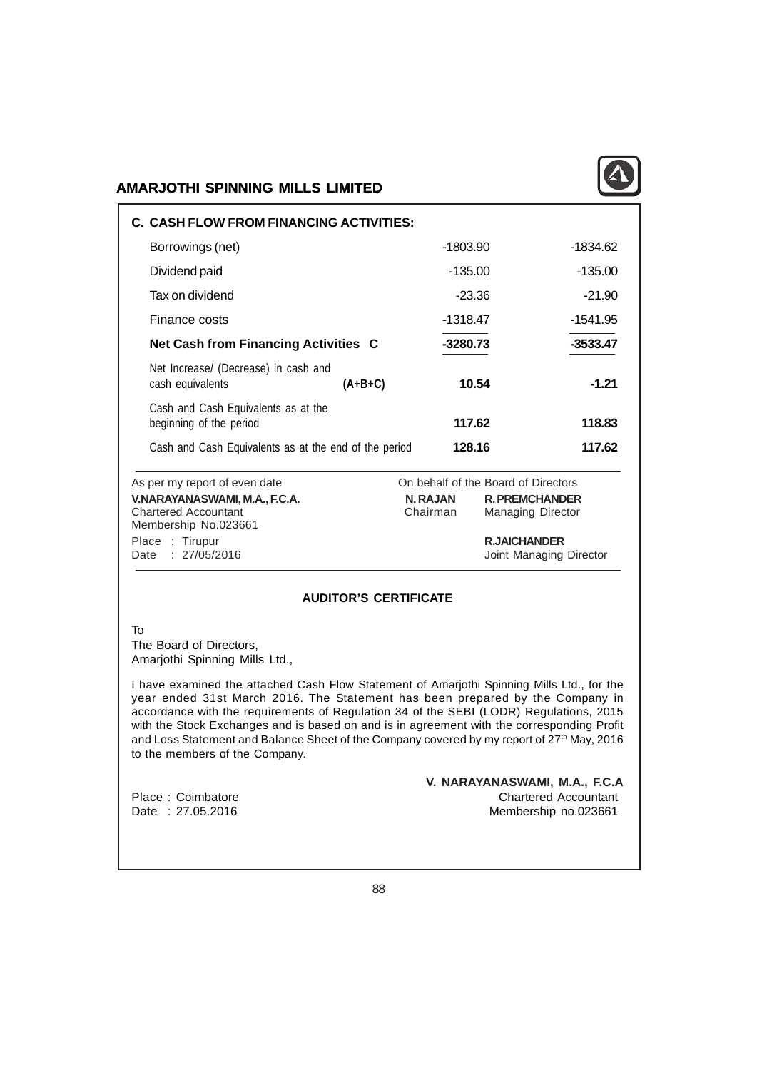## C. CASH FLOW FROM FINANCING ACTIVITIES:

| | | | |
|---|---|---|---|
| Borrowings (net) | | -1803.90 | -1834.62 |
| Dividend paid | | -135.00 | -135.00 |
| Tax on dividend | | -23.36 | -21.90 |
| Finance costs | | -1318.47 | -1541.95 |
| **Net Cash from Financing Activities C** | | **-3280.73** | **-3533.47** |
| Net Increase/ (Decrease) in cash and cash equivalents | **(A+B+C)** | **10.54** | **-1.21** |
| Cash and Cash Equivalents as at the beginning of the period | | **117.62** | **118.83** |
| Cash and Cash Equivalents as at the end of the period | | **128.16** | **117.62** |

As per my report of even date
**V.NARAYANASWAMI, M.A., F.C.A.**
Chartered Accountant
Membership No.023661
Place : Tirupur
Date : 27/05/2016

On behalf of the Board of Directors

**N. RAJAN**
Chairman

**R. PREMCHANDER**
Managing Director

**R.JAICHANDER**
Joint Managing Director

### AUDITOR'S CERTIFICATE

To
The Board of Directors,
Amarjothi Spinning Mills Ltd.,

I have examined the attached Cash Flow Statement of Amarjothi Spinning Mills Ltd., for the year ended 31st March 2016. The Statement has been prepared by the Company in accordance with the requirements of Regulation 34 of the SEBI (LODR) Regulations, 2015 with the Stock Exchanges and is based on and is in agreement with the corresponding Profit and Loss Statement and Balance Sheet of the Company covered by my report of 27th May, 2016 to the members of the Company.

**V. NARAYANASWAMI, M.A., F.C.A**
Chartered Accountant
Membership no.023661

Place : Coimbatore
Date : 27.05.2016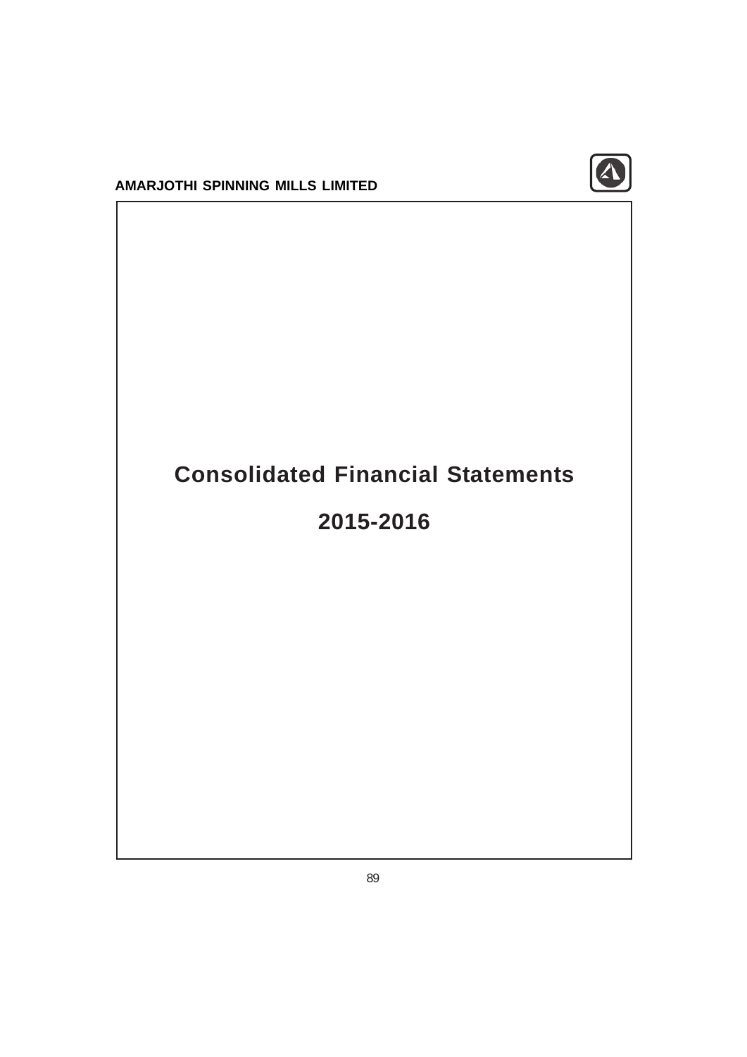# Consolidated Financial Statements

# 2015-2016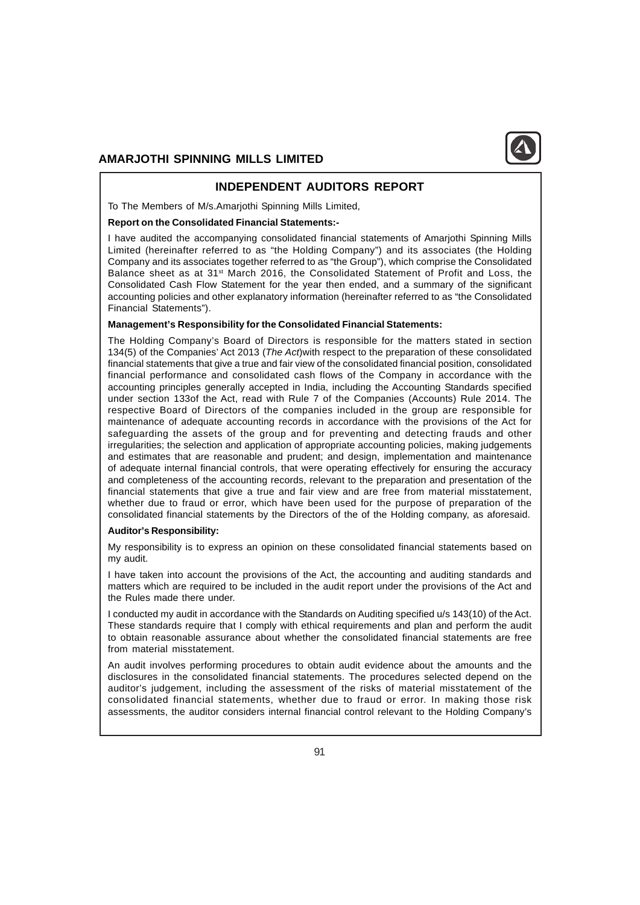## INDEPENDENT AUDITORS REPORT

To The Members of M/s.Amarjothi Spinning Mills Limited,

**Report on the Consolidated Financial Statements:-**

I have audited the accompanying consolidated financial statements of Amarjothi Spinning Mills Limited (hereinafter referred to as "the Holding Company") and its associates (the Holding Company and its associates together referred to as "the Group"), which comprise the Consolidated Balance sheet as at 31st March 2016, the Consolidated Statement of Profit and Loss, the Consolidated Cash Flow Statement for the year then ended, and a summary of the significant accounting policies and other explanatory information (hereinafter referred to as "the Consolidated Financial Statements").

**Management's Responsibility for the Consolidated Financial Statements:**

The Holding Company's Board of Directors is responsible for the matters stated in section 134(5) of the Companies' Act 2013 (*The Act*)with respect to the preparation of these consolidated financial statements that give a true and fair view of the consolidated financial position, consolidated financial performance and consolidated cash flows of the Company in accordance with the accounting principles generally accepted in India, including the Accounting Standards specified under section 133of the Act, read with Rule 7 of the Companies (Accounts) Rule 2014. The respective Board of Directors of the companies included in the group are responsible for maintenance of adequate accounting records in accordance with the provisions of the Act for safeguarding the assets of the group and for preventing and detecting frauds and other irregularities; the selection and application of appropriate accounting policies, making judgements and estimates that are reasonable and prudent; and design, implementation and maintenance of adequate internal financial controls, that were operating effectively for ensuring the accuracy and completeness of the accounting records, relevant to the preparation and presentation of the financial statements that give a true and fair view and are free from material misstatement, whether due to fraud or error, which have been used for the purpose of preparation of the consolidated financial statements by the Directors of the of the Holding company, as aforesaid.

**Auditor's Responsibility:**

My responsibility is to express an opinion on these consolidated financial statements based on my audit.

I have taken into account the provisions of the Act, the accounting and auditing standards and matters which are required to be included in the audit report under the provisions of the Act and the Rules made there under.

I conducted my audit in accordance with the Standards on Auditing specified u/s 143(10) of the Act. These standards require that I comply with ethical requirements and plan and perform the audit to obtain reasonable assurance about whether the consolidated financial statements are free from material misstatement.

An audit involves performing procedures to obtain audit evidence about the amounts and the disclosures in the consolidated financial statements. The procedures selected depend on the auditor's judgement, including the assessment of the risks of material misstatement of the consolidated financial statements, whether due to fraud or error. In making those risk assessments, the auditor considers internal financial control relevant to the Holding Company's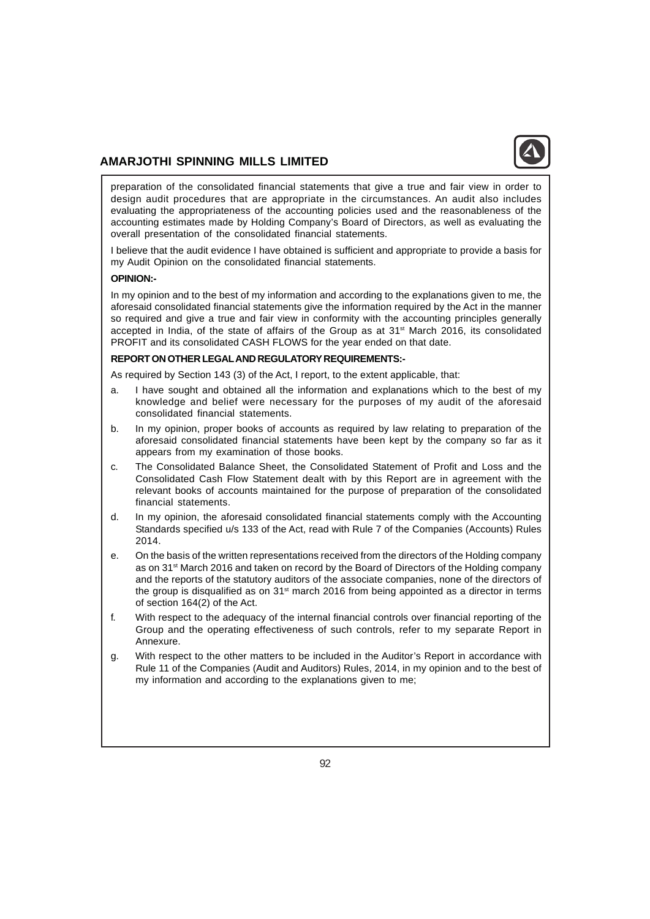preparation of the consolidated financial statements that give a true and fair view in order to design audit procedures that are appropriate in the circumstances. An audit also includes evaluating the appropriateness of the accounting policies used and the reasonableness of the accounting estimates made by Holding Company's Board of Directors, as well as evaluating the overall presentation of the consolidated financial statements.

I believe that the audit evidence I have obtained is sufficient and appropriate to provide a basis for my Audit Opinion on the consolidated financial statements.

**OPINION:-**

In my opinion and to the best of my information and according to the explanations given to me, the aforesaid consolidated financial statements give the information required by the Act in the manner so required and give a true and fair view in conformity with the accounting principles generally accepted in India, of the state of affairs of the Group as at 31st March 2016, its consolidated PROFIT and its consolidated CASH FLOWS for the year ended on that date.

**REPORT ON OTHER LEGAL AND REGULATORY REQUIREMENTS:-**

As required by Section 143 (3) of the Act, I report, to the extent applicable, that:

a. I have sought and obtained all the information and explanations which to the best of my knowledge and belief were necessary for the purposes of my audit of the aforesaid consolidated financial statements.

b. In my opinion, proper books of accounts as required by law relating to preparation of the aforesaid consolidated financial statements have been kept by the company so far as it appears from my examination of those books.

c. The Consolidated Balance Sheet, the Consolidated Statement of Profit and Loss and the Consolidated Cash Flow Statement dealt with by this Report are in agreement with the relevant books of accounts maintained for the purpose of preparation of the consolidated financial statements.

d. In my opinion, the aforesaid consolidated financial statements comply with the Accounting Standards specified u/s 133 of the Act, read with Rule 7 of the Companies (Accounts) Rules 2014.

e. On the basis of the written representations received from the directors of the Holding company as on 31st March 2016 and taken on record by the Board of Directors of the Holding company and the reports of the statutory auditors of the associate companies, none of the directors of the group is disqualified as on 31st march 2016 from being appointed as a director in terms of section 164(2) of the Act.

f. With respect to the adequacy of the internal financial controls over financial reporting of the Group and the operating effectiveness of such controls, refer to my separate Report in Annexure.

g. With respect to the other matters to be included in the Auditor's Report in accordance with Rule 11 of the Companies (Audit and Auditors) Rules, 2014, in my opinion and to the best of my information and according to the explanations given to me;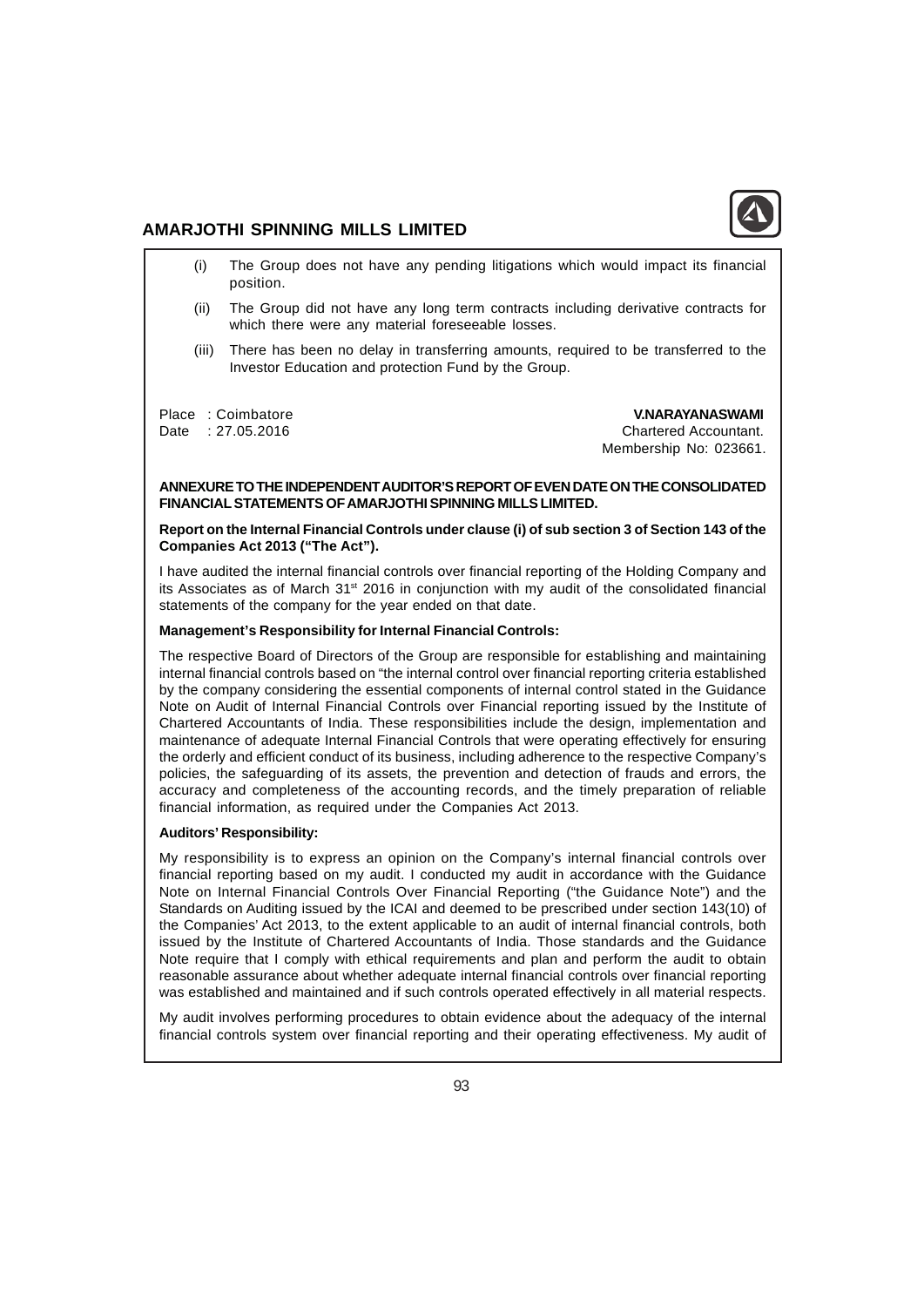(i) The Group does not have any pending litigations which would impact its financial position.

(ii) The Group did not have any long term contracts including derivative contracts for which there were any material foreseeable losses.

(iii) There has been no delay in transferring amounts, required to be transferred to the Investor Education and protection Fund by the Group.

Place : Coimbatore
Date : 27.05.2016

**V.NARAYANASWAMI**
Chartered Accountant.
Membership No: 023661.

**ANNEXURE TO THE INDEPENDENT AUDITOR'S REPORT OF EVEN DATE ON THE CONSOLIDATED FINANCIAL STATEMENTS OF AMARJOTHI SPINNING MILLS LIMITED.**

**Report on the Internal Financial Controls under clause (i) of sub section 3 of Section 143 of the Companies Act 2013 ("The Act").**

I have audited the internal financial controls over financial reporting of the Holding Company and its Associates as of March 31st 2016 in conjunction with my audit of the consolidated financial statements of the company for the year ended on that date.

**Management's Responsibility for Internal Financial Controls:**

The respective Board of Directors of the Group are responsible for establishing and maintaining internal financial controls based on "the internal control over financial reporting criteria established by the company considering the essential components of internal control stated in the Guidance Note on Audit of Internal Financial Controls over Financial reporting issued by the Institute of Chartered Accountants of India. These responsibilities include the design, implementation and maintenance of adequate Internal Financial Controls that were operating effectively for ensuring the orderly and efficient conduct of its business, including adherence to the respective Company's policies, the safeguarding of its assets, the prevention and detection of frauds and errors, the accuracy and completeness of the accounting records, and the timely preparation of reliable financial information, as required under the Companies Act 2013.

**Auditors' Responsibility:**

My responsibility is to express an opinion on the Company's internal financial controls over financial reporting based on my audit. I conducted my audit in accordance with the Guidance Note on Internal Financial Controls Over Financial Reporting ("the Guidance Note") and the Standards on Auditing issued by the ICAI and deemed to be prescribed under section 143(10) of the Companies' Act 2013, to the extent applicable to an audit of internal financial controls, both issued by the Institute of Chartered Accountants of India. Those standards and the Guidance Note require that I comply with ethical requirements and plan and perform the audit to obtain reasonable assurance about whether adequate internal financial controls over financial reporting was established and maintained and if such controls operated effectively in all material respects.

My audit involves performing procedures to obtain evidence about the adequacy of the internal financial controls system over financial reporting and their operating effectiveness. My audit of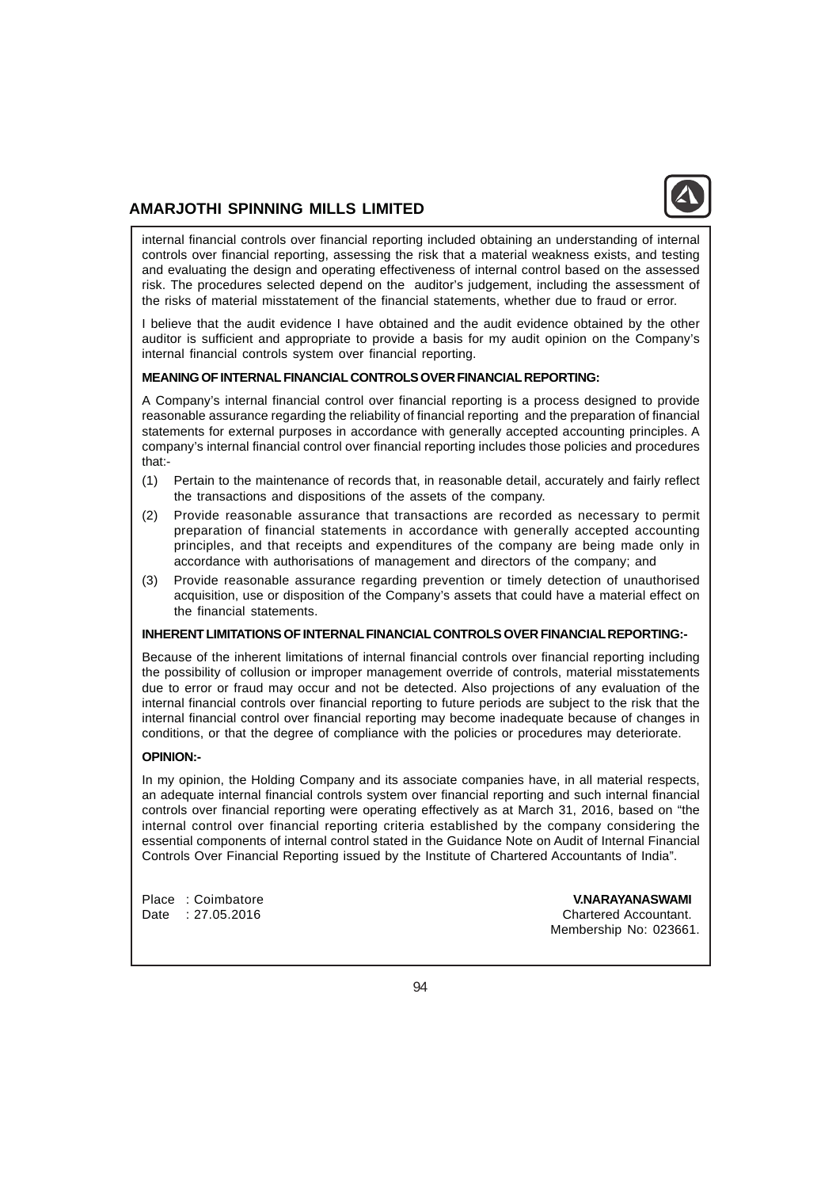internal financial controls over financial reporting included obtaining an understanding of internal controls over financial reporting, assessing the risk that a material weakness exists, and testing and evaluating the design and operating effectiveness of internal control based on the assessed risk. The procedures selected depend on the auditor's judgement, including the assessment of the risks of material misstatement of the financial statements, whether due to fraud or error.

I believe that the audit evidence I have obtained and the audit evidence obtained by the other auditor is sufficient and appropriate to provide a basis for my audit opinion on the Company's internal financial controls system over financial reporting.

**MEANING OF INTERNAL FINANCIAL CONTROLS OVER FINANCIAL REPORTING:**

A Company's internal financial control over financial reporting is a process designed to provide reasonable assurance regarding the reliability of financial reporting and the preparation of financial statements for external purposes in accordance with generally accepted accounting principles. A company's internal financial control over financial reporting includes those policies and procedures that:-

(1) Pertain to the maintenance of records that, in reasonable detail, accurately and fairly reflect the transactions and dispositions of the assets of the company.

(2) Provide reasonable assurance that transactions are recorded as necessary to permit preparation of financial statements in accordance with generally accepted accounting principles, and that receipts and expenditures of the company are being made only in accordance with authorisations of management and directors of the company; and

(3) Provide reasonable assurance regarding prevention or timely detection of unauthorised acquisition, use or disposition of the Company's assets that could have a material effect on the financial statements.

**INHERENT LIMITATIONS OF INTERNAL FINANCIAL CONTROLS OVER FINANCIAL REPORTING:-**

Because of the inherent limitations of internal financial controls over financial reporting including the possibility of collusion or improper management override of controls, material misstatements due to error or fraud may occur and not be detected. Also projections of any evaluation of the internal financial controls over financial reporting to future periods are subject to the risk that the internal financial control over financial reporting may become inadequate because of changes in conditions, or that the degree of compliance with the policies or procedures may deteriorate.

**OPINION:-**

In my opinion, the Holding Company and its associate companies have, in all material respects, an adequate internal financial controls system over financial reporting and such internal financial controls over financial reporting were operating effectively as at March 31, 2016, based on "the internal control over financial reporting criteria established by the company considering the essential components of internal control stated in the Guidance Note on Audit of Internal Financial Controls Over Financial Reporting issued by the Institute of Chartered Accountants of India".

Place : Coimbatore
Date : 27.05.2016

**V.NARAYANASWAMI**
Chartered Accountant.
Membership No: 023661.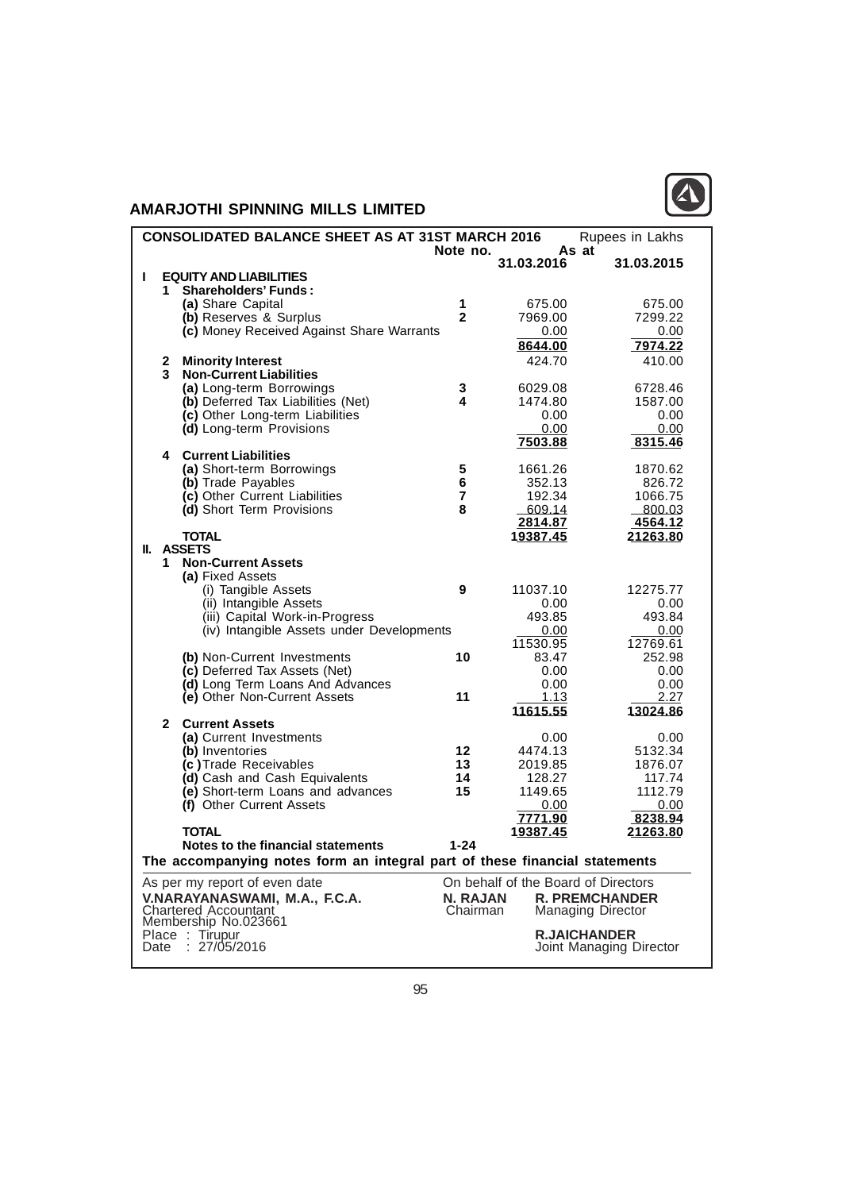# AMARJOTHI SPINNING MILLS LIMITED

## CONSOLIDATED BALANCE SHEET AS AT 31ST MARCH 2016

Rupees in Lakhs

| | | Note no. | As at 31.03.2016 | As at 31.03.2015 |
|---|---|---|---|---|
| **I** | **EQUITY AND LIABILITIES** | | | |
| **1** | **Shareholders' Funds :** | | | |
| | **(a)** Share Capital | **1** | 675.00 | 675.00 |
| | **(b)** Reserves & Surplus | **2** | 7969.00 | 7299.22 |
| | **(c)** Money Received Against Share Warrants | | 0.00 | 0.00 |
| | | | **8644.00** | **7974.22** |
| **2** | **Minority Interest** | | 424.70 | 410.00 |
| **3** | **Non-Current Liabilities** | | | |
| | **(a)** Long-term Borrowings | **3** | 6029.08 | 6728.46 |
| | **(b)** Deferred Tax Liabilities (Net) | **4** | 1474.80 | 1587.00 |
| | **(c)** Other Long-term Liabilities | | 0.00 | 0.00 |
| | **(d)** Long-term Provisions | | 0.00 | 0.00 |
| | | | **7503.88** | **8315.46** |
| **4** | **Current Liabilities** | | | |
| | **(a)** Short-term Borrowings | **5** | 1661.26 | 1870.62 |
| | **(b)** Trade Payables | **6** | 352.13 | 826.72 |
| | **(c)** Other Current Liabilities | **7** | 192.34 | 1066.75 |
| | **(d)** Short Term Provisions | **8** | 609.14 | 800.03 |
| | | | **2814.87** | **4564.12** |
| | **TOTAL** | | **19387.45** | **21263.80** |
| **II.** | **ASSETS** | | | |
| **1** | **Non-Current Assets** | | | |
| | **(a)** Fixed Assets | | | |
| | (i) Tangible Assets | **9** | 11037.10 | 12275.77 |
| | (ii) Intangible Assets | | 0.00 | 0.00 |
| | (iii) Capital Work-in-Progress | | 493.85 | 493.84 |
| | (iv) Intangible Assets under Developments | | 0.00 | 0.00 |
| | | | 11530.95 | 12769.61 |
| | **(b)** Non-Current Investments | **10** | 83.47 | 252.98 |
| | **(c)** Deferred Tax Assets (Net) | | 0.00 | 0.00 |
| | **(d)** Long Term Loans And Advances | | 0.00 | 0.00 |
| | **(e)** Other Non-Current Assets | **11** | 1.13 | 2.27 |
| | | | **11615.55** | **13024.86** |
| **2** | **Current Assets** | | | |
| | **(a)** Current Investments | | 0.00 | 0.00 |
| | **(b)** Inventories | **12** | 4474.13 | 5132.34 |
| | **(c)** Trade Receivables | **13** | 2019.85 | 1876.07 |
| | **(d)** Cash and Cash Equivalents | **14** | 128.27 | 117.74 |
| | **(e)** Short-term Loans and advances | **15** | 1149.65 | 1112.79 |
| | **(f)** Other Current Assets | | 0.00 | 0.00 |
| | | | **7771.90** | **8238.94** |
| | **TOTAL** | | **19387.45** | **21263.80** |
| | **Notes to the financial statements** | **1-24** | | |

**The accompanying notes form an integral part of these financial statements**

As per my report of even date

**V.NARAYANASWAMI, M.A., F.C.A.**
Chartered Accountant
Membership No.023661

Place : Tirupur
Date : 27/05/2016

On behalf of the Board of Directors

**N. RAJAN**
Chairman

**R. PREMCHANDER**
Managing Director

**R.JAICHANDER**
Joint Managing Director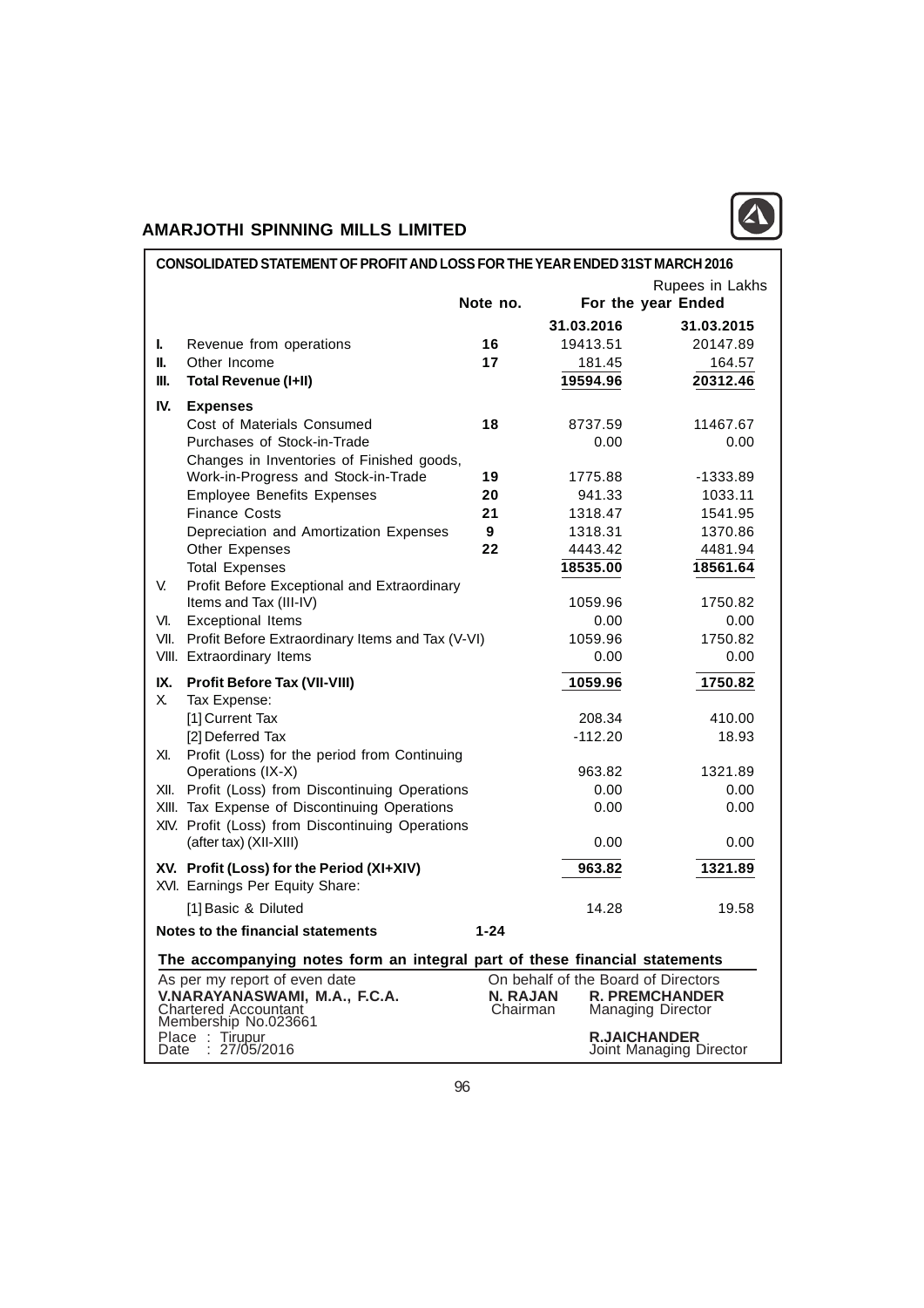## AMARJOTHI SPINNING MILLS LIMITED

### CONSOLIDATED STATEMENT OF PROFIT AND LOSS FOR THE YEAR ENDED 31ST MARCH 2016

Rupees in Lakhs

| | | Note no. | For the year Ended 31.03.2016 | For the year Ended 31.03.2015 |
|---|---|---|---|---|
| I. | Revenue from operations | 16 | 19413.51 | 20147.89 |
| II. | Other Income | 17 | 181.45 | 164.57 |
| III. | **Total Revenue (I+II)** | | **19594.96** | **20312.46** |
| IV. | **Expenses** | | | |
| | Cost of Materials Consumed | 18 | 8737.59 | 11467.67 |
| | Purchases of Stock-in-Trade | | 0.00 | 0.00 |
| | Changes in Inventories of Finished goods, Work-in-Progress and Stock-in-Trade | 19 | 1775.88 | -1333.89 |
| | Employee Benefits Expenses | 20 | 941.33 | 1033.11 |
| | Finance Costs | 21 | 1318.47 | 1541.95 |
| | Depreciation and Amortization Expenses | 9 | 1318.31 | 1370.86 |
| | Other Expenses | 22 | 4443.42 | 4481.94 |
| | Total Expenses | | **18535.00** | **18561.64** |
| V. | Profit Before Exceptional and Extraordinary Items and Tax (III-IV) | | 1059.96 | 1750.82 |
| VI. | Exceptional Items | | 0.00 | 0.00 |
| VII. | Profit Before Extraordinary Items and Tax (V-VI) | | 1059.96 | 1750.82 |
| VIII. | Extraordinary Items | | 0.00 | 0.00 |
| IX. | **Profit Before Tax (VII-VIII)** | | **1059.96** | **1750.82** |
| X. | Tax Expense: | | | |
| | [1] Current Tax | | 208.34 | 410.00 |
| | [2] Deferred Tax | | -112.20 | 18.93 |
| XI. | Profit (Loss) for the period from Continuing Operations (IX-X) | | 963.82 | 1321.89 |
| XII. | Profit (Loss) from Discontinuing Operations | | 0.00 | 0.00 |
| XIII. | Tax Expense of Discontinuing Operations | | 0.00 | 0.00 |
| XIV. | Profit (Loss) from Discontinuing Operations (after tax) (XII-XIII) | | 0.00 | 0.00 |
| XV. | **Profit (Loss) for the Period (XI+XIV)** | | **963.82** | **1321.89** |
| XVI. | Earnings Per Equity Share: | | | |
| | [1] Basic & Diluted | | 14.28 | 19.58 |
| | **Notes to the financial statements** | **1-24** | | |

**The accompanying notes form an integral part of these financial statements**

As per my report of even date
**V.NARAYANASWAMI, M.A., F.C.A.**
Chartered Accountant
Membership No.023661

Place : Tirupur
Date : 27/05/2016

On behalf of the Board of Directors

**N. RAJAN**
Chairman

**R. PREMCHANDER**
Managing Director

**R.JAICHANDER**
Joint Managing Director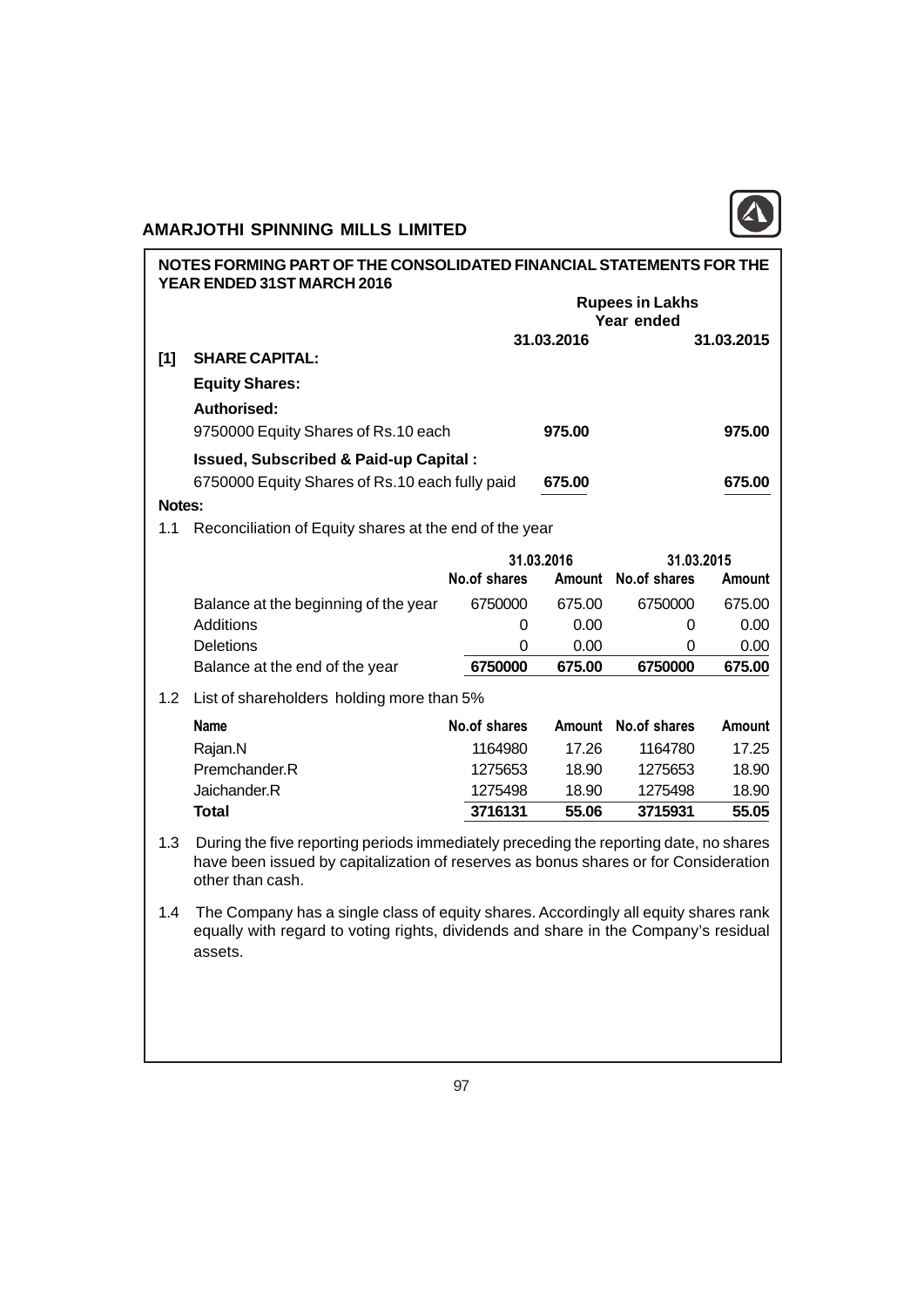**NOTES FORMING PART OF THE CONSOLIDATED FINANCIAL STATEMENTS FOR THE YEAR ENDED 31ST MARCH 2016**

| | | Rupees in Lakhs Year ended | |
|---|---|---|---|
| | | 31.03.2016 | 31.03.2015 |
| **[1]** | **SHARE CAPITAL:** | | |
| | **Equity Shares:** | | |
| | **Authorised:** | | |
| | 9750000 Equity Shares of Rs.10 each | **975.00** | **975.00** |
| | **Issued, Subscribed & Paid-up Capital :** | | |
| | 6750000 Equity Shares of Rs.10 each fully paid | **675.00** | **675.00** |

**Notes:**

1.1 Reconciliation of Equity shares at the end of the year

| | 31.03.2016 | | 31.03.2015 | |
|---|---|---|---|---|
| | **No.of shares** | **Amount** | **No.of shares** | **Amount** |
| Balance at the beginning of the year | 6750000 | 675.00 | 6750000 | 675.00 |
| Additions | 0 | 0.00 | 0 | 0.00 |
| Deletions | 0 | 0.00 | 0 | 0.00 |
| Balance at the end of the year | **6750000** | **675.00** | **6750000** | **675.00** |

1.2 List of shareholders holding more than 5%

| Name | No.of shares | Amount | No.of shares | Amount |
|---|---|---|---|---|
| Rajan.N | 1164980 | 17.26 | 1164780 | 17.25 |
| Premchander.R | 1275653 | 18.90 | 1275653 | 18.90 |
| Jaichander.R | 1275498 | 18.90 | 1275498 | 18.90 |
| **Total** | **3716131** | **55.06** | **3715931** | **55.05** |

1.3 During the five reporting periods immediately preceding the reporting date, no shares have been issued by capitalization of reserves as bonus shares or for Consideration other than cash.

1.4 The Company has a single class of equity shares. Accordingly all equity shares rank equally with regard to voting rights, dividends and share in the Company's residual assets.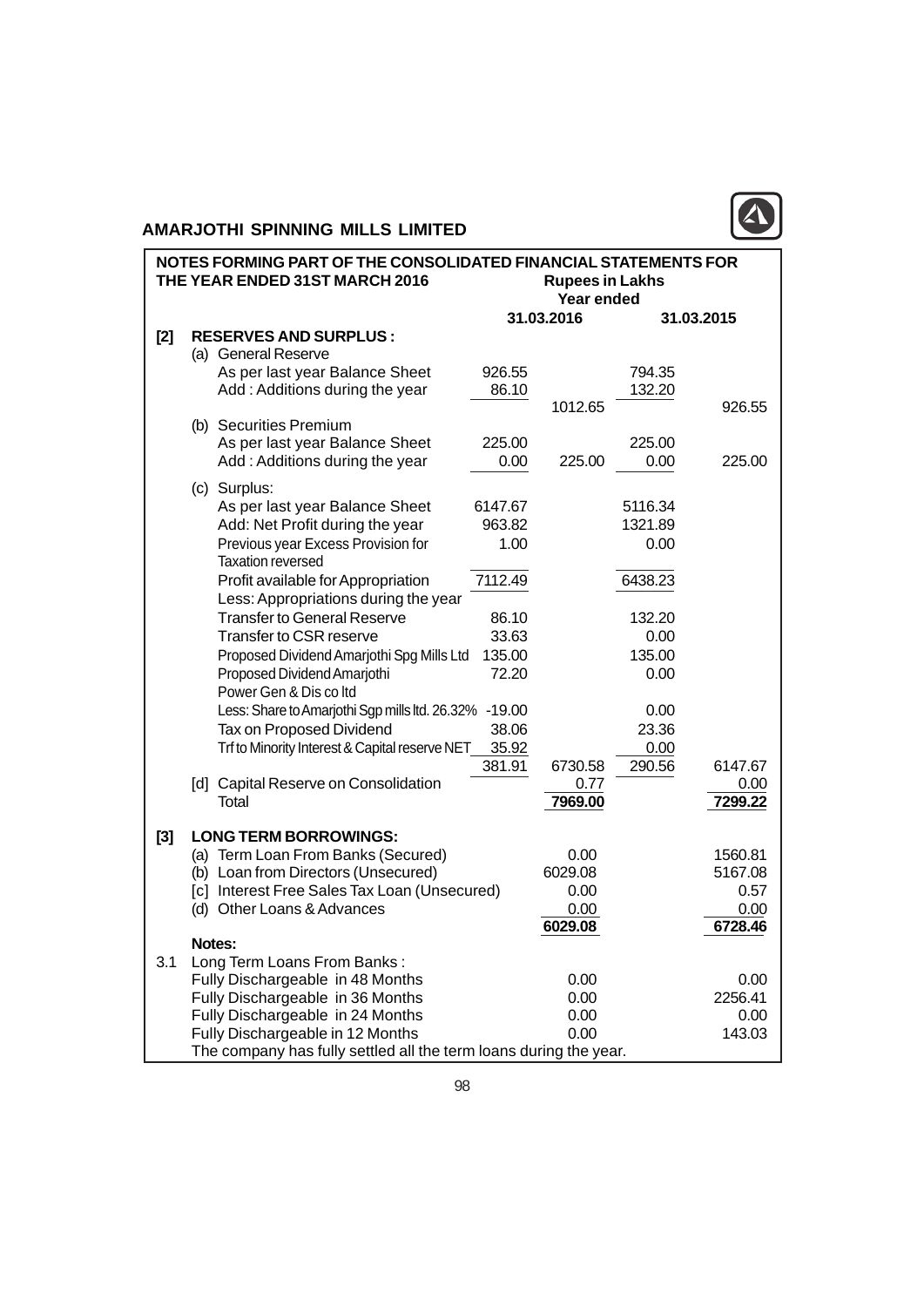## AMARJOTHI SPINNING MILLS LIMITED

### NOTES FORMING PART OF THE CONSOLIDATED FINANCIAL STATEMENTS FOR THE YEAR ENDED 31ST MARCH 2016

Rupees in Lakhs

| | | Year ended 31.03.2016 | | 31.03.2015 | |
|---|---|---|---|---|---|
| **[2]** | **RESERVES AND SURPLUS :** | | | | |
| | (a) General Reserve | | | | |
| | As per last year Balance Sheet | 926.55 | | 794.35 | |
| | Add : Additions during the year | 86.10 | | 132.20 | |
| | | | 1012.65 | | 926.55 |
| | (b) Securities Premium | | | | |
| | As per last year Balance Sheet | 225.00 | | 225.00 | |
| | Add : Additions during the year | 0.00 | 225.00 | 0.00 | 225.00 |
| | (c) Surplus: | | | | |
| | As per last year Balance Sheet | 6147.67 | | 5116.34 | |
| | Add: Net Profit during the year | 963.82 | | 1321.89 | |
| | Previous year Excess Provision for Taxation reversed | 1.00 | | 0.00 | |
| | Profit available for Appropriation | 7112.49 | | 6438.23 | |
| | Less: Appropriations during the year | | | | |
| | Transfer to General Reserve | 86.10 | | 132.20 | |
| | Transfer to CSR reserve | 33.63 | | 0.00 | |
| | Proposed Dividend Amarjothi Spg Mills Ltd | 135.00 | | 135.00 | |
| | Proposed Dividend Amarjothi Power Gen & Dis co ltd | 72.20 | | 0.00 | |
| | Less: Share to Amarjothi Sgp mills ltd. 26.32% | -19.00 | | 0.00 | |
| | Tax on Proposed Dividend | 38.06 | | 23.36 | |
| | Trf to Minority Interest & Capital reserve NET | 35.92 | | 0.00 | |
| | | 381.91 | 6730.58 | 290.56 | 6147.67 |
| | [d] Capital Reserve on Consolidation | | 0.77 | | 0.00 |
| | Total | | **7969.00** | | **7299.22** |
| **[3]** | **LONG TERM BORROWINGS:** | | | | |
| | (a) Term Loan From Banks (Secured) | | 0.00 | | 1560.81 |
| | (b) Loan from Directors (Unsecured) | | 6029.08 | | 5167.08 |
| | [c] Interest Free Sales Tax Loan (Unsecured) | | 0.00 | | 0.57 |
| | (d) Other Loans & Advances | | 0.00 | | 0.00 |
| | | | **6029.08** | | **6728.46** |
| | **Notes:** | | | | |
| 3.1 | Long Term Loans From Banks : | | | | |
| | Fully Dischargeable in 48 Months | | 0.00 | | 0.00 |
| | Fully Dischargeable in 36 Months | | 0.00 | | 2256.41 |
| | Fully Dischargeable in 24 Months | | 0.00 | | 0.00 |
| | Fully Dischargeable in 12 Months | | 0.00 | | 143.03 |

The company has fully settled all the term loans during the year.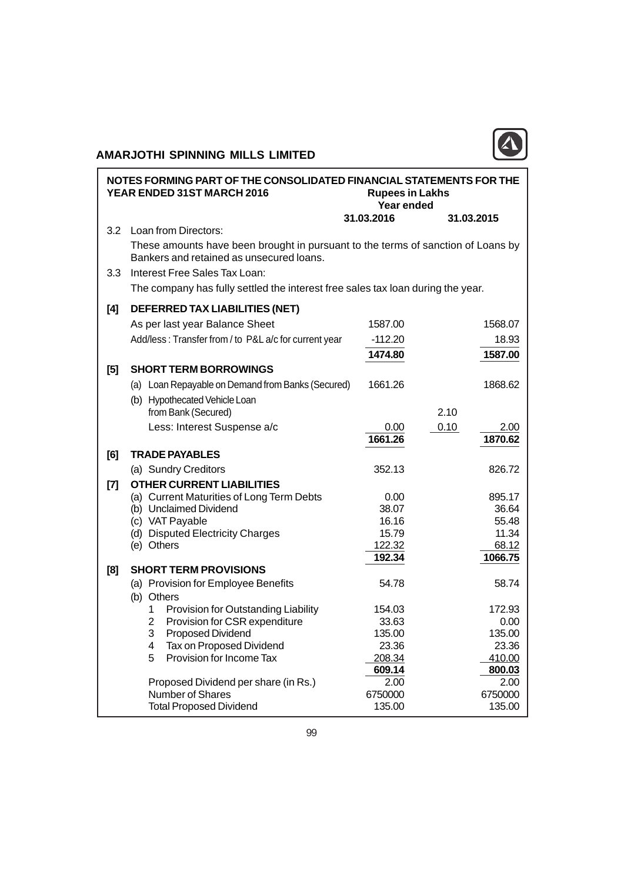## NOTES FORMING PART OF THE CONSOLIDATED FINANCIAL STATEMENTS FOR THE YEAR ENDED 31ST MARCH 2016

Rupees in Lakhs
Year ended

| | | 31.03.2016 | | 31.03.2015 |
|---|---|---|---|---|
| 3.2 | Loan from Directors: | | | |
| | These amounts have been brought in pursuant to the terms of sanction of Loans by Bankers and retained as unsecured loans. | | | |
| 3.3 | Interest Free Sales Tax Loan: | | | |
| | The company has fully settled the interest free sales tax loan during the year. | | | |
| **[4]** | **DEFERRED TAX LIABILITIES (NET)** | | | |
| | As per last year Balance Sheet | 1587.00 | | 1568.07 |
| | Add/less : Transfer from / to P&L a/c for current year | -112.20 | | 18.93 |
| | | **1474.80** | | **1587.00** |
| **[5]** | **SHORT TERM BORROWINGS** | | | |
| | (a) Loan Repayable on Demand from Banks (Secured) | 1661.26 | | 1868.62 |
| | (b) Hypothecated Vehicle Loan from Bank (Secured) | | 2.10 | |
| | Less: Interest Suspense a/c | 0.00 | 0.10 | 2.00 |
| | | **1661.26** | | **1870.62** |
| **[6]** | **TRADE PAYABLES** | | | |
| | (a) Sundry Creditors | 352.13 | | 826.72 |
| **[7]** | **OTHER CURRENT LIABILITIES** | | | |
| | (a) Current Maturities of Long Term Debts | 0.00 | | 895.17 |
| | (b) Unclaimed Dividend | 38.07 | | 36.64 |
| | (c) VAT Payable | 16.16 | | 55.48 |
| | (d) Disputed Electricity Charges | 15.79 | | 11.34 |
| | (e) Others | 122.32 | | 68.12 |
| | | **192.34** | | **1066.75** |
| **[8]** | **SHORT TERM PROVISIONS** | | | |
| | (a) Provision for Employee Benefits | 54.78 | | 58.74 |
| | (b) Others | | | |
| | 1 Provision for Outstanding Liability | 154.03 | | 172.93 |
| | 2 Provision for CSR expenditure | 33.63 | | 0.00 |
| | 3 Proposed Dividend | 135.00 | | 135.00 |
| | 4 Tax on Proposed Dividend | 23.36 | | 23.36 |
| | 5 Provision for Income Tax | 208.34 | | 410.00 |
| | | **609.14** | | **800.03** |
| | Proposed Dividend per share (in Rs.) | 2.00 | | 2.00 |
| | Number of Shares | 6750000 | | 6750000 |
| | Total Proposed Dividend | 135.00 | | 135.00 |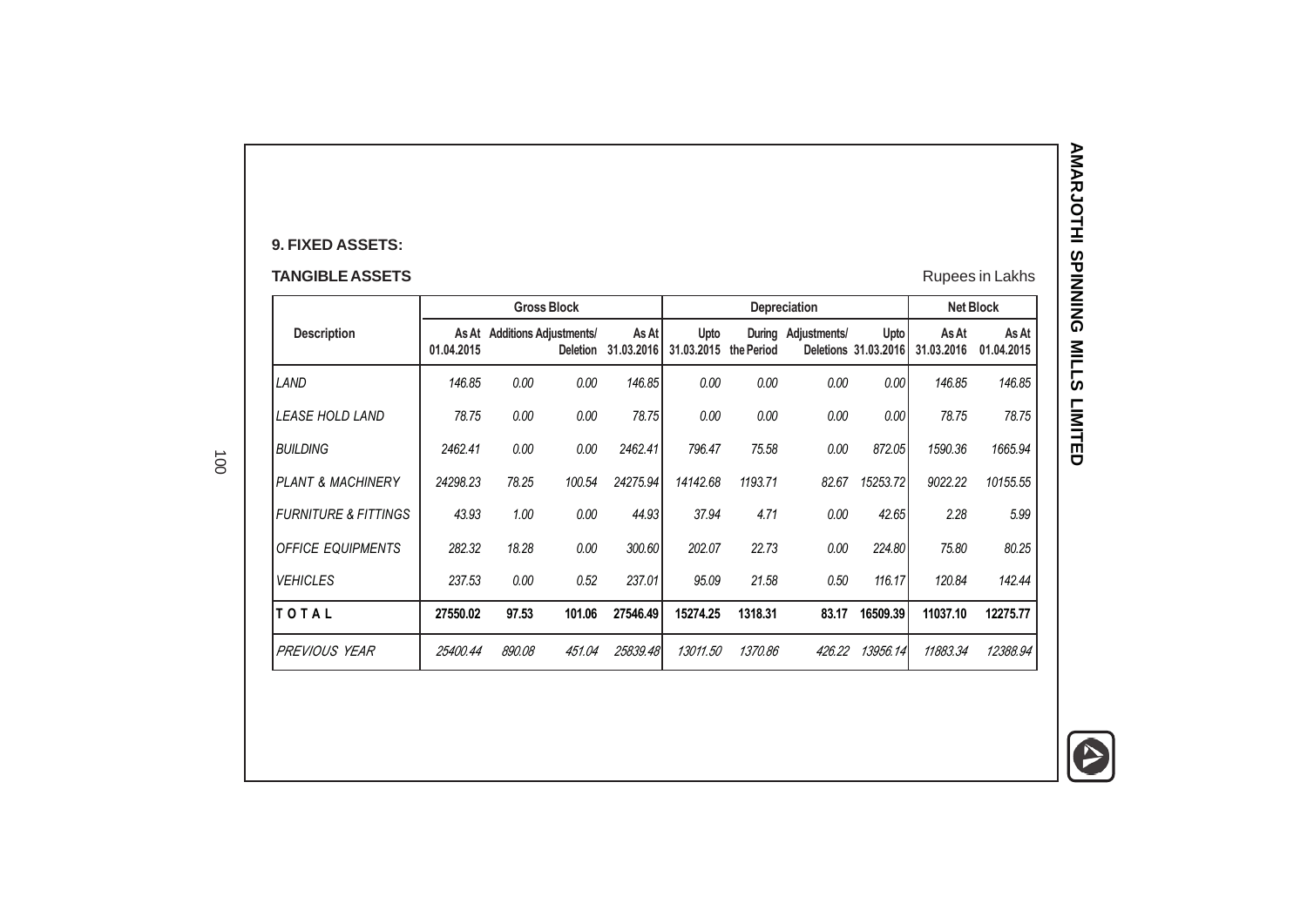## 9. FIXED ASSETS:

### TANGIBLE ASSETS

Rupees in Lakhs

| Description | Gross Block | | | | Depreciation | | | | Net Block | |
|---|---|---|---|---|---|---|---|---|---|---|
| | As At 01.04.2015 | Additions | Adjustments/ Deletion | As At 31.03.2016 | Upto 31.03.2015 | During the Period | Adjustments/ Deletions | Upto 31.03.2016 | As At 31.03.2016 | As At 01.04.2015 |
| *LAND* | *146.85* | *0.00* | *0.00* | *146.85* | *0.00* | *0.00* | *0.00* | *0.00* | *146.85* | *146.85* |
| *LEASE HOLD LAND* | *78.75* | *0.00* | *0.00* | *78.75* | *0.00* | *0.00* | *0.00* | *0.00* | *78.75* | *78.75* |
| *BUILDING* | *2462.41* | *0.00* | *0.00* | *2462.41* | *796.47* | *75.58* | *0.00* | *872.05* | *1590.36* | *1665.94* |
| *PLANT & MACHINERY* | *24298.23* | *78.25* | *100.54* | *24275.94* | *14142.68* | *1193.71* | *82.67* | *15253.72* | *9022.22* | *10155.55* |
| *FURNITURE & FITTINGS* | *43.93* | *1.00* | *0.00* | *44.93* | *37.94* | *4.71* | *0.00* | *42.65* | *2.28* | *5.99* |
| *OFFICE EQUIPMENTS* | *282.32* | *18.28* | *0.00* | *300.60* | *202.07* | *22.73* | *0.00* | *224.80* | *75.80* | *80.25* |
| *VEHICLES* | *237.53* | *0.00* | *0.52* | *237.01* | *95.09* | *21.58* | *0.50* | *116.17* | *120.84* | *142.44* |
| **TOTAL** | **27550.02** | **97.53** | **101.06** | **27546.49** | **15274.25** | **1318.31** | **83.17** | **16509.39** | **11037.10** | **12275.77** |
| *PREVIOUS YEAR* | *25400.44* | *890.08* | *451.04* | *25839.48* | *13011.50* | *1370.86* | *426.22* | *13956.14* | *11883.34* | *12388.94* |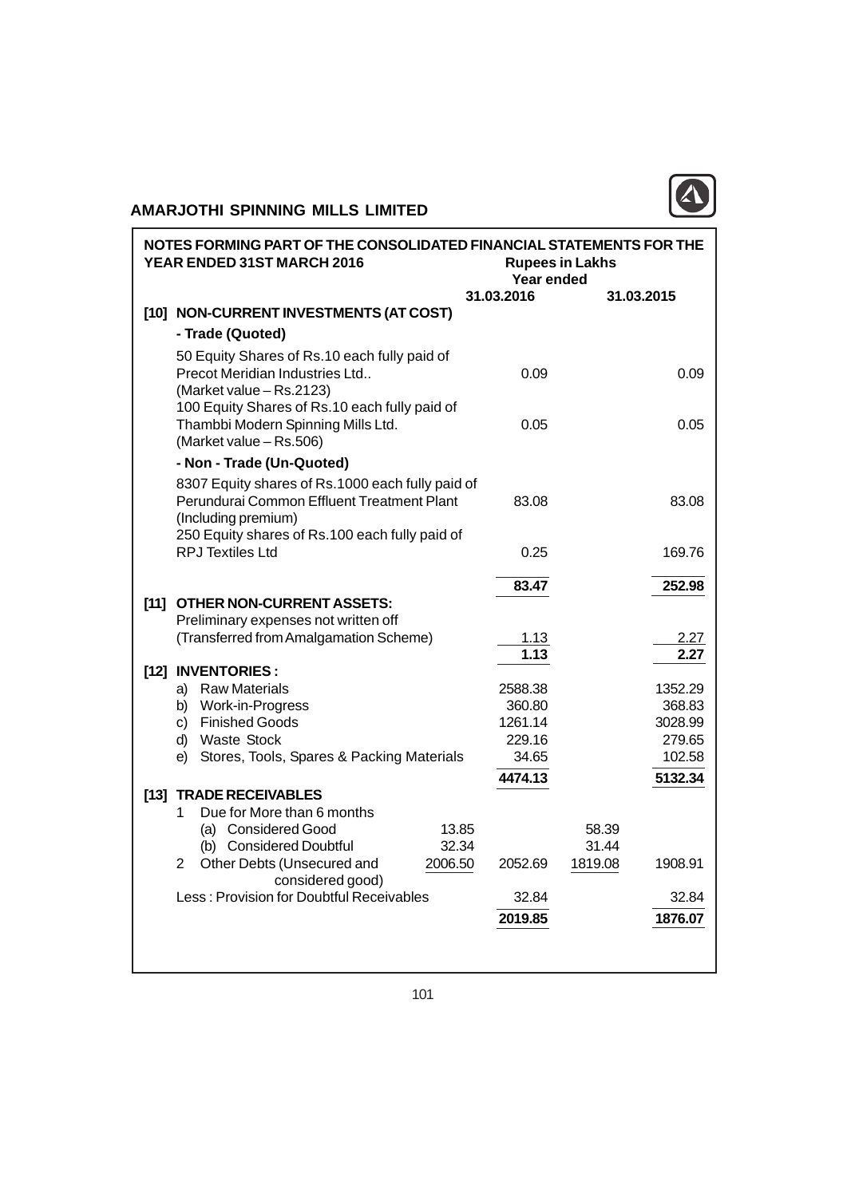## NOTES FORMING PART OF THE CONSOLIDATED FINANCIAL STATEMENTS FOR THE YEAR ENDED 31ST MARCH 2016

Rupees in Lakhs

| | | Year ended 31.03.2016 | | Year ended 31.03.2015 |
|---|---|---|---|---|
| **[10] NON-CURRENT INVESTMENTS (AT COST)** | | | | |
| **- Trade (Quoted)** | | | | |
| 50 Equity Shares of Rs.10 each fully paid of Precot Meridian Industries Ltd.. (Market value – Rs.2123) | | 0.09 | | 0.09 |
| 100 Equity Shares of Rs.10 each fully paid of Thambbi Modern Spinning Mills Ltd. (Market value – Rs.506) | | 0.05 | | 0.05 |
| **- Non - Trade (Un-Quoted)** | | | | |
| 8307 Equity shares of Rs.1000 each fully paid of Perundurai Common Effluent Treatment Plant (Including premium) | | 83.08 | | 83.08 |
| 250 Equity shares of Rs.100 each fully paid of RPJ Textiles Ltd | | 0.25 | | 169.76 |
| | | **83.47** | | **252.98** |
| **[11] OTHER NON-CURRENT ASSETS:** | | | | |
| Preliminary expenses not written off (Transferred from Amalgamation Scheme) | | 1.13 | | 2.27 |
| | | **1.13** | | **2.27** |
| **[12] INVENTORIES :** | | | | |
| a) Raw Materials | | 2588.38 | | 1352.29 |
| b) Work-in-Progress | | 360.80 | | 368.83 |
| c) Finished Goods | | 1261.14 | | 3028.99 |
| d) Waste Stock | | 229.16 | | 279.65 |
| e) Stores, Tools, Spares & Packing Materials | | 34.65 | | 102.58 |
| | | **4474.13** | | **5132.34** |
| **[13] TRADE RECEIVABLES** | | | | |
| 1 Due for More than 6 months | | | | |
| (a) Considered Good | 13.85 | | 58.39 | |
| (b) Considered Doubtful | 32.34 | | 31.44 | |
| 2 Other Debts (Unsecured and considered good) | 2006.50 | 2052.69 | 1819.08 | 1908.91 |
| Less : Provision for Doubtful Receivables | | 32.84 | | 32.84 |
| | | **2019.85** | | **1876.07** |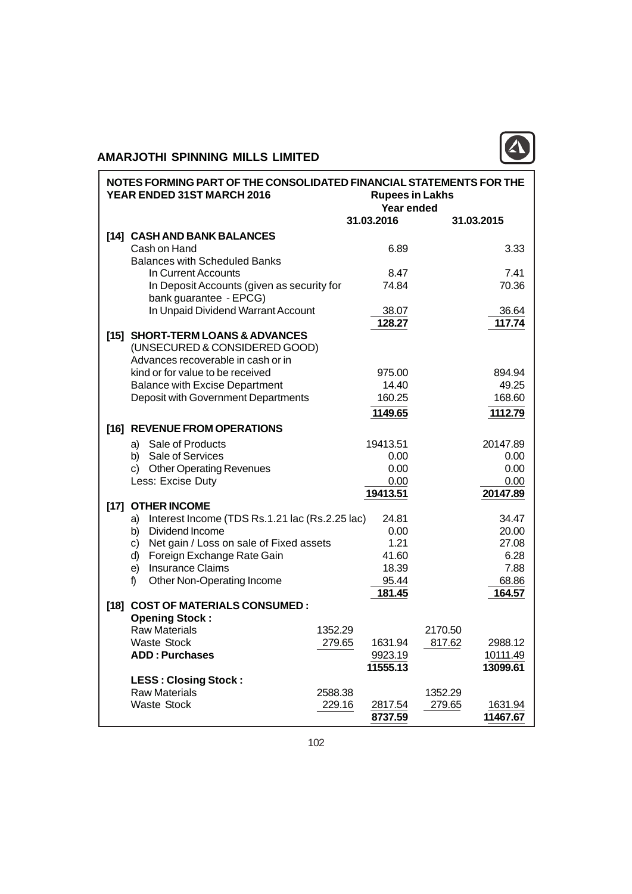**AMARJOTHI SPINNING MILLS LIMITED**

**NOTES FORMING PART OF THE CONSOLIDATED FINANCIAL STATEMENTS FOR THE YEAR ENDED 31ST MARCH 2016**

| | Rupees in Lakhs | | | |
|---|---|---|---|---|
| | Year ended | | | |
| | | 31.03.2016 | | 31.03.2015 |
| **[14] CASH AND BANK BALANCES** | | | | |
| Cash on Hand | | 6.89 | | 3.33 |
| Balances with Scheduled Banks | | | | |
| In Current Accounts | | 8.47 | | 7.41 |
| In Deposit Accounts (given as security for bank guarantee - EPCG) | | 74.84 | | 70.36 |
| In Unpaid Dividend Warrant Account | | 38.07 | | 36.64 |
| | | 128.27 | | 117.74 |
| **[15] SHORT-TERM LOANS & ADVANCES** (UNSECURED & CONSIDERED GOOD) | | | | |
| Advances recoverable in cash or in kind or for value to be received | | 975.00 | | 894.94 |
| Balance with Excise Department | | 14.40 | | 49.25 |
| Deposit with Government Departments | | 160.25 | | 168.60 |
| | | 1149.65 | | 1112.79 |
| **[16] REVENUE FROM OPERATIONS** | | | | |
| a) Sale of Products | | 19413.51 | | 20147.89 |
| b) Sale of Services | | 0.00 | | 0.00 |
| c) Other Operating Revenues | | 0.00 | | 0.00 |
| Less: Excise Duty | | 0.00 | | 0.00 |
| | | 19413.51 | | 20147.89 |
| **[17] OTHER INCOME** | | | | |
| a) Interest Income (TDS Rs.1.21 lac (Rs.2.25 lac) | | 24.81 | | 34.47 |
| b) Dividend Income | | 0.00 | | 20.00 |
| c) Net gain / Loss on sale of Fixed assets | | 1.21 | | 27.08 |
| d) Foreign Exchange Rate Gain | | 41.60 | | 6.28 |
| e) Insurance Claims | | 18.39 | | 7.88 |
| f) Other Non-Operating Income | | 95.44 | | 68.86 |
| | | 181.45 | | 164.57 |
| **[18] COST OF MATERIALS CONSUMED :** | | | | |
| **Opening Stock :** | | | | |
| Raw Materials | 1352.29 | | 2170.50 | |
| Waste Stock | 279.65 | 1631.94 | 817.62 | 2988.12 |
| **ADD : Purchases** | | 9923.19 | | 10111.49 |
| | | 11555.13 | | 13099.61 |
| **LESS : Closing Stock :** | | | | |
| Raw Materials | 2588.38 | | 1352.29 | |
| Waste Stock | 229.16 | 2817.54 | 279.65 | 1631.94 |
| | | 8737.59 | | 11467.67 |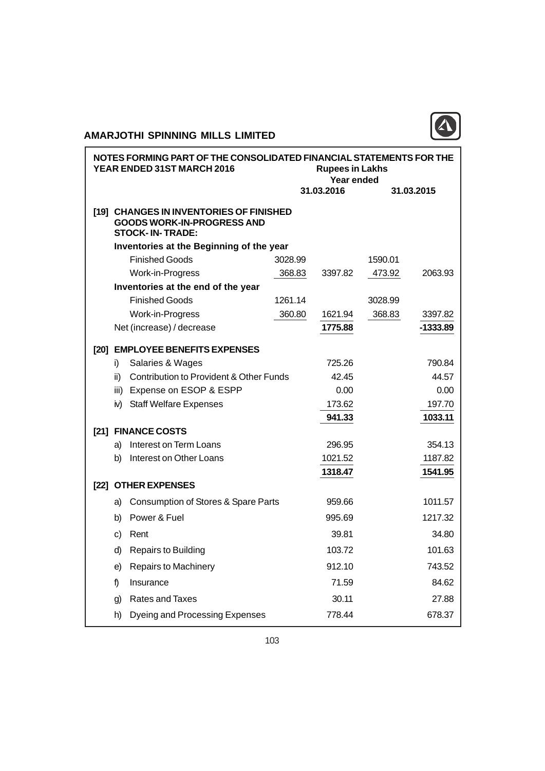## AMARJOTHI SPINNING MILLS LIMITED

### NOTES FORMING PART OF THE CONSOLIDATED FINANCIAL STATEMENTS FOR THE YEAR ENDED 31ST MARCH 2016

| | | Rupees in Lakhs Year ended 31.03.2016 | | 31.03.2015 | |
|---|---|---|---|---|---|
| **[19] CHANGES IN INVENTORIES OF FINISHED GOODS WORK-IN-PROGRESS AND STOCK- IN- TRADE:** | | | | | |
| **Inventories at the Beginning of the year** | | | | | |
| Finished Goods | 3028.99 | | 1590.01 | | |
| Work-in-Progress | 368.83 | 3397.82 | 473.92 | 2063.93 | |
| **Inventories at the end of the year** | | | | | |
| Finished Goods | 1261.14 | | 3028.99 | | |
| Work-in-Progress | 360.80 | 1621.94 | 368.83 | 3397.82 | |
| Net (increase) / decrease | | **1775.88** | | **-1333.89** | |
| **[20] EMPLOYEE BENEFITS EXPENSES** | | | | | |
| i) Salaries & Wages | | 725.26 | | 790.84 | |
| ii) Contribution to Provident & Other Funds | | 42.45 | | 44.57 | |
| iii) Expense on ESOP & ESPP | | 0.00 | | 0.00 | |
| iv) Staff Welfare Expenses | | 173.62 | | 197.70 | |
| | | **941.33** | | **1033.11** | |
| **[21] FINANCE COSTS** | | | | | |
| a) Interest on Term Loans | | 296.95 | | 354.13 | |
| b) Interest on Other Loans | | 1021.52 | | 1187.82 | |
| | | **1318.47** | | **1541.95** | |
| **[22] OTHER EXPENSES** | | | | | |
| a) Consumption of Stores & Spare Parts | | 959.66 | | 1011.57 | |
| b) Power & Fuel | | 995.69 | | 1217.32 | |
| c) Rent | | 39.81 | | 34.80 | |
| d) Repairs to Building | | 103.72 | | 101.63 | |
| e) Repairs to Machinery | | 912.10 | | 743.52 | |
| f) Insurance | | 71.59 | | 84.62 | |
| g) Rates and Taxes | | 30.11 | | 27.88 | |
| h) Dyeing and Processing Expenses | | 778.44 | | 678.37 | |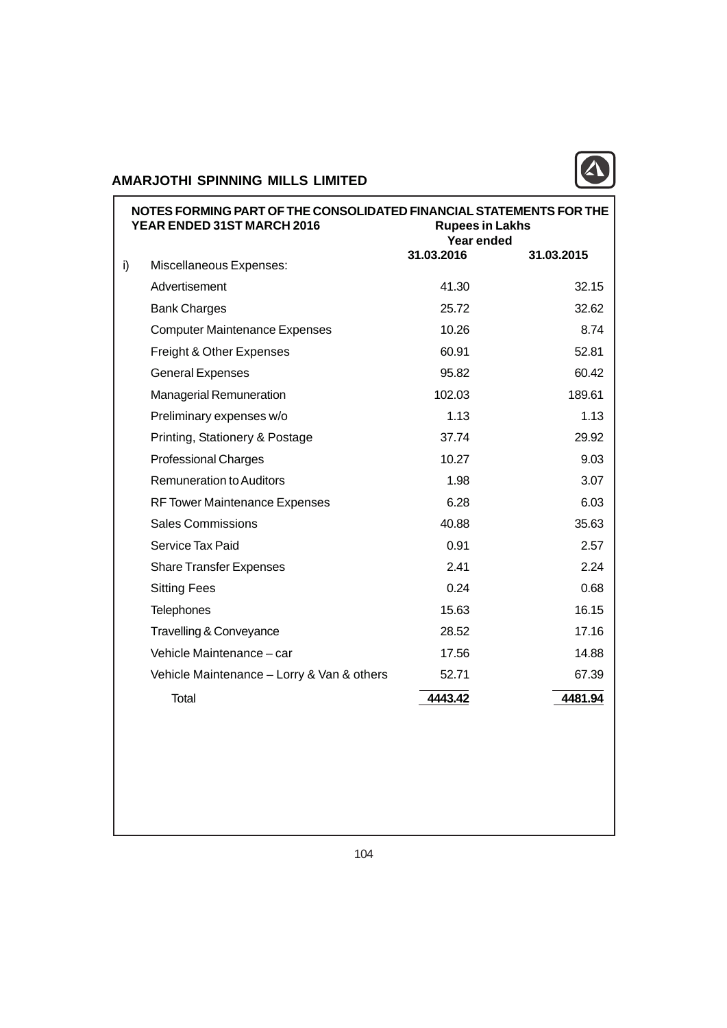**AMARJOTHI SPINNING MILLS LIMITED**

**NOTES FORMING PART OF THE CONSOLIDATED FINANCIAL STATEMENTS FOR THE YEAR ENDED 31ST MARCH 2016**

| | Rupees in Lakhs Year ended 31.03.2016 | 31.03.2015 |
|---|---|---|
| **i) Miscellaneous Expenses:** | | |
| Advertisement | 41.30 | 32.15 |
| Bank Charges | 25.72 | 32.62 |
| Computer Maintenance Expenses | 10.26 | 8.74 |
| Freight & Other Expenses | 60.91 | 52.81 |
| General Expenses | 95.82 | 60.42 |
| Managerial Remuneration | 102.03 | 189.61 |
| Preliminary expenses w/o | 1.13 | 1.13 |
| Printing, Stationery & Postage | 37.74 | 29.92 |
| Professional Charges | 10.27 | 9.03 |
| Remuneration to Auditors | 1.98 | 3.07 |
| RF Tower Maintenance Expenses | 6.28 | 6.03 |
| Sales Commissions | 40.88 | 35.63 |
| Service Tax Paid | 0.91 | 2.57 |
| Share Transfer Expenses | 2.41 | 2.24 |
| Sitting Fees | 0.24 | 0.68 |
| Telephones | 15.63 | 16.15 |
| Travelling & Conveyance | 28.52 | 17.16 |
| Vehicle Maintenance – car | 17.56 | 14.88 |
| Vehicle Maintenance – Lorry & Van & others | 52.71 | 67.39 |
| Total | **4443.42** | **4481.94** |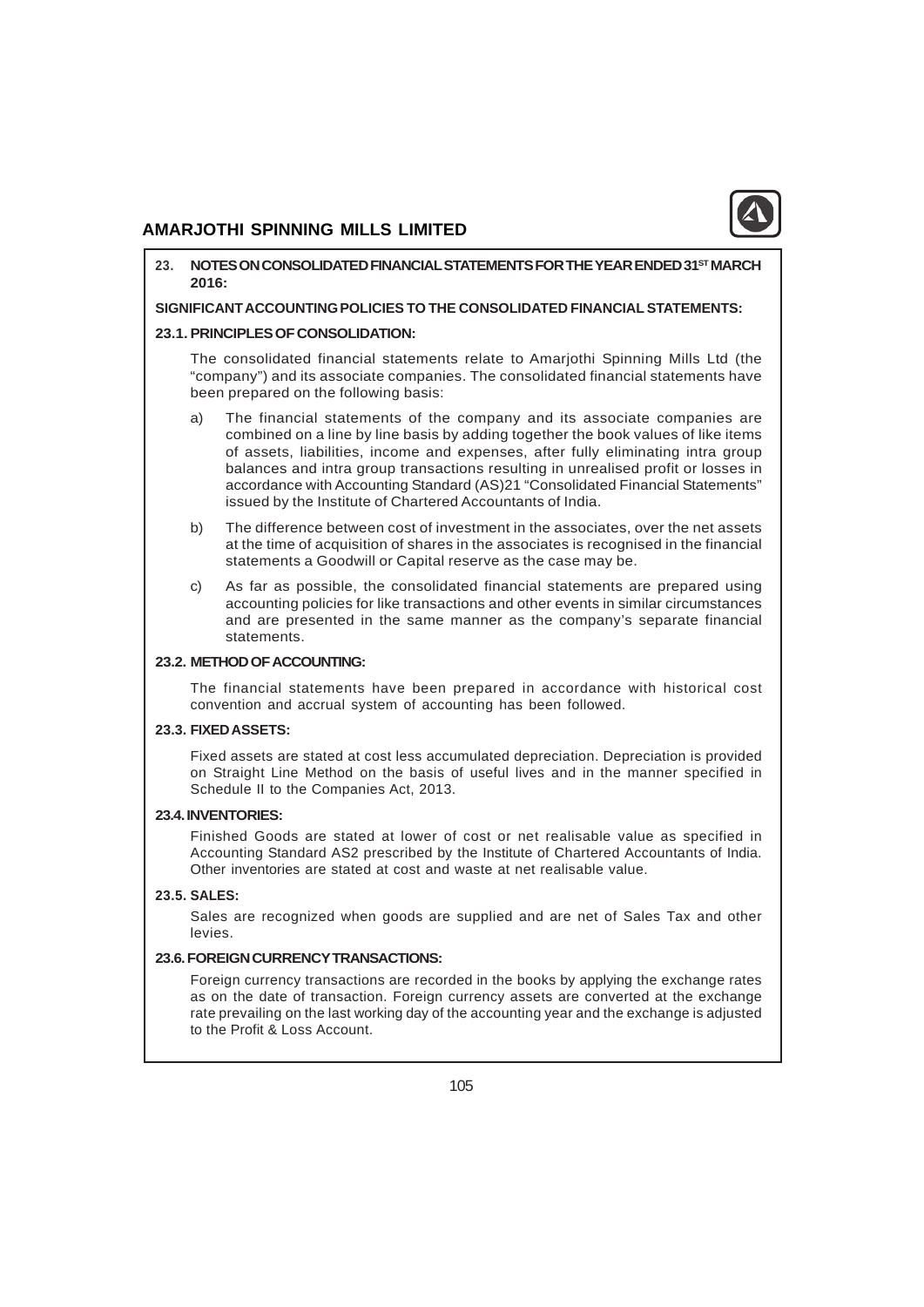## 23. NOTES ON CONSOLIDATED FINANCIAL STATEMENTS FOR THE YEAR ENDED 31ST MARCH 2016:

**SIGNIFICANT ACCOUNTING POLICIES TO THE CONSOLIDATED FINANCIAL STATEMENTS:**

### 23.1. PRINCIPLES OF CONSOLIDATION:

The consolidated financial statements relate to Amarjothi Spinning Mills Ltd (the "company") and its associate companies. The consolidated financial statements have been prepared on the following basis:

a) The financial statements of the company and its associate companies are combined on a line by line basis by adding together the book values of like items of assets, liabilities, income and expenses, after fully eliminating intra group balances and intra group transactions resulting in unrealised profit or losses in accordance with Accounting Standard (AS)21 "Consolidated Financial Statements" issued by the Institute of Chartered Accountants of India.

b) The difference between cost of investment in the associates, over the net assets at the time of acquisition of shares in the associates is recognised in the financial statements a Goodwill or Capital reserve as the case may be.

c) As far as possible, the consolidated financial statements are prepared using accounting policies for like transactions and other events in similar circumstances and are presented in the same manner as the company's separate financial statements.

### 23.2. METHOD OF ACCOUNTING:

The financial statements have been prepared in accordance with historical cost convention and accrual system of accounting has been followed.

### 23.3. FIXED ASSETS:

Fixed assets are stated at cost less accumulated depreciation. Depreciation is provided on Straight Line Method on the basis of useful lives and in the manner specified in Schedule II to the Companies Act, 2013.

### 23.4. INVENTORIES:

Finished Goods are stated at lower of cost or net realisable value as specified in Accounting Standard AS2 prescribed by the Institute of Chartered Accountants of India. Other inventories are stated at cost and waste at net realisable value.

### 23.5. SALES:

Sales are recognized when goods are supplied and are net of Sales Tax and other levies.

### 23.6. FOREIGN CURRENCY TRANSACTIONS:

Foreign currency transactions are recorded in the books by applying the exchange rates as on the date of transaction. Foreign currency assets are converted at the exchange rate prevailing on the last working day of the accounting year and the exchange is adjusted to the Profit & Loss Account.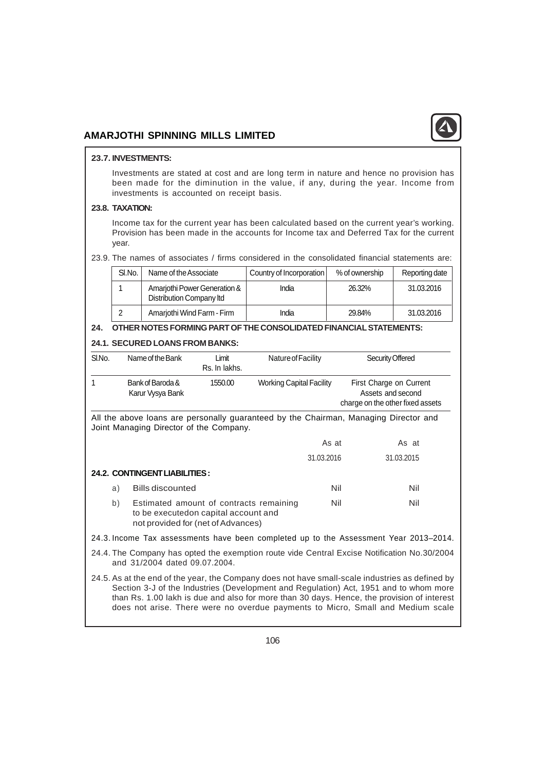**23.7. INVESTMENTS:**

Investments are stated at cost and are long term in nature and hence no provision has been made for the diminution in the value, if any, during the year. Income from investments is accounted on receipt basis.

**23.8. TAXATION:**

Income tax for the current year has been calculated based on the current year's working. Provision has been made in the accounts for Income tax and Deferred Tax for the current year.

23.9. The names of associates / firms considered in the consolidated financial statements are:

| Sl.No. | Name of the Associate | Country of Incorporation | % of ownership | Reporting date |
|---|---|---|---|---|
| 1 | Amarjothi Power Generation & Distribution Company ltd | India | 26.32% | 31.03.2016 |
| 2 | Amarjothi Wind Farm - Firm | India | 29.84% | 31.03.2016 |

## 24. OTHER NOTES FORMING PART OF THE CONSOLIDATED FINANCIAL STATEMENTS:

**24.1. SECURED LOANS FROM BANKS:**

| Sl.No. | Name of the Bank | Limit Rs. In lakhs. | Nature of Facility | Security Offered |
|---|---|---|---|---|
| 1 | Bank of Baroda & Karur Vysya Bank | 1550.00 | Working Capital Facility | First Charge on Current Assets and second charge on the other fixed assets |

All the above loans are personally guaranteed by the Chairman, Managing Director and Joint Managing Director of the Company.

| | | As at 31.03.2016 | As at 31.03.2015 |
|---|---|---|---|
| **24.2. CONTINGENT LIABILITIES :** | | | |
| a) | Bills discounted | Nil | Nil |
| b) | Estimated amount of contracts remaining to be executedon capital account and not provided for (net of Advances) | Nil | Nil |

24.3. Income Tax assessments have been completed up to the Assessment Year 2013–2014.

24.4. The Company has opted the exemption route vide Central Excise Notification No.30/2004 and 31/2004 dated 09.07.2004.

24.5. As at the end of the year, the Company does not have small-scale industries as defined by Section 3-J of the Industries (Development and Regulation) Act, 1951 and to whom more than Rs. 1.00 lakh is due and also for more than 30 days. Hence, the provision of interest does not arise. There were no overdue payments to Micro, Small and Medium scale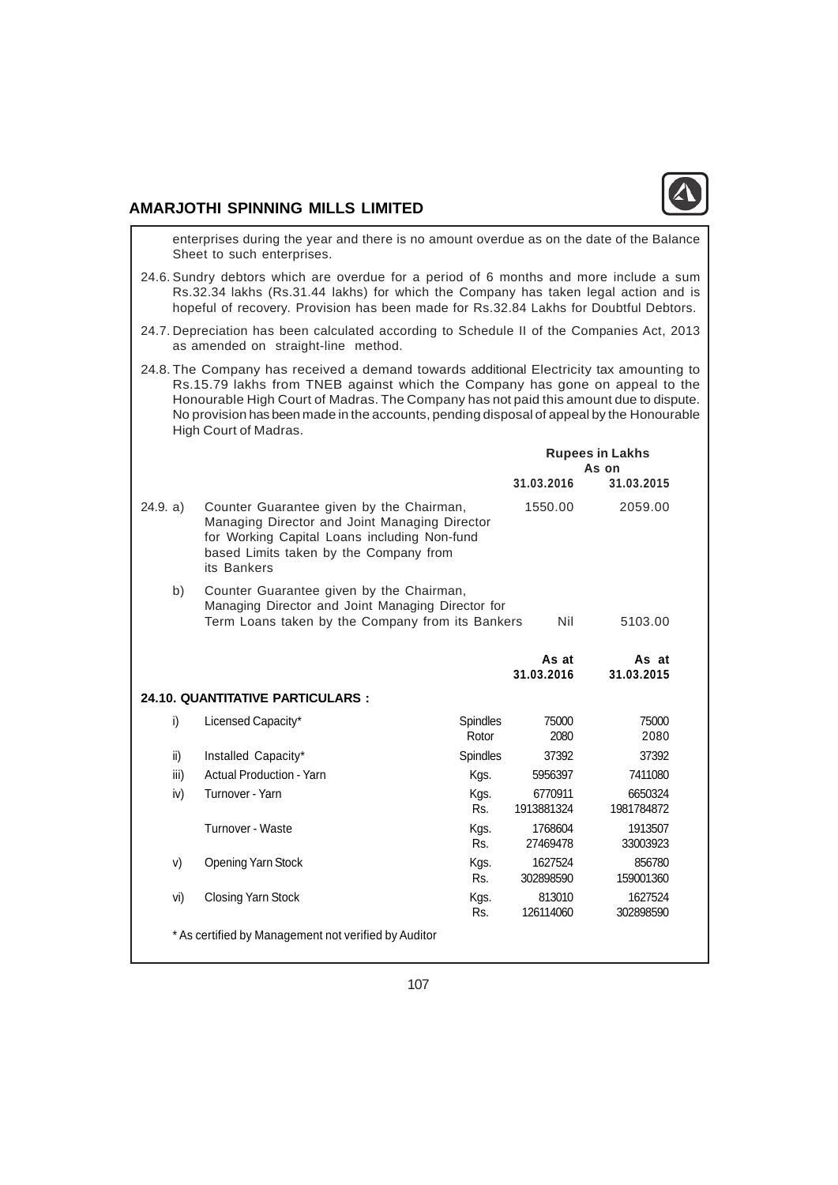enterprises during the year and there is no amount overdue as on the date of the Balance Sheet to such enterprises.

24.6. Sundry debtors which are overdue for a period of 6 months and more include a sum Rs.32.34 lakhs (Rs.31.44 lakhs) for which the Company has taken legal action and is hopeful of recovery. Provision has been made for Rs.32.84 Lakhs for Doubtful Debtors.

24.7. Depreciation has been calculated according to Schedule II of the Companies Act, 2013 as amended on straight-line method.

24.8. The Company has received a demand towards additional Electricity tax amounting to Rs.15.79 lakhs from TNEB against which the Company has gone on appeal to the Honourable High Court of Madras. The Company has not paid this amount due to dispute. No provision has been made in the accounts, pending disposal of appeal by the Honourable High Court of Madras.

| | | Rupees in Lakhs As on 31.03.2016 | Rupees in Lakhs As on 31.03.2015 |
|---|---|---|---|
| 24.9. a) | Counter Guarantee given by the Chairman, Managing Director and Joint Managing Director for Working Capital Loans including Non-fund based Limits taken by the Company from its Bankers | 1550.00 | 2059.00 |
| b) | Counter Guarantee given by the Chairman, Managing Director and Joint Managing Director for Term Loans taken by the Company from its Bankers | Nil | 5103.00 |

**24.10. QUANTITATIVE PARTICULARS :**

| | | | As at 31.03.2016 | As at 31.03.2015 |
|---|---|---|---|---|
| i) | Licensed Capacity* | Spindles | 75000 | 75000 |
| | | Rotor | 2080 | 2080 |
| ii) | Installed Capacity* | Spindles | 37392 | 37392 |
| iii) | Actual Production - Yarn | Kgs. | 5956397 | 7411080 |
| iv) | Turnover - Yarn | Kgs. | 6770911 | 6650324 |
| | | Rs. | 1913881324 | 1981784872 |
| | Turnover - Waste | Kgs. | 1768604 | 1913507 |
| | | Rs. | 27469478 | 33003923 |
| v) | Opening Yarn Stock | Kgs. | 1627524 | 856780 |
| | | Rs. | 302898590 | 159001360 |
| vi) | Closing Yarn Stock | Kgs. | 813010 | 1627524 |
| | | Rs. | 126114060 | 302898590 |

* As certified by Management not verified by Auditor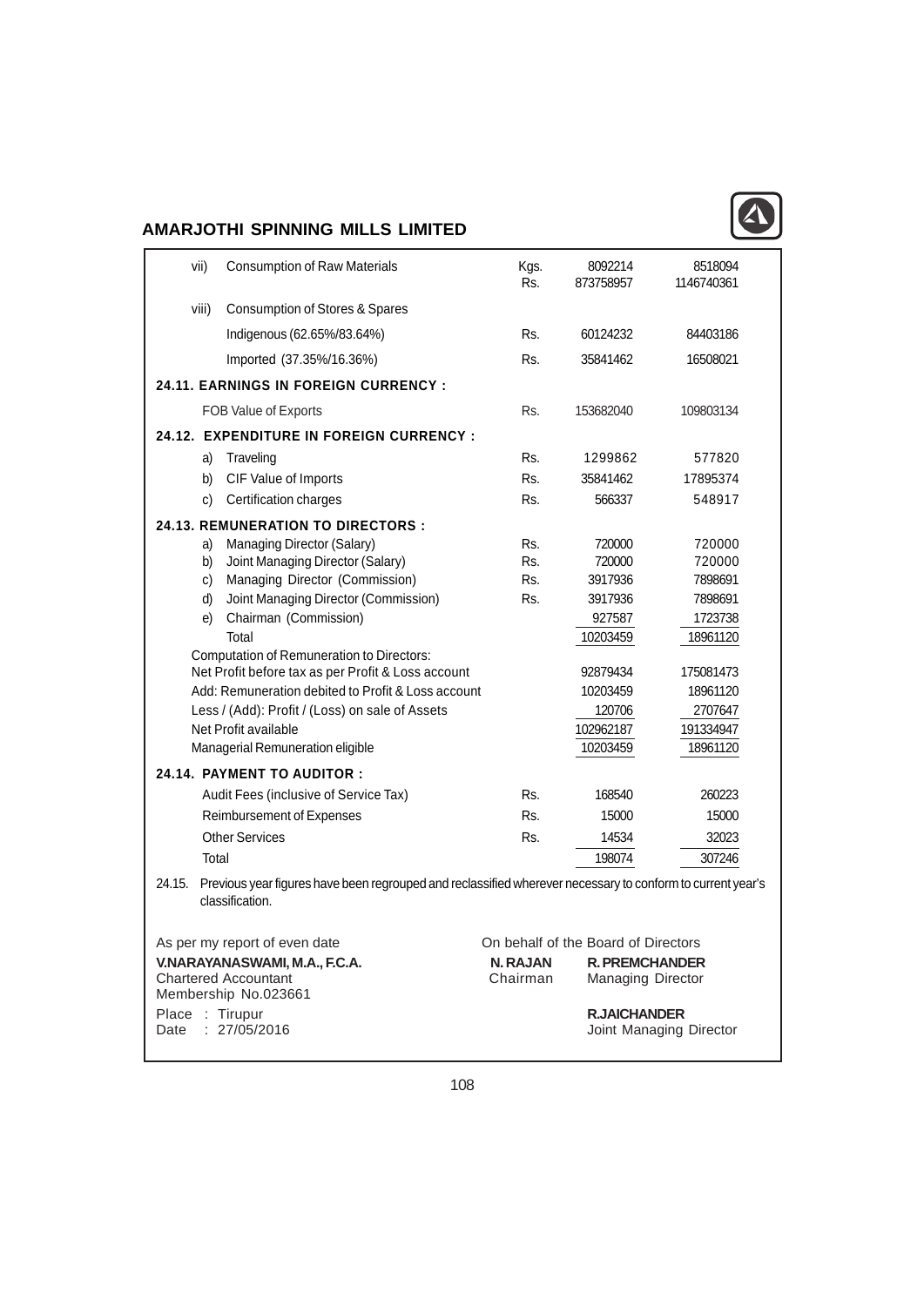| | | | | |
|---|---|---|---|---|
| vii) | Consumption of Raw Materials | Kgs.<br>Rs. | 8092214<br>873758957 | 8518094<br>1146740361 |
| viii) | Consumption of Stores & Spares | | | |
| | Indigenous (62.65%/83.64%) | Rs. | 60124232 | 84403186 |
| | Imported (37.35%/16.36%) | Rs. | 35841462 | 16508021 |

**24.11. EARNINGS IN FOREIGN CURRENCY :**

| | | | |
|---|---|---|---|
| FOB Value of Exports | Rs. | 153682040 | 109803134 |

**24.12. EXPENDITURE IN FOREIGN CURRENCY :**

| | | | | |
|---|---|---|---|---|
| a) | Traveling | Rs. | 1299862 | 577820 |
| b) | CIF Value of Imports | Rs. | 35841462 | 17895374 |
| c) | Certification charges | Rs. | 566337 | 548917 |

**24.13. REMUNERATION TO DIRECTORS :**

| | | | | |
|---|---|---|---|---|
| a) | Managing Director (Salary) | Rs. | 720000 | 720000 |
| b) | Joint Managing Director (Salary) | Rs. | 720000 | 720000 |
| c) | Managing Director (Commission) | Rs. | 3917936 | 7898691 |
| d) | Joint Managing Director (Commission) | Rs. | 3917936 | 7898691 |
| e) | Chairman (Commission) | | 927587 | 1723738 |
| | Total | | 10203459 | 18961120 |
| | Computation of Remuneration to Directors: | | | |
| | Net Profit before tax as per Profit & Loss account | | 92879434 | 175081473 |
| | Add: Remuneration debited to Profit & Loss account | | 10203459 | 18961120 |
| | Less / (Add): Profit / (Loss) on sale of Assets | | 120706 | 2707647 |
| | Net Profit available | | 102962187 | 191334947 |
| | Managerial Remuneration eligible | | 10203459 | 18961120 |

**24.14. PAYMENT TO AUDITOR :**

| | | | |
|---|---|---|---|
| Audit Fees (inclusive of Service Tax) | Rs. | 168540 | 260223 |
| Reimbursement of Expenses | Rs. | 15000 | 15000 |
| Other Services | Rs. | 14534 | 32023 |
| Total | | 198074 | 307246 |

24.15. Previous year figures have been regrouped and reclassified wherever necessary to conform to current year's classification.

As per my report of even date

**V.NARAYANASWAMI, M.A., F.C.A.**
Chartered Accountant
Membership No.023661

Place : Tirupur
Date : 27/05/2016

On behalf of the Board of Directors

**N. RAJAN**
Chairman

**R. PREMCHANDER**
Managing Director

**R.JAICHANDER**
Joint Managing Director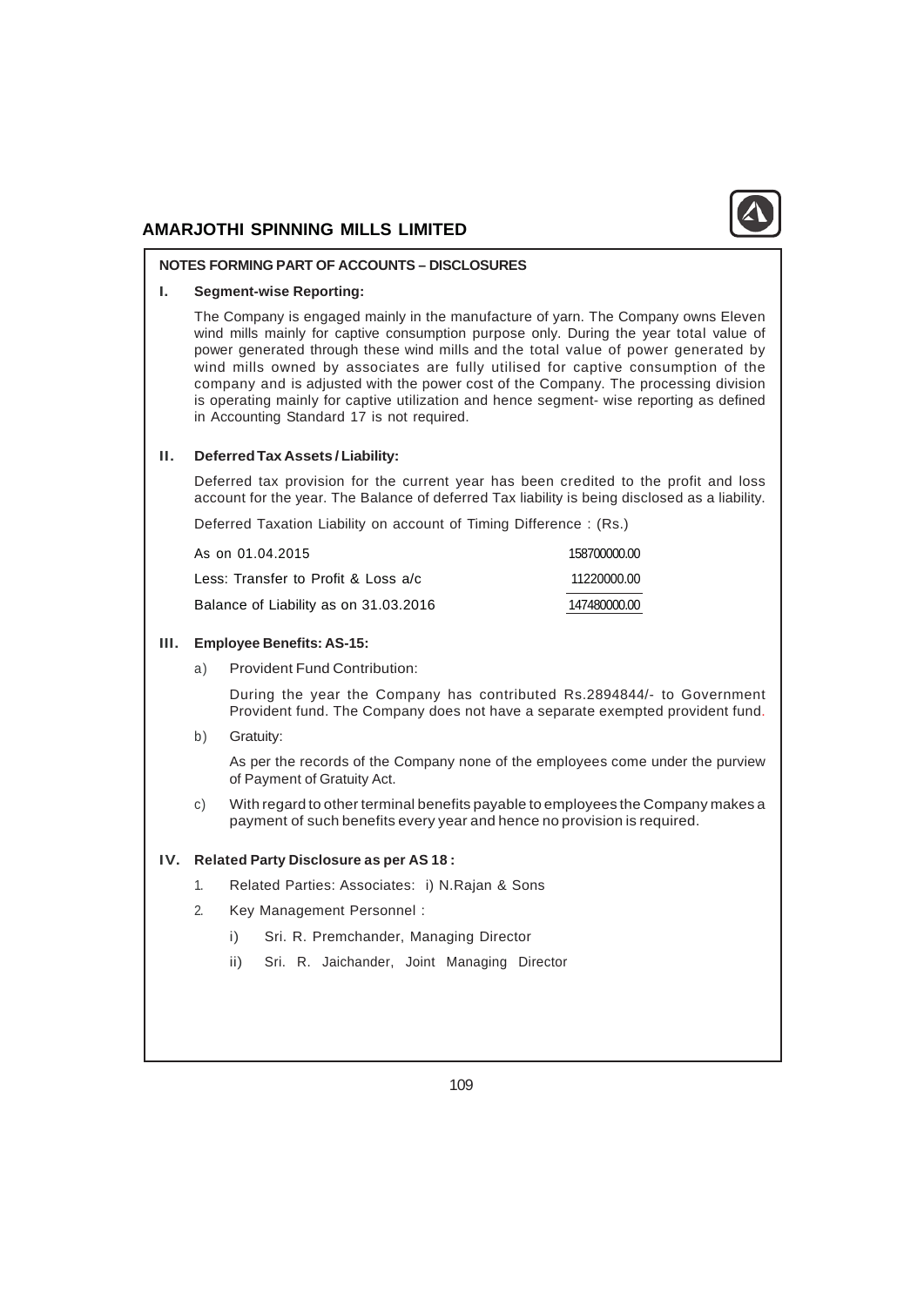## NOTES FORMING PART OF ACCOUNTS – DISCLOSURES

### I. Segment-wise Reporting:

The Company is engaged mainly in the manufacture of yarn. The Company owns Eleven wind mills mainly for captive consumption purpose only. During the year total value of power generated through these wind mills and the total value of power generated by wind mills owned by associates are fully utilised for captive consumption of the company and is adjusted with the power cost of the Company. The processing division is operating mainly for captive utilization and hence segment- wise reporting as defined in Accounting Standard 17 is not required.

### II. Deferred Tax Assets / Liability:

Deferred tax provision for the current year has been credited to the profit and loss account for the year. The Balance of deferred Tax liability is being disclosed as a liability.

Deferred Taxation Liability on account of Timing Difference : (Rs.)

| | |
|---|---|
| As on 01.04.2015 | 158700000.00 |
| Less: Transfer to Profit & Loss a/c | 11220000.00 |
| Balance of Liability as on 31.03.2016 | 147480000.00 |

### III. Employee Benefits: AS-15:

a) Provident Fund Contribution:

During the year the Company has contributed Rs.2894844/- to Government Provident fund. The Company does not have a separate exempted provident fund.

b) Gratuity:

As per the records of the Company none of the employees come under the purview of Payment of Gratuity Act.

c) With regard to other terminal benefits payable to employees the Company makes a payment of such benefits every year and hence no provision is required.

### IV. Related Party Disclosure as per AS 18 :

1. Related Parties: Associates: i) N.Rajan & Sons
2. Key Management Personnel :
   i) Sri. R. Premchander, Managing Director
   ii) Sri. R. Jaichander, Joint Managing Director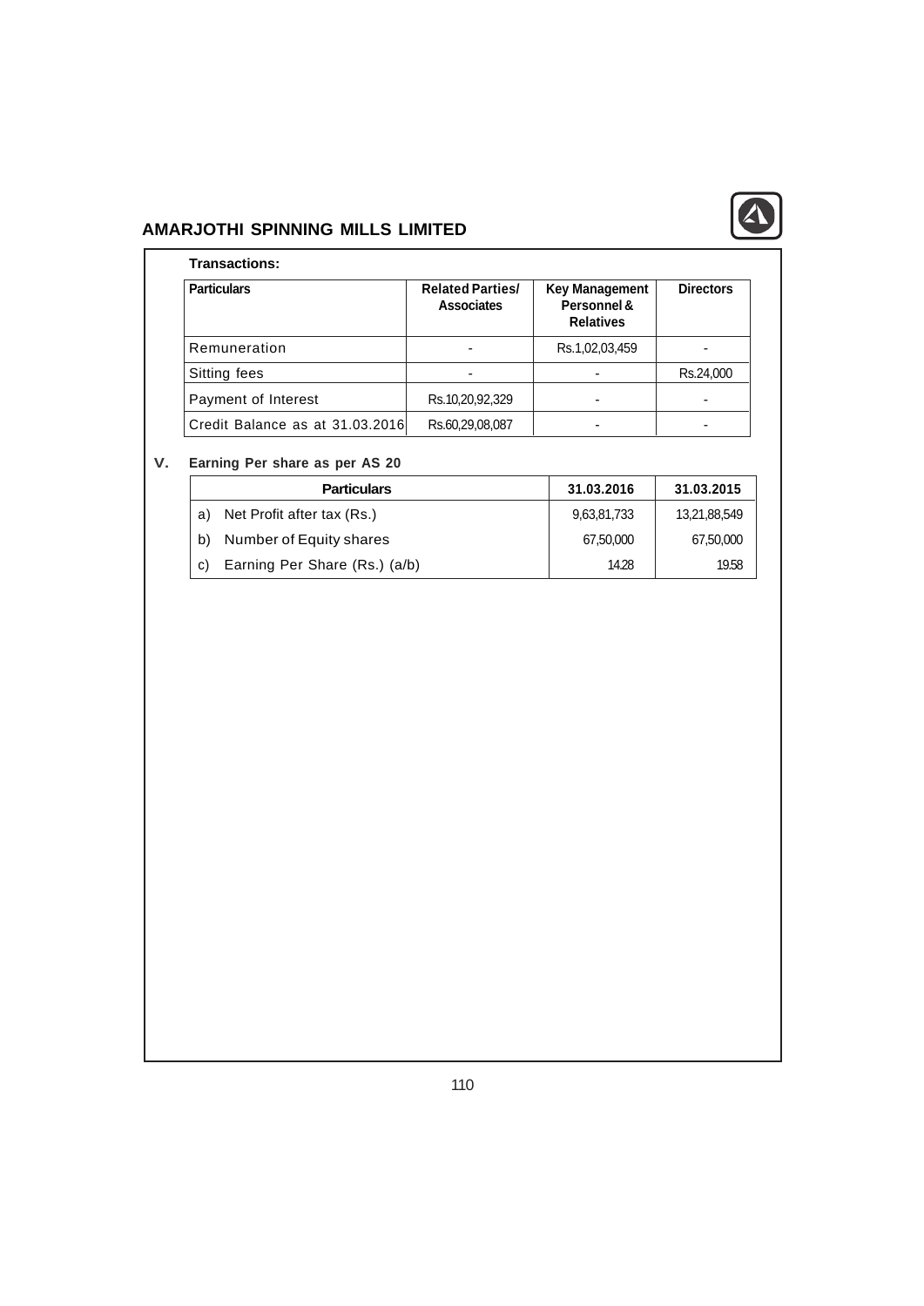**Transactions:**

| Particulars | Related Parties/ Associates | Key Management Personnel & Relatives | Directors |
|---|---|---|---|
| Remuneration | - | Rs.1,02,03,459 | - |
| Sitting fees | - | - | Rs.24,000 |
| Payment of Interest | Rs.10,20,92,329 | - | - |
| Credit Balance as at 31.03.2016 | Rs.60,29,08,087 | - | - |

**V. Earning Per share as per AS 20**

| Particulars | 31.03.2016 | 31.03.2015 |
|---|---|---|
| a) Net Profit after tax (Rs.) | 9,63,81,733 | 13,21,88,549 |
| b) Number of Equity shares | 67,50,000 | 67,50,000 |
| c) Earning Per Share (Rs.) (a/b) | 14.28 | 19.58 |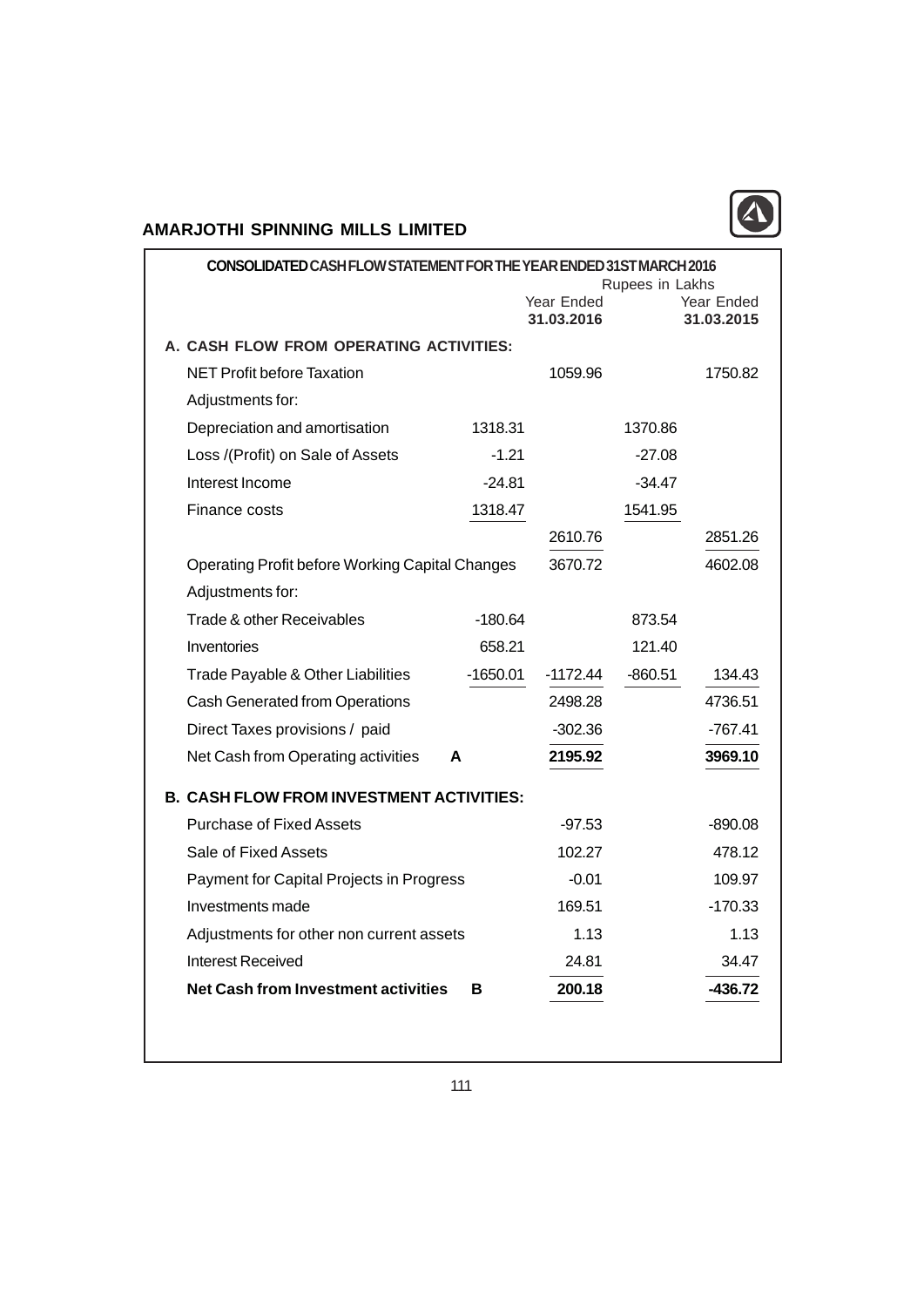# AMARJOTHI SPINNING MILLS LIMITED

## CONSOLIDATED CASH FLOW STATEMENT FOR THE YEAR ENDED 31ST MARCH 2016

Rupees in Lakhs

| | | Year Ended **31.03.2016** | | Year Ended **31.03.2015** |
|---|---|---|---|---|
| **A. CASH FLOW FROM OPERATING ACTIVITIES:** | | | | |
| NET Profit before Taxation | | 1059.96 | | 1750.82 |
| Adjustments for: | | | | |
| Depreciation and amortisation | 1318.31 | | 1370.86 | |
| Loss /(Profit) on Sale of Assets | -1.21 | | -27.08 | |
| Interest Income | -24.81 | | -34.47 | |
| Finance costs | 1318.47 | | 1541.95 | |
| | | 2610.76 | | 2851.26 |
| Operating Profit before Working Capital Changes | | 3670.72 | | 4602.08 |
| Adjustments for: | | | | |
| Trade & other Receivables | -180.64 | | 873.54 | |
| Inventories | 658.21 | | 121.40 | |
| Trade Payable & Other Liabilities | -1650.01 | -1172.44 | -860.51 | 134.43 |
| Cash Generated from Operations | | 2498.28 | | 4736.51 |
| Direct Taxes provisions / paid | | -302.36 | | -767.41 |
| Net Cash from Operating activities **A** | | **2195.92** | | **3969.10** |
| **B. CASH FLOW FROM INVESTMENT ACTIVITIES:** | | | | |
| Purchase of Fixed Assets | | -97.53 | | -890.08 |
| Sale of Fixed Assets | | 102.27 | | 478.12 |
| Payment for Capital Projects in Progress | | -0.01 | | 109.97 |
| Investments made | | 169.51 | | -170.33 |
| Adjustments for other non current assets | | 1.13 | | 1.13 |
| Interest Received | | 24.81 | | 34.47 |
| **Net Cash from Investment activities B** | | **200.18** | | **-436.72** |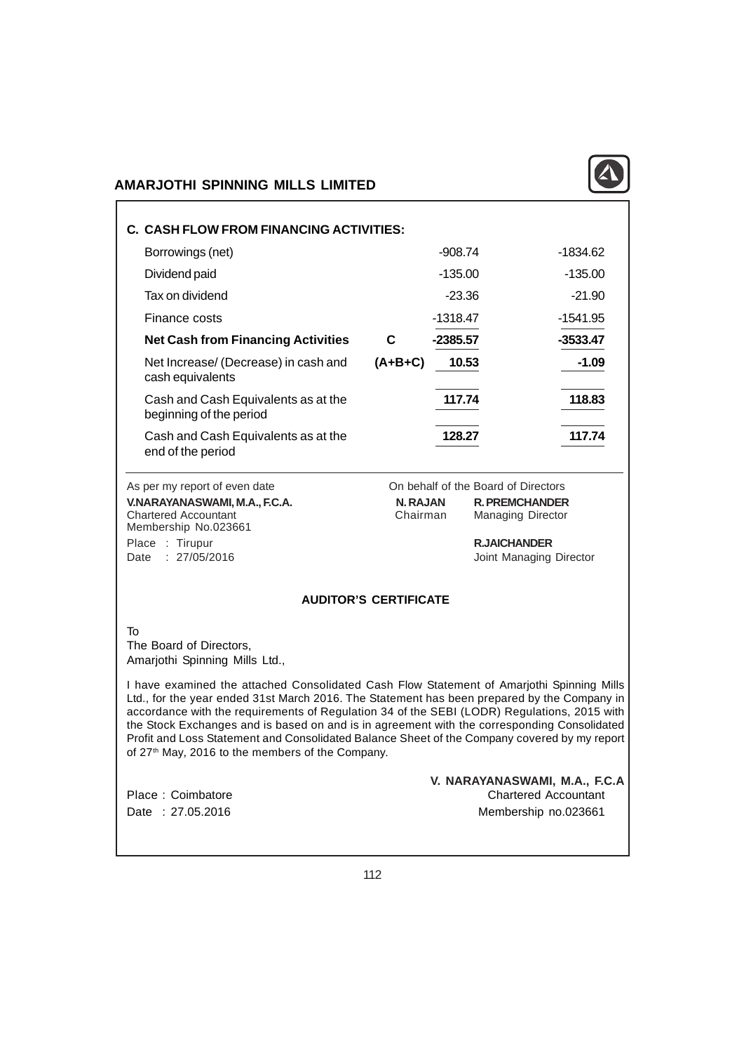### C. CASH FLOW FROM FINANCING ACTIVITIES:

| | | | |
|---|---|---|---|
| Borrowings (net) | | -908.74 | -1834.62 |
| Dividend paid | | -135.00 | -135.00 |
| Tax on dividend | | -23.36 | -21.90 |
| Finance costs | | -1318.47 | -1541.95 |
| **Net Cash from Financing Activities** | **C** | **-2385.57** | **-3533.47** |
| Net Increase/ (Decrease) in cash and cash equivalents | **(A+B+C)** | **10.53** | **-1.09** |
| Cash and Cash Equivalents as at the beginning of the period | | **117.74** | **118.83** |
| Cash and Cash Equivalents as at the end of the period | | **128.27** | **117.74** |

As per my report of even date

**V.NARAYANASWAMI, M.A., F.C.A.**
Chartered Accountant
Membership No.023661

Place : Tirupur
Date : 27/05/2016

On behalf of the Board of Directors

**N. RAJAN**
Chairman

**R. PREMCHANDER**
Managing Director

**R.JAICHANDER**
Joint Managing Director

### AUDITOR'S CERTIFICATE

To
The Board of Directors,
Amarjothi Spinning Mills Ltd.,

I have examined the attached Consolidated Cash Flow Statement of Amarjothi Spinning Mills Ltd., for the year ended 31st March 2016. The Statement has been prepared by the Company in accordance with the requirements of Regulation 34 of the SEBI (LODR) Regulations, 2015 with the Stock Exchanges and is based on and is in agreement with the corresponding Consolidated Profit and Loss Statement and Consolidated Balance Sheet of the Company covered by my report of 27th May, 2016 to the members of the Company.

**V. NARAYANASWAMI, M.A., F.C.A**
Chartered Accountant
Membership no.023661

Place : Coimbatore
Date : 27.05.2016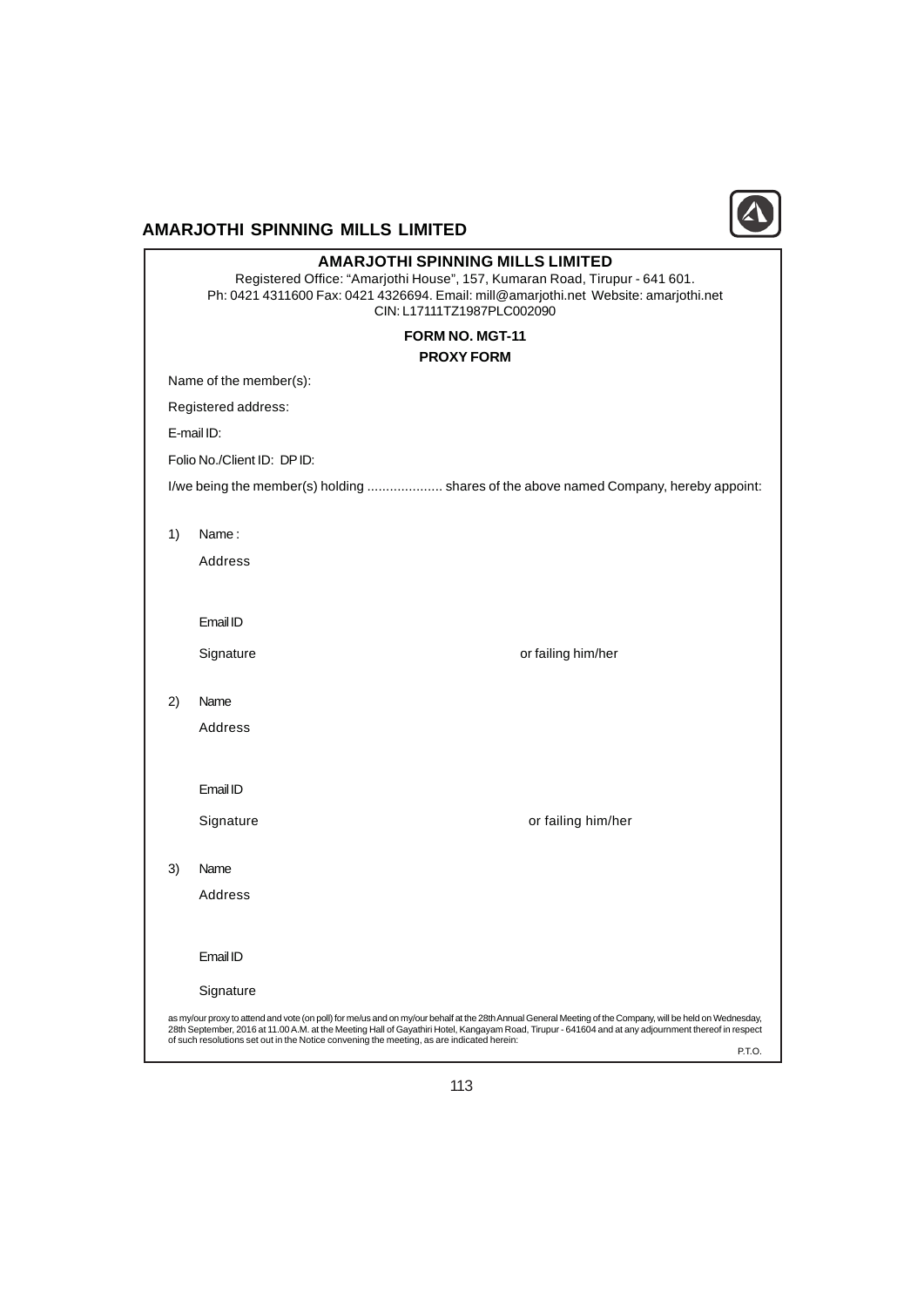# AMARJOTHI SPINNING MILLS LIMITED

Registered Office: "Amarjothi House", 157, Kumaran Road, Tirupur - 641 601.
Ph: 0421 4311600 Fax: 0421 4326694. Email: mill@amarjothi.net Website: amarjothi.net
CIN: L17111TZ1987PLC002090

## FORM NO. MGT-11

## PROXY FORM

Name of the member(s):

Registered address:

E-mail ID:

Folio No./Client ID: DP ID:

I/we being the member(s) holding .................... shares of the above named Company, hereby appoint:

1) Name :

Address

Email ID

Signature or failing him/her

2) Name

Address

Email ID

Signature or failing him/her

3) Name

Address

Email ID

Signature

as my/our proxy to attend and vote (on poll) for me/us and on my/our behalf at the 28th Annual General Meeting of the Company, will be held on Wednesday, 28th September, 2016 at 11.00 A.M. at the Meeting Hall of Gayathiri Hotel, Kangayam Road, Tirupur - 641604 and at any adjournment thereof in respect of such resolutions set out in the Notice convening the meeting, as are indicated herein:

P.T.O.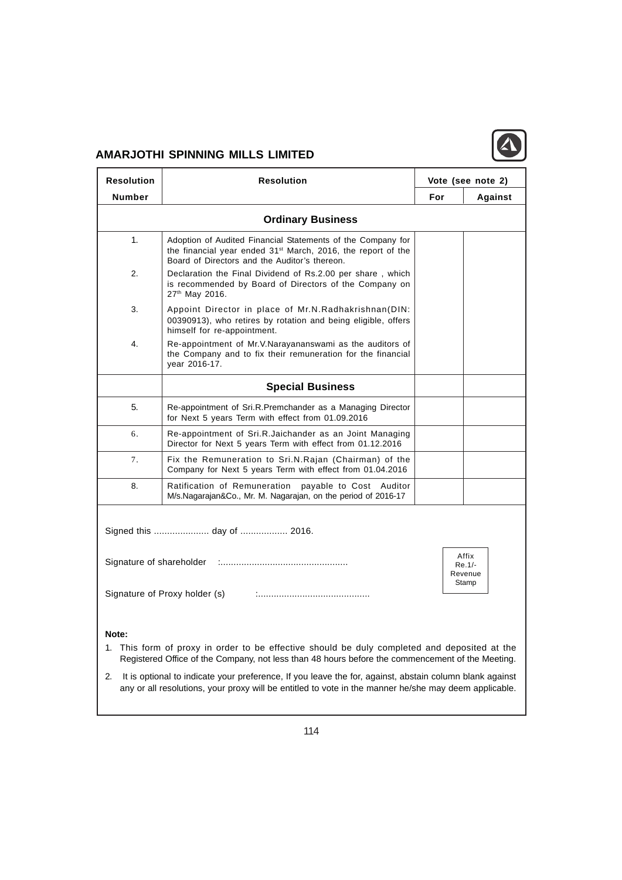## AMARJOTHI SPINNING MILLS LIMITED

| Resolution Number | Resolution | Vote (see note 2) | |
|---|---|---|---|
| | | For | Against |
| | **Ordinary Business** | | |
| 1. | Adoption of Audited Financial Statements of the Company for the financial year ended 31st March, 2016, the report of the Board of Directors and the Auditor's thereon. | | |
| 2. | Declaration the Final Dividend of Rs.2.00 per share , which is recommended by Board of Directors of the Company on 27th May 2016. | | |
| 3. | Appoint Director in place of Mr.N.Radhakrishnan(DIN: 00390913), who retires by rotation and being eligible, offers himself for re-appointment. | | |
| 4. | Re-appointment of Mr.V.Narayananswami as the auditors of the Company and to fix their remuneration for the financial year 2016-17. | | |
| | **Special Business** | | |
| 5. | Re-appointment of Sri.R.Premchander as a Managing Director for Next 5 years Term with effect from 01.09.2016 | | |
| 6. | Re-appointment of Sri.R.Jaichander as an Joint Managing Director for Next 5 years Term with effect from 01.12.2016 | | |
| 7. | Fix the Remuneration to Sri.N.Rajan (Chairman) of the Company for Next 5 years Term with effect from 01.04.2016 | | |
| 8. | Ratification of Remuneration payable to Cost Auditor M/s.Nagarajan&Co., Mr. M. Nagarajan, on the period of 2016-17 | | |

Signed this ..................... day of .................. 2016.

Signature of shareholder :.................................................

Affix Re.1/- Revenue Stamp

Signature of Proxy holder (s) :..........................................

**Note:**

1. This form of proxy in order to be effective should be duly completed and deposited at the Registered Office of the Company, not less than 48 hours before the commencement of the Meeting.
2. It is optional to indicate your preference, If you leave the for, against, abstain column blank against any or all resolutions, your proxy will be entitled to vote in the manner he/she may deem applicable.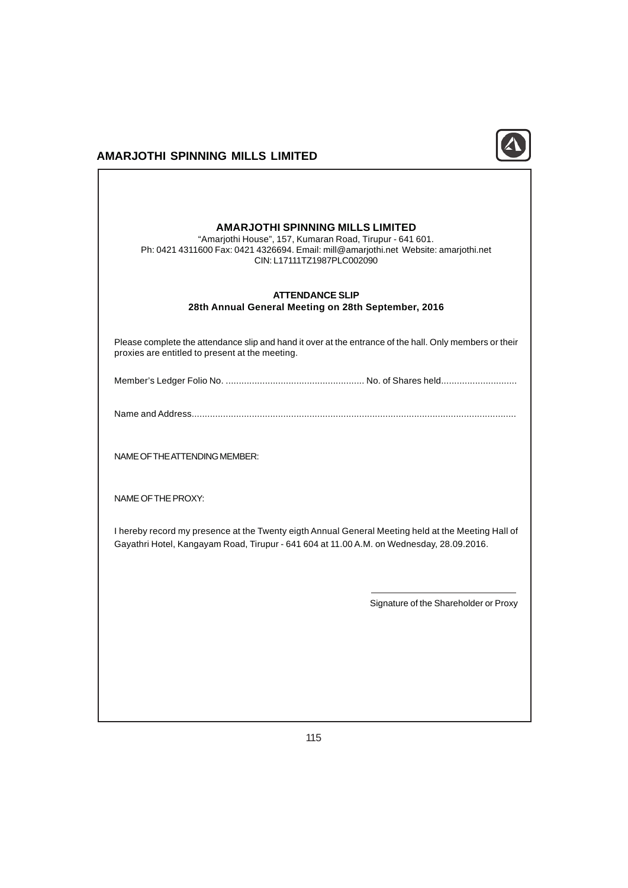# AMARJOTHI SPINNING MILLS LIMITED

"Amarjothi House", 157, Kumaran Road, Tirupur - 641 601.
Ph: 0421 4311600 Fax: 0421 4326694. Email: mill@amarjothi.net Website: amarjothi.net
CIN: L17111TZ1987PLC002090

## ATTENDANCE SLIP

**28th Annual General Meeting on 28th September, 2016**

Please complete the attendance slip and hand it over at the entrance of the hall. Only members or their proxies are entitled to present at the meeting.

Member's Ledger Folio No. .................................................... No. of Shares held............................

Name and Address...........................................................................................................................

NAME OF THE ATTENDING MEMBER:

NAME OF THE PROXY:

I hereby record my presence at the Twenty eigth Annual General Meeting held at the Meeting Hall of Gayathri Hotel, Kangayam Road, Tirupur - 641 604 at 11.00 A.M. on Wednesday, 28.09.2016.

Signature of the Shareholder or Proxy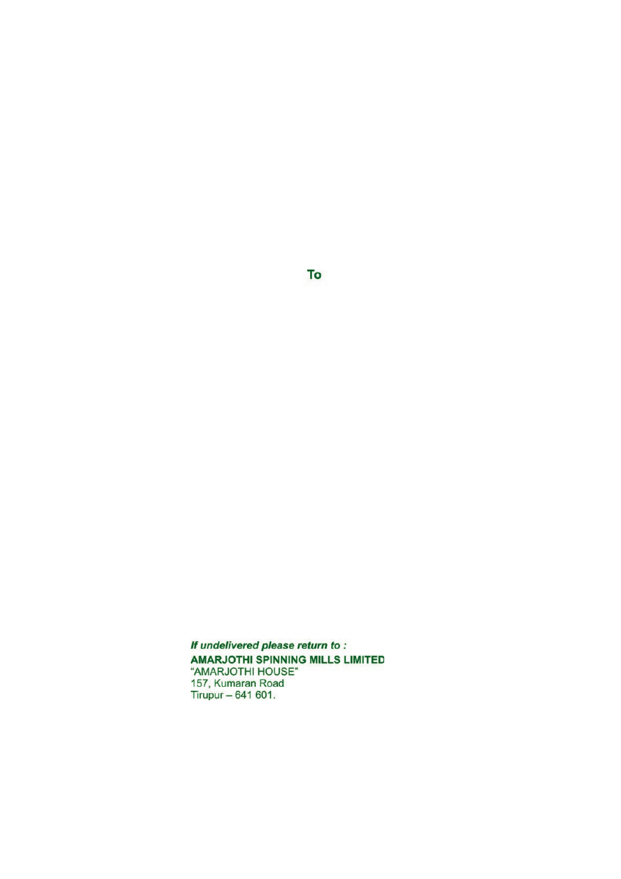**To**

***If undelivered please return to :***

**AMARJOTHI SPINNING MILLS LIMITED**

"AMARJOTHI HOUSE"

157, Kumaran Road

Tirupur – 641 601.